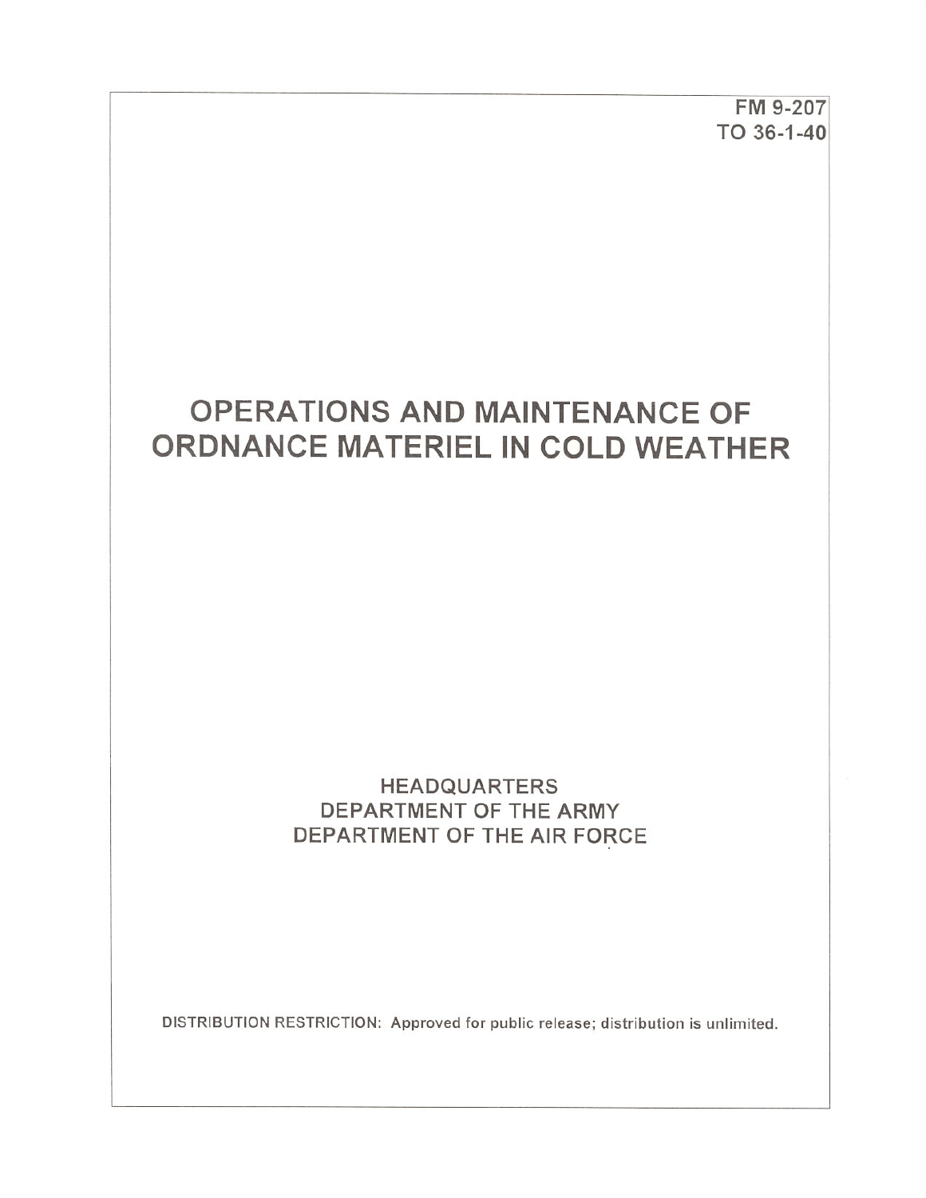FM 9-207
TO 36-1-40

# OPERATIONS AND MAINTENANCE OF ORDNANCE MATERIEL IN COLD WEATHER

HEADQUARTERS
DEPARTMENT OF THE ARMY
DEPARTMENT OF THE AIR FORCE

DISTRIBUTION RESTRICTION: Approved for public release; distribution is unlimited.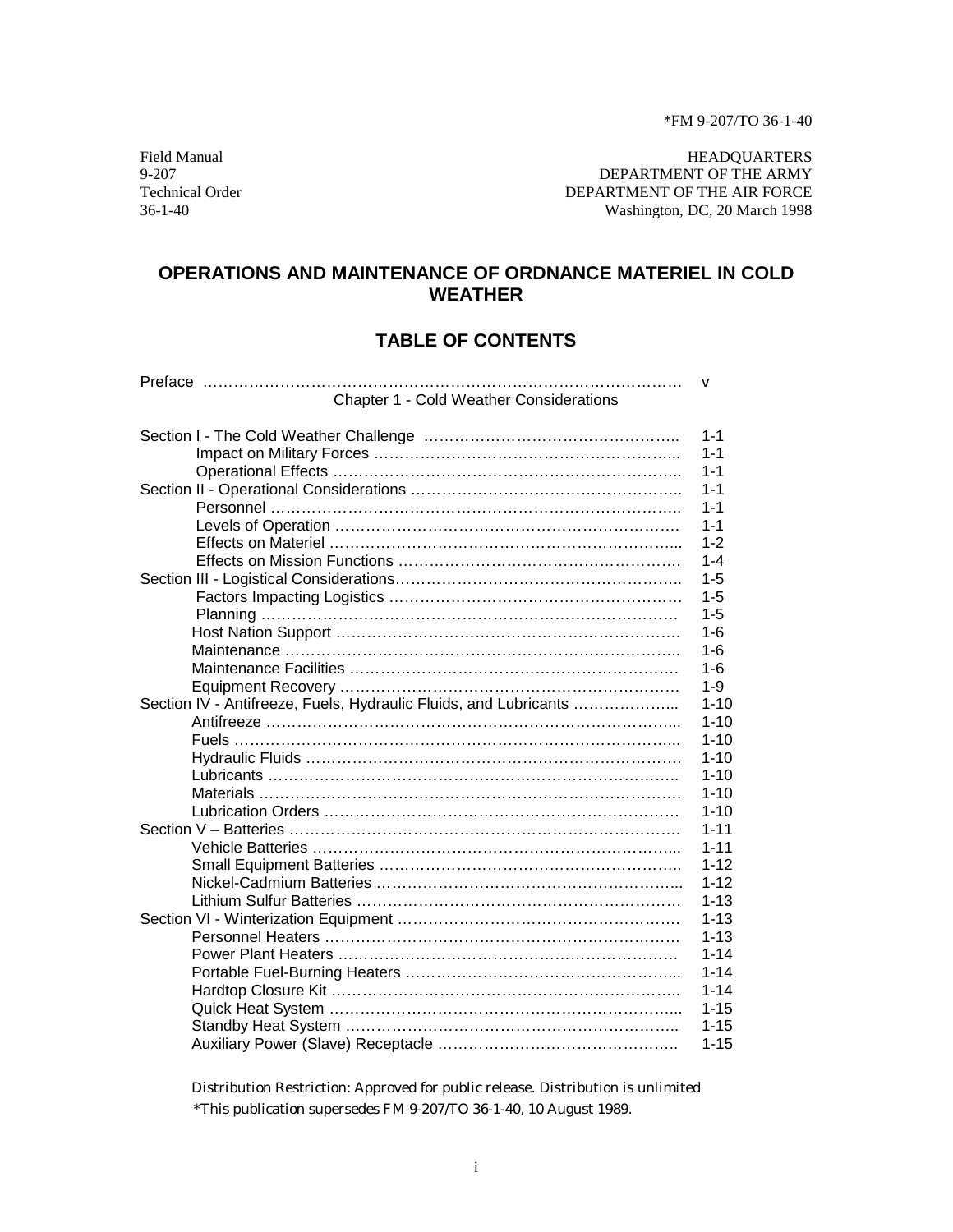*FM 9-207/TO 36-1-40

Field Manual
9-207
Technical Order
36-1-40

HEADQUARTERS
DEPARTMENT OF THE ARMY
DEPARTMENT OF THE AIR FORCE
Washington, DC, 20 March 1998

# OPERATIONS AND MAINTENANCE OF ORDNANCE MATERIEL IN COLD WEATHER

## TABLE OF CONTENTS

| | |
|---|---|
| Preface | v |
| **Chapter 1 - Cold Weather Considerations** | |
| Section I - The Cold Weather Challenge | 1-1 |
| Impact on Military Forces | 1-1 |
| Operational Effects | 1-1 |
| Section II - Operational Considerations | 1-1 |
| Personnel | 1-1 |
| Levels of Operation | 1-1 |
| Effects on Materiel | 1-2 |
| Effects on Mission Functions | 1-4 |
| Section III - Logistical Considerations | 1-5 |
| Factors Impacting Logistics | 1-5 |
| Planning | 1-5 |
| Host Nation Support | 1-6 |
| Maintenance | 1-6 |
| Maintenance Facilities | 1-6 |
| Equipment Recovery | 1-9 |
| Section IV - Antifreeze, Fuels, Hydraulic Fluids, and Lubricants | 1-10 |
| Antifreeze | 1-10 |
| Fuels | 1-10 |
| Hydraulic Fluids | 1-10 |
| Lubricants | 1-10 |
| Materials | 1-10 |
| Lubrication Orders | 1-10 |
| Section V – Batteries | 1-11 |
| Vehicle Batteries | 1-11 |
| Small Equipment Batteries | 1-12 |
| Nickel-Cadmium Batteries | 1-12 |
| Lithium Sulfur Batteries | 1-13 |
| Section VI - Winterization Equipment | 1-13 |
| Personnel Heaters | 1-13 |
| Power Plant Heaters | 1-14 |
| Portable Fuel-Burning Heaters | 1-14 |
| Hardtop Closure Kit | 1-14 |
| Quick Heat System | 1-15 |
| Standby Heat System | 1-15 |
| Auxiliary Power (Slave) Receptacle | 1-15 |

Distribution Restriction: Approved for public release. Distribution is unlimited

*This publication supersedes FM 9-207/TO 36-1-40, 10 August 1989.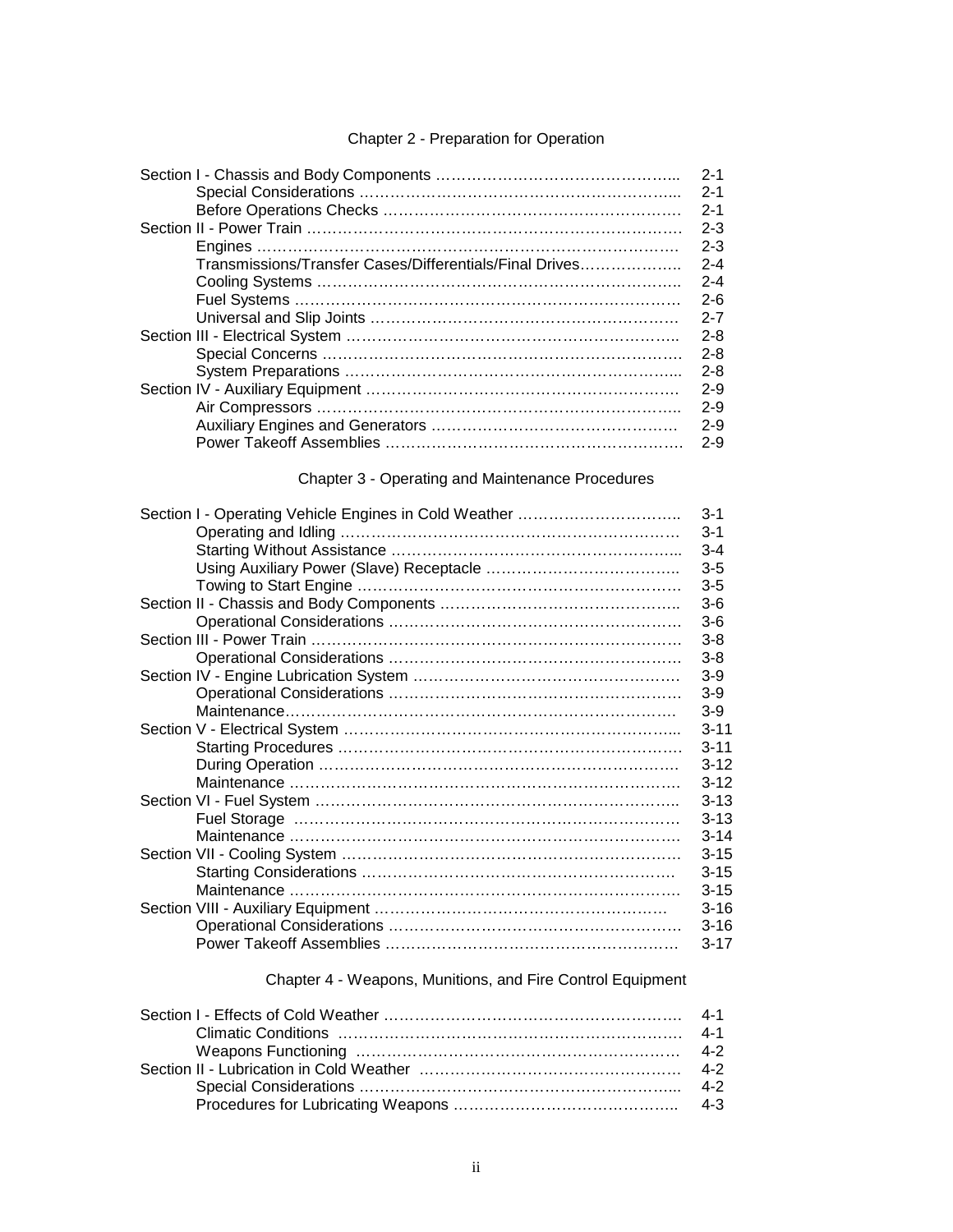## Chapter 2 - Preparation for Operation

| | |
|---|---|
| Section I - Chassis and Body Components | 2-1 |
| Special Considerations | 2-1 |
| Before Operations Checks | 2-1 |
| Section II - Power Train | 2-3 |
| Engines | 2-3 |
| Transmissions/Transfer Cases/Differentials/Final Drives | 2-4 |
| Cooling Systems | 2-4 |
| Fuel Systems | 2-6 |
| Universal and Slip Joints | 2-7 |
| Section III - Electrical System | 2-8 |
| Special Concerns | 2-8 |
| System Preparations | 2-8 |
| Section IV - Auxiliary Equipment | 2-9 |
| Air Compressors | 2-9 |
| Auxiliary Engines and Generators | 2-9 |
| Power Takeoff Assemblies | 2-9 |

## Chapter 3 - Operating and Maintenance Procedures

| | |
|---|---|
| Section I - Operating Vehicle Engines in Cold Weather | 3-1 |
| Operating and Idling | 3-1 |
| Starting Without Assistance | 3-4 |
| Using Auxiliary Power (Slave) Receptacle | 3-5 |
| Towing to Start Engine | 3-5 |
| Section II - Chassis and Body Components | 3-6 |
| Operational Considerations | 3-6 |
| Section III - Power Train | 3-8 |
| Operational Considerations | 3-8 |
| Section IV - Engine Lubrication System | 3-9 |
| Operational Considerations | 3-9 |
| Maintenance | 3-9 |
| Section V - Electrical System | 3-11 |
| Starting Procedures | 3-11 |
| During Operation | 3-12 |
| Maintenance | 3-12 |
| Section VI - Fuel System | 3-13 |
| Fuel Storage | 3-13 |
| Maintenance | 3-14 |
| Section VII - Cooling System | 3-15 |
| Starting Considerations | 3-15 |
| Maintenance | 3-15 |
| Section VIII - Auxiliary Equipment | 3-16 |
| Operational Considerations | 3-16 |
| Power Takeoff Assemblies | 3-17 |

## Chapter 4 - Weapons, Munitions, and Fire Control Equipment

| | |
|---|---|
| Section I - Effects of Cold Weather | 4-1 |
| Climatic Conditions | 4-1 |
| Weapons Functioning | 4-2 |
| Section II - Lubrication in Cold Weather | 4-2 |
| Special Considerations | 4-2 |
| Procedures for Lubricating Weapons | 4-3 |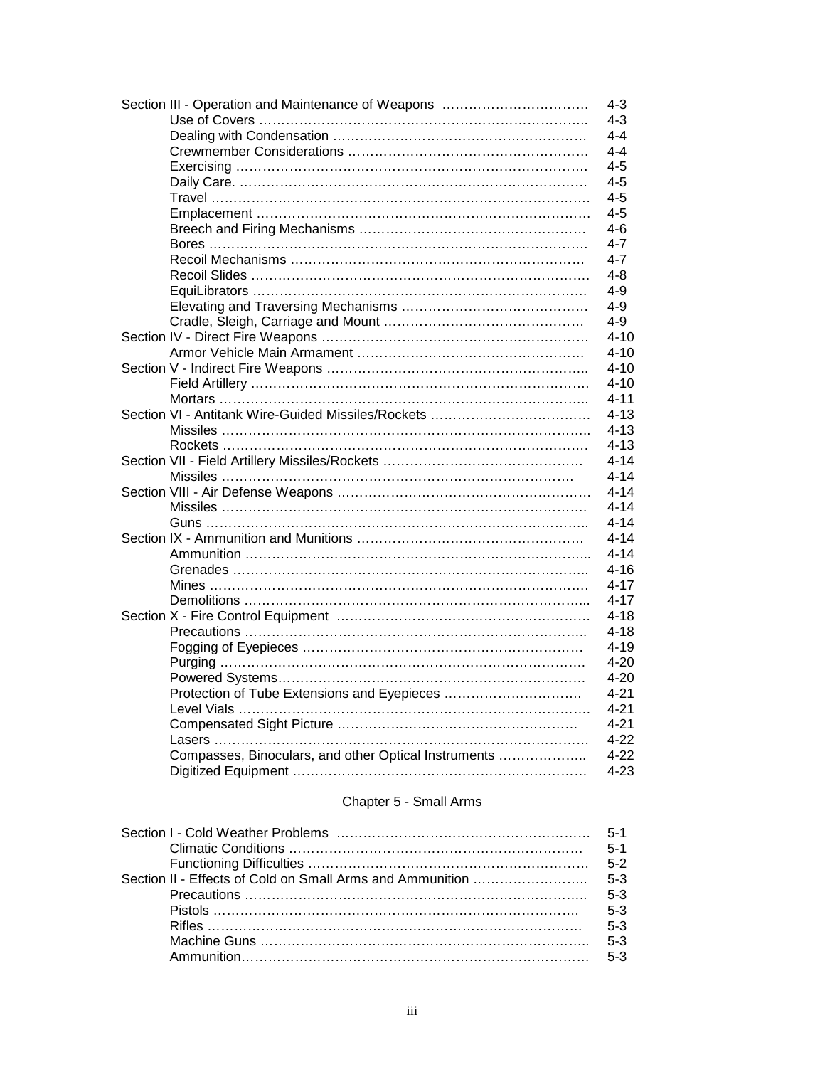| | |
|---|---|
| Section III - Operation and Maintenance of Weapons | 4-3 |
| Use of Covers | 4-3 |
| Dealing with Condensation | 4-4 |
| Crewmember Considerations | 4-4 |
| Exercising | 4-5 |
| Daily Care. | 4-5 |
| Travel | 4-5 |
| Emplacement | 4-5 |
| Breech and Firing Mechanisms | 4-6 |
| Bores | 4-7 |
| Recoil Mechanisms | 4-7 |
| Recoil Slides | 4-8 |
| EquiLibrators | 4-9 |
| Elevating and Traversing Mechanisms | 4-9 |
| Cradle, Sleigh, Carriage and Mount | 4-9 |
| Section IV - Direct Fire Weapons | 4-10 |
| Armor Vehicle Main Armament | 4-10 |
| Section V - Indirect Fire Weapons | 4-10 |
| Field Artillery | 4-10 |
| Mortars | 4-11 |
| Section VI - Antitank Wire-Guided Missiles/Rockets | 4-13 |
| Missiles | 4-13 |
| Rockets | 4-13 |
| Section VII - Field Artillery Missiles/Rockets | 4-14 |
| Missiles | 4-14 |
| Section VIII - Air Defense Weapons | 4-14 |
| Missiles | 4-14 |
| Guns | 4-14 |
| Section IX - Ammunition and Munitions | 4-14 |
| Ammunition | 4-14 |
| Grenades | 4-16 |
| Mines | 4-17 |
| Demolitions | 4-17 |
| Section X - Fire Control Equipment | 4-18 |
| Precautions | 4-18 |
| Fogging of Eyepieces | 4-19 |
| Purging | 4-20 |
| Powered Systems | 4-20 |
| Protection of Tube Extensions and Eyepieces | 4-21 |
| Level Vials | 4-21 |
| Compensated Sight Picture | 4-21 |
| Lasers | 4-22 |
| Compasses, Binoculars, and other Optical Instruments | 4-22 |
| Digitized Equipment | 4-23 |

## Chapter 5 - Small Arms

| | |
|---|---|
| Section I - Cold Weather Problems | 5-1 |
| Climatic Conditions | 5-1 |
| Functioning Difficulties | 5-2 |
| Section II - Effects of Cold on Small Arms and Ammunition | 5-3 |
| Precautions | 5-3 |
| Pistols | 5-3 |
| Rifles | 5-3 |
| Machine Guns | 5-3 |
| Ammunition | 5-3 |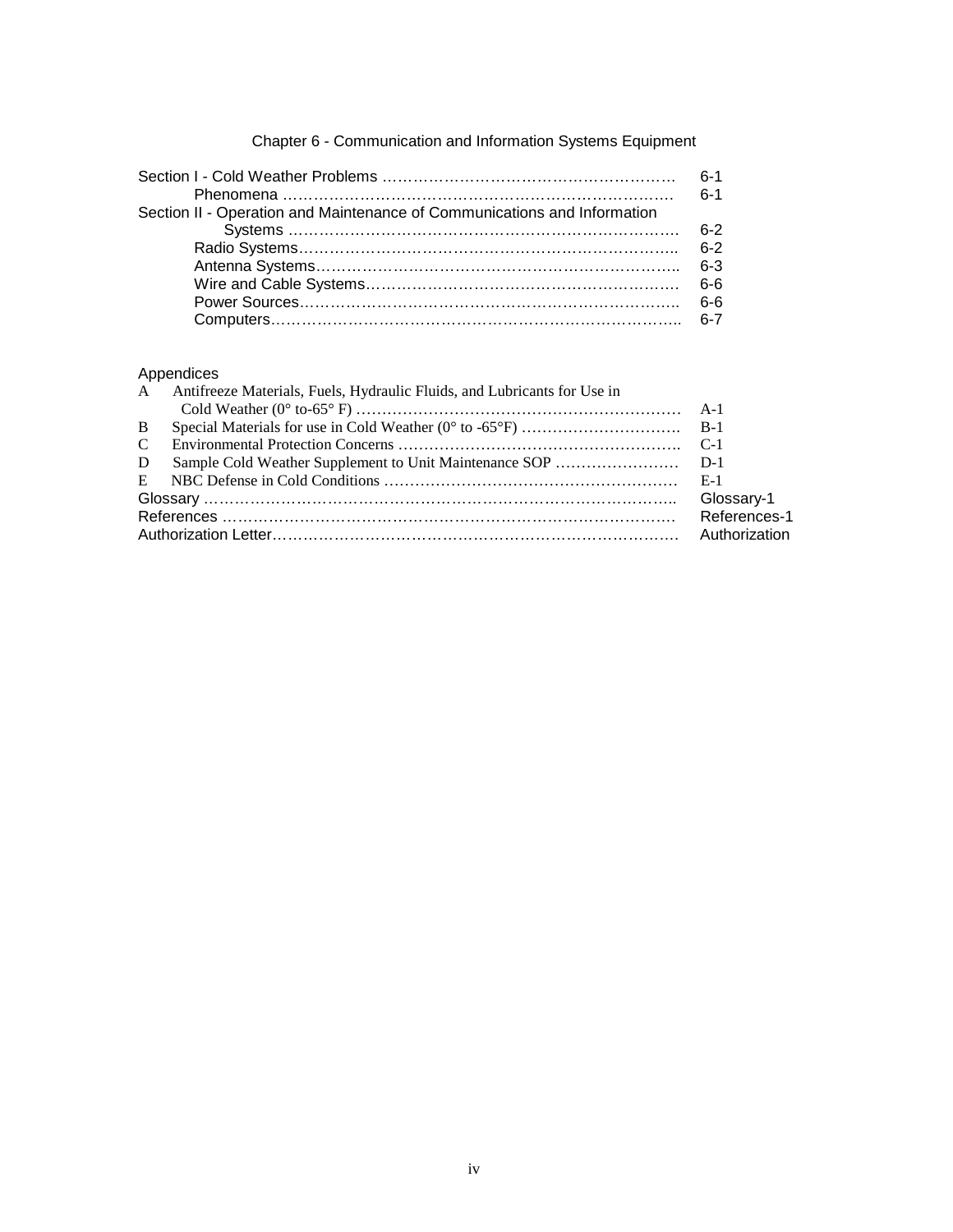Chapter 6 - Communication and Information Systems Equipment

| | |
|---|---|
| Section I - Cold Weather Problems | 6-1 |
| Phenomena | 6-1 |
| Section II - Operation and Maintenance of Communications and Information Systems | 6-2 |
| Radio Systems | 6-2 |
| Antenna Systems | 6-3 |
| Wire and Cable Systems | 6-6 |
| Power Sources | 6-6 |
| Computers | 6-7 |

Appendices

| | | |
|---|---|---|
| A | Antifreeze Materials, Fuels, Hydraulic Fluids, and Lubricants for Use in Cold Weather (0° to-65° F) | A-1 |
| B | Special Materials for use in Cold Weather (0° to -65°F) | B-1 |
| C | Environmental Protection Concerns | C-1 |
| D | Sample Cold Weather Supplement to Unit Maintenance SOP | D-1 |
| E | NBC Defense in Cold Conditions | E-1 |
| Glossary | | Glossary-1 |
| References | | References-1 |
| Authorization Letter | | Authorization |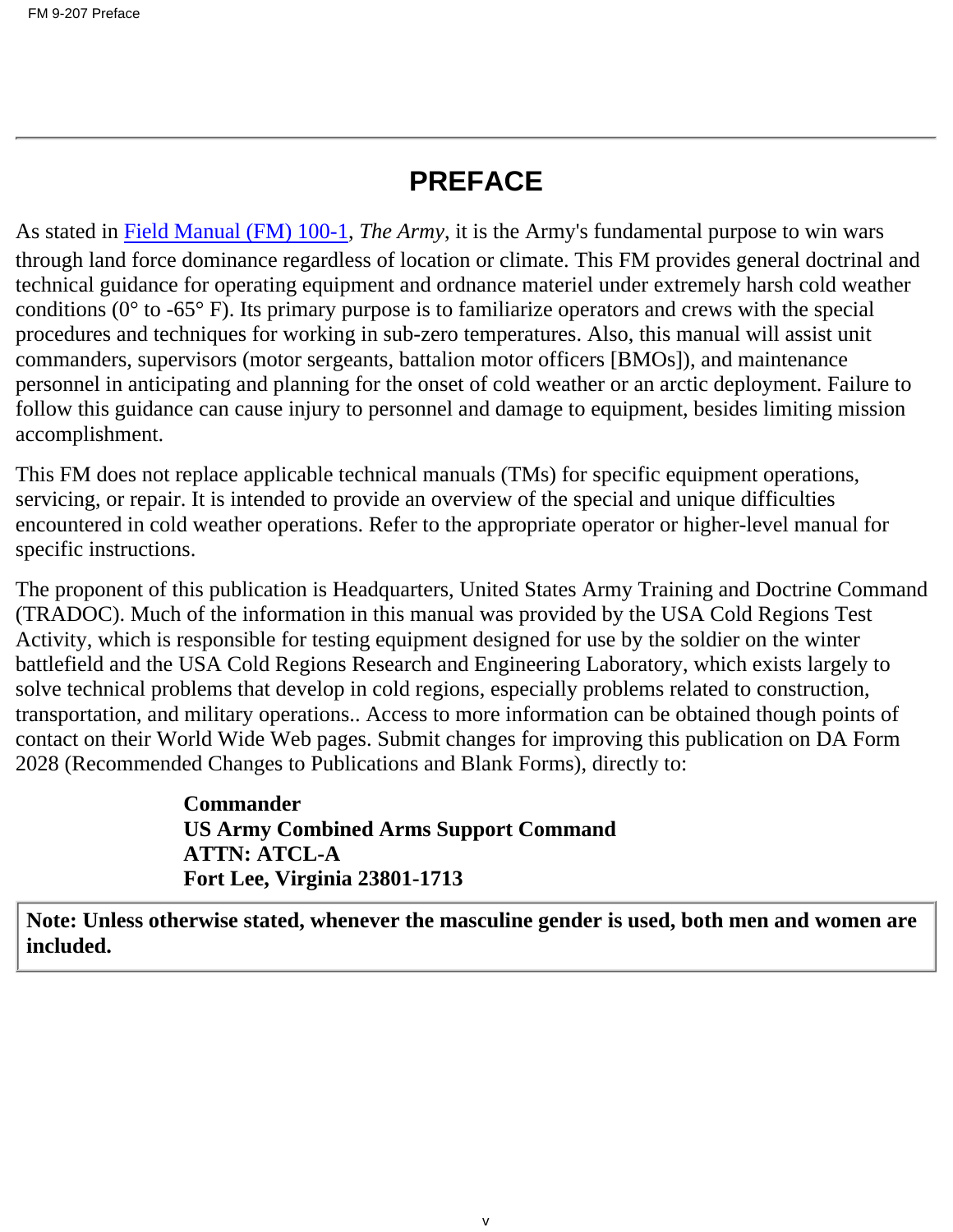# PREFACE

As stated in Field Manual (FM) 100-1, *The Army*, it is the Army's fundamental purpose to win wars through land force dominance regardless of location or climate. This FM provides general doctrinal and technical guidance for operating equipment and ordnance materiel under extremely harsh cold weather conditions (0° to -65° F). Its primary purpose is to familiarize operators and crews with the special procedures and techniques for working in sub-zero temperatures. Also, this manual will assist unit commanders, supervisors (motor sergeants, battalion motor officers [BMOs]), and maintenance personnel in anticipating and planning for the onset of cold weather or an arctic deployment. Failure to follow this guidance can cause injury to personnel and damage to equipment, besides limiting mission accomplishment.

This FM does not replace applicable technical manuals (TMs) for specific equipment operations, servicing, or repair. It is intended to provide an overview of the special and unique difficulties encountered in cold weather operations. Refer to the appropriate operator or higher-level manual for specific instructions.

The proponent of this publication is Headquarters, United States Army Training and Doctrine Command (TRADOC). Much of the information in this manual was provided by the USA Cold Regions Test Activity, which is responsible for testing equipment designed for use by the soldier on the winter battlefield and the USA Cold Regions Research and Engineering Laboratory, which exists largely to solve technical problems that develop in cold regions, especially problems related to construction, transportation, and military operations.. Access to more information can be obtained though points of contact on their World Wide Web pages. Submit changes for improving this publication on DA Form 2028 (Recommended Changes to Publications and Blank Forms), directly to:

**Commander**
**US Army Combined Arms Support Command**
**ATTN: ATCL-A**
**Fort Lee, Virginia 23801-1713**

**Note: Unless otherwise stated, whenever the masculine gender is used, both men and women are included.**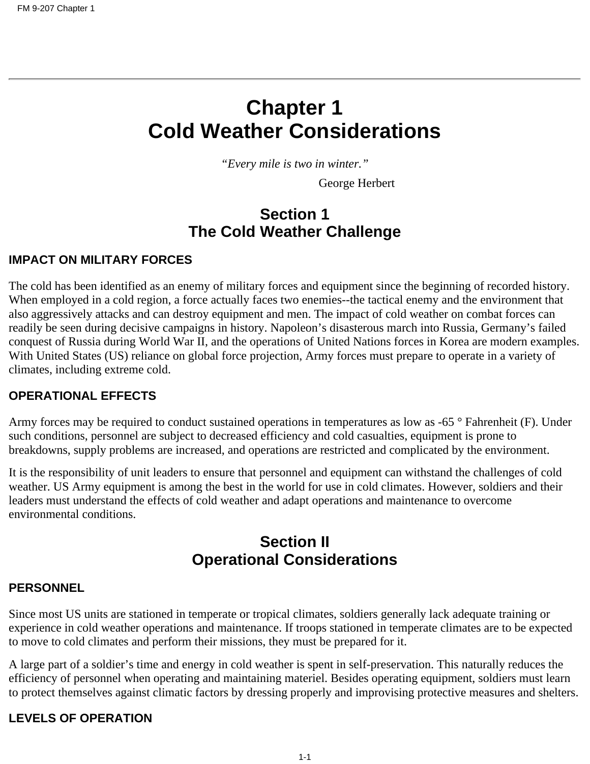# Chapter 1
# Cold Weather Considerations

*"Every mile is two in winter."*

George Herbert

## Section 1
## The Cold Weather Challenge

### IMPACT ON MILITARY FORCES

The cold has been identified as an enemy of military forces and equipment since the beginning of recorded history. When employed in a cold region, a force actually faces two enemies--the tactical enemy and the environment that also aggressively attacks and can destroy equipment and men. The impact of cold weather on combat forces can readily be seen during decisive campaigns in history. Napoleon's disasterous march into Russia, Germany's failed conquest of Russia during World War II, and the operations of United Nations forces in Korea are modern examples. With United States (US) reliance on global force projection, Army forces must prepare to operate in a variety of climates, including extreme cold.

### OPERATIONAL EFFECTS

Army forces may be required to conduct sustained operations in temperatures as low as -65 ° Fahrenheit (F). Under such conditions, personnel are subject to decreased efficiency and cold casualties, equipment is prone to breakdowns, supply problems are increased, and operations are restricted and complicated by the environment.

It is the responsibility of unit leaders to ensure that personnel and equipment can withstand the challenges of cold weather. US Army equipment is among the best in the world for use in cold climates. However, soldiers and their leaders must understand the effects of cold weather and adapt operations and maintenance to overcome environmental conditions.

## Section II
## Operational Considerations

### PERSONNEL

Since most US units are stationed in temperate or tropical climates, soldiers generally lack adequate training or experience in cold weather operations and maintenance. If troops stationed in temperate climates are to be expected to move to cold climates and perform their missions, they must be prepared for it.

A large part of a soldier's time and energy in cold weather is spent in self-preservation. This naturally reduces the efficiency of personnel when operating and maintaining materiel. Besides operating equipment, soldiers must learn to protect themselves against climatic factors by dressing properly and improvising protective measures and shelters.

### LEVELS OF OPERATION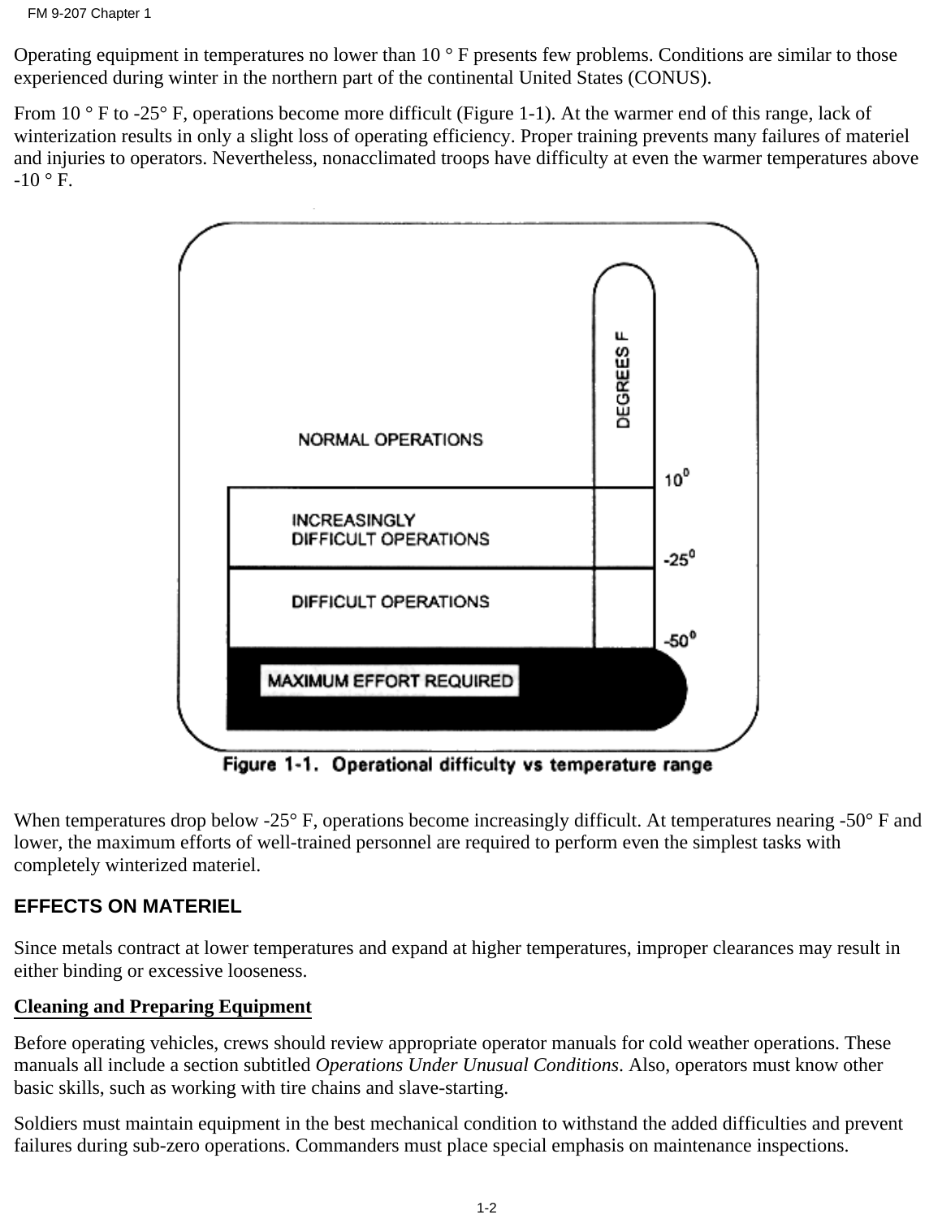Operating equipment in temperatures no lower than 10 ° F presents few problems. Conditions are similar to those experienced during winter in the northern part of the continental United States (CONUS).

From 10 ° F to -25° F, operations become more difficult (Figure 1-1). At the warmer end of this range, lack of winterization results in only a slight loss of operating efficiency. Proper training prevents many failures of materiel and injuries to operators. Nevertheless, nonacclimated troops have difficulty at even the warmer temperatures above -10 ° F.

| Operation | Degrees F |
| --- | --- |
| NORMAL OPERATIONS | above 10° |
| INCREASINGLY DIFFICULT OPERATIONS | 10° to -25° |
| DIFFICULT OPERATIONS | -25° to -50° |
| MAXIMUM EFFORT REQUIRED | below -50° |

**Figure 1-1. Operational difficulty vs temperature range**

When temperatures drop below -25° F, operations become increasingly difficult. At temperatures nearing -50° F and lower, the maximum efforts of well-trained personnel are required to perform even the simplest tasks with completely winterized materiel.

## EFFECTS ON MATERIEL

Since metals contract at lower temperatures and expand at higher temperatures, improper clearances may result in either binding or excessive looseness.

### Cleaning and Preparing Equipment

Before operating vehicles, crews should review appropriate operator manuals for cold weather operations. These manuals all include a section subtitled *Operations Under Unusual Conditions*. Also, operators must know other basic skills, such as working with tire chains and slave-starting.

Soldiers must maintain equipment in the best mechanical condition to withstand the added difficulties and prevent failures during sub-zero operations. Commanders must place special emphasis on maintenance inspections.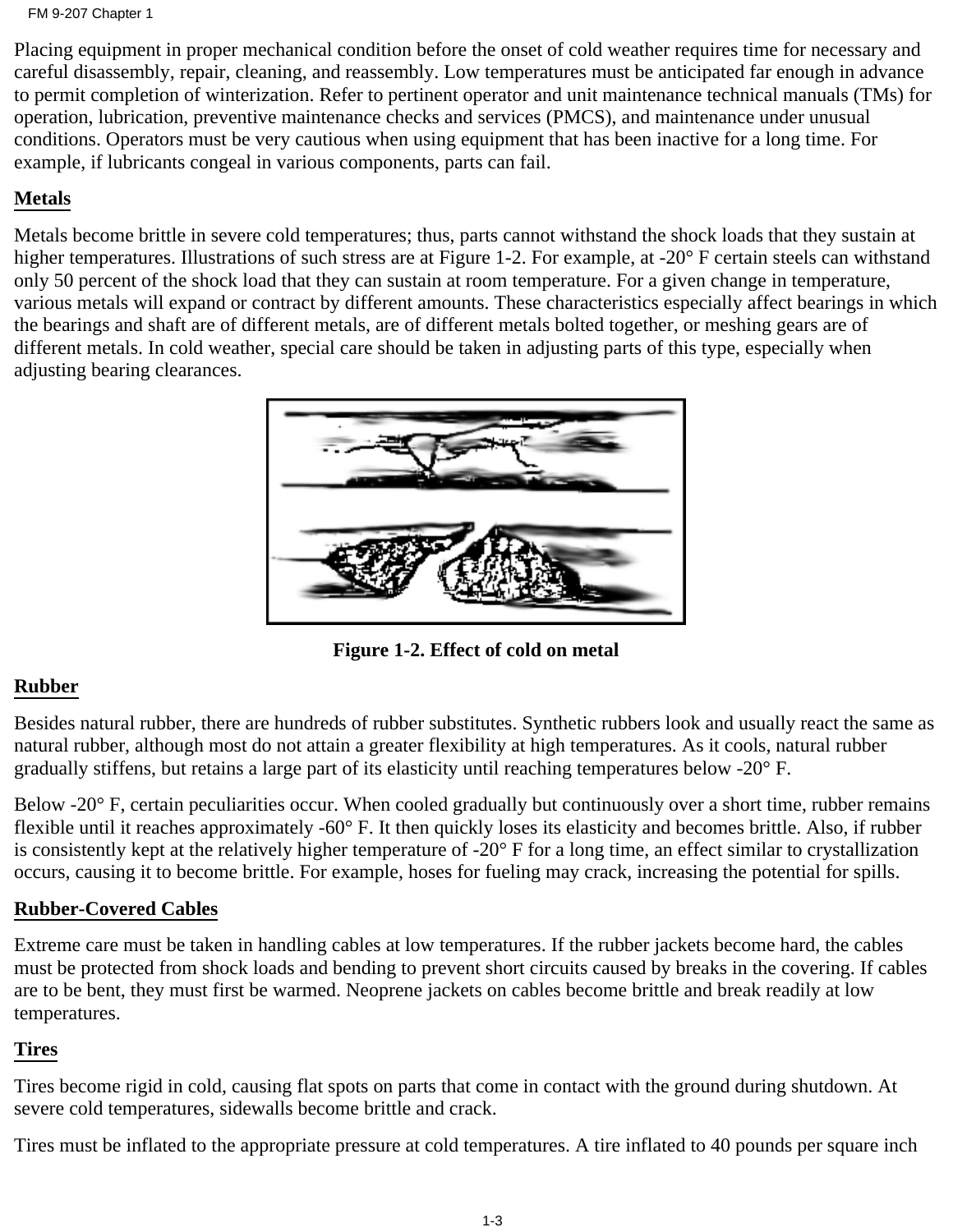Placing equipment in proper mechanical condition before the onset of cold weather requires time for necessary and careful disassembly, repair, cleaning, and reassembly. Low temperatures must be anticipated far enough in advance to permit completion of winterization. Refer to pertinent operator and unit maintenance technical manuals (TMs) for operation, lubrication, preventive maintenance checks and services (PMCS), and maintenance under unusual conditions. Operators must be very cautious when using equipment that has been inactive for a long time. For example, if lubricants congeal in various components, parts can fail.

## Metals

Metals become brittle in severe cold temperatures; thus, parts cannot withstand the shock loads that they sustain at higher temperatures. Illustrations of such stress are at Figure 1-2. For example, at -20° F certain steels can withstand only 50 percent of the shock load that they can sustain at room temperature. For a given change in temperature, various metals will expand or contract by different amounts. These characteristics especially affect bearings in which the bearings and shaft are of different metals, are of different metals bolted together, or meshing gears are of different metals. In cold weather, special care should be taken in adjusting parts of this type, especially when adjusting bearing clearances.

**Figure 1-2. Effect of cold on metal**

## Rubber

Besides natural rubber, there are hundreds of rubber substitutes. Synthetic rubbers look and usually react the same as natural rubber, although most do not attain a greater flexibility at high temperatures. As it cools, natural rubber gradually stiffens, but retains a large part of its elasticity until reaching temperatures below -20° F.

Below -20° F, certain peculiarities occur. When cooled gradually but continuously over a short time, rubber remains flexible until it reaches approximately -60° F. It then quickly loses its elasticity and becomes brittle. Also, if rubber is consistently kept at the relatively higher temperature of -20° F for a long time, an effect similar to crystallization occurs, causing it to become brittle. For example, hoses for fueling may crack, increasing the potential for spills.

## Rubber-Covered Cables

Extreme care must be taken in handling cables at low temperatures. If the rubber jackets become hard, the cables must be protected from shock loads and bending to prevent short circuits caused by breaks in the covering. If cables are to be bent, they must first be warmed. Neoprene jackets on cables become brittle and break readily at low temperatures.

## Tires

Tires become rigid in cold, causing flat spots on parts that come in contact with the ground during shutdown. At severe cold temperatures, sidewalls become brittle and crack.

Tires must be inflated to the appropriate pressure at cold temperatures. A tire inflated to 40 pounds per square inch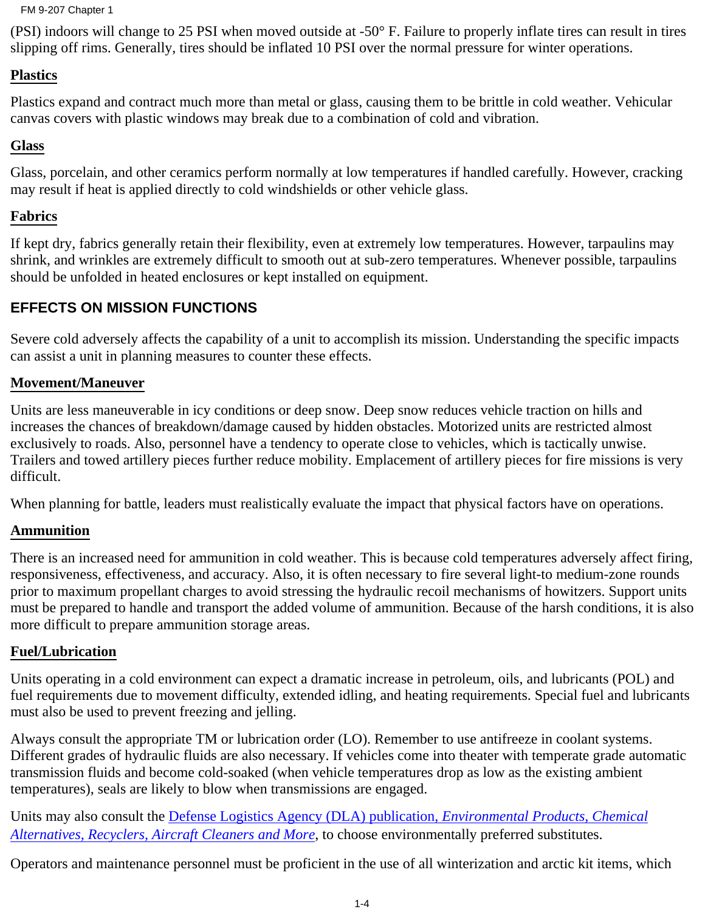(PSI) indoors will change to 25 PSI when moved outside at -50° F. Failure to properly inflate tires can result in tires slipping off rims. Generally, tires should be inflated 10 PSI over the normal pressure for winter operations.

### Plastics

Plastics expand and contract much more than metal or glass, causing them to be brittle in cold weather. Vehicular canvas covers with plastic windows may break due to a combination of cold and vibration.

### Glass

Glass, porcelain, and other ceramics perform normally at low temperatures if handled carefully. However, cracking may result if heat is applied directly to cold windshields or other vehicle glass.

### Fabrics

If kept dry, fabrics generally retain their flexibility, even at extremely low temperatures. However, tarpaulins may shrink, and wrinkles are extremely difficult to smooth out at sub-zero temperatures. Whenever possible, tarpaulins should be unfolded in heated enclosures or kept installed on equipment.

## EFFECTS ON MISSION FUNCTIONS

Severe cold adversely affects the capability of a unit to accomplish its mission. Understanding the specific impacts can assist a unit in planning measures to counter these effects.

### Movement/Maneuver

Units are less maneuverable in icy conditions or deep snow. Deep snow reduces vehicle traction on hills and increases the chances of breakdown/damage caused by hidden obstacles. Motorized units are restricted almost exclusively to roads. Also, personnel have a tendency to operate close to vehicles, which is tactically unwise. Trailers and towed artillery pieces further reduce mobility. Emplacement of artillery pieces for fire missions is very difficult.

When planning for battle, leaders must realistically evaluate the impact that physical factors have on operations.

### Ammunition

There is an increased need for ammunition in cold weather. This is because cold temperatures adversely affect firing, responsiveness, effectiveness, and accuracy. Also, it is often necessary to fire several light-to medium-zone rounds prior to maximum propellant charges to avoid stressing the hydraulic recoil mechanisms of howitzers. Support units must be prepared to handle and transport the added volume of ammunition. Because of the harsh conditions, it is also more difficult to prepare ammunition storage areas.

### Fuel/Lubrication

Units operating in a cold environment can expect a dramatic increase in petroleum, oils, and lubricants (POL) and fuel requirements due to movement difficulty, extended idling, and heating requirements. Special fuel and lubricants must also be used to prevent freezing and jelling.

Always consult the appropriate TM or lubrication order (LO). Remember to use antifreeze in coolant systems. Different grades of hydraulic fluids are also necessary. If vehicles come into theater with temperate grade automatic transmission fluids and become cold-soaked (when vehicle temperatures drop as low as the existing ambient temperatures), seals are likely to blow when transmissions are engaged.

Units may also consult the Defense Logistics Agency (DLA) publication, *Environmental Products, Chemical Alternatives, Recyclers, Aircraft Cleaners and More*, to choose environmentally preferred substitutes.

Operators and maintenance personnel must be proficient in the use of all winterization and arctic kit items, which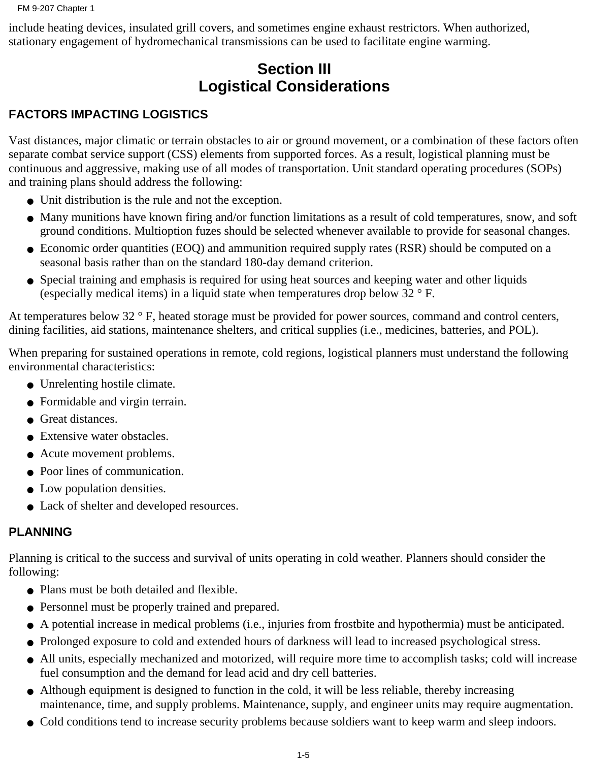include heating devices, insulated grill covers, and sometimes engine exhaust restrictors. When authorized, stationary engagement of hydromechanical transmissions can be used to facilitate engine warming.

# Section III
# Logistical Considerations

## FACTORS IMPACTING LOGISTICS

Vast distances, major climatic or terrain obstacles to air or ground movement, or a combination of these factors often separate combat service support (CSS) elements from supported forces. As a result, logistical planning must be continuous and aggressive, making use of all modes of transportation. Unit standard operating procedures (SOPs) and training plans should address the following:

- Unit distribution is the rule and not the exception.
- Many munitions have known firing and/or function limitations as a result of cold temperatures, snow, and soft ground conditions. Multioption fuzes should be selected whenever available to provide for seasonal changes.
- Economic order quantities (EOQ) and ammunition required supply rates (RSR) should be computed on a seasonal basis rather than on the standard 180-day demand criterion.
- Special training and emphasis is required for using heat sources and keeping water and other liquids (especially medical items) in a liquid state when temperatures drop below 32 ° F.

At temperatures below 32 ° F, heated storage must be provided for power sources, command and control centers, dining facilities, aid stations, maintenance shelters, and critical supplies (i.e., medicines, batteries, and POL).

When preparing for sustained operations in remote, cold regions, logistical planners must understand the following environmental characteristics:

- Unrelenting hostile climate.
- Formidable and virgin terrain.
- Great distances.
- Extensive water obstacles.
- Acute movement problems.
- Poor lines of communication.
- Low population densities.
- Lack of shelter and developed resources.

## PLANNING

Planning is critical to the success and survival of units operating in cold weather. Planners should consider the following:

- Plans must be both detailed and flexible.
- Personnel must be properly trained and prepared.
- A potential increase in medical problems (i.e., injuries from frostbite and hypothermia) must be anticipated.
- Prolonged exposure to cold and extended hours of darkness will lead to increased psychological stress.
- All units, especially mechanized and motorized, will require more time to accomplish tasks; cold will increase fuel consumption and the demand for lead acid and dry cell batteries.
- Although equipment is designed to function in the cold, it will be less reliable, thereby increasing maintenance, time, and supply problems. Maintenance, supply, and engineer units may require augmentation.
- Cold conditions tend to increase security problems because soldiers want to keep warm and sleep indoors.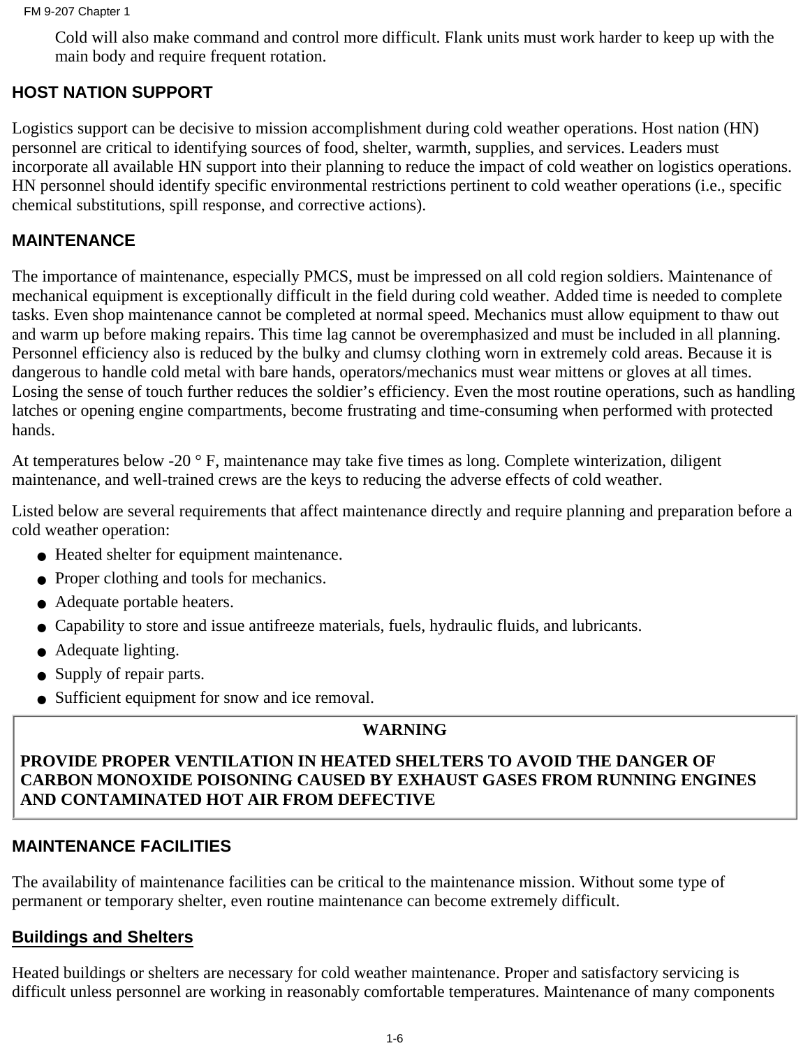Cold will also make command and control more difficult. Flank units must work harder to keep up with the main body and require frequent rotation.

## HOST NATION SUPPORT

Logistics support can be decisive to mission accomplishment during cold weather operations. Host nation (HN) personnel are critical to identifying sources of food, shelter, warmth, supplies, and services. Leaders must incorporate all available HN support into their planning to reduce the impact of cold weather on logistics operations. HN personnel should identify specific environmental restrictions pertinent to cold weather operations (i.e., specific chemical substitutions, spill response, and corrective actions).

## MAINTENANCE

The importance of maintenance, especially PMCS, must be impressed on all cold region soldiers. Maintenance of mechanical equipment is exceptionally difficult in the field during cold weather. Added time is needed to complete tasks. Even shop maintenance cannot be completed at normal speed. Mechanics must allow equipment to thaw out and warm up before making repairs. This time lag cannot be overemphasized and must be included in all planning. Personnel efficiency also is reduced by the bulky and clumsy clothing worn in extremely cold areas. Because it is dangerous to handle cold metal with bare hands, operators/mechanics must wear mittens or gloves at all times. Losing the sense of touch further reduces the soldier's efficiency. Even the most routine operations, such as handling latches or opening engine compartments, become frustrating and time-consuming when performed with protected hands.

At temperatures below -20 ° F, maintenance may take five times as long. Complete winterization, diligent maintenance, and well-trained crews are the keys to reducing the adverse effects of cold weather.

Listed below are several requirements that affect maintenance directly and require planning and preparation before a cold weather operation:

- Heated shelter for equipment maintenance.
- Proper clothing and tools for mechanics.
- Adequate portable heaters.
- Capability to store and issue antifreeze materials, fuels, hydraulic fluids, and lubricants.
- Adequate lighting.
- Supply of repair parts.
- Sufficient equipment for snow and ice removal.

**WARNING**

**PROVIDE PROPER VENTILATION IN HEATED SHELTERS TO AVOID THE DANGER OF CARBON MONOXIDE POISONING CAUSED BY EXHAUST GASES FROM RUNNING ENGINES AND CONTAMINATED HOT AIR FROM DEFECTIVE**

## MAINTENANCE FACILITIES

The availability of maintenance facilities can be critical to the maintenance mission. Without some type of permanent or temporary shelter, even routine maintenance can become extremely difficult.

### Buildings and Shelters

Heated buildings or shelters are necessary for cold weather maintenance. Proper and satisfactory servicing is difficult unless personnel are working in reasonably comfortable temperatures. Maintenance of many components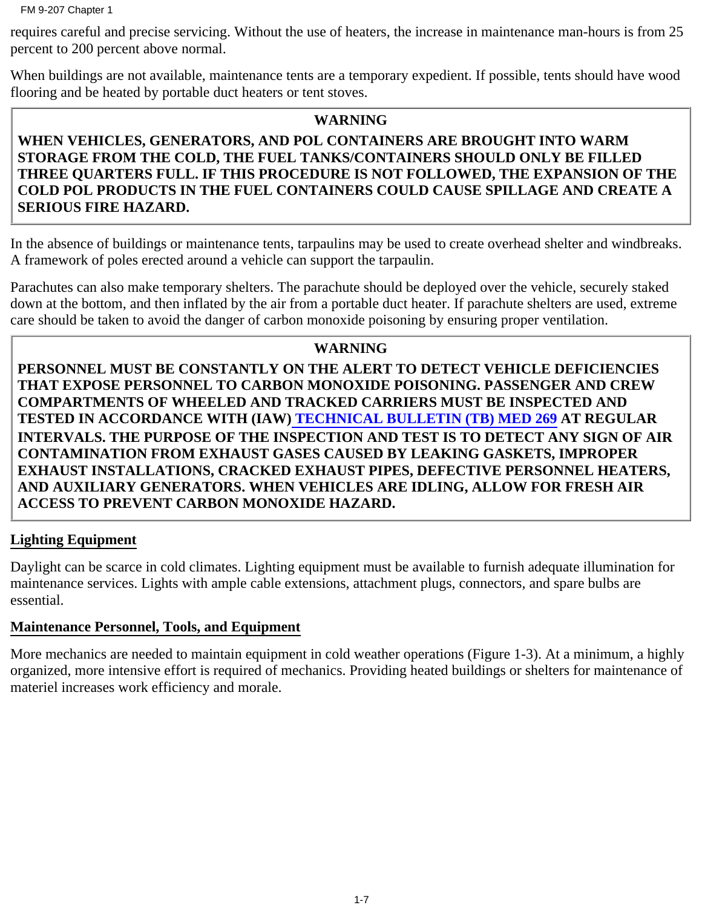requires careful and precise servicing. Without the use of heaters, the increase in maintenance man-hours is from 25 percent to 200 percent above normal.

When buildings are not available, maintenance tents are a temporary expedient. If possible, tents should have wood flooring and be heated by portable duct heaters or tent stoves.

> **WARNING**
>
> **WHEN VEHICLES, GENERATORS, AND POL CONTAINERS ARE BROUGHT INTO WARM STORAGE FROM THE COLD, THE FUEL TANKS/CONTAINERS SHOULD ONLY BE FILLED THREE QUARTERS FULL. IF THIS PROCEDURE IS NOT FOLLOWED, THE EXPANSION OF THE COLD POL PRODUCTS IN THE FUEL CONTAINERS COULD CAUSE SPILLAGE AND CREATE A SERIOUS FIRE HAZARD.**

In the absence of buildings or maintenance tents, tarpaulins may be used to create overhead shelter and windbreaks. A framework of poles erected around a vehicle can support the tarpaulin.

Parachutes can also make temporary shelters. The parachute should be deployed over the vehicle, securely staked down at the bottom, and then inflated by the air from a portable duct heater. If parachute shelters are used, extreme care should be taken to avoid the danger of carbon monoxide poisoning by ensuring proper ventilation.

> **WARNING**
>
> **PERSONNEL MUST BE CONSTANTLY ON THE ALERT TO DETECT VEHICLE DEFICIENCIES THAT EXPOSE PERSONNEL TO CARBON MONOXIDE POISONING. PASSENGER AND CREW COMPARTMENTS OF WHEELED AND TRACKED CARRIERS MUST BE INSPECTED AND TESTED IN ACCORDANCE WITH (IAW) TECHNICAL BULLETIN (TB) MED 269 AT REGULAR INTERVALS. THE PURPOSE OF THE INSPECTION AND TEST IS TO DETECT ANY SIGN OF AIR CONTAMINATION FROM EXHAUST GASES CAUSED BY LEAKING GASKETS, IMPROPER EXHAUST INSTALLATIONS, CRACKED EXHAUST PIPES, DEFECTIVE PERSONNEL HEATERS, AND AUXILIARY GENERATORS. WHEN VEHICLES ARE IDLING, ALLOW FOR FRESH AIR ACCESS TO PREVENT CARBON MONOXIDE HAZARD.**

## Lighting Equipment

Daylight can be scarce in cold climates. Lighting equipment must be available to furnish adequate illumination for maintenance services. Lights with ample cable extensions, attachment plugs, connectors, and spare bulbs are essential.

## Maintenance Personnel, Tools, and Equipment

More mechanics are needed to maintain equipment in cold weather operations (Figure 1-3). At a minimum, a highly organized, more intensive effort is required of mechanics. Providing heated buildings or shelters for maintenance of materiel increases work efficiency and morale.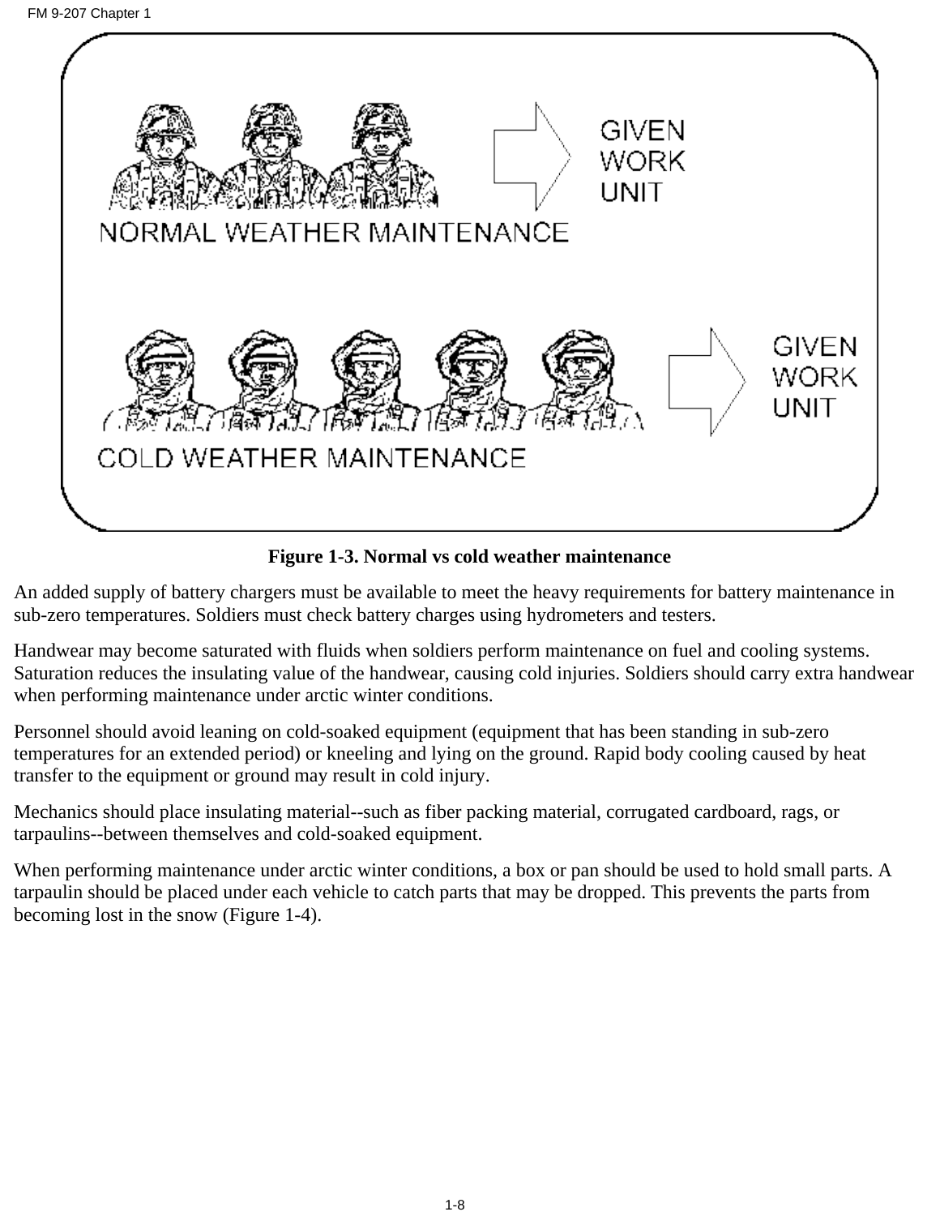NORMAL WEATHER MAINTENANCE → GIVEN WORK UNIT

COLD WEATHER MAINTENANCE → GIVEN WORK UNIT

**Figure 1-3. Normal vs cold weather maintenance**

An added supply of battery chargers must be available to meet the heavy requirements for battery maintenance in sub-zero temperatures. Soldiers must check battery charges using hydrometers and testers.

Handwear may become saturated with fluids when soldiers perform maintenance on fuel and cooling systems. Saturation reduces the insulating value of the handwear, causing cold injuries. Soldiers should carry extra handwear when performing maintenance under arctic winter conditions.

Personnel should avoid leaning on cold-soaked equipment (equipment that has been standing in sub-zero temperatures for an extended period) or kneeling and lying on the ground. Rapid body cooling caused by heat transfer to the equipment or ground may result in cold injury.

Mechanics should place insulating material--such as fiber packing material, corrugated cardboard, rags, or tarpaulins--between themselves and cold-soaked equipment.

When performing maintenance under arctic winter conditions, a box or pan should be used to hold small parts. A tarpaulin should be placed under each vehicle to catch parts that may be dropped. This prevents the parts from becoming lost in the snow (Figure 1-4).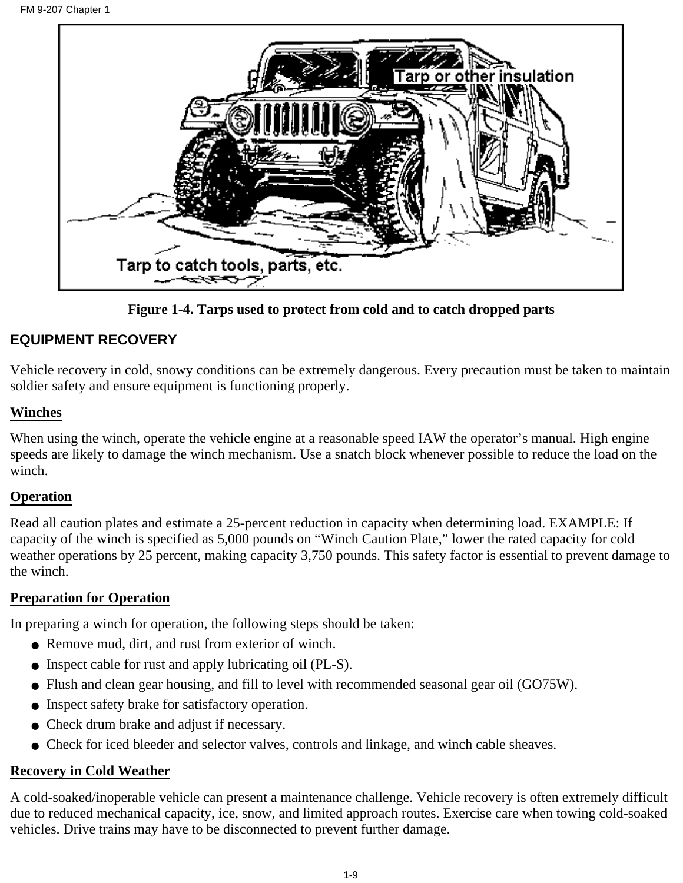Figure 1-4. Tarps used to protect from cold and to catch dropped parts

## EQUIPMENT RECOVERY

Vehicle recovery in cold, snowy conditions can be extremely dangerous. Every precaution must be taken to maintain soldier safety and ensure equipment is functioning properly.

### Winches

When using the winch, operate the vehicle engine at a reasonable speed IAW the operator's manual. High engine speeds are likely to damage the winch mechanism. Use a snatch block whenever possible to reduce the load on the winch.

### Operation

Read all caution plates and estimate a 25-percent reduction in capacity when determining load. EXAMPLE: If capacity of the winch is specified as 5,000 pounds on "Winch Caution Plate," lower the rated capacity for cold weather operations by 25 percent, making capacity 3,750 pounds. This safety factor is essential to prevent damage to the winch.

### Preparation for Operation

In preparing a winch for operation, the following steps should be taken:

- Remove mud, dirt, and rust from exterior of winch.
- Inspect cable for rust and apply lubricating oil (PL-S).
- Flush and clean gear housing, and fill to level with recommended seasonal gear oil (GO75W).
- Inspect safety brake for satisfactory operation.
- Check drum brake and adjust if necessary.
- Check for iced bleeder and selector valves, controls and linkage, and winch cable sheaves.

### Recovery in Cold Weather

A cold-soaked/inoperable vehicle can present a maintenance challenge. Vehicle recovery is often extremely difficult due to reduced mechanical capacity, ice, snow, and limited approach routes. Exercise care when towing cold-soaked vehicles. Drive trains may have to be disconnected to prevent further damage.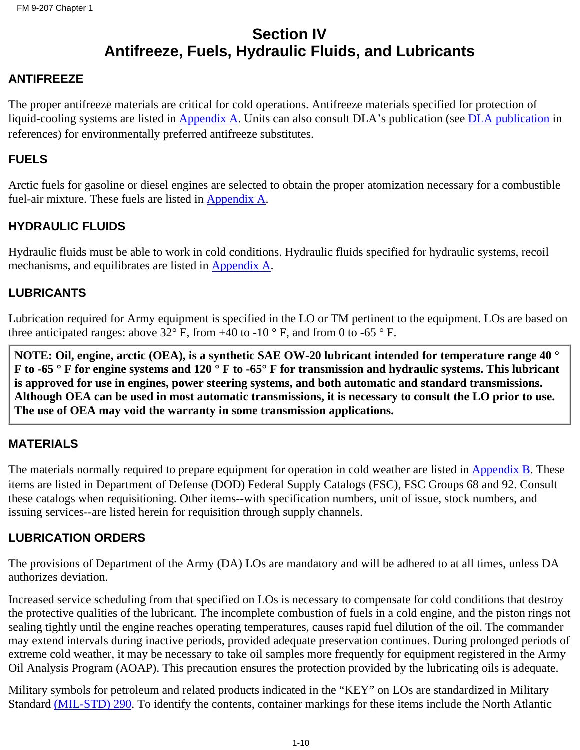# Section IV
# Antifreeze, Fuels, Hydraulic Fluids, and Lubricants

## ANTIFREEZE

The proper antifreeze materials are critical for cold operations. Antifreeze materials specified for protection of liquid-cooling systems are listed in Appendix A. Units can also consult DLA's publication (see DLA publication in references) for environmentally preferred antifreeze substitutes.

## FUELS

Arctic fuels for gasoline or diesel engines are selected to obtain the proper atomization necessary for a combustible fuel-air mixture. These fuels are listed in Appendix A.

## HYDRAULIC FLUIDS

Hydraulic fluids must be able to work in cold conditions. Hydraulic fluids specified for hydraulic systems, recoil mechanisms, and equilibrates are listed in Appendix A.

## LUBRICANTS

Lubrication required for Army equipment is specified in the LO or TM pertinent to the equipment. LOs are based on three anticipated ranges: above 32° F, from +40 to -10 ° F, and from 0 to -65 ° F.

**NOTE: Oil, engine, arctic (OEA), is a synthetic SAE OW-20 lubricant intended for temperature range 40 ° F to -65 ° F for engine systems and 120 ° F to -65° F for transmission and hydraulic systems. This lubricant is approved for use in engines, power steering systems, and both automatic and standard transmissions. Although OEA can be used in most automatic transmissions, it is necessary to consult the LO prior to use. The use of OEA may void the warranty in some transmission applications.**

## MATERIALS

The materials normally required to prepare equipment for operation in cold weather are listed in Appendix B. These items are listed in Department of Defense (DOD) Federal Supply Catalogs (FSC), FSC Groups 68 and 92. Consult these catalogs when requisitioning. Other items--with specification numbers, unit of issue, stock numbers, and issuing services--are listed herein for requisition through supply channels.

## LUBRICATION ORDERS

The provisions of Department of the Army (DA) LOs are mandatory and will be adhered to at all times, unless DA authorizes deviation.

Increased service scheduling from that specified on LOs is necessary to compensate for cold conditions that destroy the protective qualities of the lubricant. The incomplete combustion of fuels in a cold engine, and the piston rings not sealing tightly until the engine reaches operating temperatures, causes rapid fuel dilution of the oil. The commander may extend intervals during inactive periods, provided adequate preservation continues. During prolonged periods of extreme cold weather, it may be necessary to take oil samples more frequently for equipment registered in the Army Oil Analysis Program (AOAP). This precaution ensures the protection provided by the lubricating oils is adequate.

Military symbols for petroleum and related products indicated in the "KEY" on LOs are standardized in Military Standard (MIL-STD) 290. To identify the contents, container markings for these items include the North Atlantic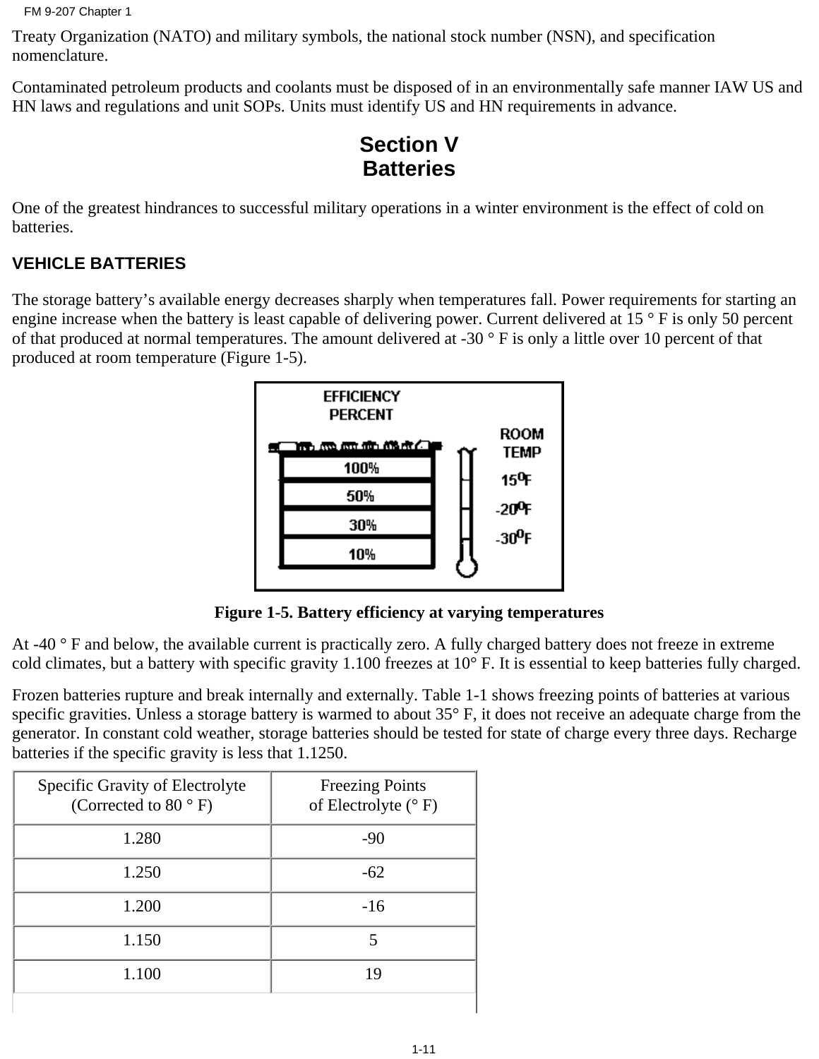Treaty Organization (NATO) and military symbols, the national stock number (NSN), and specification nomenclature.

Contaminated petroleum products and coolants must be disposed of in an environmentally safe manner IAW US and HN laws and regulations and unit SOPs. Units must identify US and HN requirements in advance.

## Section V
## Batteries

One of the greatest hindrances to successful military operations in a winter environment is the effect of cold on batteries.

### VEHICLE BATTERIES

The storage battery's available energy decreases sharply when temperatures fall. Power requirements for starting an engine increase when the battery is least capable of delivering power. Current delivered at 15 ° F is only 50 percent of that produced at normal temperatures. The amount delivered at -30 ° F is only a little over 10 percent of that produced at room temperature (Figure 1-5).

| EFFICIENCY PERCENT | |
|---|---|
| 100% | ROOM TEMP |
| 50% | 15°F |
| 30% | -20°F |
| 10% | -30°F |

**Figure 1-5. Battery efficiency at varying temperatures**

At -40 ° F and below, the available current is practically zero. A fully charged battery does not freeze in extreme cold climates, but a battery with specific gravity 1.100 freezes at 10° F. It is essential to keep batteries fully charged.

Frozen batteries rupture and break internally and externally. Table 1-1 shows freezing points of batteries at various specific gravities. Unless a storage battery is warmed to about 35° F, it does not receive an adequate charge from the generator. In constant cold weather, storage batteries should be tested for state of charge every three days. Recharge batteries if the specific gravity is less that 1.1250.

| Specific Gravity of Electrolyte (Corrected to 80 ° F) | Freezing Points of Electrolyte (° F) |
|---|---|
| 1.280 | -90 |
| 1.250 | -62 |
| 1.200 | -16 |
| 1.150 | 5 |
| 1.100 | 19 |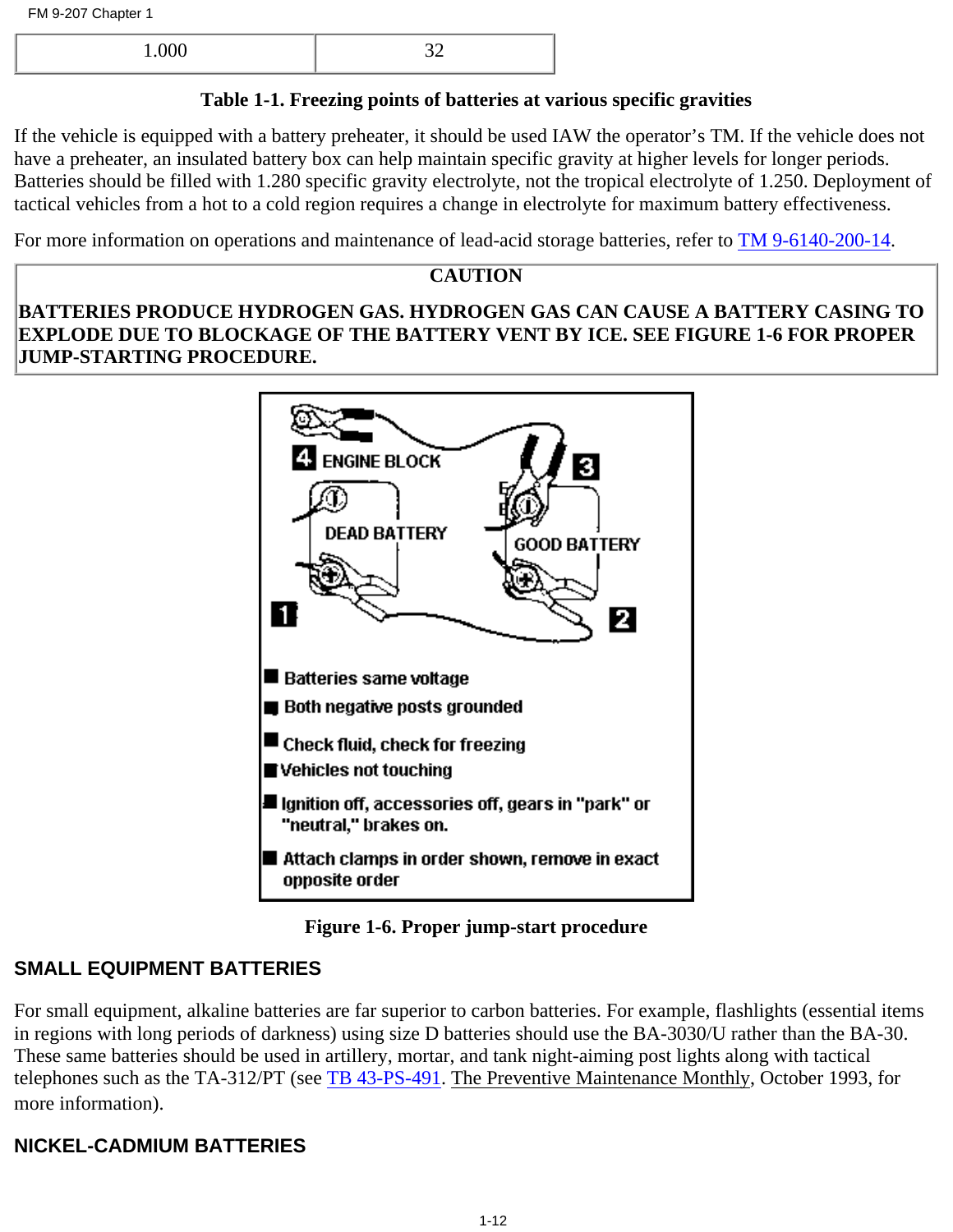| 1.000 | 32 |
|---|---|

**Table 1-1. Freezing points of batteries at various specific gravities**

If the vehicle is equipped with a battery preheater, it should be used IAW the operator's TM. If the vehicle does not have a preheater, an insulated battery box can help maintain specific gravity at higher levels for longer periods. Batteries should be filled with 1.280 specific gravity electrolyte, not the tropical electrolyte of 1.250. Deployment of tactical vehicles from a hot to a cold region requires a change in electrolyte for maximum battery effectiveness.

For more information on operations and maintenance of lead-acid storage batteries, refer to TM 9-6140-200-14.

> **CAUTION**
>
> **BATTERIES PRODUCE HYDROGEN GAS. HYDROGEN GAS CAN CAUSE A BATTERY CASING TO EXPLODE DUE TO BLOCKAGE OF THE BATTERY VENT BY ICE. SEE FIGURE 1-6 FOR PROPER JUMP-STARTING PROCEDURE.**

4 ENGINE BLOCK

DEAD BATTERY

GOOD BATTERY

1

2

3

- Batteries same voltage
- Both negative posts grounded
- Check fluid, check for freezing
- Vehicles not touching
- Ignition off, accessories off, gears in "park" or "neutral," brakes on.
- Attach clamps in order shown, remove in exact opposite order

**Figure 1-6. Proper jump-start procedure**

## SMALL EQUIPMENT BATTERIES

For small equipment, alkaline batteries are far superior to carbon batteries. For example, flashlights (essential items in regions with long periods of darkness) using size D batteries should use the BA-3030/U rather than the BA-30. These same batteries should be used in artillery, mortar, and tank night-aiming post lights along with tactical telephones such as the TA-312/PT (see TB 43-PS-491. The Preventive Maintenance Monthly, October 1993, for more information).

## NICKEL-CADMIUM BATTERIES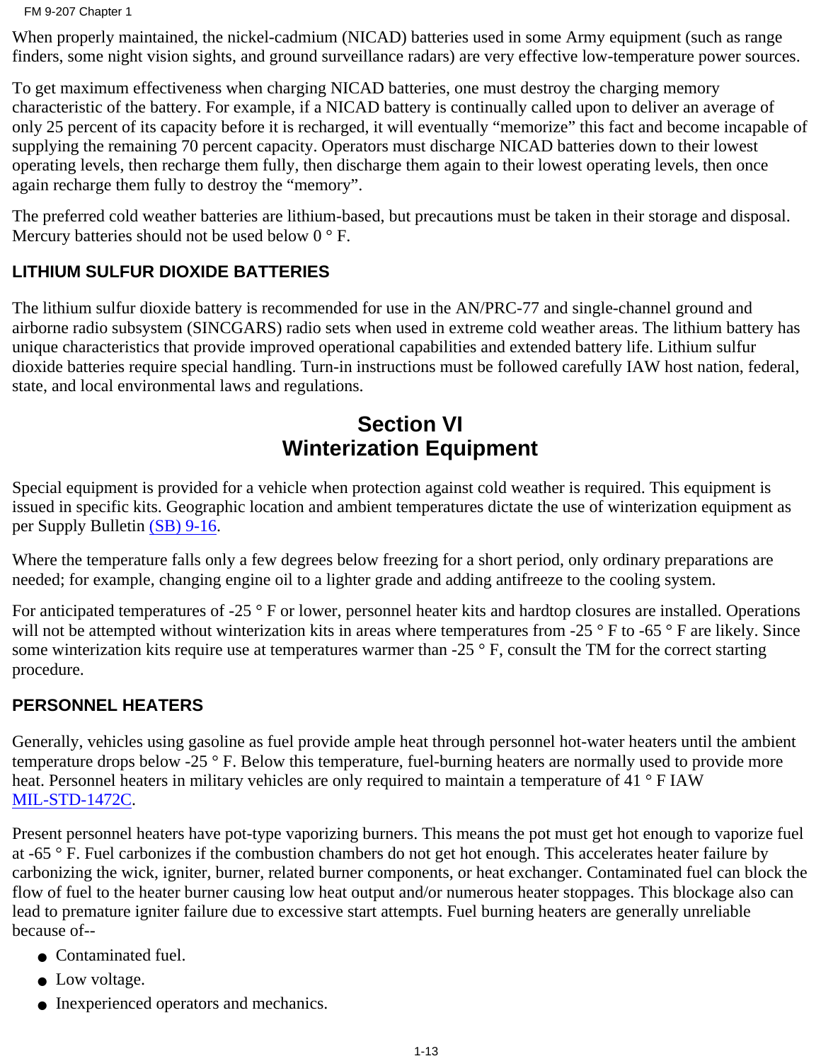When properly maintained, the nickel-cadmium (NICAD) batteries used in some Army equipment (such as range finders, some night vision sights, and ground surveillance radars) are very effective low-temperature power sources.

To get maximum effectiveness when charging NICAD batteries, one must destroy the charging memory characteristic of the battery. For example, if a NICAD battery is continually called upon to deliver an average of only 25 percent of its capacity before it is recharged, it will eventually "memorize" this fact and become incapable of supplying the remaining 70 percent capacity. Operators must discharge NICAD batteries down to their lowest operating levels, then recharge them fully, then discharge them again to their lowest operating levels, then once again recharge them fully to destroy the "memory".

The preferred cold weather batteries are lithium-based, but precautions must be taken in their storage and disposal. Mercury batteries should not be used below 0 ° F.

### LITHIUM SULFUR DIOXIDE BATTERIES

The lithium sulfur dioxide battery is recommended for use in the AN/PRC-77 and single-channel ground and airborne radio subsystem (SINCGARS) radio sets when used in extreme cold weather areas. The lithium battery has unique characteristics that provide improved operational capabilities and extended battery life. Lithium sulfur dioxide batteries require special handling. Turn-in instructions must be followed carefully IAW host nation, federal, state, and local environmental laws and regulations.

## Section VI
## Winterization Equipment

Special equipment is provided for a vehicle when protection against cold weather is required. This equipment is issued in specific kits. Geographic location and ambient temperatures dictate the use of winterization equipment as per Supply Bulletin (SB) 9-16.

Where the temperature falls only a few degrees below freezing for a short period, only ordinary preparations are needed; for example, changing engine oil to a lighter grade and adding antifreeze to the cooling system.

For anticipated temperatures of -25 ° F or lower, personnel heater kits and hardtop closures are installed. Operations will not be attempted without winterization kits in areas where temperatures from -25 ° F to -65 ° F are likely. Since some winterization kits require use at temperatures warmer than -25 ° F, consult the TM for the correct starting procedure.

### PERSONNEL HEATERS

Generally, vehicles using gasoline as fuel provide ample heat through personnel hot-water heaters until the ambient temperature drops below -25 ° F. Below this temperature, fuel-burning heaters are normally used to provide more heat. Personnel heaters in military vehicles are only required to maintain a temperature of 41 ° F IAW MIL-STD-1472C.

Present personnel heaters have pot-type vaporizing burners. This means the pot must get hot enough to vaporize fuel at -65 ° F. Fuel carbonizes if the combustion chambers do not get hot enough. This accelerates heater failure by carbonizing the wick, igniter, burner, related burner components, or heat exchanger. Contaminated fuel can block the flow of fuel to the heater burner causing low heat output and/or numerous heater stoppages. This blockage also can lead to premature igniter failure due to excessive start attempts. Fuel burning heaters are generally unreliable because of--

- Contaminated fuel.
- Low voltage.
- Inexperienced operators and mechanics.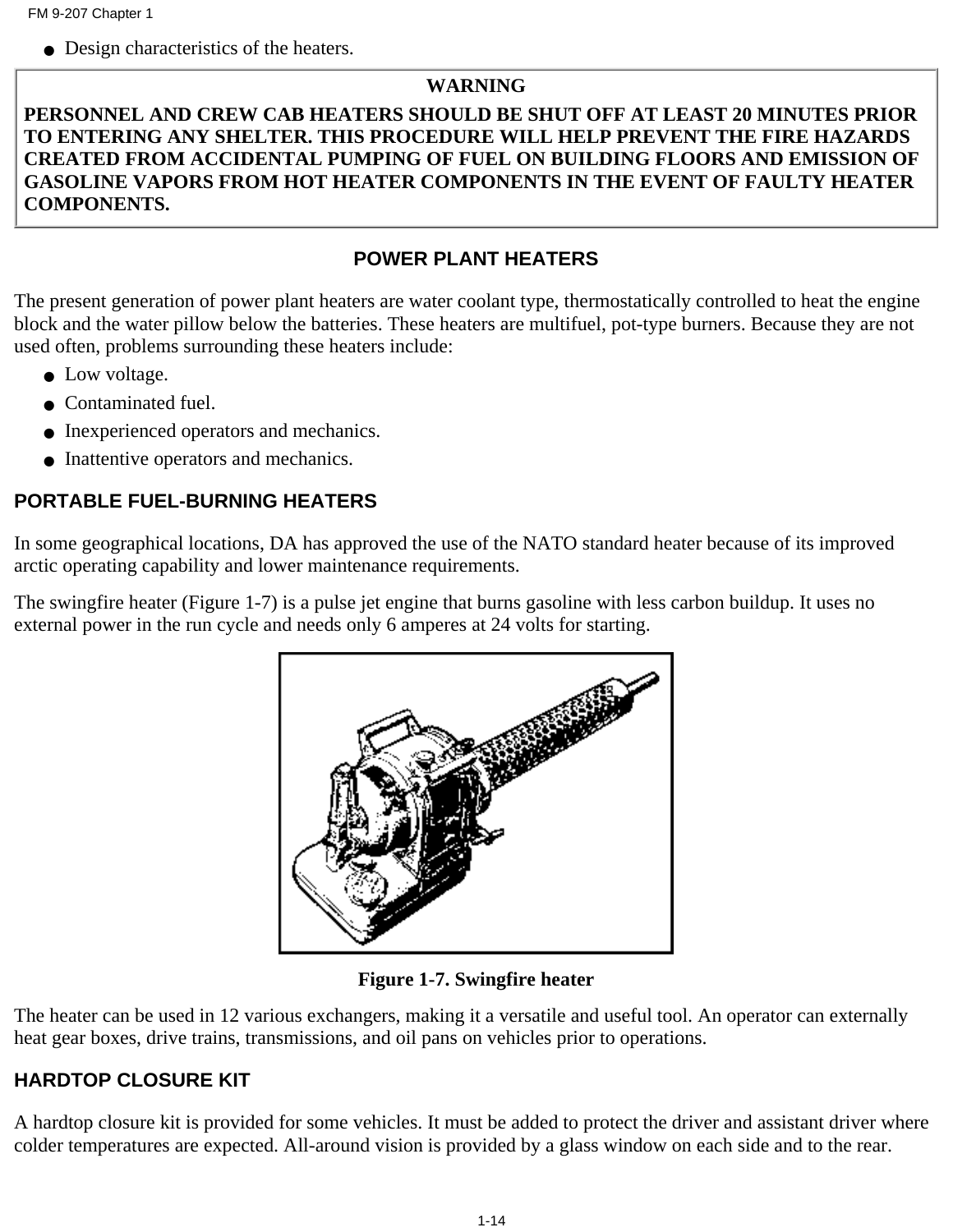- Design characteristics of the heaters.

> **WARNING**
>
> **PERSONNEL AND CREW CAB HEATERS SHOULD BE SHUT OFF AT LEAST 20 MINUTES PRIOR TO ENTERING ANY SHELTER. THIS PROCEDURE WILL HELP PREVENT THE FIRE HAZARDS CREATED FROM ACCIDENTAL PUMPING OF FUEL ON BUILDING FLOORS AND EMISSION OF GASOLINE VAPORS FROM HOT HEATER COMPONENTS IN THE EVENT OF FAULTY HEATER COMPONENTS.**

## POWER PLANT HEATERS

The present generation of power plant heaters are water coolant type, thermostatically controlled to heat the engine block and the water pillow below the batteries. These heaters are multifuel, pot-type burners. Because they are not used often, problems surrounding these heaters include:

- Low voltage.
- Contaminated fuel.
- Inexperienced operators and mechanics.
- Inattentive operators and mechanics.

### PORTABLE FUEL-BURNING HEATERS

In some geographical locations, DA has approved the use of the NATO standard heater because of its improved arctic operating capability and lower maintenance requirements.

The swingfire heater (Figure 1-7) is a pulse jet engine that burns gasoline with less carbon buildup. It uses no external power in the run cycle and needs only 6 amperes at 24 volts for starting.

**Figure 1-7. Swingfire heater**

The heater can be used in 12 various exchangers, making it a versatile and useful tool. An operator can externally heat gear boxes, drive trains, transmissions, and oil pans on vehicles prior to operations.

### HARDTOP CLOSURE KIT

A hardtop closure kit is provided for some vehicles. It must be added to protect the driver and assistant driver where colder temperatures are expected. All-around vision is provided by a glass window on each side and to the rear.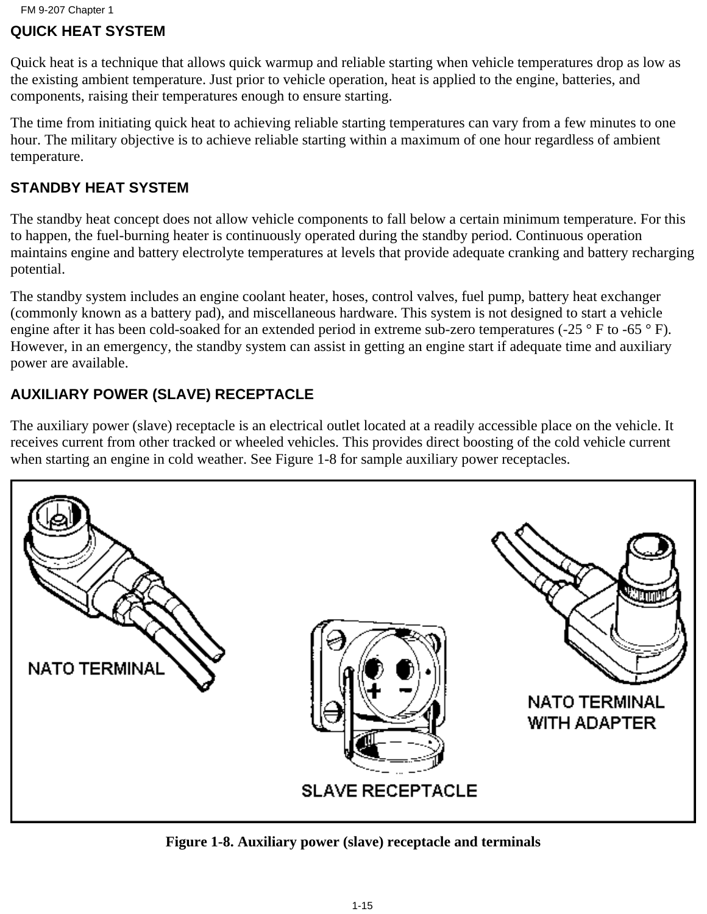## QUICK HEAT SYSTEM

Quick heat is a technique that allows quick warmup and reliable starting when vehicle temperatures drop as low as the existing ambient temperature. Just prior to vehicle operation, heat is applied to the engine, batteries, and components, raising their temperatures enough to ensure starting.

The time from initiating quick heat to achieving reliable starting temperatures can vary from a few minutes to one hour. The military objective is to achieve reliable starting within a maximum of one hour regardless of ambient temperature.

## STANDBY HEAT SYSTEM

The standby heat concept does not allow vehicle components to fall below a certain minimum temperature. For this to happen, the fuel-burning heater is continuously operated during the standby period. Continuous operation maintains engine and battery electrolyte temperatures at levels that provide adequate cranking and battery recharging potential.

The standby system includes an engine coolant heater, hoses, control valves, fuel pump, battery heat exchanger (commonly known as a battery pad), and miscellaneous hardware. This system is not designed to start a vehicle engine after it has been cold-soaked for an extended period in extreme sub-zero temperatures (-25 ° F to -65 ° F). However, in an emergency, the standby system can assist in getting an engine start if adequate time and auxiliary power are available.

## AUXILIARY POWER (SLAVE) RECEPTACLE

The auxiliary power (slave) receptacle is an electrical outlet located at a readily accessible place on the vehicle. It receives current from other tracked or wheeled vehicles. This provides direct boosting of the cold vehicle current when starting an engine in cold weather. See Figure 1-8 for sample auxiliary power receptacles.

NATO TERMINAL

SLAVE RECEPTACLE

NATO TERMINAL WITH ADAPTER

**Figure 1-8. Auxiliary power (slave) receptacle and terminals**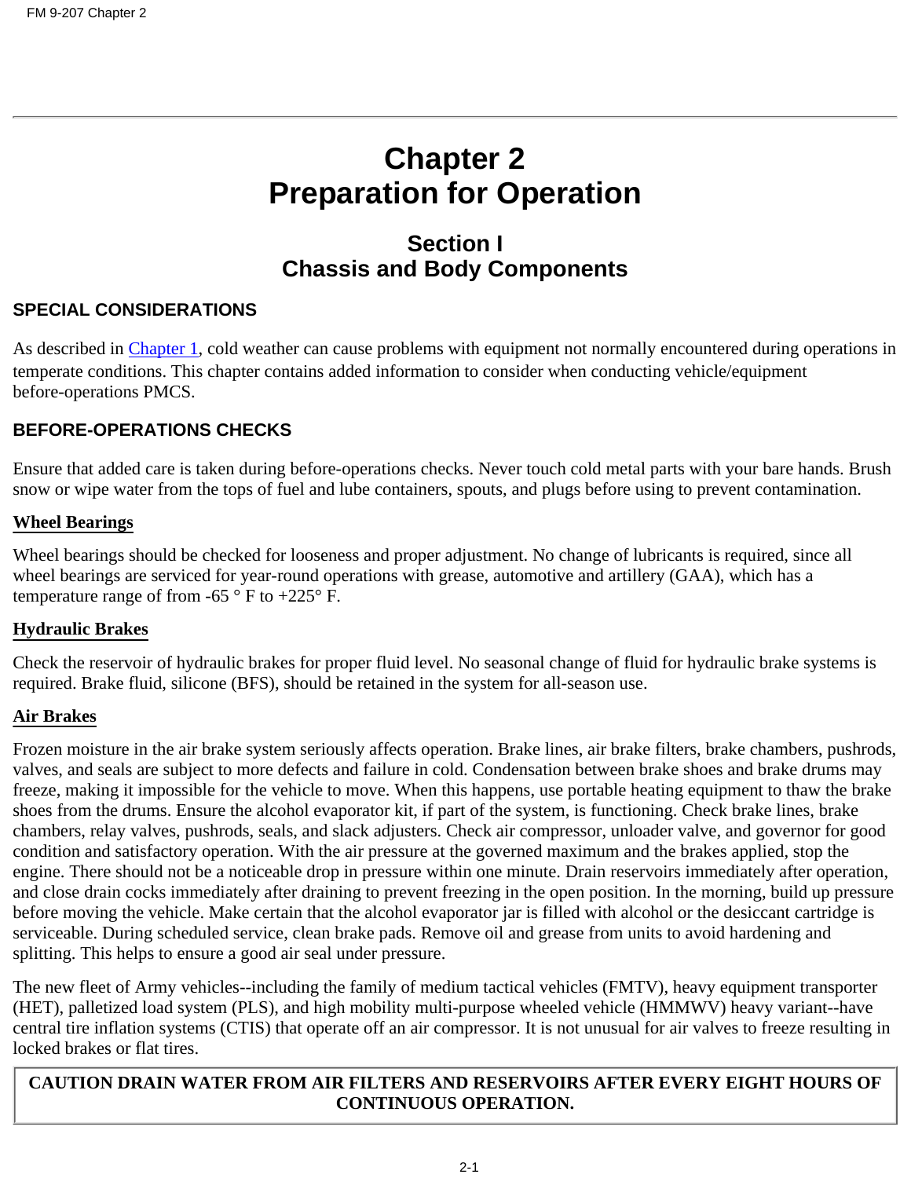# Chapter 2
# Preparation for Operation

## Section I
## Chassis and Body Components

### SPECIAL CONSIDERATIONS

As described in Chapter 1, cold weather can cause problems with equipment not normally encountered during operations in temperate conditions. This chapter contains added information to consider when conducting vehicle/equipment before-operations PMCS.

### BEFORE-OPERATIONS CHECKS

Ensure that added care is taken during before-operations checks. Never touch cold metal parts with your bare hands. Brush snow or wipe water from the tops of fuel and lube containers, spouts, and plugs before using to prevent contamination.

#### Wheel Bearings

Wheel bearings should be checked for looseness and proper adjustment. No change of lubricants is required, since all wheel bearings are serviced for year-round operations with grease, automotive and artillery (GAA), which has a temperature range of from -65 ° F to +225° F.

#### Hydraulic Brakes

Check the reservoir of hydraulic brakes for proper fluid level. No seasonal change of fluid for hydraulic brake systems is required. Brake fluid, silicone (BFS), should be retained in the system for all-season use.

#### Air Brakes

Frozen moisture in the air brake system seriously affects operation. Brake lines, air brake filters, brake chambers, pushrods, valves, and seals are subject to more defects and failure in cold. Condensation between brake shoes and brake drums may freeze, making it impossible for the vehicle to move. When this happens, use portable heating equipment to thaw the brake shoes from the drums. Ensure the alcohol evaporator kit, if part of the system, is functioning. Check brake lines, brake chambers, relay valves, pushrods, seals, and slack adjusters. Check air compressor, unloader valve, and governor for good condition and satisfactory operation. With the air pressure at the governed maximum and the brakes applied, stop the engine. There should not be a noticeable drop in pressure within one minute. Drain reservoirs immediately after operation, and close drain cocks immediately after draining to prevent freezing in the open position. In the morning, build up pressure before moving the vehicle. Make certain that the alcohol evaporator jar is filled with alcohol or the desiccant cartridge is serviceable. During scheduled service, clean brake pads. Remove oil and grease from units to avoid hardening and splitting. This helps to ensure a good air seal under pressure.

The new fleet of Army vehicles--including the family of medium tactical vehicles (FMTV), heavy equipment transporter (HET), palletized load system (PLS), and high mobility multi-purpose wheeled vehicle (HMMWV) heavy variant--have central tire inflation systems (CTIS) that operate off an air compressor. It is not unusual for air valves to freeze resulting in locked brakes or flat tires.

| CAUTION DRAIN WATER FROM AIR FILTERS AND RESERVOIRS AFTER EVERY EIGHT HOURS OF CONTINUOUS OPERATION. |
| --- |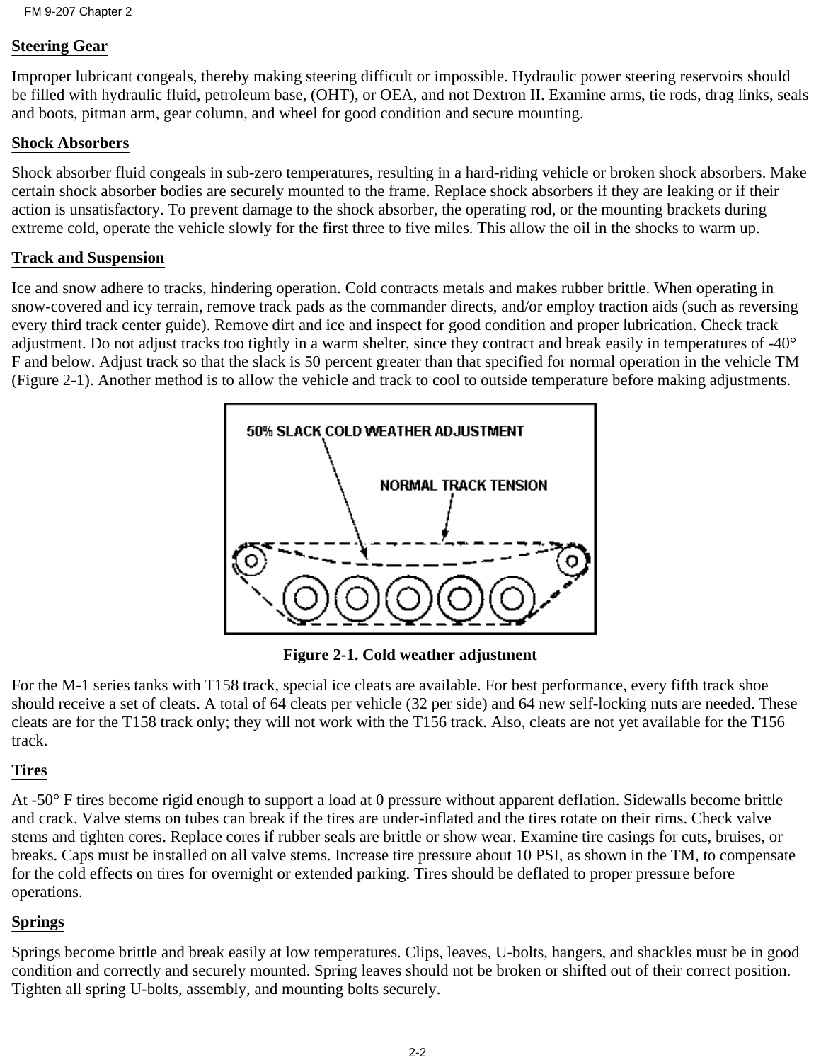**Steering Gear**

Improper lubricant congeals, thereby making steering difficult or impossible. Hydraulic power steering reservoirs should be filled with hydraulic fluid, petroleum base, (OHT), or OEA, and not Dextron II. Examine arms, tie rods, drag links, seals and boots, pitman arm, gear column, and wheel for good condition and secure mounting.

**Shock Absorbers**

Shock absorber fluid congeals in sub-zero temperatures, resulting in a hard-riding vehicle or broken shock absorbers. Make certain shock absorber bodies are securely mounted to the frame. Replace shock absorbers if they are leaking or if their action is unsatisfactory. To prevent damage to the shock absorber, the operating rod, or the mounting brackets during extreme cold, operate the vehicle slowly for the first three to five miles. This allow the oil in the shocks to warm up.

**Track and Suspension**

Ice and snow adhere to tracks, hindering operation. Cold contracts metals and makes rubber brittle. When operating in snow-covered and icy terrain, remove track pads as the commander directs, and/or employ traction aids (such as reversing every third track center guide). Remove dirt and ice and inspect for good condition and proper lubrication. Check track adjustment. Do not adjust tracks too tightly in a warm shelter, since they contract and break easily in temperatures of -40° F and below. Adjust track so that the slack is 50 percent greater than that specified for normal operation in the vehicle TM (Figure 2-1). Another method is to allow the vehicle and track to cool to outside temperature before making adjustments.

**Figure 2-1. Cold weather adjustment**

For the M-1 series tanks with T158 track, special ice cleats are available. For best performance, every fifth track shoe should receive a set of cleats. A total of 64 cleats per vehicle (32 per side) and 64 new self-locking nuts are needed. These cleats are for the T158 track only; they will not work with the T156 track. Also, cleats are not yet available for the T156 track.

**Tires**

At -50° F tires become rigid enough to support a load at 0 pressure without apparent deflation. Sidewalls become brittle and crack. Valve stems on tubes can break if the tires are under-inflated and the tires rotate on their rims. Check valve stems and tighten cores. Replace cores if rubber seals are brittle or show wear. Examine tire casings for cuts, bruises, or breaks. Caps must be installed on all valve stems. Increase tire pressure about 10 PSI, as shown in the TM, to compensate for the cold effects on tires for overnight or extended parking. Tires should be deflated to proper pressure before operations.

**Springs**

Springs become brittle and break easily at low temperatures. Clips, leaves, U-bolts, hangers, and shackles must be in good condition and correctly and securely mounted. Spring leaves should not be broken or shifted out of their correct position. Tighten all spring U-bolts, assembly, and mounting bolts securely.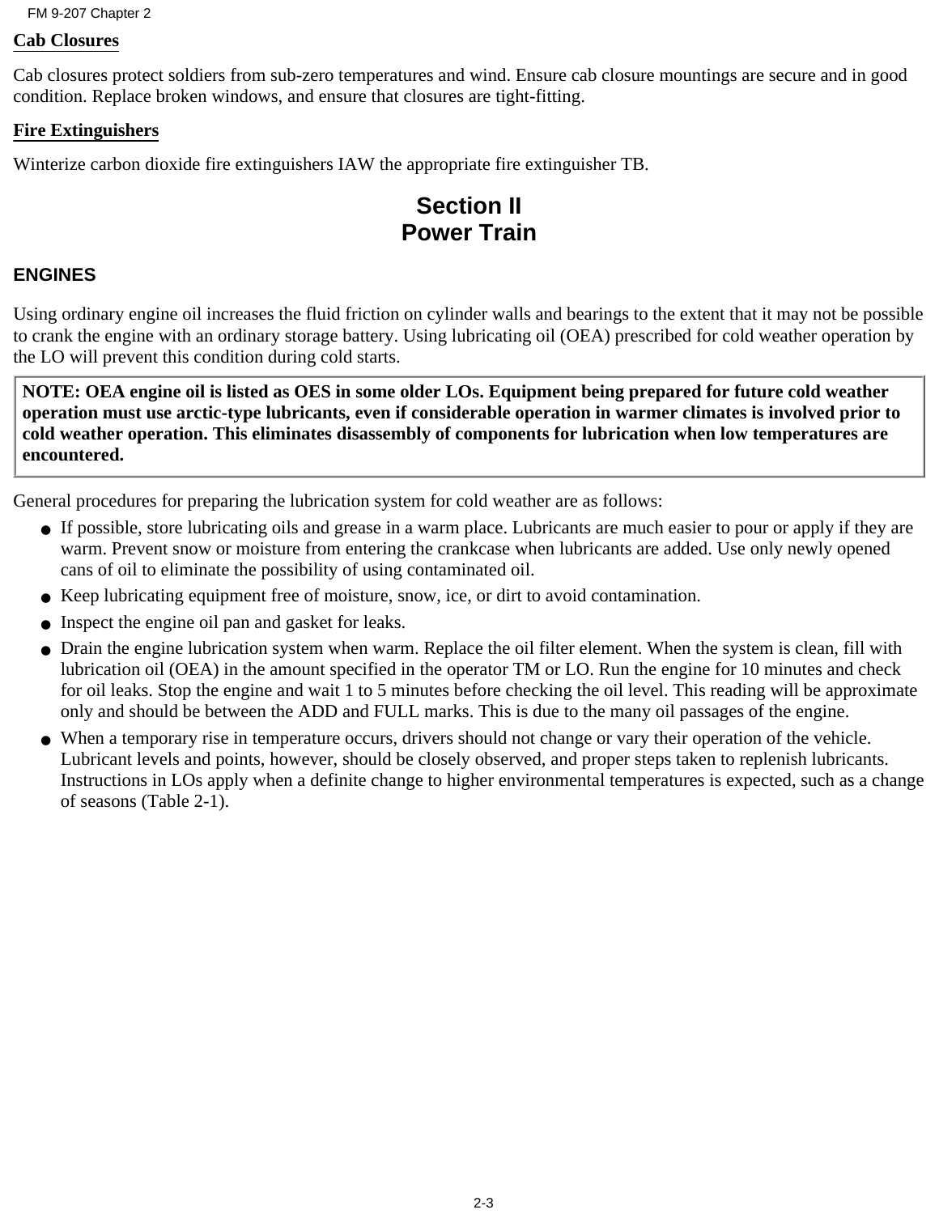**Cab Closures**

Cab closures protect soldiers from sub-zero temperatures and wind. Ensure cab closure mountings are secure and in good condition. Replace broken windows, and ensure that closures are tight-fitting.

**Fire Extinguishers**

Winterize carbon dioxide fire extinguishers IAW the appropriate fire extinguisher TB.

## Section II
## Power Train

### ENGINES

Using ordinary engine oil increases the fluid friction on cylinder walls and bearings to the extent that it may not be possible to crank the engine with an ordinary storage battery. Using lubricating oil (OEA) prescribed for cold weather operation by the LO will prevent this condition during cold starts.

**NOTE: OEA engine oil is listed as OES in some older LOs. Equipment being prepared for future cold weather operation must use arctic-type lubricants, even if considerable operation in warmer climates is involved prior to cold weather operation. This eliminates disassembly of components for lubrication when low temperatures are encountered.**

General procedures for preparing the lubrication system for cold weather are as follows:

- If possible, store lubricating oils and grease in a warm place. Lubricants are much easier to pour or apply if they are warm. Prevent snow or moisture from entering the crankcase when lubricants are added. Use only newly opened cans of oil to eliminate the possibility of using contaminated oil.
- Keep lubricating equipment free of moisture, snow, ice, or dirt to avoid contamination.
- Inspect the engine oil pan and gasket for leaks.
- Drain the engine lubrication system when warm. Replace the oil filter element. When the system is clean, fill with lubrication oil (OEA) in the amount specified in the operator TM or LO. Run the engine for 10 minutes and check for oil leaks. Stop the engine and wait 1 to 5 minutes before checking the oil level. This reading will be approximate only and should be between the ADD and FULL marks. This is due to the many oil passages of the engine.
- When a temporary rise in temperature occurs, drivers should not change or vary their operation of the vehicle. Lubricant levels and points, however, should be closely observed, and proper steps taken to replenish lubricants. Instructions in LOs apply when a definite change to higher environmental temperatures is expected, such as a change of seasons (Table 2-1).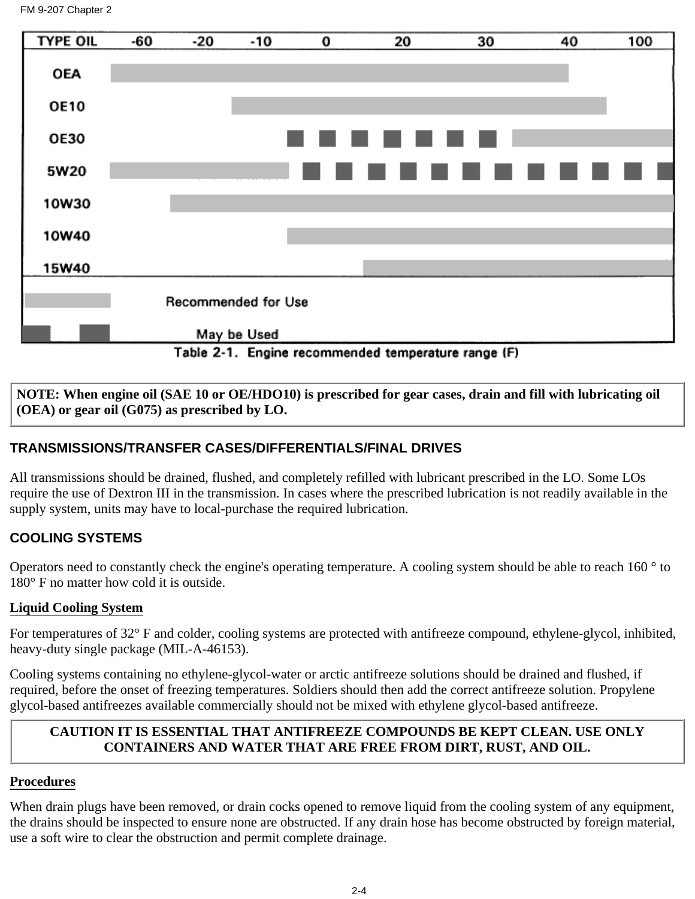| TYPE OIL | -60 | -20 | -10 | 0 | 20 | 30 | 40 | 100 |
|---|---|---|---|---|---|---|---|---|
| OEA | Recommended | Recommended | Recommended | Recommended | Recommended | Recommended | Recommended | |
| OE10 | | | Recommended | Recommended | Recommended | Recommended | Recommended | |
| OE30 | | | | May be Used | May be Used | May be Used | Recommended | Recommended |
| 5W20 | Recommended | Recommended | Recommended | May be Used | May be Used | May be Used | May be Used | May be Used |
| 10W30 | | Recommended | Recommended | Recommended | Recommended | Recommended | Recommended | Recommended |
| 10W40 | | | | Recommended | Recommended | Recommended | Recommended | Recommended |
| 15W40 | | | | | Recommended | Recommended | Recommended | Recommended |

Legend: Recommended for Use (solid bar); May be Used (dashed bar)

Table 2-1. Engine recommended temperature range (F)

**NOTE: When engine oil (SAE 10 or OE/HDO10) is prescribed for gear cases, drain and fill with lubricating oil (OEA) or gear oil (G075) as prescribed by LO.**

## TRANSMISSIONS/TRANSFER CASES/DIFFERENTIALS/FINAL DRIVES

All transmissions should be drained, flushed, and completely refilled with lubricant prescribed in the LO. Some LOs require the use of Dextron III in the transmission. In cases where the prescribed lubrication is not readily available in the supply system, units may have to local-purchase the required lubrication.

## COOLING SYSTEMS

Operators need to constantly check the engine's operating temperature. A cooling system should be able to reach 160 ° to 180° F no matter how cold it is outside.

### Liquid Cooling System

For temperatures of 32° F and colder, cooling systems are protected with antifreeze compound, ethylene-glycol, inhibited, heavy-duty single package (MIL-A-46153).

Cooling systems containing no ethylene-glycol-water or arctic antifreeze solutions should be drained and flushed, if required, before the onset of freezing temperatures. Soldiers should then add the correct antifreeze solution. Propylene glycol-based antifreezes available commercially should not be mixed with ethylene glycol-based antifreeze.

**CAUTION IT IS ESSENTIAL THAT ANTIFREEZE COMPOUNDS BE KEPT CLEAN. USE ONLY CONTAINERS AND WATER THAT ARE FREE FROM DIRT, RUST, AND OIL.**

### Procedures

When drain plugs have been removed, or drain cocks opened to remove liquid from the cooling system of any equipment, the drains should be inspected to ensure none are obstructed. If any drain hose has become obstructed by foreign material, use a soft wire to clear the obstruction and permit complete drainage.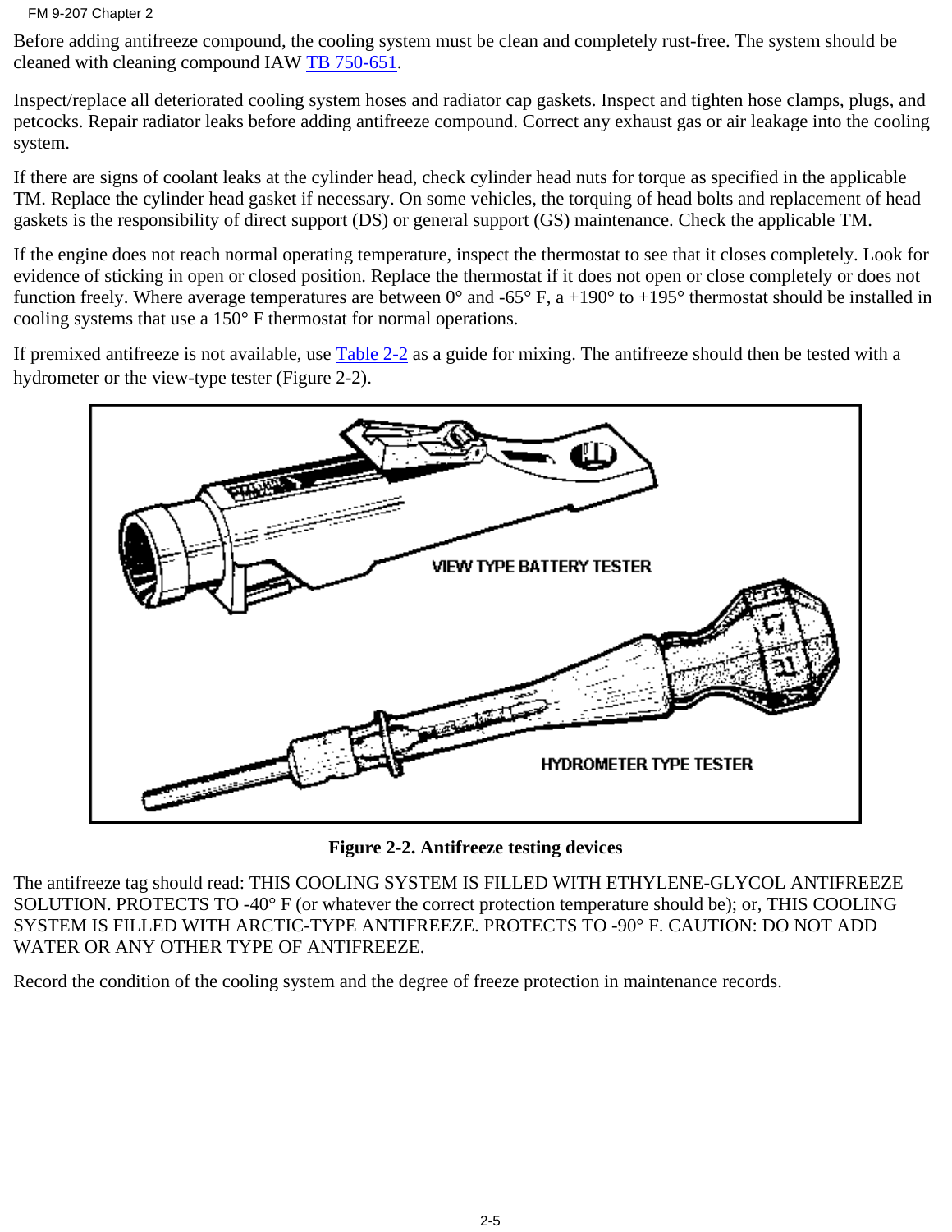Before adding antifreeze compound, the cooling system must be clean and completely rust-free. The system should be cleaned with cleaning compound IAW TB 750-651.

Inspect/replace all deteriorated cooling system hoses and radiator cap gaskets. Inspect and tighten hose clamps, plugs, and petcocks. Repair radiator leaks before adding antifreeze compound. Correct any exhaust gas or air leakage into the cooling system.

If there are signs of coolant leaks at the cylinder head, check cylinder head nuts for torque as specified in the applicable TM. Replace the cylinder head gasket if necessary. On some vehicles, the torquing of head bolts and replacement of head gaskets is the responsibility of direct support (DS) or general support (GS) maintenance. Check the applicable TM.

If the engine does not reach normal operating temperature, inspect the thermostat to see that it closes completely. Look for evidence of sticking in open or closed position. Replace the thermostat if it does not open or close completely or does not function freely. Where average temperatures are between 0° and -65° F, a +190° to +195° thermostat should be installed in cooling systems that use a 150° F thermostat for normal operations.

If premixed antifreeze is not available, use Table 2-2 as a guide for mixing. The antifreeze should then be tested with a hydrometer or the view-type tester (Figure 2-2).

VIEW TYPE BATTERY TESTER

HYDROMETER TYPE TESTER

**Figure 2-2. Antifreeze testing devices**

The antifreeze tag should read: THIS COOLING SYSTEM IS FILLED WITH ETHYLENE-GLYCOL ANTIFREEZE SOLUTION. PROTECTS TO -40° F (or whatever the correct protection temperature should be); or, THIS COOLING SYSTEM IS FILLED WITH ARCTIC-TYPE ANTIFREEZE. PROTECTS TO -90° F. CAUTION: DO NOT ADD WATER OR ANY OTHER TYPE OF ANTIFREEZE.

Record the condition of the cooling system and the degree of freeze protection in maintenance records.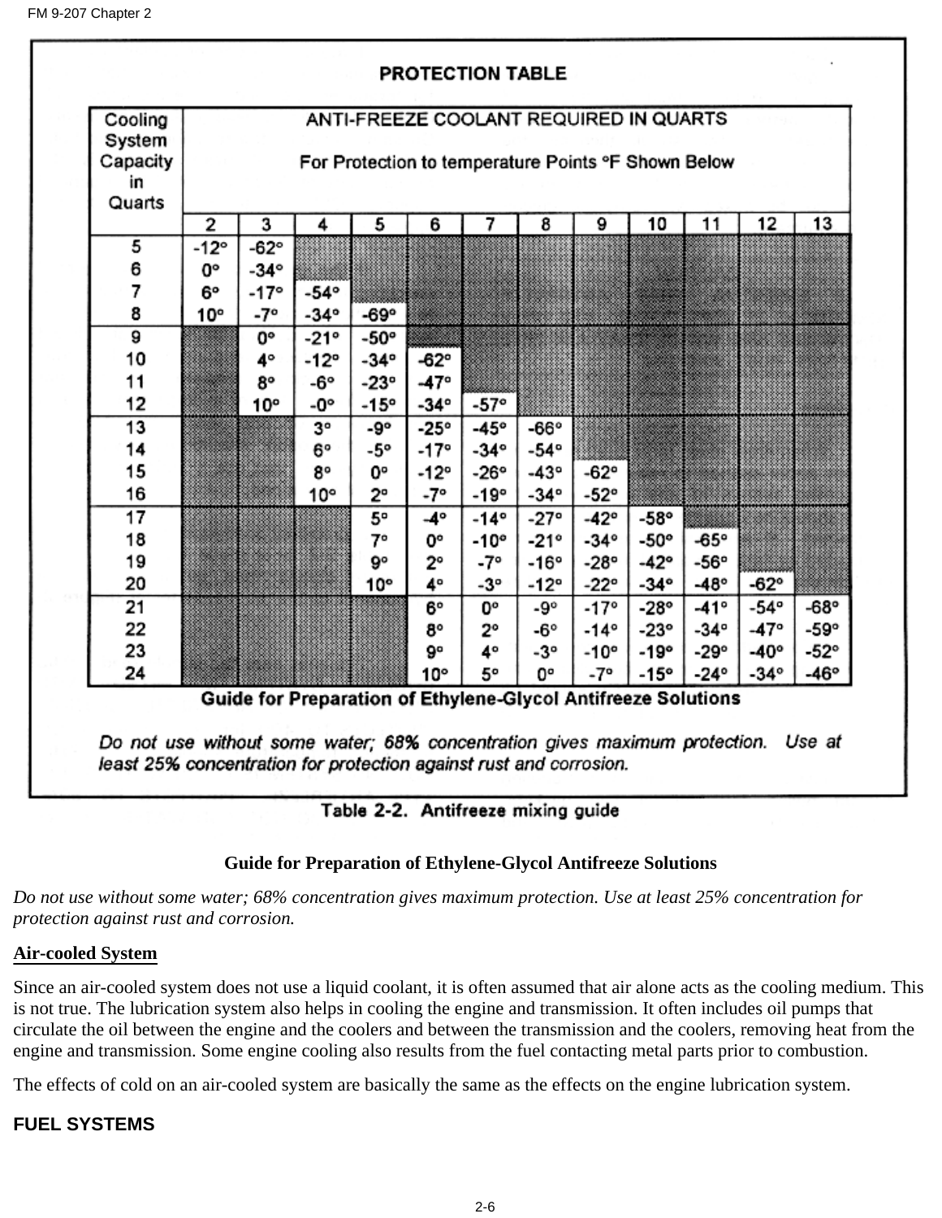**PROTECTION TABLE**

| Cooling System Capacity in Quarts | ANTI-FREEZE COOLANT REQUIRED IN QUARTS For Protection to temperature Points °F Shown Below | | | | | | | | | | | |
|---|---|---|---|---|---|---|---|---|---|---|---|---|
| | 2 | 3 | 4 | 5 | 6 | 7 | 8 | 9 | 10 | 11 | 12 | 13 |
| 5 | -12° | -62° | | | | | | | | | | |
| 6 | 0° | -34° | | | | | | | | | | |
| 7 | 6° | -17° | -54° | | | | | | | | | |
| 8 | 10° | -7° | -34° | -69° | | | | | | | | |
| 9 | | 0° | -21° | -50° | | | | | | | | |
| 10 | | 4° | -12° | -34° | -62° | | | | | | | |
| 11 | | 8° | -6° | -23° | -47° | | | | | | | |
| 12 | | 10° | -0° | -15° | -34° | -57° | | | | | | |
| 13 | | | 3° | -9° | -25° | -45° | -66° | | | | | |
| 14 | | | 6° | -5° | -17° | -34° | -54° | | | | | |
| 15 | | | 8° | 0° | -12° | -26° | -43° | -62° | | | | |
| 16 | | | 10° | 2° | -7° | -19° | -34° | -52° | | | | |
| 17 | | | | 5° | -4° | -14° | -27° | -42° | -58° | | | |
| 18 | | | | 7° | 0° | -10° | -21° | -34° | -50° | -65° | | |
| 19 | | | | 9° | 2° | -7° | -16° | -28° | -42° | -56° | | |
| 20 | | | | 10° | 4° | -3° | -12° | -22° | -34° | -48° | -62° | |
| 21 | | | | | 6° | 0° | -9° | -17° | -28° | -41° | -54° | -68° |
| 22 | | | | | 8° | 2° | -6° | -14° | -23° | -34° | -47° | -59° |
| 23 | | | | | 9° | 4° | -3° | -10° | -19° | -29° | -40° | -52° |
| 24 | | | | | 10° | 5° | 0° | -7° | -15° | -24° | -34° | -46° |

**Guide for Preparation of Ethylene-Glycol Antifreeze Solutions**

*Do not use without some water; 68% concentration gives maximum protection. Use at least 25% concentration for protection against rust and corrosion.*

Table 2-2. Antifreeze mixing guide

**Guide for Preparation of Ethylene-Glycol Antifreeze Solutions**

*Do not use without some water; 68% concentration gives maximum protection. Use at least 25% concentration for protection against rust and corrosion.*

### Air-cooled System

Since an air-cooled system does not use a liquid coolant, it is often assumed that air alone acts as the cooling medium. This is not true. The lubrication system also helps in cooling the engine and transmission. It often includes oil pumps that circulate the oil between the engine and the coolers and between the transmission and the coolers, removing heat from the engine and transmission. Some engine cooling also results from the fuel contacting metal parts prior to combustion.

The effects of cold on an air-cooled system are basically the same as the effects on the engine lubrication system.

## FUEL SYSTEMS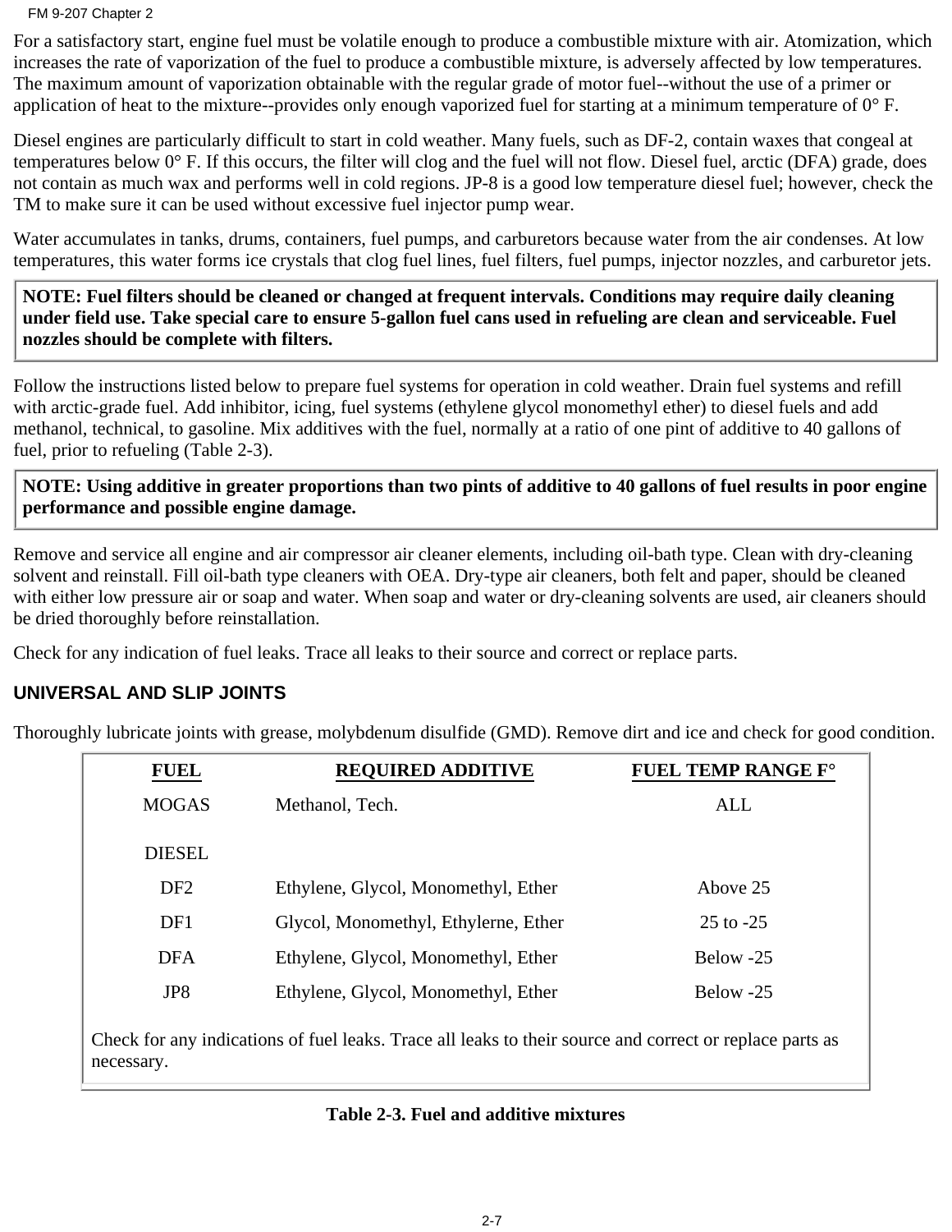For a satisfactory start, engine fuel must be volatile enough to produce a combustible mixture with air. Atomization, which increases the rate of vaporization of the fuel to produce a combustible mixture, is adversely affected by low temperatures. The maximum amount of vaporization obtainable with the regular grade of motor fuel--without the use of a primer or application of heat to the mixture--provides only enough vaporized fuel for starting at a minimum temperature of 0° F.

Diesel engines are particularly difficult to start in cold weather. Many fuels, such as DF-2, contain waxes that congeal at temperatures below 0° F. If this occurs, the filter will clog and the fuel will not flow. Diesel fuel, arctic (DFA) grade, does not contain as much wax and performs well in cold regions. JP-8 is a good low temperature diesel fuel; however, check the TM to make sure it can be used without excessive fuel injector pump wear.

Water accumulates in tanks, drums, containers, fuel pumps, and carburetors because water from the air condenses. At low temperatures, this water forms ice crystals that clog fuel lines, fuel filters, fuel pumps, injector nozzles, and carburetor jets.

**NOTE: Fuel filters should be cleaned or changed at frequent intervals. Conditions may require daily cleaning under field use. Take special care to ensure 5-gallon fuel cans used in refueling are clean and serviceable. Fuel nozzles should be complete with filters.**

Follow the instructions listed below to prepare fuel systems for operation in cold weather. Drain fuel systems and refill with arctic-grade fuel. Add inhibitor, icing, fuel systems (ethylene glycol monomethyl ether) to diesel fuels and add methanol, technical, to gasoline. Mix additives with the fuel, normally at a ratio of one pint of additive to 40 gallons of fuel, prior to refueling (Table 2-3).

**NOTE: Using additive in greater proportions than two pints of additive to 40 gallons of fuel results in poor engine performance and possible engine damage.**

Remove and service all engine and air compressor air cleaner elements, including oil-bath type. Clean with dry-cleaning solvent and reinstall. Fill oil-bath type cleaners with OEA. Dry-type air cleaners, both felt and paper, should be cleaned with either low pressure air or soap and water. When soap and water or dry-cleaning solvents are used, air cleaners should be dried thoroughly before reinstallation.

Check for any indication of fuel leaks. Trace all leaks to their source and correct or replace parts.

## UNIVERSAL AND SLIP JOINTS

Thoroughly lubricate joints with grease, molybdenum disulfide (GMD). Remove dirt and ice and check for good condition.

| FUEL | REQUIRED ADDITIVE | FUEL TEMP RANGE F° |
|---|---|---|
| MOGAS | Methanol, Tech. | ALL |
| DIESEL | | |
| DF2 | Ethylene, Glycol, Monomethyl, Ether | Above 25 |
| DF1 | Glycol, Monomethyl, Ethylerne, Ether | 25 to -25 |
| DFA | Ethylene, Glycol, Monomethyl, Ether | Below -25 |
| JP8 | Ethylene, Glycol, Monomethyl, Ether | Below -25 |

Check for any indications of fuel leaks. Trace all leaks to their source and correct or replace parts as necessary.

**Table 2-3. Fuel and additive mixtures**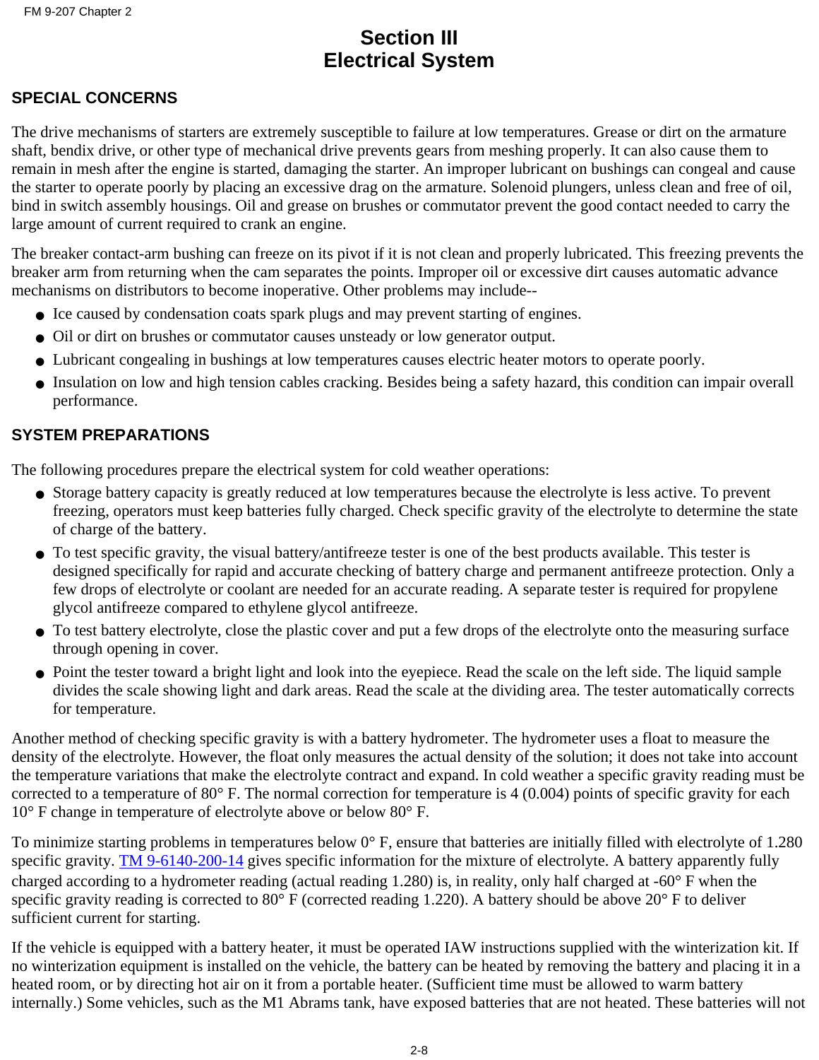# Section III
# Electrical System

## SPECIAL CONCERNS

The drive mechanisms of starters are extremely susceptible to failure at low temperatures. Grease or dirt on the armature shaft, bendix drive, or other type of mechanical drive prevents gears from meshing properly. It can also cause them to remain in mesh after the engine is started, damaging the starter. An improper lubricant on bushings can congeal and cause the starter to operate poorly by placing an excessive drag on the armature. Solenoid plungers, unless clean and free of oil, bind in switch assembly housings. Oil and grease on brushes or commutator prevent the good contact needed to carry the large amount of current required to crank an engine.

The breaker contact-arm bushing can freeze on its pivot if it is not clean and properly lubricated. This freezing prevents the breaker arm from returning when the cam separates the points. Improper oil or excessive dirt causes automatic advance mechanisms on distributors to become inoperative. Other problems may include--

- Ice caused by condensation coats spark plugs and may prevent starting of engines.
- Oil or dirt on brushes or commutator causes unsteady or low generator output.
- Lubricant congealing in bushings at low temperatures causes electric heater motors to operate poorly.
- Insulation on low and high tension cables cracking. Besides being a safety hazard, this condition can impair overall performance.

## SYSTEM PREPARATIONS

The following procedures prepare the electrical system for cold weather operations:

- Storage battery capacity is greatly reduced at low temperatures because the electrolyte is less active. To prevent freezing, operators must keep batteries fully charged. Check specific gravity of the electrolyte to determine the state of charge of the battery.
- To test specific gravity, the visual battery/antifreeze tester is one of the best products available. This tester is designed specifically for rapid and accurate checking of battery charge and permanent antifreeze protection. Only a few drops of electrolyte or coolant are needed for an accurate reading. A separate tester is required for propylene glycol antifreeze compared to ethylene glycol antifreeze.
- To test battery electrolyte, close the plastic cover and put a few drops of the electrolyte onto the measuring surface through opening in cover.
- Point the tester toward a bright light and look into the eyepiece. Read the scale on the left side. The liquid sample divides the scale showing light and dark areas. Read the scale at the dividing area. The tester automatically corrects for temperature.

Another method of checking specific gravity is with a battery hydrometer. The hydrometer uses a float to measure the density of the electrolyte. However, the float only measures the actual density of the solution; it does not take into account the temperature variations that make the electrolyte contract and expand. In cold weather a specific gravity reading must be corrected to a temperature of 80° F. The normal correction for temperature is 4 (0.004) points of specific gravity for each 10° F change in temperature of electrolyte above or below 80° F.

To minimize starting problems in temperatures below 0° F, ensure that batteries are initially filled with electrolyte of 1.280 specific gravity. TM 9-6140-200-14 gives specific information for the mixture of electrolyte. A battery apparently fully charged according to a hydrometer reading (actual reading 1.280) is, in reality, only half charged at -60° F when the specific gravity reading is corrected to 80° F (corrected reading 1.220). A battery should be above 20° F to deliver sufficient current for starting.

If the vehicle is equipped with a battery heater, it must be operated IAW instructions supplied with the winterization kit. If no winterization equipment is installed on the vehicle, the battery can be heated by removing the battery and placing it in a heated room, or by directing hot air on it from a portable heater. (Sufficient time must be allowed to warm battery internally.) Some vehicles, such as the M1 Abrams tank, have exposed batteries that are not heated. These batteries will not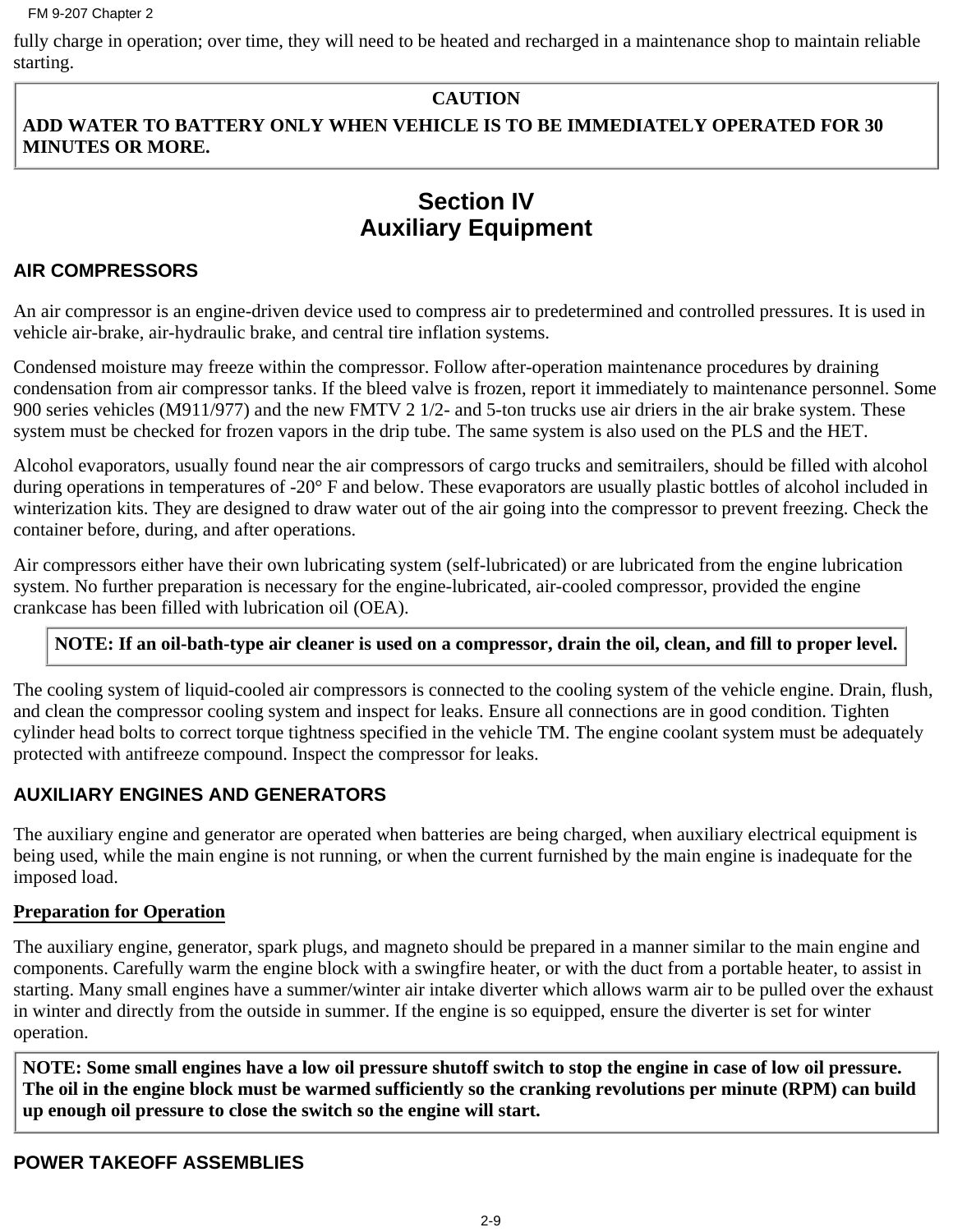fully charge in operation; over time, they will need to be heated and recharged in a maintenance shop to maintain reliable starting.

**CAUTION**

**ADD WATER TO BATTERY ONLY WHEN VEHICLE IS TO BE IMMEDIATELY OPERATED FOR 30 MINUTES OR MORE.**

# Section IV
# Auxiliary Equipment

## AIR COMPRESSORS

An air compressor is an engine-driven device used to compress air to predetermined and controlled pressures. It is used in vehicle air-brake, air-hydraulic brake, and central tire inflation systems.

Condensed moisture may freeze within the compressor. Follow after-operation maintenance procedures by draining condensation from air compressor tanks. If the bleed valve is frozen, report it immediately to maintenance personnel. Some 900 series vehicles (M911/977) and the new FMTV 2 1/2- and 5-ton trucks use air driers in the air brake system. These system must be checked for frozen vapors in the drip tube. The same system is also used on the PLS and the HET.

Alcohol evaporators, usually found near the air compressors of cargo trucks and semitrailers, should be filled with alcohol during operations in temperatures of -20° F and below. These evaporators are usually plastic bottles of alcohol included in winterization kits. They are designed to draw water out of the air going into the compressor to prevent freezing. Check the container before, during, and after operations.

Air compressors either have their own lubricating system (self-lubricated) or are lubricated from the engine lubrication system. No further preparation is necessary for the engine-lubricated, air-cooled compressor, provided the engine crankcase has been filled with lubrication oil (OEA).

**NOTE: If an oil-bath-type air cleaner is used on a compressor, drain the oil, clean, and fill to proper level.**

The cooling system of liquid-cooled air compressors is connected to the cooling system of the vehicle engine. Drain, flush, and clean the compressor cooling system and inspect for leaks. Ensure all connections are in good condition. Tighten cylinder head bolts to correct torque tightness specified in the vehicle TM. The engine coolant system must be adequately protected with antifreeze compound. Inspect the compressor for leaks.

## AUXILIARY ENGINES AND GENERATORS

The auxiliary engine and generator are operated when batteries are being charged, when auxiliary electrical equipment is being used, while the main engine is not running, or when the current furnished by the main engine is inadequate for the imposed load.

### Preparation for Operation

The auxiliary engine, generator, spark plugs, and magneto should be prepared in a manner similar to the main engine and components. Carefully warm the engine block with a swingfire heater, or with the duct from a portable heater, to assist in starting. Many small engines have a summer/winter air intake diverter which allows warm air to be pulled over the exhaust in winter and directly from the outside in summer. If the engine is so equipped, ensure the diverter is set for winter operation.

**NOTE: Some small engines have a low oil pressure shutoff switch to stop the engine in case of low oil pressure. The oil in the engine block must be warmed sufficiently so the cranking revolutions per minute (RPM) can build up enough oil pressure to close the switch so the engine will start.**

## POWER TAKEOFF ASSEMBLIES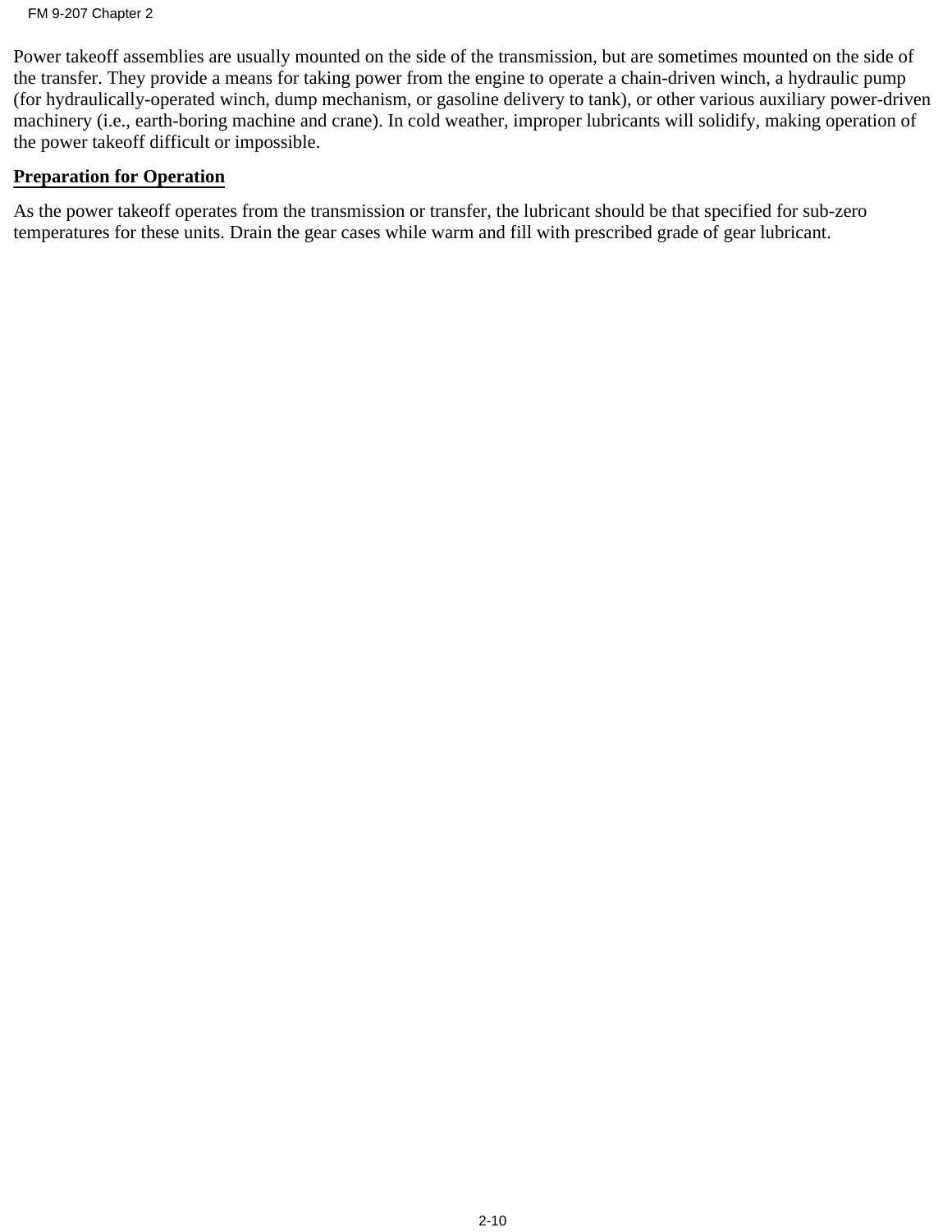Power takeoff assemblies are usually mounted on the side of the transmission, but are sometimes mounted on the side of the transfer. They provide a means for taking power from the engine to operate a chain-driven winch, a hydraulic pump (for hydraulically-operated winch, dump mechanism, or gasoline delivery to tank), or other various auxiliary power-driven machinery (i.e., earth-boring machine and crane). In cold weather, improper lubricants will solidify, making operation of the power takeoff difficult or impossible.

## Preparation for Operation

As the power takeoff operates from the transmission or transfer, the lubricant should be that specified for sub-zero temperatures for these units. Drain the gear cases while warm and fill with prescribed grade of gear lubricant.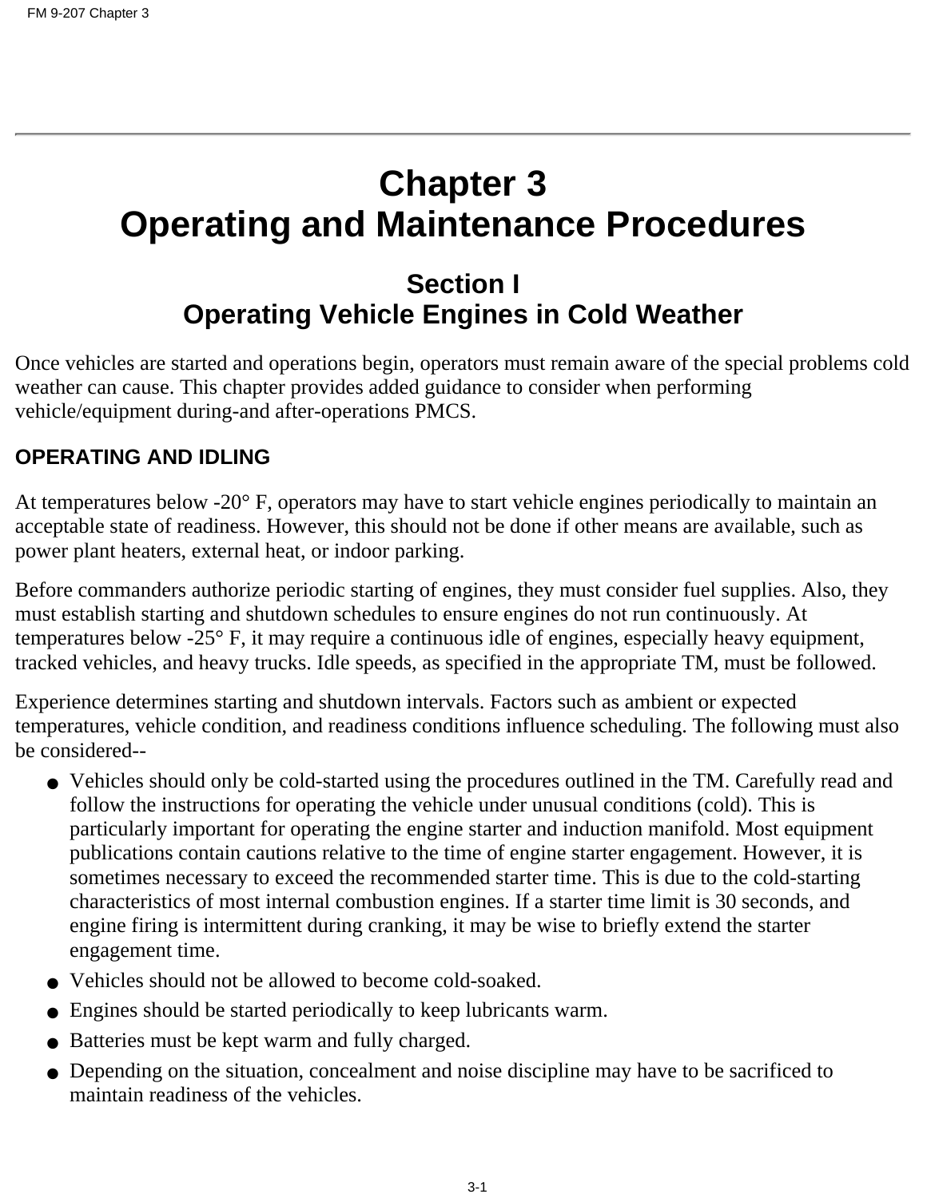# Chapter 3
# Operating and Maintenance Procedures

## Section I
## Operating Vehicle Engines in Cold Weather

Once vehicles are started and operations begin, operators must remain aware of the special problems cold weather can cause. This chapter provides added guidance to consider when performing vehicle/equipment during-and after-operations PMCS.

### OPERATING AND IDLING

At temperatures below -20° F, operators may have to start vehicle engines periodically to maintain an acceptable state of readiness. However, this should not be done if other means are available, such as power plant heaters, external heat, or indoor parking.

Before commanders authorize periodic starting of engines, they must consider fuel supplies. Also, they must establish starting and shutdown schedules to ensure engines do not run continuously. At temperatures below -25° F, it may require a continuous idle of engines, especially heavy equipment, tracked vehicles, and heavy trucks. Idle speeds, as specified in the appropriate TM, must be followed.

Experience determines starting and shutdown intervals. Factors such as ambient or expected temperatures, vehicle condition, and readiness conditions influence scheduling. The following must also be considered--

- Vehicles should only be cold-started using the procedures outlined in the TM. Carefully read and follow the instructions for operating the vehicle under unusual conditions (cold). This is particularly important for operating the engine starter and induction manifold. Most equipment publications contain cautions relative to the time of engine starter engagement. However, it is sometimes necessary to exceed the recommended starter time. This is due to the cold-starting characteristics of most internal combustion engines. If a starter time limit is 30 seconds, and engine firing is intermittent during cranking, it may be wise to briefly extend the starter engagement time.
- Vehicles should not be allowed to become cold-soaked.
- Engines should be started periodically to keep lubricants warm.
- Batteries must be kept warm and fully charged.
- Depending on the situation, concealment and noise discipline may have to be sacrificed to maintain readiness of the vehicles.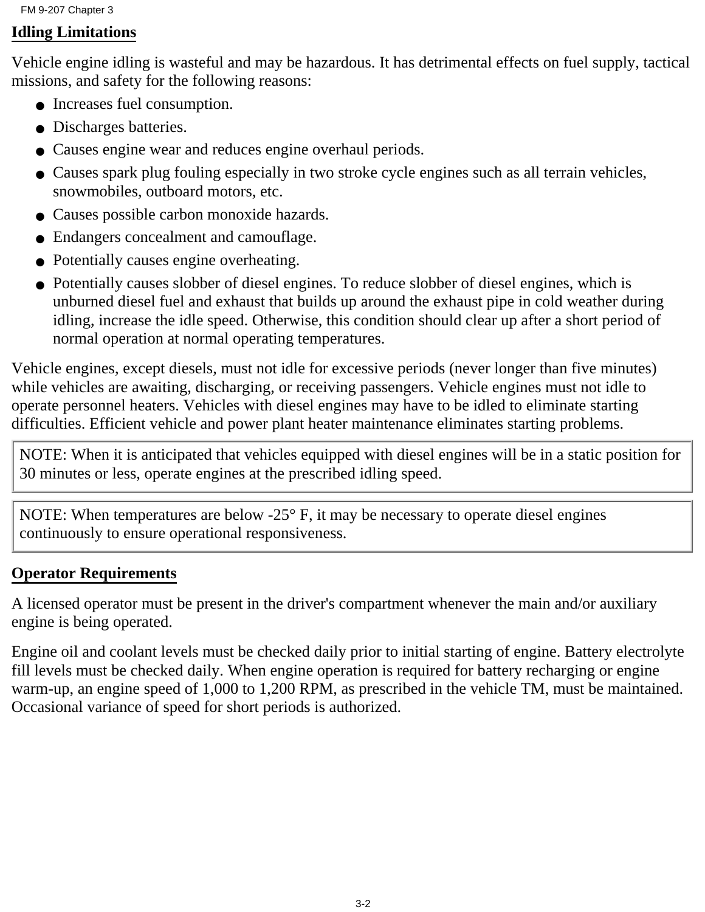## Idling Limitations

Vehicle engine idling is wasteful and may be hazardous. It has detrimental effects on fuel supply, tactical missions, and safety for the following reasons:

- Increases fuel consumption.
- Discharges batteries.
- Causes engine wear and reduces engine overhaul periods.
- Causes spark plug fouling especially in two stroke cycle engines such as all terrain vehicles, snowmobiles, outboard motors, etc.
- Causes possible carbon monoxide hazards.
- Endangers concealment and camouflage.
- Potentially causes engine overheating.
- Potentially causes slobber of diesel engines. To reduce slobber of diesel engines, which is unburned diesel fuel and exhaust that builds up around the exhaust pipe in cold weather during idling, increase the idle speed. Otherwise, this condition should clear up after a short period of normal operation at normal operating temperatures.

Vehicle engines, except diesels, must not idle for excessive periods (never longer than five minutes) while vehicles are awaiting, discharging, or receiving passengers. Vehicle engines must not idle to operate personnel heaters. Vehicles with diesel engines may have to be idled to eliminate starting difficulties. Efficient vehicle and power plant heater maintenance eliminates starting problems.

> NOTE: When it is anticipated that vehicles equipped with diesel engines will be in a static position for 30 minutes or less, operate engines at the prescribed idling speed.

> NOTE: When temperatures are below -25° F, it may be necessary to operate diesel engines continuously to ensure operational responsiveness.

## Operator Requirements

A licensed operator must be present in the driver's compartment whenever the main and/or auxiliary engine is being operated.

Engine oil and coolant levels must be checked daily prior to initial starting of engine. Battery electrolyte fill levels must be checked daily. When engine operation is required for battery recharging or engine warm-up, an engine speed of 1,000 to 1,200 RPM, as prescribed in the vehicle TM, must be maintained. Occasional variance of speed for short periods is authorized.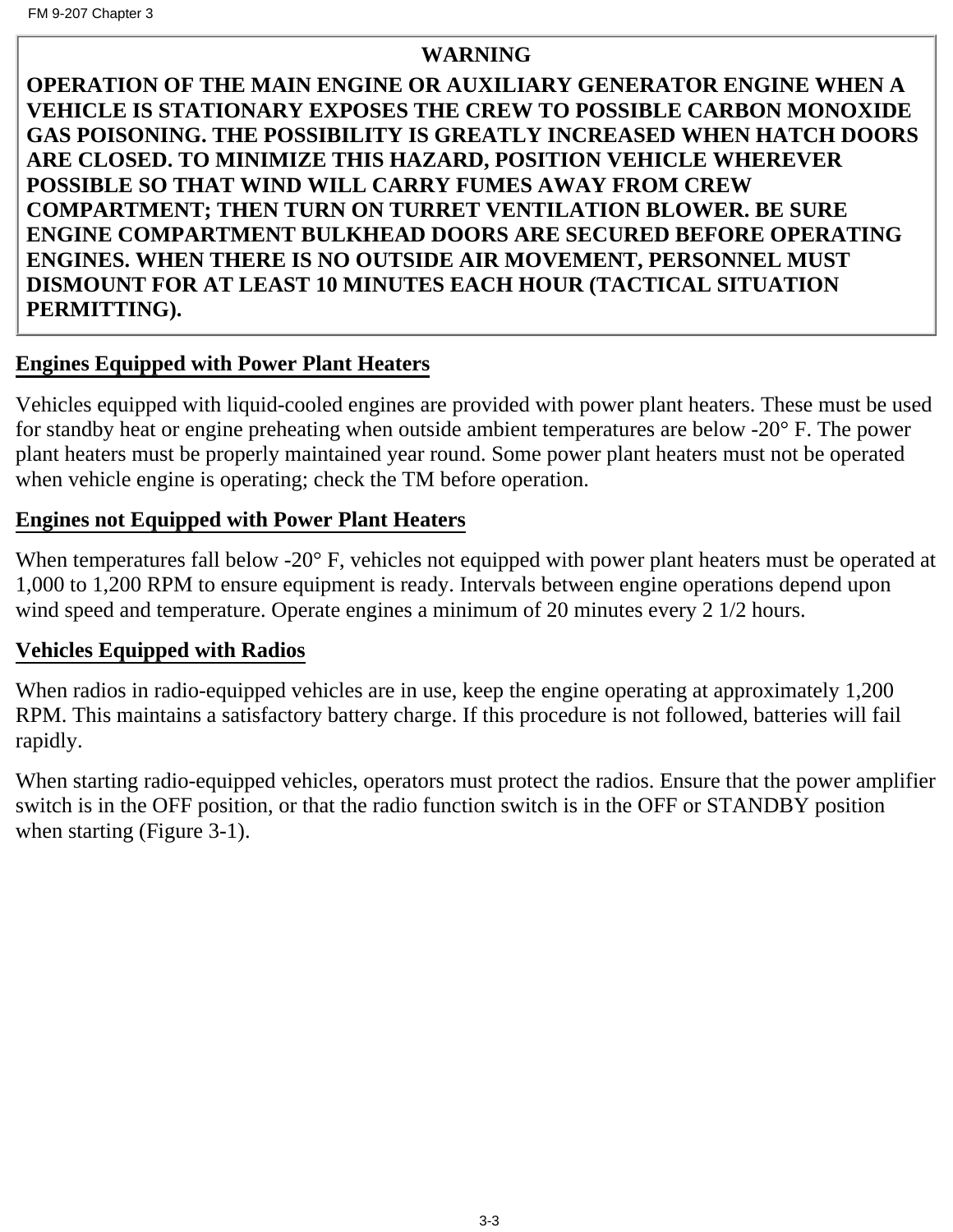**WARNING**

**OPERATION OF THE MAIN ENGINE OR AUXILIARY GENERATOR ENGINE WHEN A VEHICLE IS STATIONARY EXPOSES THE CREW TO POSSIBLE CARBON MONOXIDE GAS POISONING. THE POSSIBILITY IS GREATLY INCREASED WHEN HATCH DOORS ARE CLOSED. TO MINIMIZE THIS HAZARD, POSITION VEHICLE WHEREVER POSSIBLE SO THAT WIND WILL CARRY FUMES AWAY FROM CREW COMPARTMENT; THEN TURN ON TURRET VENTILATION BLOWER. BE SURE ENGINE COMPARTMENT BULKHEAD DOORS ARE SECURED BEFORE OPERATING ENGINES. WHEN THERE IS NO OUTSIDE AIR MOVEMENT, PERSONNEL MUST DISMOUNT FOR AT LEAST 10 MINUTES EACH HOUR (TACTICAL SITUATION PERMITTING).**

**Engines Equipped with Power Plant Heaters**

Vehicles equipped with liquid-cooled engines are provided with power plant heaters. These must be used for standby heat or engine preheating when outside ambient temperatures are below -20° F. The power plant heaters must be properly maintained year round. Some power plant heaters must not be operated when vehicle engine is operating; check the TM before operation.

**Engines not Equipped with Power Plant Heaters**

When temperatures fall below -20° F, vehicles not equipped with power plant heaters must be operated at 1,000 to 1,200 RPM to ensure equipment is ready. Intervals between engine operations depend upon wind speed and temperature. Operate engines a minimum of 20 minutes every 2 1/2 hours.

**Vehicles Equipped with Radios**

When radios in radio-equipped vehicles are in use, keep the engine operating at approximately 1,200 RPM. This maintains a satisfactory battery charge. If this procedure is not followed, batteries will fail rapidly.

When starting radio-equipped vehicles, operators must protect the radios. Ensure that the power amplifier switch is in the OFF position, or that the radio function switch is in the OFF or STANDBY position when starting (Figure 3-1).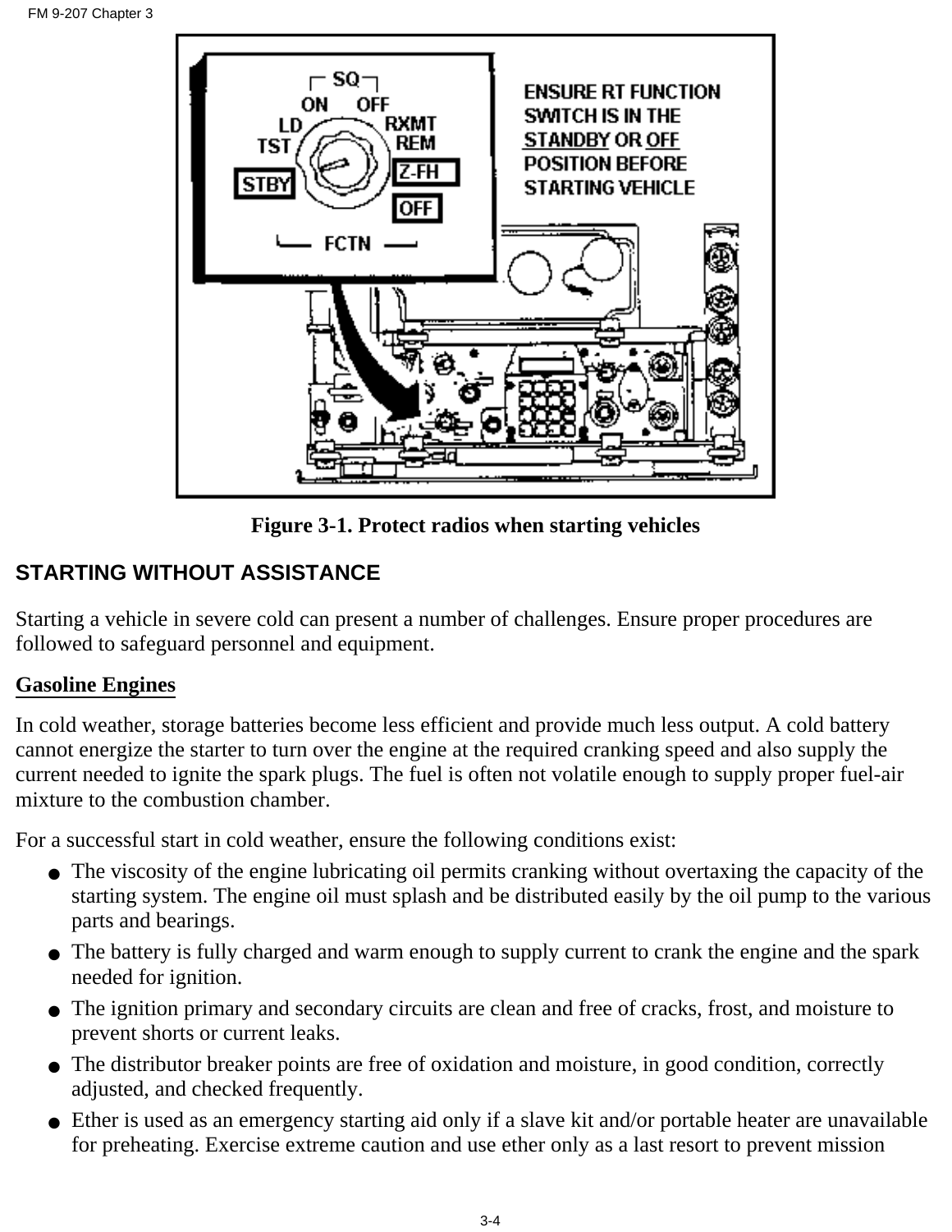Figure 3-1. Protect radios when starting vehicles

## STARTING WITHOUT ASSISTANCE

Starting a vehicle in severe cold can present a number of challenges. Ensure proper procedures are followed to safeguard personnel and equipment.

### Gasoline Engines

In cold weather, storage batteries become less efficient and provide much less output. A cold battery cannot energize the starter to turn over the engine at the required cranking speed and also supply the current needed to ignite the spark plugs. The fuel is often not volatile enough to supply proper fuel-air mixture to the combustion chamber.

For a successful start in cold weather, ensure the following conditions exist:

- The viscosity of the engine lubricating oil permits cranking without overtaxing the capacity of the starting system. The engine oil must splash and be distributed easily by the oil pump to the various parts and bearings.
- The battery is fully charged and warm enough to supply current to crank the engine and the spark needed for ignition.
- The ignition primary and secondary circuits are clean and free of cracks, frost, and moisture to prevent shorts or current leaks.
- The distributor breaker points are free of oxidation and moisture, in good condition, correctly adjusted, and checked frequently.
- Ether is used as an emergency starting aid only if a slave kit and/or portable heater are unavailable for preheating. Exercise extreme caution and use ether only as a last resort to prevent mission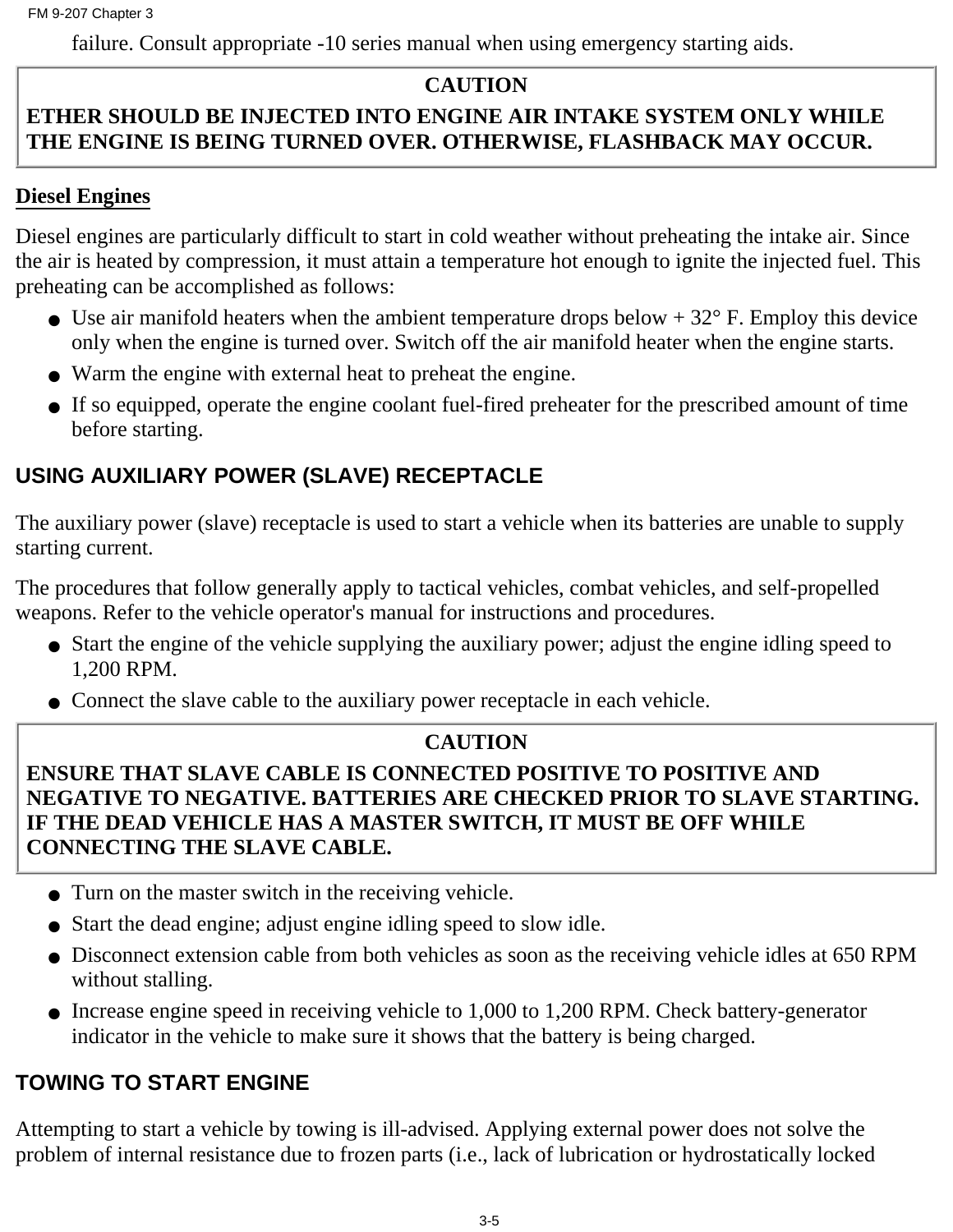failure. Consult appropriate -10 series manual when using emergency starting aids.

**CAUTION**

**ETHER SHOULD BE INJECTED INTO ENGINE AIR INTAKE SYSTEM ONLY WHILE THE ENGINE IS BEING TURNED OVER. OTHERWISE, FLASHBACK MAY OCCUR.**

**Diesel Engines**

Diesel engines are particularly difficult to start in cold weather without preheating the intake air. Since the air is heated by compression, it must attain a temperature hot enough to ignite the injected fuel. This preheating can be accomplished as follows:

- Use air manifold heaters when the ambient temperature drops below + 32° F. Employ this device only when the engine is turned over. Switch off the air manifold heater when the engine starts.
- Warm the engine with external heat to preheat the engine.
- If so equipped, operate the engine coolant fuel-fired preheater for the prescribed amount of time before starting.

## USING AUXILIARY POWER (SLAVE) RECEPTACLE

The auxiliary power (slave) receptacle is used to start a vehicle when its batteries are unable to supply starting current.

The procedures that follow generally apply to tactical vehicles, combat vehicles, and self-propelled weapons. Refer to the vehicle operator's manual for instructions and procedures.

- Start the engine of the vehicle supplying the auxiliary power; adjust the engine idling speed to 1,200 RPM.
- Connect the slave cable to the auxiliary power receptacle in each vehicle.

**CAUTION**

**ENSURE THAT SLAVE CABLE IS CONNECTED POSITIVE TO POSITIVE AND NEGATIVE TO NEGATIVE. BATTERIES ARE CHECKED PRIOR TO SLAVE STARTING. IF THE DEAD VEHICLE HAS A MASTER SWITCH, IT MUST BE OFF WHILE CONNECTING THE SLAVE CABLE.**

- Turn on the master switch in the receiving vehicle.
- Start the dead engine; adjust engine idling speed to slow idle.
- Disconnect extension cable from both vehicles as soon as the receiving vehicle idles at 650 RPM without stalling.
- Increase engine speed in receiving vehicle to 1,000 to 1,200 RPM. Check battery-generator indicator in the vehicle to make sure it shows that the battery is being charged.

## TOWING TO START ENGINE

Attempting to start a vehicle by towing is ill-advised. Applying external power does not solve the problem of internal resistance due to frozen parts (i.e., lack of lubrication or hydrostatically locked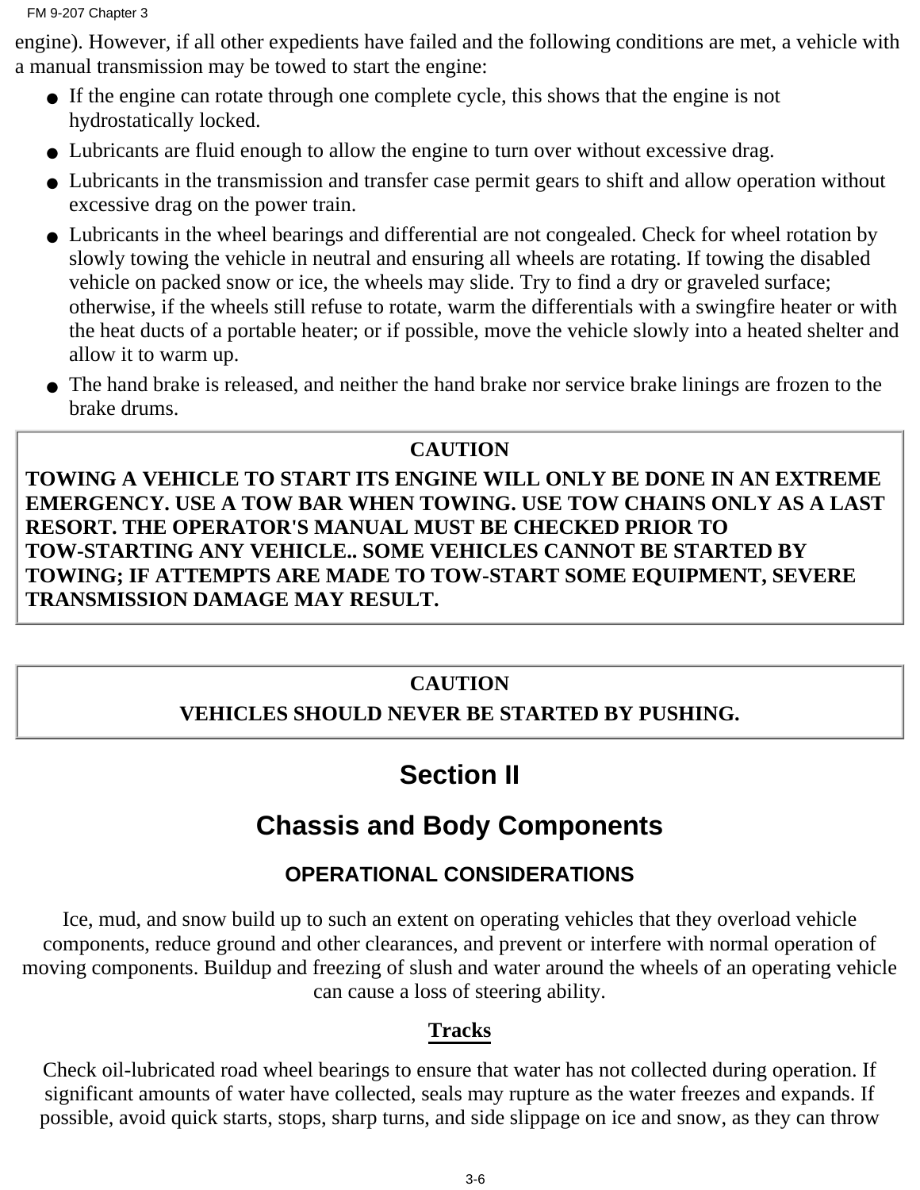engine). However, if all other expedients have failed and the following conditions are met, a vehicle with a manual transmission may be towed to start the engine:

- If the engine can rotate through one complete cycle, this shows that the engine is not hydrostatically locked.
- Lubricants are fluid enough to allow the engine to turn over without excessive drag.
- Lubricants in the transmission and transfer case permit gears to shift and allow operation without excessive drag on the power train.
- Lubricants in the wheel bearings and differential are not congealed. Check for wheel rotation by slowly towing the vehicle in neutral and ensuring all wheels are rotating. If towing the disabled vehicle on packed snow or ice, the wheels may slide. Try to find a dry or graveled surface; otherwise, if the wheels still refuse to rotate, warm the differentials with a swingfire heater or with the heat ducts of a portable heater; or if possible, move the vehicle slowly into a heated shelter and allow it to warm up.
- The hand brake is released, and neither the hand brake nor service brake linings are frozen to the brake drums.

**CAUTION**

**TOWING A VEHICLE TO START ITS ENGINE WILL ONLY BE DONE IN AN EXTREME EMERGENCY. USE A TOW BAR WHEN TOWING. USE TOW CHAINS ONLY AS A LAST RESORT. THE OPERATOR'S MANUAL MUST BE CHECKED PRIOR TO TOW-STARTING ANY VEHICLE.. SOME VEHICLES CANNOT BE STARTED BY TOWING; IF ATTEMPTS ARE MADE TO TOW-START SOME EQUIPMENT, SEVERE TRANSMISSION DAMAGE MAY RESULT.**

**CAUTION**

**VEHICLES SHOULD NEVER BE STARTED BY PUSHING.**

# Section II

# Chassis and Body Components

### OPERATIONAL CONSIDERATIONS

Ice, mud, and snow build up to such an extent on operating vehicles that they overload vehicle components, reduce ground and other clearances, and prevent or interfere with normal operation of moving components. Buildup and freezing of slush and water around the wheels of an operating vehicle can cause a loss of steering ability.

**Tracks**

Check oil-lubricated road wheel bearings to ensure that water has not collected during operation. If significant amounts of water have collected, seals may rupture as the water freezes and expands. If possible, avoid quick starts, stops, sharp turns, and side slippage on ice and snow, as they can throw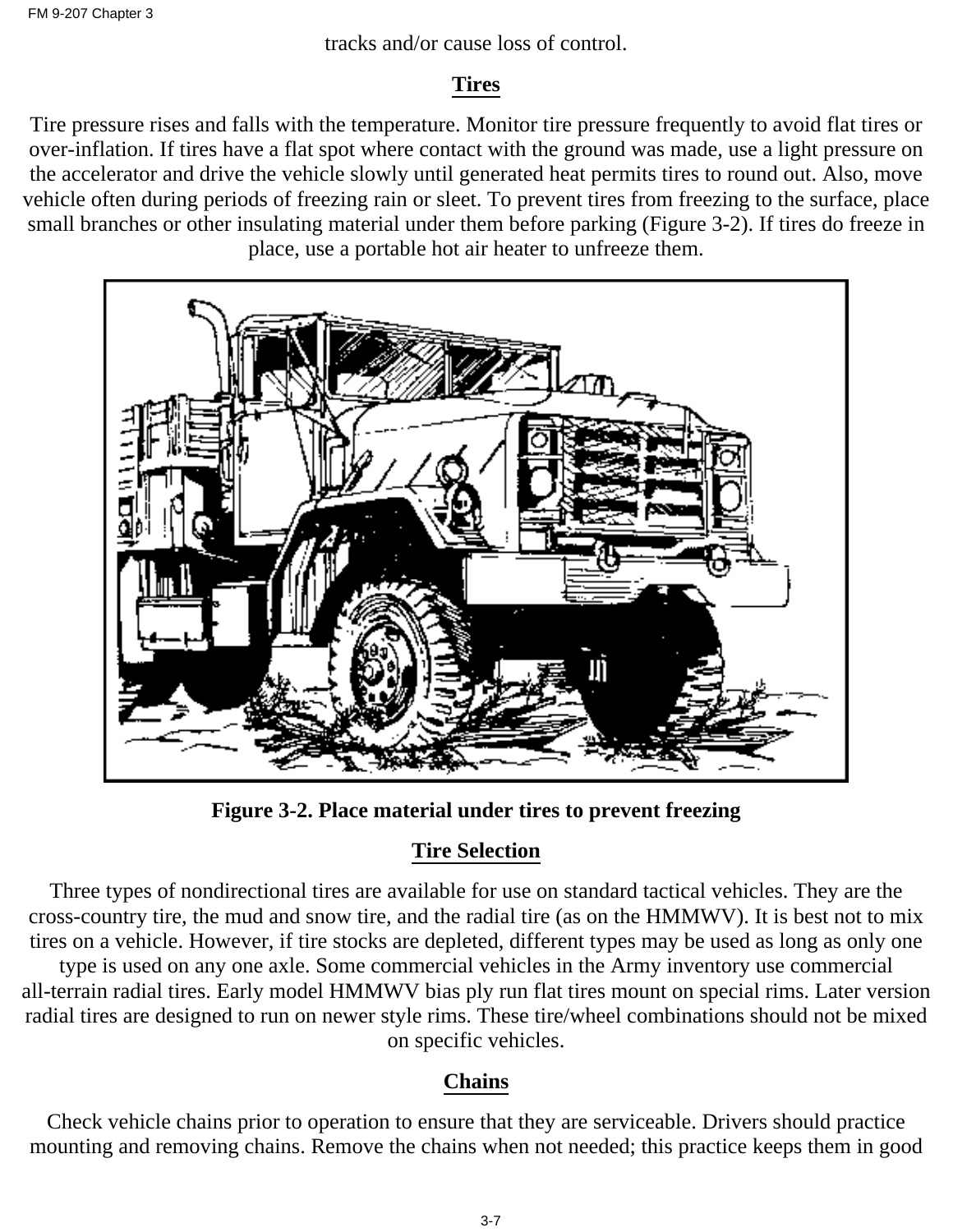tracks and/or cause loss of control.

## Tires

Tire pressure rises and falls with the temperature. Monitor tire pressure frequently to avoid flat tires or over-inflation. If tires have a flat spot where contact with the ground was made, use a light pressure on the accelerator and drive the vehicle slowly until generated heat permits tires to round out. Also, move vehicle often during periods of freezing rain or sleet. To prevent tires from freezing to the surface, place small branches or other insulating material under them before parking (Figure 3-2). If tires do freeze in place, use a portable hot air heater to unfreeze them.

**Figure 3-2. Place material under tires to prevent freezing**

## Tire Selection

Three types of nondirectional tires are available for use on standard tactical vehicles. They are the cross-country tire, the mud and snow tire, and the radial tire (as on the HMMWV). It is best not to mix tires on a vehicle. However, if tire stocks are depleted, different types may be used as long as only one type is used on any one axle. Some commercial vehicles in the Army inventory use commercial all-terrain radial tires. Early model HMMWV bias ply run flat tires mount on special rims. Later version radial tires are designed to run on newer style rims. These tire/wheel combinations should not be mixed on specific vehicles.

## Chains

Check vehicle chains prior to operation to ensure that they are serviceable. Drivers should practice mounting and removing chains. Remove the chains when not needed; this practice keeps them in good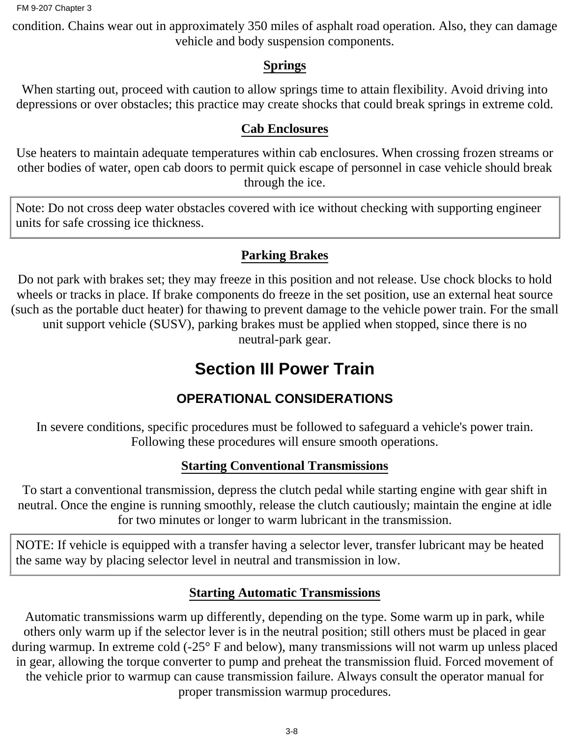condition. Chains wear out in approximately 350 miles of asphalt road operation. Also, they can damage vehicle and body suspension components.

### Springs

When starting out, proceed with caution to allow springs time to attain flexibility. Avoid driving into depressions or over obstacles; this practice may create shocks that could break springs in extreme cold.

### Cab Enclosures

Use heaters to maintain adequate temperatures within cab enclosures. When crossing frozen streams or other bodies of water, open cab doors to permit quick escape of personnel in case vehicle should break through the ice.

> Note: Do not cross deep water obstacles covered with ice without checking with supporting engineer units for safe crossing ice thickness.

### Parking Brakes

Do not park with brakes set; they may freeze in this position and not release. Use chock blocks to hold wheels or tracks in place. If brake components do freeze in the set position, use an external heat source (such as the portable duct heater) for thawing to prevent damage to the vehicle power train. For the small unit support vehicle (SUSV), parking brakes must be applied when stopped, since there is no neutral-park gear.

# Section III Power Train

## OPERATIONAL CONSIDERATIONS

In severe conditions, specific procedures must be followed to safeguard a vehicle's power train. Following these procedures will ensure smooth operations.

### Starting Conventional Transmissions

To start a conventional transmission, depress the clutch pedal while starting engine with gear shift in neutral. Once the engine is running smoothly, release the clutch cautiously; maintain the engine at idle for two minutes or longer to warm lubricant in the transmission.

> NOTE: If vehicle is equipped with a transfer having a selector lever, transfer lubricant may be heated the same way by placing selector level in neutral and transmission in low.

### Starting Automatic Transmissions

Automatic transmissions warm up differently, depending on the type. Some warm up in park, while others only warm up if the selector lever is in the neutral position; still others must be placed in gear during warmup. In extreme cold (-25° F and below), many transmissions will not warm up unless placed in gear, allowing the torque converter to pump and preheat the transmission fluid. Forced movement of the vehicle prior to warmup can cause transmission failure. Always consult the operator manual for proper transmission warmup procedures.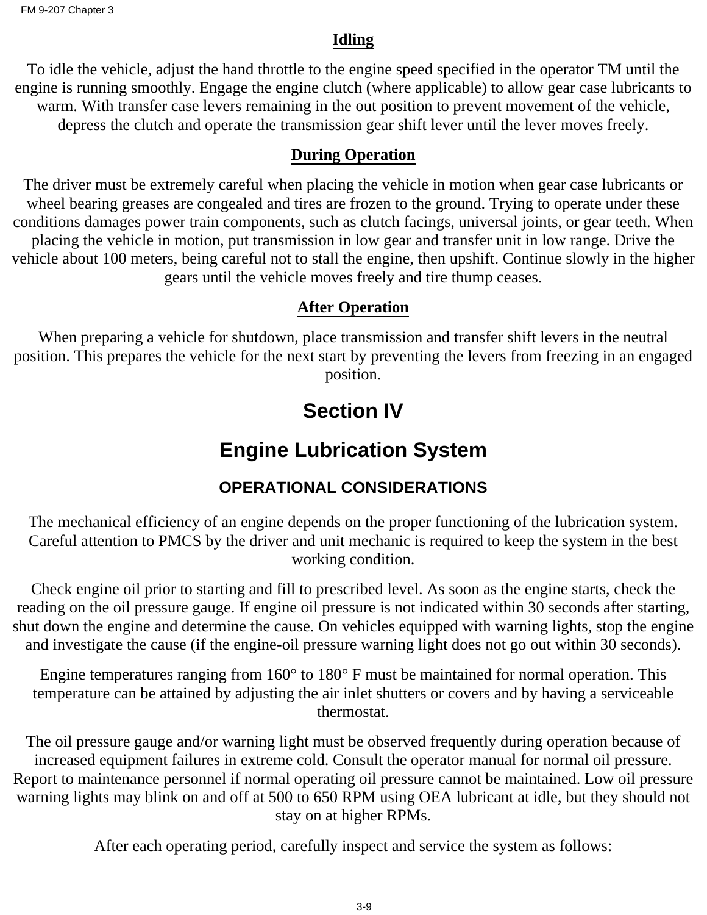### Idling

To idle the vehicle, adjust the hand throttle to the engine speed specified in the operator TM until the engine is running smoothly. Engage the engine clutch (where applicable) to allow gear case lubricants to warm. With transfer case levers remaining in the out position to prevent movement of the vehicle, depress the clutch and operate the transmission gear shift lever until the lever moves freely.

### During Operation

The driver must be extremely careful when placing the vehicle in motion when gear case lubricants or wheel bearing greases are congealed and tires are frozen to the ground. Trying to operate under these conditions damages power train components, such as clutch facings, universal joints, or gear teeth. When placing the vehicle in motion, put transmission in low gear and transfer unit in low range. Drive the vehicle about 100 meters, being careful not to stall the engine, then upshift. Continue slowly in the higher gears until the vehicle moves freely and tire thump ceases.

### After Operation

When preparing a vehicle for shutdown, place transmission and transfer shift levers in the neutral position. This prepares the vehicle for the next start by preventing the levers from freezing in an engaged position.

# Section IV

# Engine Lubrication System

## OPERATIONAL CONSIDERATIONS

The mechanical efficiency of an engine depends on the proper functioning of the lubrication system. Careful attention to PMCS by the driver and unit mechanic is required to keep the system in the best working condition.

Check engine oil prior to starting and fill to prescribed level. As soon as the engine starts, check the reading on the oil pressure gauge. If engine oil pressure is not indicated within 30 seconds after starting, shut down the engine and determine the cause. On vehicles equipped with warning lights, stop the engine and investigate the cause (if the engine-oil pressure warning light does not go out within 30 seconds).

Engine temperatures ranging from 160° to 180° F must be maintained for normal operation. This temperature can be attained by adjusting the air inlet shutters or covers and by having a serviceable thermostat.

The oil pressure gauge and/or warning light must be observed frequently during operation because of increased equipment failures in extreme cold. Consult the operator manual for normal oil pressure. Report to maintenance personnel if normal operating oil pressure cannot be maintained. Low oil pressure warning lights may blink on and off at 500 to 650 RPM using OEA lubricant at idle, but they should not stay on at higher RPMs.

After each operating period, carefully inspect and service the system as follows: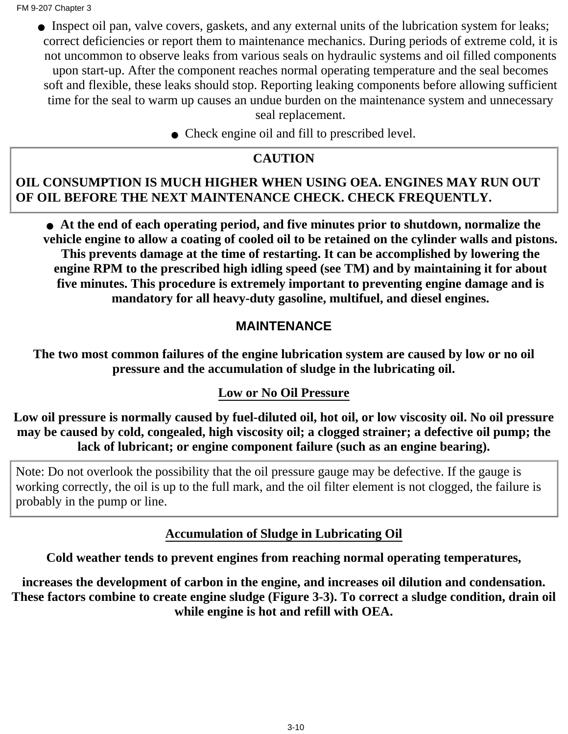- Inspect oil pan, valve covers, gaskets, and any external units of the lubrication system for leaks; correct deficiencies or report them to maintenance mechanics. During periods of extreme cold, it is not uncommon to observe leaks from various seals on hydraulic systems and oil filled components upon start-up. After the component reaches normal operating temperature and the seal becomes soft and flexible, these leaks should stop. Reporting leaking components before allowing sufficient time for the seal to warm up causes an undue burden on the maintenance system and unnecessary seal replacement.
- Check engine oil and fill to prescribed level.

> **CAUTION**
>
> **OIL CONSUMPTION IS MUCH HIGHER WHEN USING OEA. ENGINES MAY RUN OUT OF OIL BEFORE THE NEXT MAINTENANCE CHECK. CHECK FREQUENTLY.**

- **At the end of each operating period, and five minutes prior to shutdown, normalize the vehicle engine to allow a coating of cooled oil to be retained on the cylinder walls and pistons. This prevents damage at the time of restarting. It can be accomplished by lowering the engine RPM to the prescribed high idling speed (see TM) and by maintaining it for about five minutes. This procedure is extremely important to preventing engine damage and is mandatory for all heavy-duty gasoline, multifuel, and diesel engines.**

## MAINTENANCE

**The two most common failures of the engine lubrication system are caused by low or no oil pressure and the accumulation of sludge in the lubricating oil.**

### Low or No Oil Pressure

**Low oil pressure is normally caused by fuel-diluted oil, hot oil, or low viscosity oil. No oil pressure may be caused by cold, congealed, high viscosity oil; a clogged strainer; a defective oil pump; the lack of lubricant; or engine component failure (such as an engine bearing).**

> Note: Do not overlook the possibility that the oil pressure gauge may be defective. If the gauge is working correctly, the oil is up to the full mark, and the oil filter element is not clogged, the failure is probably in the pump or line.

### Accumulation of Sludge in Lubricating Oil

**Cold weather tends to prevent engines from reaching normal operating temperatures,**

**increases the development of carbon in the engine, and increases oil dilution and condensation. These factors combine to create engine sludge (Figure 3-3). To correct a sludge condition, drain oil while engine is hot and refill with OEA.**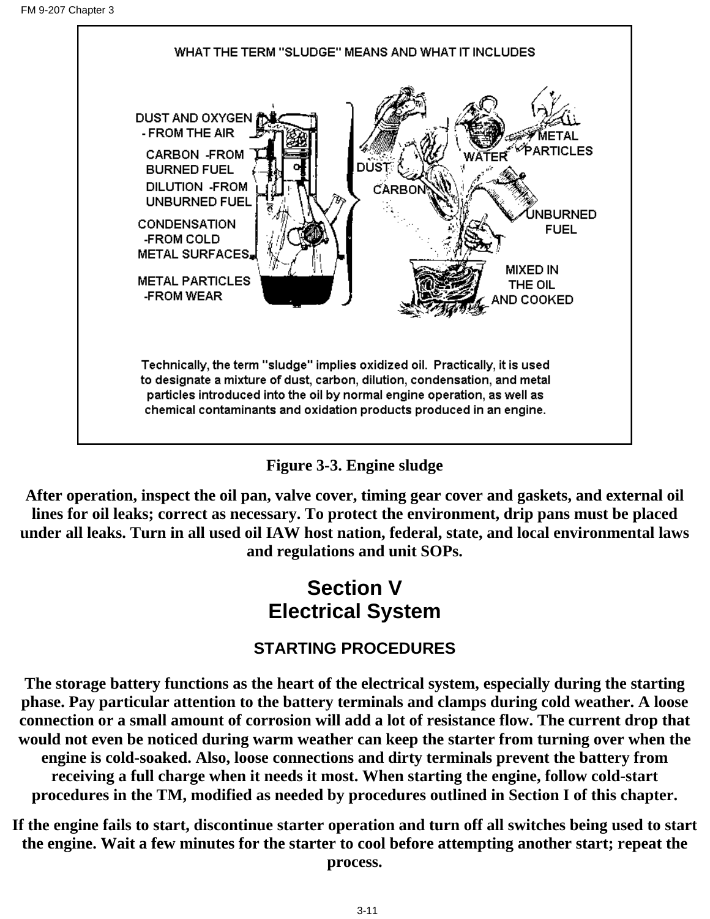WHAT THE TERM "SLUDGE" MEANS AND WHAT IT INCLUDES

DUST AND OXYGEN - FROM THE AIR

CARBON -FROM BURNED FUEL

DILUTION -FROM UNBURNED FUEL

CONDENSATION -FROM COLD METAL SURFACES

METAL PARTICLES -FROM WEAR

DUST, CARBON, WATER, METAL PARTICLES, UNBURNED FUEL, MIXED IN THE OIL AND COOKED

Technically, the term "sludge" implies oxidized oil. Practically, it is used to designate a mixture of dust, carbon, dilution, condensation, and metal particles introduced into the oil by normal engine operation, as well as chemical contaminants and oxidation products produced in an engine.

**Figure 3-3. Engine sludge**

**After operation, inspect the oil pan, valve cover, timing gear cover and gaskets, and external oil lines for oil leaks; correct as necessary. To protect the environment, drip pans must be placed under all leaks. Turn in all used oil IAW host nation, federal, state, and local environmental laws and regulations and unit SOPs.**

# Section V
# Electrical System

## STARTING PROCEDURES

**The storage battery functions as the heart of the electrical system, especially during the starting phase. Pay particular attention to the battery terminals and clamps during cold weather. A loose connection or a small amount of corrosion will add a lot of resistance flow. The current drop that would not even be noticed during warm weather can keep the starter from turning over when the engine is cold-soaked. Also, loose connections and dirty terminals prevent the battery from receiving a full charge when it needs it most. When starting the engine, follow cold-start procedures in the TM, modified as needed by procedures outlined in Section I of this chapter.**

**If the engine fails to start, discontinue starter operation and turn off all switches being used to start the engine. Wait a few minutes for the starter to cool before attempting another start; repeat the process.**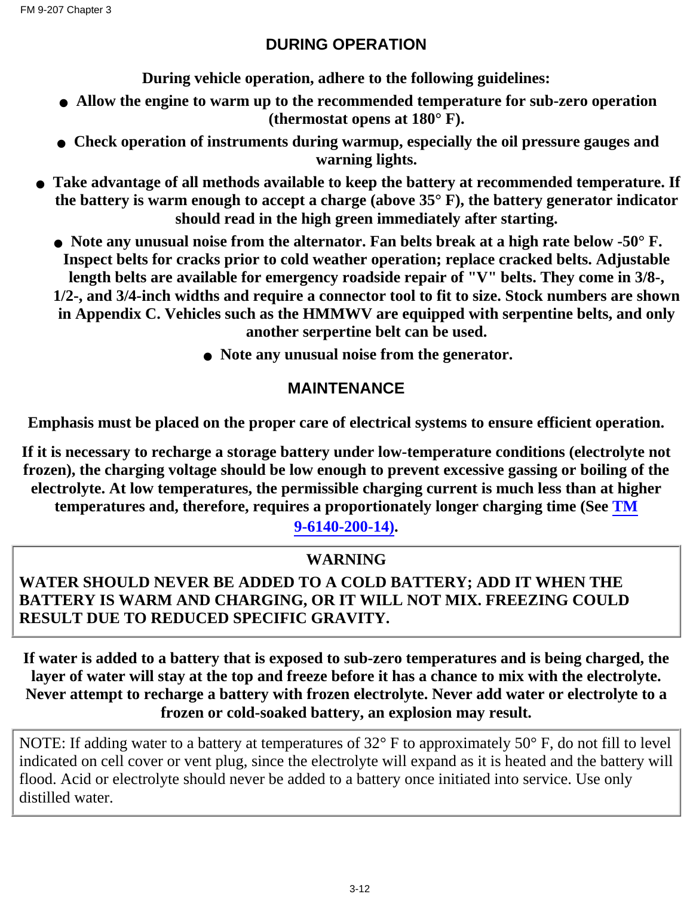## DURING OPERATION

**During vehicle operation, adhere to the following guidelines:**

- **Allow the engine to warm up to the recommended temperature for sub-zero operation (thermostat opens at 180° F).**
- **Check operation of instruments during warmup, especially the oil pressure gauges and warning lights.**
- **Take advantage of all methods available to keep the battery at recommended temperature. If the battery is warm enough to accept a charge (above 35° F), the battery generator indicator should read in the high green immediately after starting.**
- **Note any unusual noise from the alternator. Fan belts break at a high rate below -50° F. Inspect belts for cracks prior to cold weather operation; replace cracked belts. Adjustable length belts are available for emergency roadside repair of "V" belts. They come in 3/8-, 1/2-, and 3/4-inch widths and require a connector tool to fit to size. Stock numbers are shown in Appendix C. Vehicles such as the HMMWV are equipped with serpentine belts, and only another serpertine belt can be used.**
- **Note any unusual noise from the generator.**

## MAINTENANCE

**Emphasis must be placed on the proper care of electrical systems to ensure efficient operation.**

**If it is necessary to recharge a storage battery under low-temperature conditions (electrolyte not frozen), the charging voltage should be low enough to prevent excessive gassing or boiling of the electrolyte. At low temperatures, the permissible charging current is much less than at higher temperatures and, therefore, requires a proportionately longer charging time (See TM 9-6140-200-14).**

> **WARNING**
>
> **WATER SHOULD NEVER BE ADDED TO A COLD BATTERY; ADD IT WHEN THE BATTERY IS WARM AND CHARGING, OR IT WILL NOT MIX. FREEZING COULD RESULT DUE TO REDUCED SPECIFIC GRAVITY.**

**If water is added to a battery that is exposed to sub-zero temperatures and is being charged, the layer of water will stay at the top and freeze before it has a chance to mix with the electrolyte. Never attempt to recharge a battery with frozen electrolyte. Never add water or electrolyte to a frozen or cold-soaked battery, an explosion may result.**

> NOTE: If adding water to a battery at temperatures of 32° F to approximately 50° F, do not fill to level indicated on cell cover or vent plug, since the electrolyte will expand as it is heated and the battery will flood. Acid or electrolyte should never be added to a battery once initiated into service. Use only distilled water.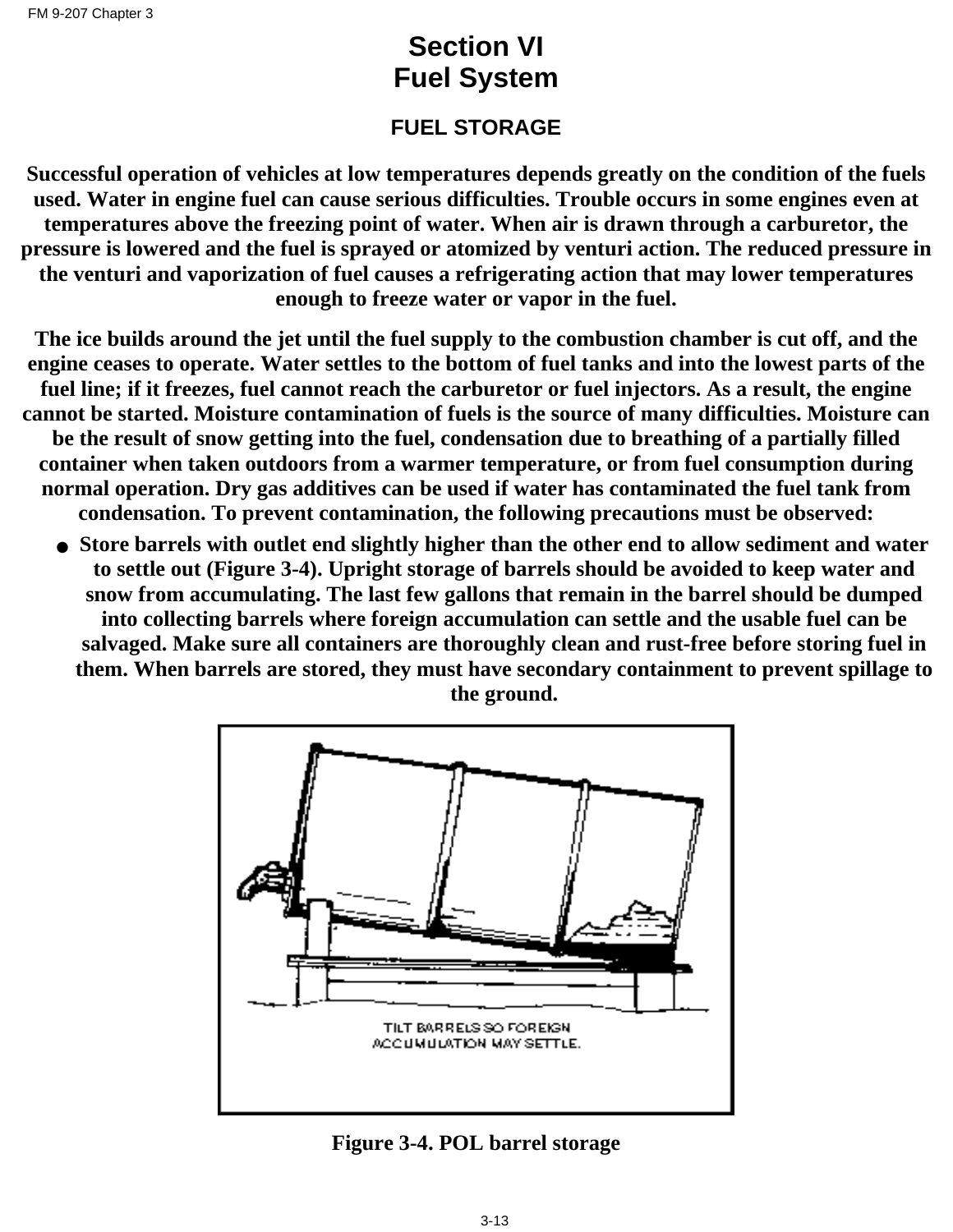# Section VI
# Fuel System

## FUEL STORAGE

**Successful operation of vehicles at low temperatures depends greatly on the condition of the fuels used. Water in engine fuel can cause serious difficulties. Trouble occurs in some engines even at temperatures above the freezing point of water. When air is drawn through a carburetor, the pressure is lowered and the fuel is sprayed or atomized by venturi action. The reduced pressure in the venturi and vaporization of fuel causes a refrigerating action that may lower temperatures enough to freeze water or vapor in the fuel.**

**The ice builds around the jet until the fuel supply to the combustion chamber is cut off, and the engine ceases to operate. Water settles to the bottom of fuel tanks and into the lowest parts of the fuel line; if it freezes, fuel cannot reach the carburetor or fuel injectors. As a result, the engine cannot be started. Moisture contamination of fuels is the source of many difficulties. Moisture can be the result of snow getting into the fuel, condensation due to breathing of a partially filled container when taken outdoors from a warmer temperature, or from fuel consumption during normal operation. Dry gas additives can be used if water has contaminated the fuel tank from condensation. To prevent contamination, the following precautions must be observed:**

- **Store barrels with outlet end slightly higher than the other end to allow sediment and water to settle out (Figure 3-4). Upright storage of barrels should be avoided to keep water and snow from accumulating. The last few gallons that remain in the barrel should be dumped into collecting barrels where foreign accumulation can settle and the usable fuel can be salvaged. Make sure all containers are thoroughly clean and rust-free before storing fuel in them. When barrels are stored, they must have secondary containment to prevent spillage to the ground.**

TILT BARRELS SO FOREIGN ACCUMULATION MAY SETTLE.

**Figure 3-4. POL barrel storage**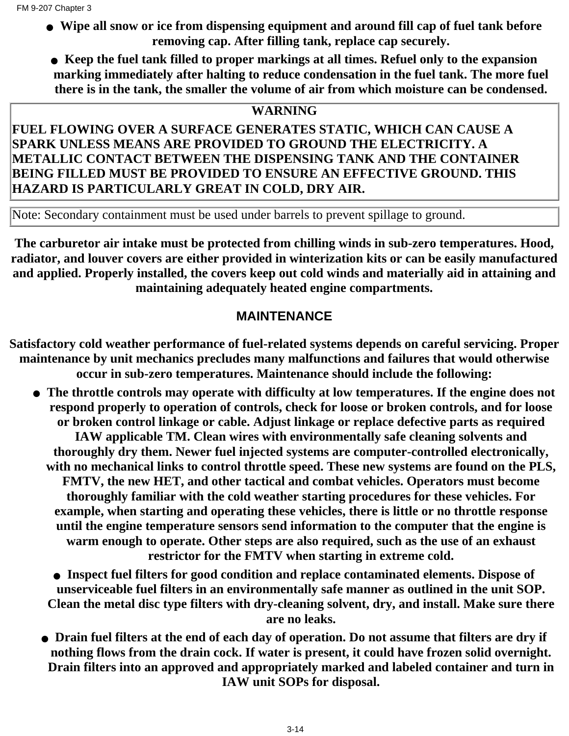- **Wipe all snow or ice from dispensing equipment and around fill cap of fuel tank before removing cap. After filling tank, replace cap securely.**
- **Keep the fuel tank filled to proper markings at all times. Refuel only to the expansion marking immediately after halting to reduce condensation in the fuel tank. The more fuel there is in the tank, the smaller the volume of air from which moisture can be condensed.**

| WARNING |
|---|
| FUEL FLOWING OVER A SURFACE GENERATES STATIC, WHICH CAN CAUSE A SPARK UNLESS MEANS ARE PROVIDED TO GROUND THE ELECTRICITY. A METALLIC CONTACT BETWEEN THE DISPENSING TANK AND THE CONTAINER BEING FILLED MUST BE PROVIDED TO ENSURE AN EFFECTIVE GROUND. THIS HAZARD IS PARTICULARLY GREAT IN COLD, DRY AIR. |

| Note: Secondary containment must be used under barrels to prevent spillage to ground. |
|---|

**The carburetor air intake must be protected from chilling winds in sub-zero temperatures. Hood, radiator, and louver covers are either provided in winterization kits or can be easily manufactured and applied. Properly installed, the covers keep out cold winds and materially aid in attaining and maintaining adequately heated engine compartments.**

## MAINTENANCE

**Satisfactory cold weather performance of fuel-related systems depends on careful servicing. Proper maintenance by unit mechanics precludes many malfunctions and failures that would otherwise occur in sub-zero temperatures. Maintenance should include the following:**

- **The throttle controls may operate with difficulty at low temperatures. If the engine does not respond properly to operation of controls, check for loose or broken controls, and for loose or broken control linkage or cable. Adjust linkage or replace defective parts as required IAW applicable TM. Clean wires with environmentally safe cleaning solvents and thoroughly dry them. Newer fuel injected systems are computer-controlled electronically, with no mechanical links to control throttle speed. These new systems are found on the PLS, FMTV, the new HET, and other tactical and combat vehicles. Operators must become thoroughly familiar with the cold weather starting procedures for these vehicles. For example, when starting and operating these vehicles, there is little or no throttle response until the engine temperature sensors send information to the computer that the engine is warm enough to operate. Other steps are also required, such as the use of an exhaust restrictor for the FMTV when starting in extreme cold.**
- **Inspect fuel filters for good condition and replace contaminated elements. Dispose of unserviceable fuel filters in an environmentally safe manner as outlined in the unit SOP. Clean the metal disc type filters with dry-cleaning solvent, dry, and install. Make sure there are no leaks.**
- **Drain fuel filters at the end of each day of operation. Do not assume that filters are dry if nothing flows from the drain cock. If water is present, it could have frozen solid overnight. Drain filters into an approved and appropriately marked and labeled container and turn in IAW unit SOPs for disposal.**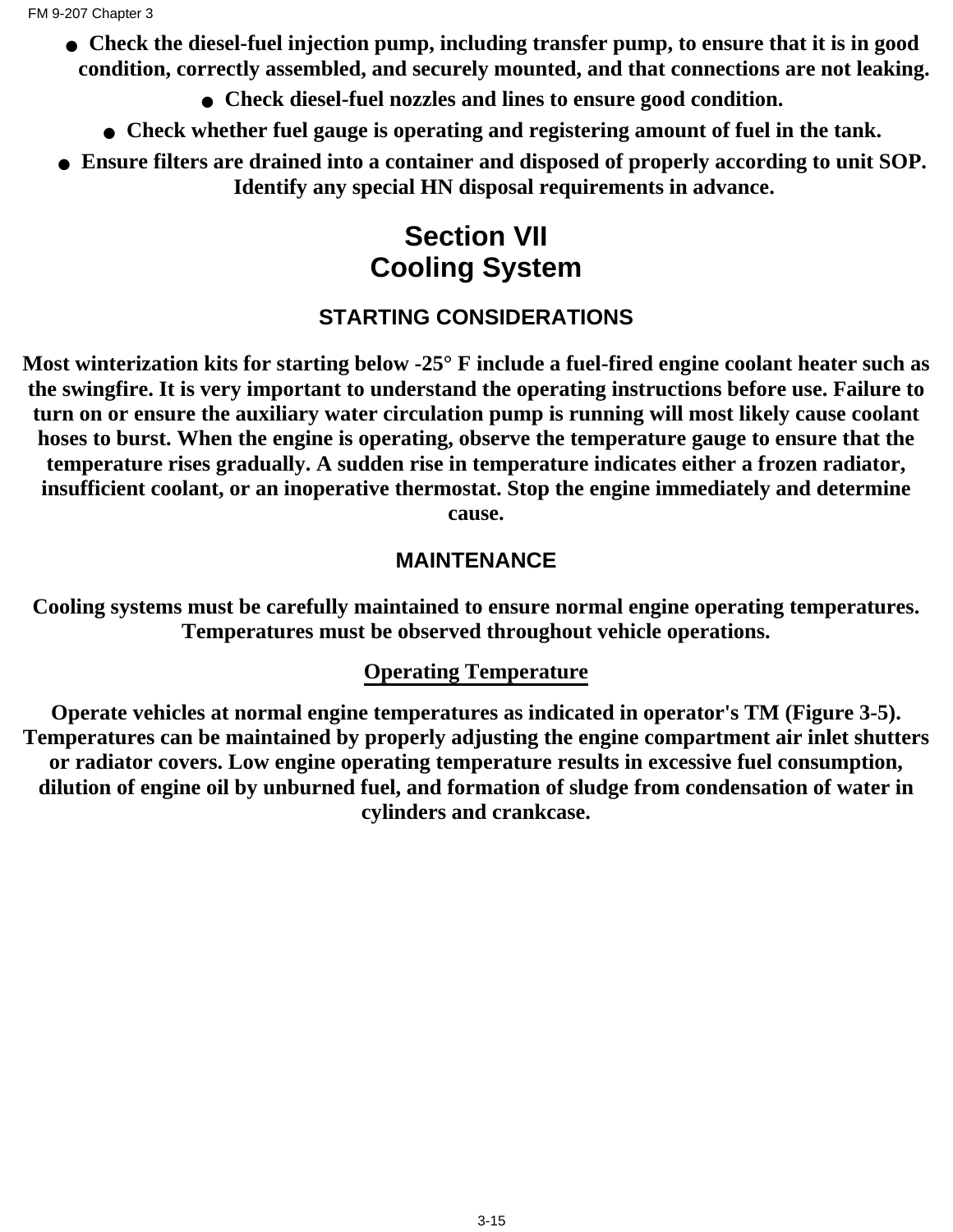- Check the diesel-fuel injection pump, including transfer pump, to ensure that it is in good condition, correctly assembled, and securely mounted, and that connections are not leaking.
- Check diesel-fuel nozzles and lines to ensure good condition.
- Check whether fuel gauge is operating and registering amount of fuel in the tank.
- Ensure filters are drained into a container and disposed of properly according to unit SOP. Identify any special HN disposal requirements in advance.

# Section VII
# Cooling System

## STARTING CONSIDERATIONS

Most winterization kits for starting below -25° F include a fuel-fired engine coolant heater such as the swingfire. It is very important to understand the operating instructions before use. Failure to turn on or ensure the auxiliary water circulation pump is running will most likely cause coolant hoses to burst. When the engine is operating, observe the temperature gauge to ensure that the temperature rises gradually. A sudden rise in temperature indicates either a frozen radiator, insufficient coolant, or an inoperative thermostat. Stop the engine immediately and determine cause.

## MAINTENANCE

Cooling systems must be carefully maintained to ensure normal engine operating temperatures. Temperatures must be observed throughout vehicle operations.

### Operating Temperature

Operate vehicles at normal engine temperatures as indicated in operator's TM (Figure 3-5). Temperatures can be maintained by properly adjusting the engine compartment air inlet shutters or radiator covers. Low engine operating temperature results in excessive fuel consumption, dilution of engine oil by unburned fuel, and formation of sludge from condensation of water in cylinders and crankcase.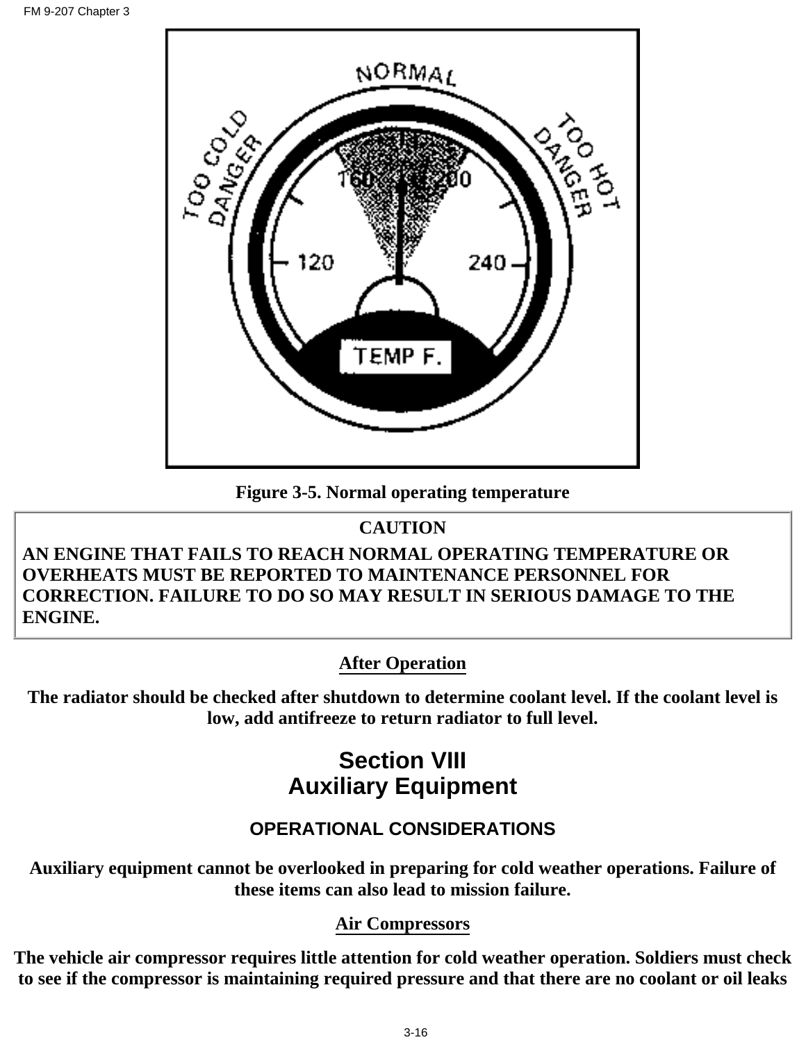Figure 3-5. Normal operating temperature

| CAUTION |
| --- |
| AN ENGINE THAT FAILS TO REACH NORMAL OPERATING TEMPERATURE OR OVERHEATS MUST BE REPORTED TO MAINTENANCE PERSONNEL FOR CORRECTION. FAILURE TO DO SO MAY RESULT IN SERIOUS DAMAGE TO THE ENGINE. |

**After Operation**

**The radiator should be checked after shutdown to determine coolant level. If the coolant level is low, add antifreeze to return radiator to full level.**

# Section VIII
# Auxiliary Equipment

## OPERATIONAL CONSIDERATIONS

**Auxiliary equipment cannot be overlooked in preparing for cold weather operations. Failure of these items can also lead to mission failure.**

**Air Compressors**

**The vehicle air compressor requires little attention for cold weather operation. Soldiers must check to see if the compressor is maintaining required pressure and that there are no coolant or oil leaks**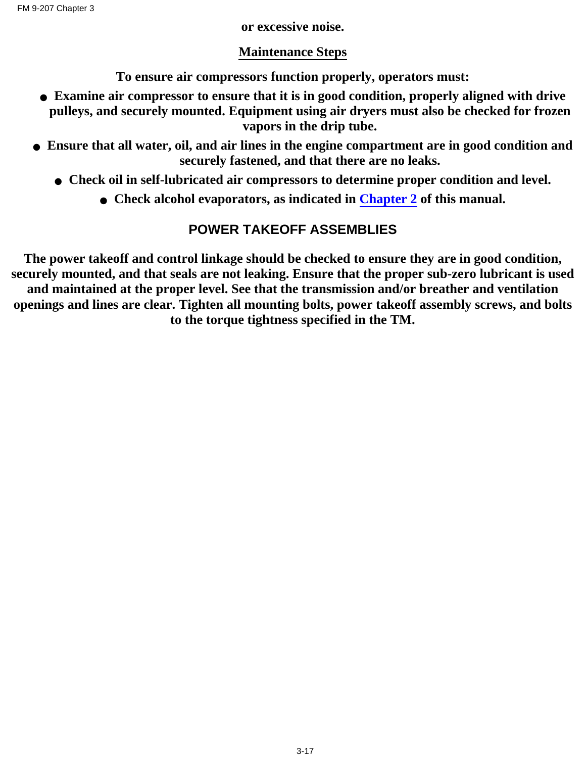or excessive noise.

**Maintenance Steps**

To ensure air compressors function properly, operators must:

- Examine air compressor to ensure that it is in good condition, properly aligned with drive pulleys, and securely mounted. Equipment using air dryers must also be checked for frozen vapors in the drip tube.
- Ensure that all water, oil, and air lines in the engine compartment are in good condition and securely fastened, and that there are no leaks.
- Check oil in self-lubricated air compressors to determine proper condition and level.
- Check alcohol evaporators, as indicated in Chapter 2 of this manual.

## POWER TAKEOFF ASSEMBLIES

The power takeoff and control linkage should be checked to ensure they are in good condition, securely mounted, and that seals are not leaking. Ensure that the proper sub-zero lubricant is used and maintained at the proper level. See that the transmission and/or breather and ventilation openings and lines are clear. Tighten all mounting bolts, power takeoff assembly screws, and bolts to the torque tightness specified in the TM.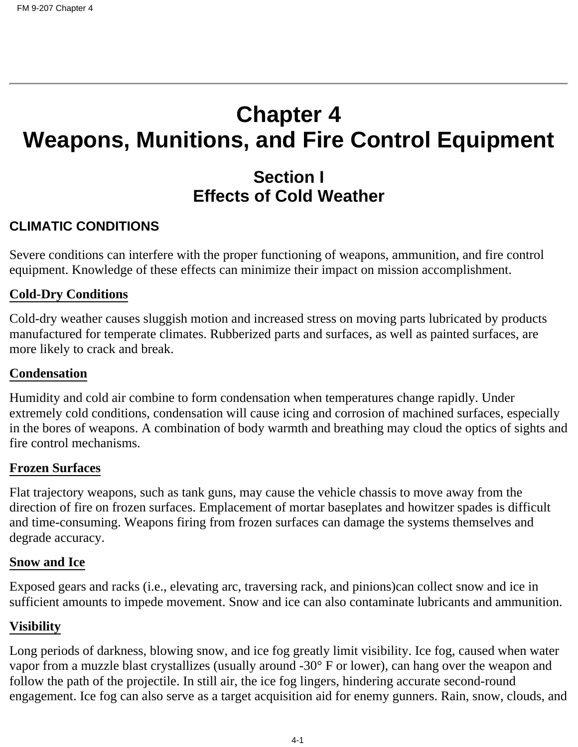# Chapter 4
# Weapons, Munitions, and Fire Control Equipment

## Section I
## Effects of Cold Weather

### CLIMATIC CONDITIONS

Severe conditions can interfere with the proper functioning of weapons, ammunition, and fire control equipment. Knowledge of these effects can minimize their impact on mission accomplishment.

**Cold-Dry Conditions**

Cold-dry weather causes sluggish motion and increased stress on moving parts lubricated by products manufactured for temperate climates. Rubberized parts and surfaces, as well as painted surfaces, are more likely to crack and break.

**Condensation**

Humidity and cold air combine to form condensation when temperatures change rapidly. Under extremely cold conditions, condensation will cause icing and corrosion of machined surfaces, especially in the bores of weapons. A combination of body warmth and breathing may cloud the optics of sights and fire control mechanisms.

**Frozen Surfaces**

Flat trajectory weapons, such as tank guns, may cause the vehicle chassis to move away from the direction of fire on frozen surfaces. Emplacement of mortar baseplates and howitzer spades is difficult and time-consuming. Weapons firing from frozen surfaces can damage the systems themselves and degrade accuracy.

**Snow and Ice**

Exposed gears and racks (i.e., elevating arc, traversing rack, and pinions)can collect snow and ice in sufficient amounts to impede movement. Snow and ice can also contaminate lubricants and ammunition.

**Visibility**

Long periods of darkness, blowing snow, and ice fog greatly limit visibility. Ice fog, caused when water vapor from a muzzle blast crystallizes (usually around -30° F or lower), can hang over the weapon and follow the path of the projectile. In still air, the ice fog lingers, hindering accurate second-round engagement. Ice fog can also serve as a target acquisition aid for enemy gunners. Rain, snow, clouds, and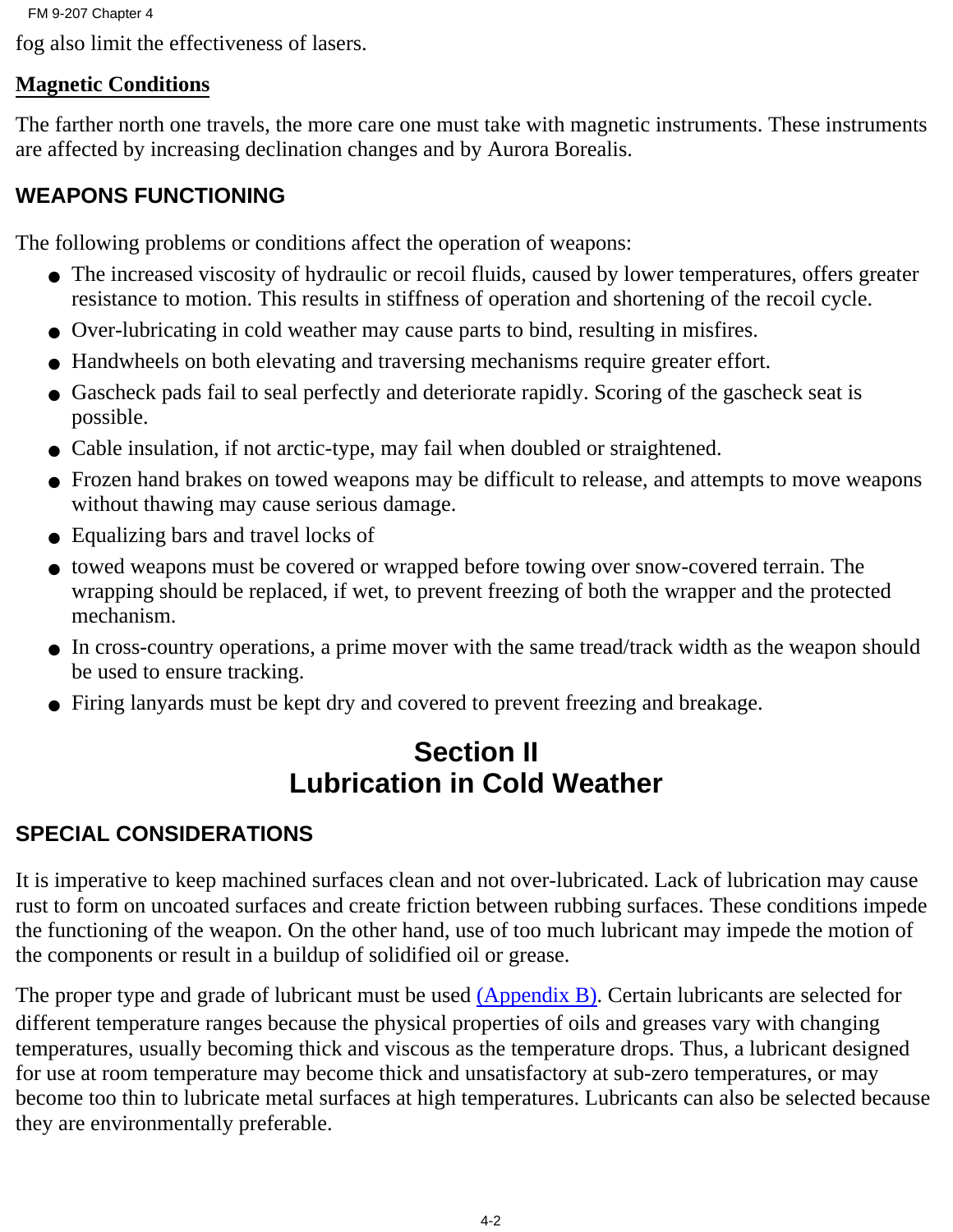fog also limit the effectiveness of lasers.

**Magnetic Conditions**

The farther north one travels, the more care one must take with magnetic instruments. These instruments are affected by increasing declination changes and by Aurora Borealis.

### WEAPONS FUNCTIONING

The following problems or conditions affect the operation of weapons:

- The increased viscosity of hydraulic or recoil fluids, caused by lower temperatures, offers greater resistance to motion. This results in stiffness of operation and shortening of the recoil cycle.
- Over-lubricating in cold weather may cause parts to bind, resulting in misfires.
- Handwheels on both elevating and traversing mechanisms require greater effort.
- Gascheck pads fail to seal perfectly and deteriorate rapidly. Scoring of the gascheck seat is possible.
- Cable insulation, if not arctic-type, may fail when doubled or straightened.
- Frozen hand brakes on towed weapons may be difficult to release, and attempts to move weapons without thawing may cause serious damage.
- Equalizing bars and travel locks of
- towed weapons must be covered or wrapped before towing over snow-covered terrain. The wrapping should be replaced, if wet, to prevent freezing of both the wrapper and the protected mechanism.
- In cross-country operations, a prime mover with the same tread/track width as the weapon should be used to ensure tracking.
- Firing lanyards must be kept dry and covered to prevent freezing and breakage.

## Section II
## Lubrication in Cold Weather

### SPECIAL CONSIDERATIONS

It is imperative to keep machined surfaces clean and not over-lubricated. Lack of lubrication may cause rust to form on uncoated surfaces and create friction between rubbing surfaces. These conditions impede the functioning of the weapon. On the other hand, use of too much lubricant may impede the motion of the components or result in a buildup of solidified oil or grease.

The proper type and grade of lubricant must be used (Appendix B). Certain lubricants are selected for different temperature ranges because the physical properties of oils and greases vary with changing temperatures, usually becoming thick and viscous as the temperature drops. Thus, a lubricant designed for use at room temperature may become thick and unsatisfactory at sub-zero temperatures, or may become too thin to lubricate metal surfaces at high temperatures. Lubricants can also be selected because they are environmentally preferable.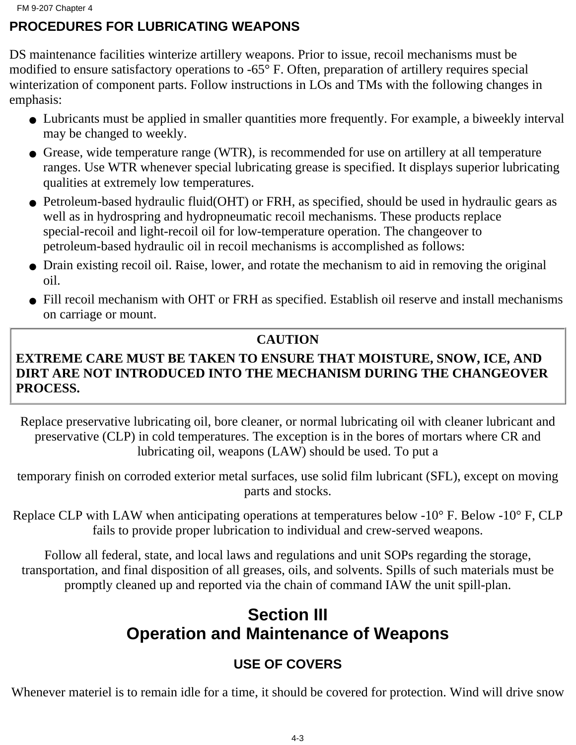## PROCEDURES FOR LUBRICATING WEAPONS

DS maintenance facilities winterize artillery weapons. Prior to issue, recoil mechanisms must be modified to ensure satisfactory operations to -65° F. Often, preparation of artillery requires special winterization of component parts. Follow instructions in LOs and TMs with the following changes in emphasis:

- Lubricants must be applied in smaller quantities more frequently. For example, a biweekly interval may be changed to weekly.
- Grease, wide temperature range (WTR), is recommended for use on artillery at all temperature ranges. Use WTR whenever special lubricating grease is specified. It displays superior lubricating qualities at extremely low temperatures.
- Petroleum-based hydraulic fluid(OHT) or FRH, as specified, should be used in hydraulic gears as well as in hydrospring and hydropneumatic recoil mechanisms. These products replace special-recoil and light-recoil oil for low-temperature operation. The changeover to petroleum-based hydraulic oil in recoil mechanisms is accomplished as follows:
- Drain existing recoil oil. Raise, lower, and rotate the mechanism to aid in removing the original oil.
- Fill recoil mechanism with OHT or FRH as specified. Establish oil reserve and install mechanisms on carriage or mount.

| CAUTION |
| --- |
| **EXTREME CARE MUST BE TAKEN TO ENSURE THAT MOISTURE, SNOW, ICE, AND DIRT ARE NOT INTRODUCED INTO THE MECHANISM DURING THE CHANGEOVER PROCESS.** |

Replace preservative lubricating oil, bore cleaner, or normal lubricating oil with cleaner lubricant and preservative (CLP) in cold temperatures. The exception is in the bores of mortars where CR and lubricating oil, weapons (LAW) should be used. To put a

temporary finish on corroded exterior metal surfaces, use solid film lubricant (SFL), except on moving parts and stocks.

Replace CLP with LAW when anticipating operations at temperatures below -10° F. Below -10° F, CLP fails to provide proper lubrication to individual and crew-served weapons.

Follow all federal, state, and local laws and regulations and unit SOPs regarding the storage, transportation, and final disposition of all greases, oils, and solvents. Spills of such materials must be promptly cleaned up and reported via the chain of command IAW the unit spill-plan.

# Section III
# Operation and Maintenance of Weapons

## USE OF COVERS

Whenever materiel is to remain idle for a time, it should be covered for protection. Wind will drive snow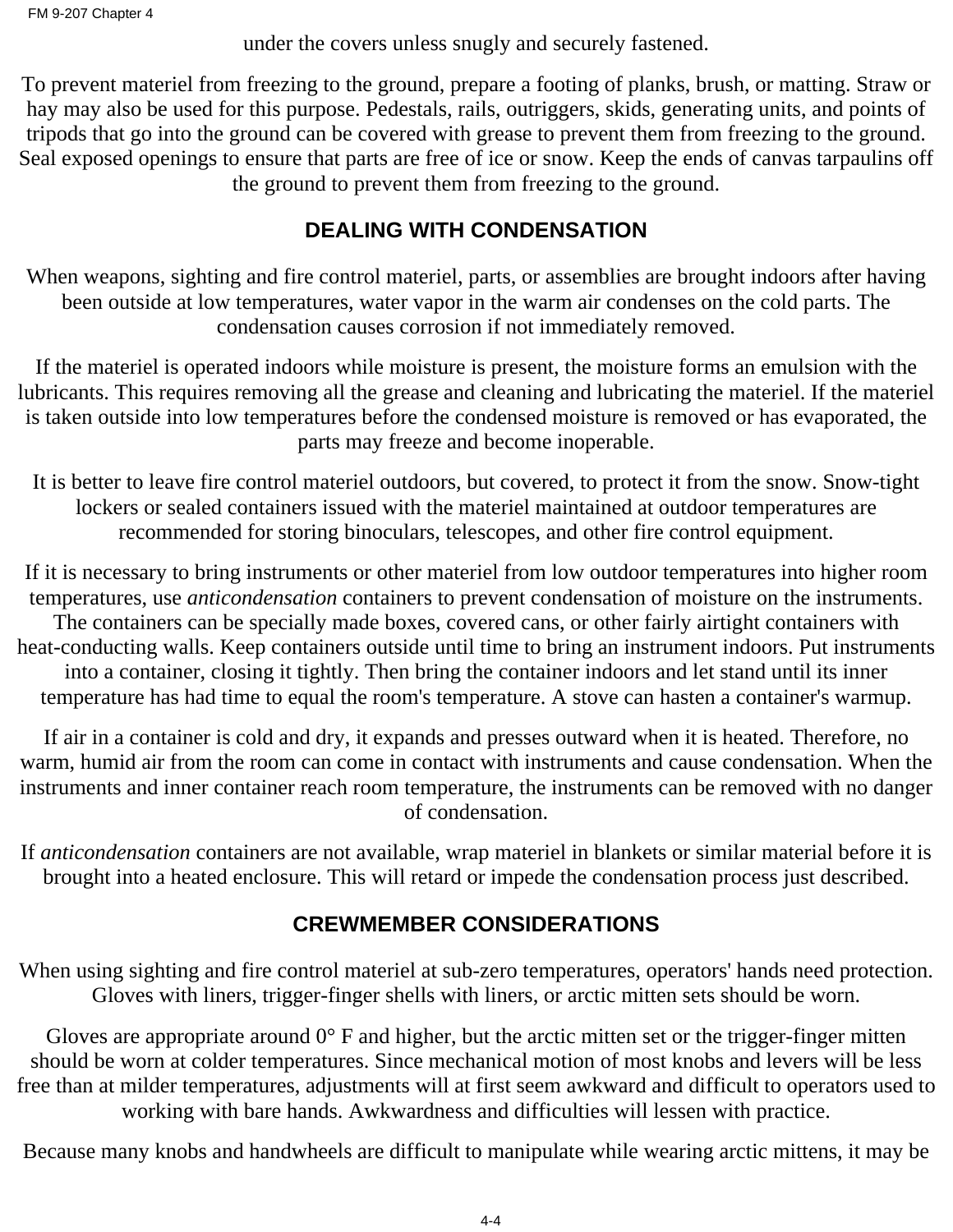under the covers unless snugly and securely fastened.

To prevent materiel from freezing to the ground, prepare a footing of planks, brush, or matting. Straw or hay may also be used for this purpose. Pedestals, rails, outriggers, skids, generating units, and points of tripods that go into the ground can be covered with grease to prevent them from freezing to the ground. Seal exposed openings to ensure that parts are free of ice or snow. Keep the ends of canvas tarpaulins off the ground to prevent them from freezing to the ground.

## DEALING WITH CONDENSATION

When weapons, sighting and fire control materiel, parts, or assemblies are brought indoors after having been outside at low temperatures, water vapor in the warm air condenses on the cold parts. The condensation causes corrosion if not immediately removed.

If the materiel is operated indoors while moisture is present, the moisture forms an emulsion with the lubricants. This requires removing all the grease and cleaning and lubricating the materiel. If the materiel is taken outside into low temperatures before the condensed moisture is removed or has evaporated, the parts may freeze and become inoperable.

It is better to leave fire control materiel outdoors, but covered, to protect it from the snow. Snow-tight lockers or sealed containers issued with the materiel maintained at outdoor temperatures are recommended for storing binoculars, telescopes, and other fire control equipment.

If it is necessary to bring instruments or other materiel from low outdoor temperatures into higher room temperatures, use *anticondensation* containers to prevent condensation of moisture on the instruments. The containers can be specially made boxes, covered cans, or other fairly airtight containers with heat-conducting walls. Keep containers outside until time to bring an instrument indoors. Put instruments into a container, closing it tightly. Then bring the container indoors and let stand until its inner temperature has had time to equal the room's temperature. A stove can hasten a container's warmup.

If air in a container is cold and dry, it expands and presses outward when it is heated. Therefore, no warm, humid air from the room can come in contact with instruments and cause condensation. When the instruments and inner container reach room temperature, the instruments can be removed with no danger of condensation.

If *anticondensation* containers are not available, wrap materiel in blankets or similar material before it is brought into a heated enclosure. This will retard or impede the condensation process just described.

## CREWMEMBER CONSIDERATIONS

When using sighting and fire control materiel at sub-zero temperatures, operators' hands need protection. Gloves with liners, trigger-finger shells with liners, or arctic mitten sets should be worn.

Gloves are appropriate around 0° F and higher, but the arctic mitten set or the trigger-finger mitten should be worn at colder temperatures. Since mechanical motion of most knobs and levers will be less free than at milder temperatures, adjustments will at first seem awkward and difficult to operators used to working with bare hands. Awkwardness and difficulties will lessen with practice.

Because many knobs and handwheels are difficult to manipulate while wearing arctic mittens, it may be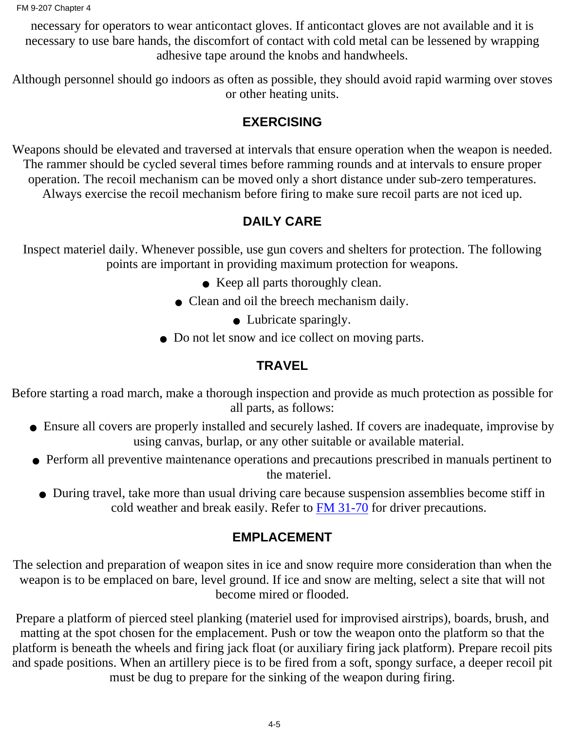necessary for operators to wear anticontact gloves. If anticontact gloves are not available and it is necessary to use bare hands, the discomfort of contact with cold metal can be lessened by wrapping adhesive tape around the knobs and handwheels.

Although personnel should go indoors as often as possible, they should avoid rapid warming over stoves or other heating units.

## EXERCISING

Weapons should be elevated and traversed at intervals that ensure operation when the weapon is needed. The rammer should be cycled several times before ramming rounds and at intervals to ensure proper operation. The recoil mechanism can be moved only a short distance under sub-zero temperatures. Always exercise the recoil mechanism before firing to make sure recoil parts are not iced up.

## DAILY CARE

Inspect materiel daily. Whenever possible, use gun covers and shelters for protection. The following points are important in providing maximum protection for weapons.

- Keep all parts thoroughly clean.
- Clean and oil the breech mechanism daily.
- Lubricate sparingly.
- Do not let snow and ice collect on moving parts.

## TRAVEL

Before starting a road march, make a thorough inspection and provide as much protection as possible for all parts, as follows:

- Ensure all covers are properly installed and securely lashed. If covers are inadequate, improvise by using canvas, burlap, or any other suitable or available material.
- Perform all preventive maintenance operations and precautions prescribed in manuals pertinent to the materiel.
- During travel, take more than usual driving care because suspension assemblies become stiff in cold weather and break easily. Refer to FM 31-70 for driver precautions.

## EMPLACEMENT

The selection and preparation of weapon sites in ice and snow require more consideration than when the weapon is to be emplaced on bare, level ground. If ice and snow are melting, select a site that will not become mired or flooded.

Prepare a platform of pierced steel planking (materiel used for improvised airstrips), boards, brush, and matting at the spot chosen for the emplacement. Push or tow the weapon onto the platform so that the platform is beneath the wheels and firing jack float (or auxiliary firing jack platform). Prepare recoil pits and spade positions. When an artillery piece is to be fired from a soft, spongy surface, a deeper recoil pit must be dug to prepare for the sinking of the weapon during firing.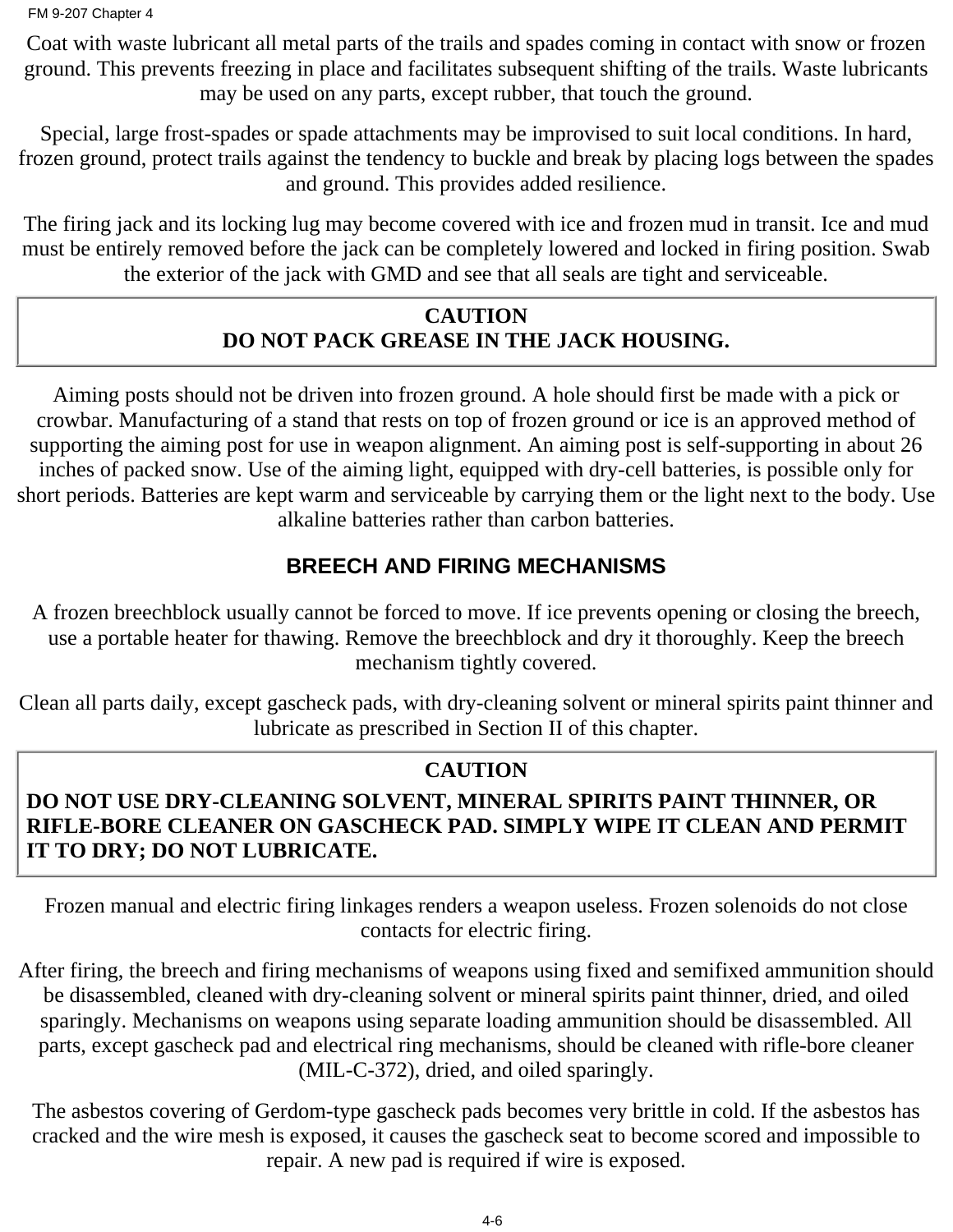Coat with waste lubricant all metal parts of the trails and spades coming in contact with snow or frozen ground. This prevents freezing in place and facilitates subsequent shifting of the trails. Waste lubricants may be used on any parts, except rubber, that touch the ground.

Special, large frost-spades or spade attachments may be improvised to suit local conditions. In hard, frozen ground, protect trails against the tendency to buckle and break by placing logs between the spades and ground. This provides added resilience.

The firing jack and its locking lug may become covered with ice and frozen mud in transit. Ice and mud must be entirely removed before the jack can be completely lowered and locked in firing position. Swab the exterior of the jack with GMD and see that all seals are tight and serviceable.

**CAUTION**
**DO NOT PACK GREASE IN THE JACK HOUSING.**

Aiming posts should not be driven into frozen ground. A hole should first be made with a pick or crowbar. Manufacturing of a stand that rests on top of frozen ground or ice is an approved method of supporting the aiming post for use in weapon alignment. An aiming post is self-supporting in about 26 inches of packed snow. Use of the aiming light, equipped with dry-cell batteries, is possible only for short periods. Batteries are kept warm and serviceable by carrying them or the light next to the body. Use alkaline batteries rather than carbon batteries.

## BREECH AND FIRING MECHANISMS

A frozen breechblock usually cannot be forced to move. If ice prevents opening or closing the breech, use a portable heater for thawing. Remove the breechblock and dry it thoroughly. Keep the breech mechanism tightly covered.

Clean all parts daily, except gascheck pads, with dry-cleaning solvent or mineral spirits paint thinner and lubricate as prescribed in Section II of this chapter.

**CAUTION**
**DO NOT USE DRY-CLEANING SOLVENT, MINERAL SPIRITS PAINT THINNER, OR RIFLE-BORE CLEANER ON GASCHECK PAD. SIMPLY WIPE IT CLEAN AND PERMIT IT TO DRY; DO NOT LUBRICATE.**

Frozen manual and electric firing linkages renders a weapon useless. Frozen solenoids do not close contacts for electric firing.

After firing, the breech and firing mechanisms of weapons using fixed and semifixed ammunition should be disassembled, cleaned with dry-cleaning solvent or mineral spirits paint thinner, dried, and oiled sparingly. Mechanisms on weapons using separate loading ammunition should be disassembled. All parts, except gascheck pad and electrical ring mechanisms, should be cleaned with rifle-bore cleaner (MIL-C-372), dried, and oiled sparingly.

The asbestos covering of Gerdom-type gascheck pads becomes very brittle in cold. If the asbestos has cracked and the wire mesh is exposed, it causes the gascheck seat to become scored and impossible to repair. A new pad is required if wire is exposed.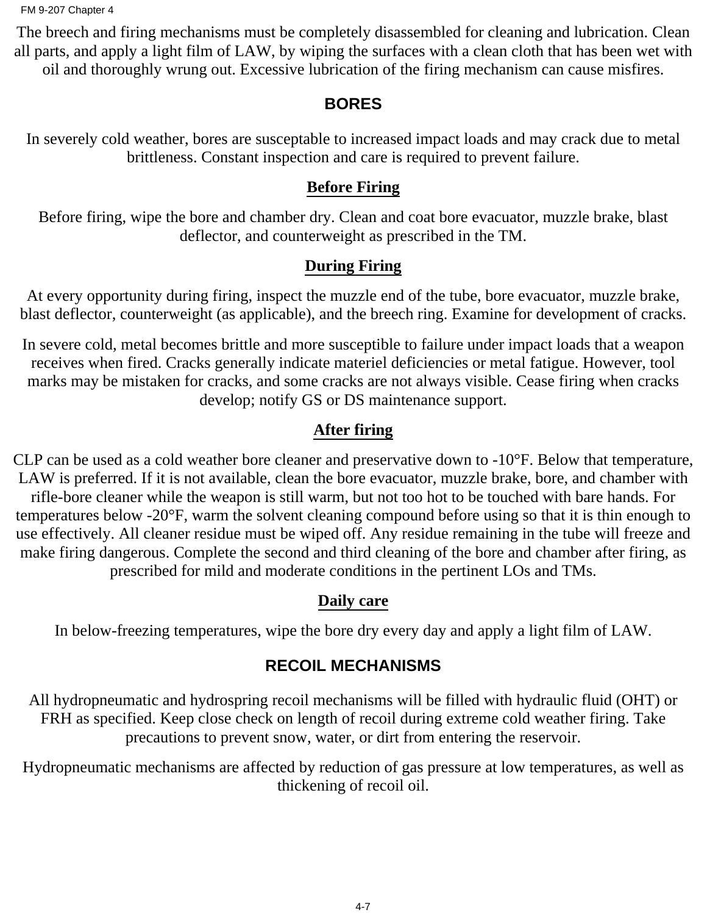The breech and firing mechanisms must be completely disassembled for cleaning and lubrication. Clean all parts, and apply a light film of LAW, by wiping the surfaces with a clean cloth that has been wet with oil and thoroughly wrung out. Excessive lubrication of the firing mechanism can cause misfires.

## BORES

In severely cold weather, bores are susceptable to increased impact loads and may crack due to metal brittleness. Constant inspection and care is required to prevent failure.

### Before Firing

Before firing, wipe the bore and chamber dry. Clean and coat bore evacuator, muzzle brake, blast deflector, and counterweight as prescribed in the TM.

### During Firing

At every opportunity during firing, inspect the muzzle end of the tube, bore evacuator, muzzle brake, blast deflector, counterweight (as applicable), and the breech ring. Examine for development of cracks.

In severe cold, metal becomes brittle and more susceptible to failure under impact loads that a weapon receives when fired. Cracks generally indicate materiel deficiencies or metal fatigue. However, tool marks may be mistaken for cracks, and some cracks are not always visible. Cease firing when cracks develop; notify GS or DS maintenance support.

### After firing

CLP can be used as a cold weather bore cleaner and preservative down to -10°F. Below that temperature, LAW is preferred. If it is not available, clean the bore evacuator, muzzle brake, bore, and chamber with rifle-bore cleaner while the weapon is still warm, but not too hot to be touched with bare hands. For temperatures below -20°F, warm the solvent cleaning compound before using so that it is thin enough to use effectively. All cleaner residue must be wiped off. Any residue remaining in the tube will freeze and make firing dangerous. Complete the second and third cleaning of the bore and chamber after firing, as prescribed for mild and moderate conditions in the pertinent LOs and TMs.

### Daily care

In below-freezing temperatures, wipe the bore dry every day and apply a light film of LAW.

## RECOIL MECHANISMS

All hydropneumatic and hydrospring recoil mechanisms will be filled with hydraulic fluid (OHT) or FRH as specified. Keep close check on length of recoil during extreme cold weather firing. Take precautions to prevent snow, water, or dirt from entering the reservoir.

Hydropneumatic mechanisms are affected by reduction of gas pressure at low temperatures, as well as thickening of recoil oil.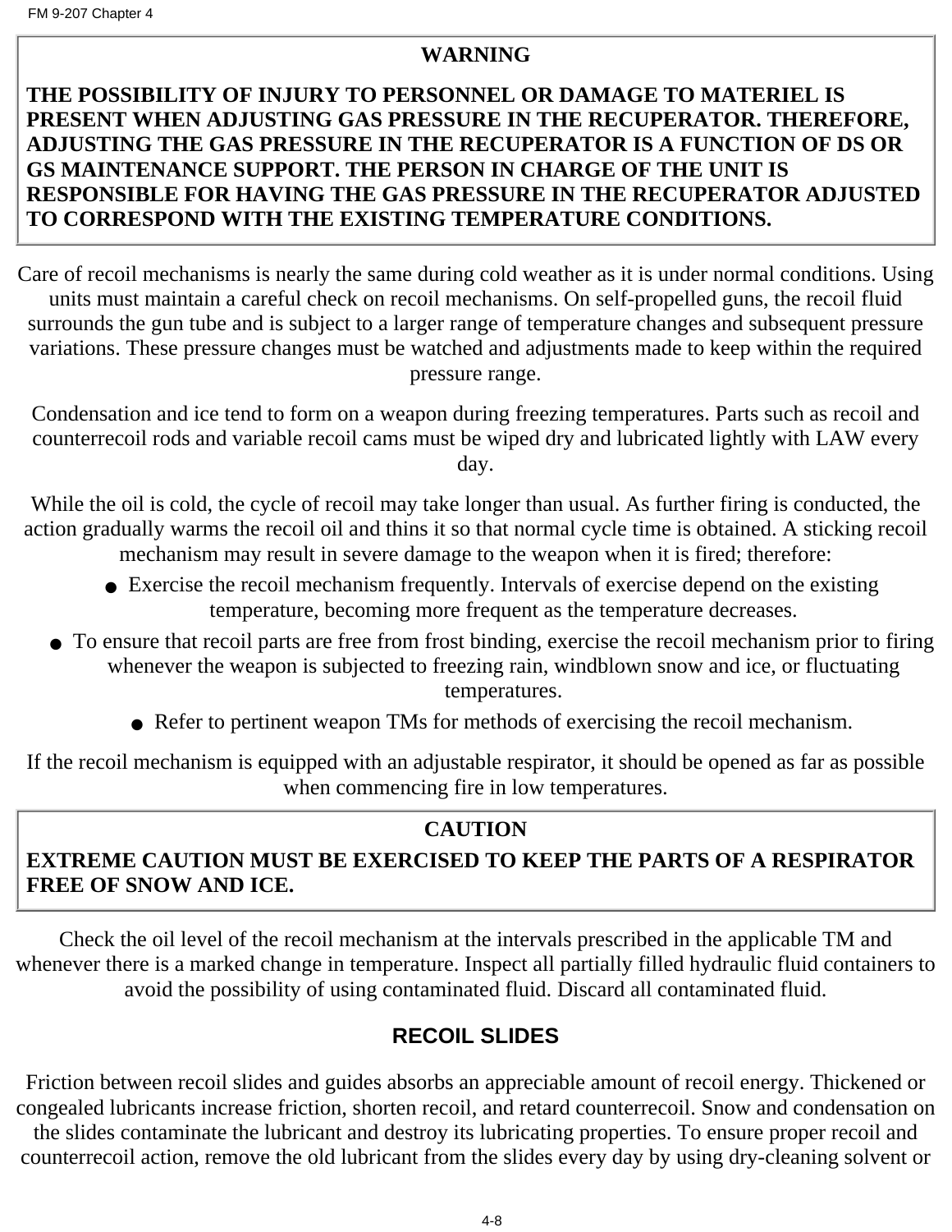**WARNING**

**THE POSSIBILITY OF INJURY TO PERSONNEL OR DAMAGE TO MATERIEL IS PRESENT WHEN ADJUSTING GAS PRESSURE IN THE RECUPERATOR. THEREFORE, ADJUSTING THE GAS PRESSURE IN THE RECUPERATOR IS A FUNCTION OF DS OR GS MAINTENANCE SUPPORT. THE PERSON IN CHARGE OF THE UNIT IS RESPONSIBLE FOR HAVING THE GAS PRESSURE IN THE RECUPERATOR ADJUSTED TO CORRESPOND WITH THE EXISTING TEMPERATURE CONDITIONS.**

Care of recoil mechanisms is nearly the same during cold weather as it is under normal conditions. Using units must maintain a careful check on recoil mechanisms. On self-propelled guns, the recoil fluid surrounds the gun tube and is subject to a larger range of temperature changes and subsequent pressure variations. These pressure changes must be watched and adjustments made to keep within the required pressure range.

Condensation and ice tend to form on a weapon during freezing temperatures. Parts such as recoil and counterrecoil rods and variable recoil cams must be wiped dry and lubricated lightly with LAW every day.

While the oil is cold, the cycle of recoil may take longer than usual. As further firing is conducted, the action gradually warms the recoil oil and thins it so that normal cycle time is obtained. A sticking recoil mechanism may result in severe damage to the weapon when it is fired; therefore:

- Exercise the recoil mechanism frequently. Intervals of exercise depend on the existing temperature, becoming more frequent as the temperature decreases.
- To ensure that recoil parts are free from frost binding, exercise the recoil mechanism prior to firing whenever the weapon is subjected to freezing rain, windblown snow and ice, or fluctuating temperatures.
- Refer to pertinent weapon TMs for methods of exercising the recoil mechanism.

If the recoil mechanism is equipped with an adjustable respirator, it should be opened as far as possible when commencing fire in low temperatures.

**CAUTION**

**EXTREME CAUTION MUST BE EXERCISED TO KEEP THE PARTS OF A RESPIRATOR FREE OF SNOW AND ICE.**

Check the oil level of the recoil mechanism at the intervals prescribed in the applicable TM and whenever there is a marked change in temperature. Inspect all partially filled hydraulic fluid containers to avoid the possibility of using contaminated fluid. Discard all contaminated fluid.

## RECOIL SLIDES

Friction between recoil slides and guides absorbs an appreciable amount of recoil energy. Thickened or congealed lubricants increase friction, shorten recoil, and retard counterrecoil. Snow and condensation on the slides contaminate the lubricant and destroy its lubricating properties. To ensure proper recoil and counterrecoil action, remove the old lubricant from the slides every day by using dry-cleaning solvent or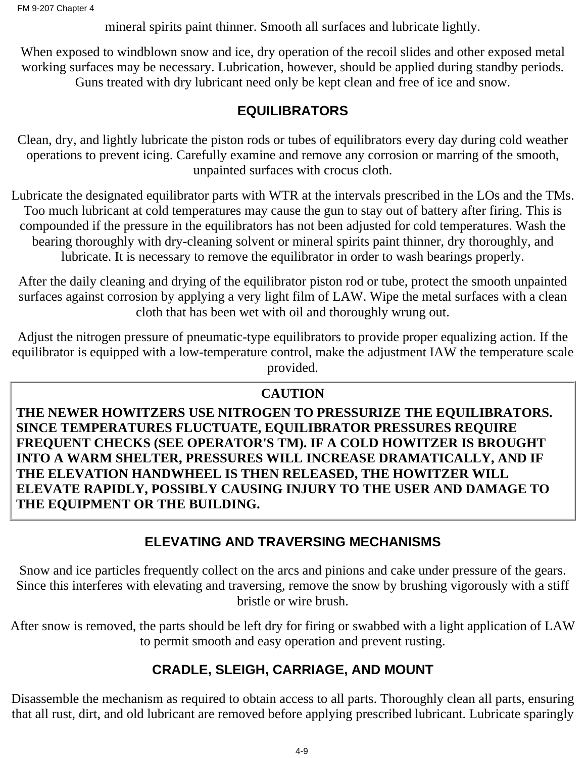mineral spirits paint thinner. Smooth all surfaces and lubricate lightly.

When exposed to windblown snow and ice, dry operation of the recoil slides and other exposed metal working surfaces may be necessary. Lubrication, however, should be applied during standby periods. Guns treated with dry lubricant need only be kept clean and free of ice and snow.

## EQUILIBRATORS

Clean, dry, and lightly lubricate the piston rods or tubes of equilibrators every day during cold weather operations to prevent icing. Carefully examine and remove any corrosion or marring of the smooth, unpainted surfaces with crocus cloth.

Lubricate the designated equilibrator parts with WTR at the intervals prescribed in the LOs and the TMs. Too much lubricant at cold temperatures may cause the gun to stay out of battery after firing. This is compounded if the pressure in the equilibrators has not been adjusted for cold temperatures. Wash the bearing thoroughly with dry-cleaning solvent or mineral spirits paint thinner, dry thoroughly, and lubricate. It is necessary to remove the equilibrator in order to wash bearings properly.

After the daily cleaning and drying of the equilibrator piston rod or tube, protect the smooth unpainted surfaces against corrosion by applying a very light film of LAW. Wipe the metal surfaces with a clean cloth that has been wet with oil and thoroughly wrung out.

Adjust the nitrogen pressure of pneumatic-type equilibrators to provide proper equalizing action. If the equilibrator is equipped with a low-temperature control, make the adjustment IAW the temperature scale provided.

**CAUTION**

**THE NEWER HOWITZERS USE NITROGEN TO PRESSURIZE THE EQUILIBRATORS. SINCE TEMPERATURES FLUCTUATE, EQUILIBRATOR PRESSURES REQUIRE FREQUENT CHECKS (SEE OPERATOR'S TM). IF A COLD HOWITZER IS BROUGHT INTO A WARM SHELTER, PRESSURES WILL INCREASE DRAMATICALLY, AND IF THE ELEVATION HANDWHEEL IS THEN RELEASED, THE HOWITZER WILL ELEVATE RAPIDLY, POSSIBLY CAUSING INJURY TO THE USER AND DAMAGE TO THE EQUIPMENT OR THE BUILDING.**

## ELEVATING AND TRAVERSING MECHANISMS

Snow and ice particles frequently collect on the arcs and pinions and cake under pressure of the gears. Since this interferes with elevating and traversing, remove the snow by brushing vigorously with a stiff bristle or wire brush.

After snow is removed, the parts should be left dry for firing or swabbed with a light application of LAW to permit smooth and easy operation and prevent rusting.

## CRADLE, SLEIGH, CARRIAGE, AND MOUNT

Disassemble the mechanism as required to obtain access to all parts. Thoroughly clean all parts, ensuring that all rust, dirt, and old lubricant are removed before applying prescribed lubricant. Lubricate sparingly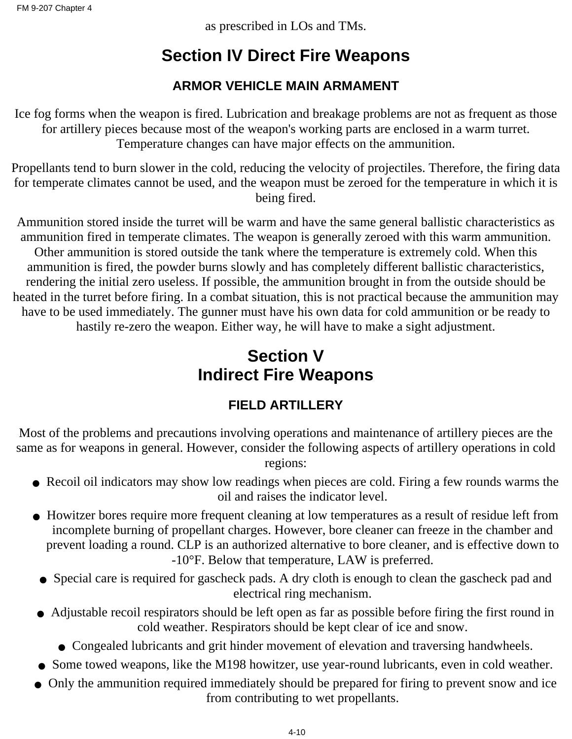as prescribed in LOs and TMs.

# Section IV Direct Fire Weapons

## ARMOR VEHICLE MAIN ARMAMENT

Ice fog forms when the weapon is fired. Lubrication and breakage problems are not as frequent as those for artillery pieces because most of the weapon's working parts are enclosed in a warm turret. Temperature changes can have major effects on the ammunition.

Propellants tend to burn slower in the cold, reducing the velocity of projectiles. Therefore, the firing data for temperate climates cannot be used, and the weapon must be zeroed for the temperature in which it is being fired.

Ammunition stored inside the turret will be warm and have the same general ballistic characteristics as ammunition fired in temperate climates. The weapon is generally zeroed with this warm ammunition. Other ammunition is stored outside the tank where the temperature is extremely cold. When this ammunition is fired, the powder burns slowly and has completely different ballistic characteristics, rendering the initial zero useless. If possible, the ammunition brought in from the outside should be heated in the turret before firing. In a combat situation, this is not practical because the ammunition may have to be used immediately. The gunner must have his own data for cold ammunition or be ready to hastily re-zero the weapon. Either way, he will have to make a sight adjustment.

# Section V
# Indirect Fire Weapons

## FIELD ARTILLERY

Most of the problems and precautions involving operations and maintenance of artillery pieces are the same as for weapons in general. However, consider the following aspects of artillery operations in cold regions:

- Recoil oil indicators may show low readings when pieces are cold. Firing a few rounds warms the oil and raises the indicator level.
- Howitzer bores require more frequent cleaning at low temperatures as a result of residue left from incomplete burning of propellant charges. However, bore cleaner can freeze in the chamber and prevent loading a round. CLP is an authorized alternative to bore cleaner, and is effective down to -10°F. Below that temperature, LAW is preferred.
- Special care is required for gascheck pads. A dry cloth is enough to clean the gascheck pad and electrical ring mechanism.
- Adjustable recoil respirators should be left open as far as possible before firing the first round in cold weather. Respirators should be kept clear of ice and snow.
- Congealed lubricants and grit hinder movement of elevation and traversing handwheels.
- Some towed weapons, like the M198 howitzer, use year-round lubricants, even in cold weather.
- Only the ammunition required immediately should be prepared for firing to prevent snow and ice from contributing to wet propellants.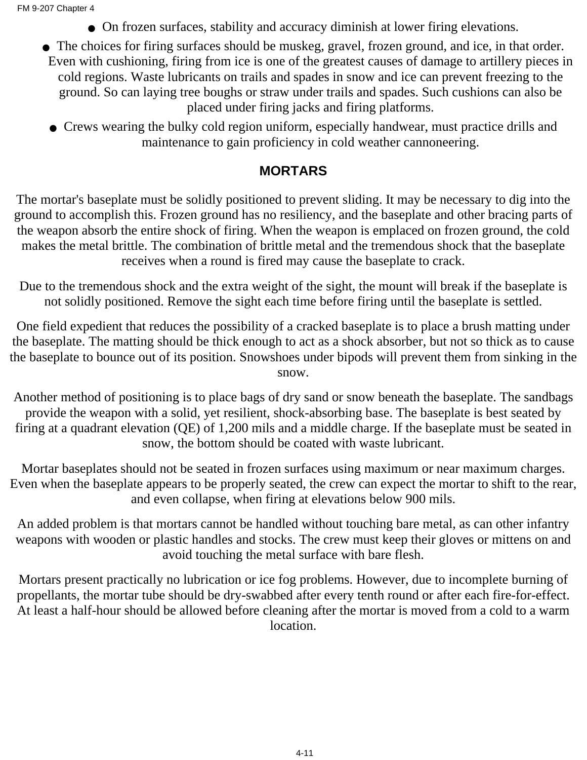- On frozen surfaces, stability and accuracy diminish at lower firing elevations.
- The choices for firing surfaces should be muskeg, gravel, frozen ground, and ice, in that order. Even with cushioning, firing from ice is one of the greatest causes of damage to artillery pieces in cold regions. Waste lubricants on trails and spades in snow and ice can prevent freezing to the ground. So can laying tree boughs or straw under trails and spades. Such cushions can also be placed under firing jacks and firing platforms.
- Crews wearing the bulky cold region uniform, especially handwear, must practice drills and maintenance to gain proficiency in cold weather cannoneering.

## MORTARS

The mortar's baseplate must be solidly positioned to prevent sliding. It may be necessary to dig into the ground to accomplish this. Frozen ground has no resiliency, and the baseplate and other bracing parts of the weapon absorb the entire shock of firing. When the weapon is emplaced on frozen ground, the cold makes the metal brittle. The combination of brittle metal and the tremendous shock that the baseplate receives when a round is fired may cause the baseplate to crack.

Due to the tremendous shock and the extra weight of the sight, the mount will break if the baseplate is not solidly positioned. Remove the sight each time before firing until the baseplate is settled.

One field expedient that reduces the possibility of a cracked baseplate is to place a brush matting under the baseplate. The matting should be thick enough to act as a shock absorber, but not so thick as to cause the baseplate to bounce out of its position. Snowshoes under bipods will prevent them from sinking in the snow.

Another method of positioning is to place bags of dry sand or snow beneath the baseplate. The sandbags provide the weapon with a solid, yet resilient, shock-absorbing base. The baseplate is best seated by firing at a quadrant elevation (QE) of 1,200 mils and a middle charge. If the baseplate must be seated in snow, the bottom should be coated with waste lubricant.

Mortar baseplates should not be seated in frozen surfaces using maximum or near maximum charges. Even when the baseplate appears to be properly seated, the crew can expect the mortar to shift to the rear, and even collapse, when firing at elevations below 900 mils.

An added problem is that mortars cannot be handled without touching bare metal, as can other infantry weapons with wooden or plastic handles and stocks. The crew must keep their gloves or mittens on and avoid touching the metal surface with bare flesh.

Mortars present practically no lubrication or ice fog problems. However, due to incomplete burning of propellants, the mortar tube should be dry-swabbed after every tenth round or after each fire-for-effect. At least a half-hour should be allowed before cleaning after the mortar is moved from a cold to a warm location.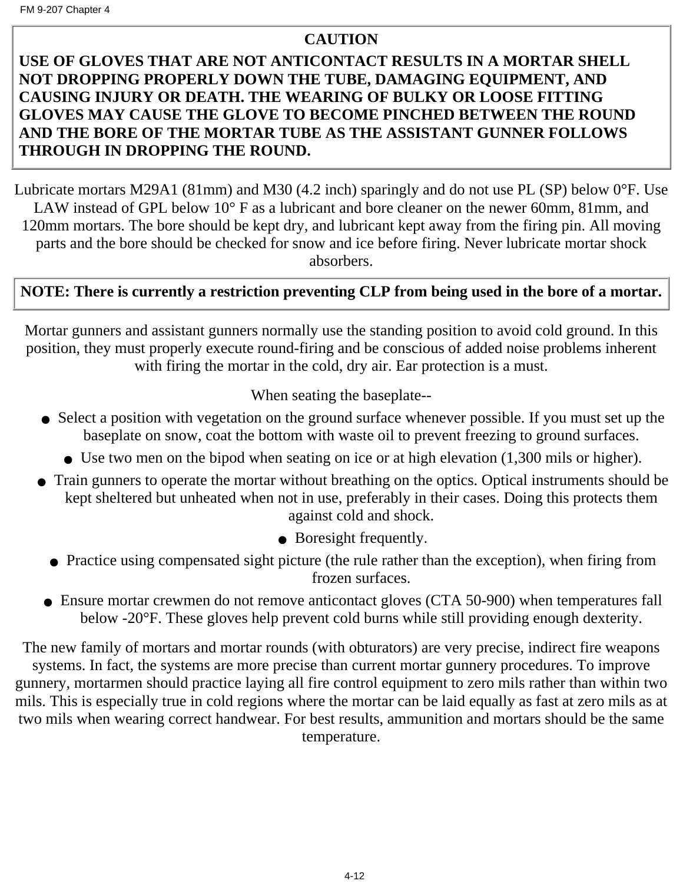**CAUTION**

**USE OF GLOVES THAT ARE NOT ANTICONTACT RESULTS IN A MORTAR SHELL NOT DROPPING PROPERLY DOWN THE TUBE, DAMAGING EQUIPMENT, AND CAUSING INJURY OR DEATH. THE WEARING OF BULKY OR LOOSE FITTING GLOVES MAY CAUSE THE GLOVE TO BECOME PINCHED BETWEEN THE ROUND AND THE BORE OF THE MORTAR TUBE AS THE ASSISTANT GUNNER FOLLOWS THROUGH IN DROPPING THE ROUND.**

Lubricate mortars M29A1 (81mm) and M30 (4.2 inch) sparingly and do not use PL (SP) below 0°F. Use LAW instead of GPL below 10° F as a lubricant and bore cleaner on the newer 60mm, 81mm, and 120mm mortars. The bore should be kept dry, and lubricant kept away from the firing pin. All moving parts and the bore should be checked for snow and ice before firing. Never lubricate mortar shock absorbers.

**NOTE: There is currently a restriction preventing CLP from being used in the bore of a mortar.**

Mortar gunners and assistant gunners normally use the standing position to avoid cold ground. In this position, they must properly execute round-firing and be conscious of added noise problems inherent with firing the mortar in the cold, dry air. Ear protection is a must.

When seating the baseplate--

- Select a position with vegetation on the ground surface whenever possible. If you must set up the baseplate on snow, coat the bottom with waste oil to prevent freezing to ground surfaces.
- Use two men on the bipod when seating on ice or at high elevation (1,300 mils or higher).
- Train gunners to operate the mortar without breathing on the optics. Optical instruments should be kept sheltered but unheated when not in use, preferably in their cases. Doing this protects them against cold and shock.
- Boresight frequently.
- Practice using compensated sight picture (the rule rather than the exception), when firing from frozen surfaces.
- Ensure mortar crewmen do not remove anticontact gloves (CTA 50-900) when temperatures fall below -20°F. These gloves help prevent cold burns while still providing enough dexterity.

The new family of mortars and mortar rounds (with obturators) are very precise, indirect fire weapons systems. In fact, the systems are more precise than current mortar gunnery procedures. To improve gunnery, mortarmen should practice laying all fire control equipment to zero mils rather than within two mils. This is especially true in cold regions where the mortar can be laid equally as fast at zero mils as at two mils when wearing correct handwear. For best results, ammunition and mortars should be the same temperature.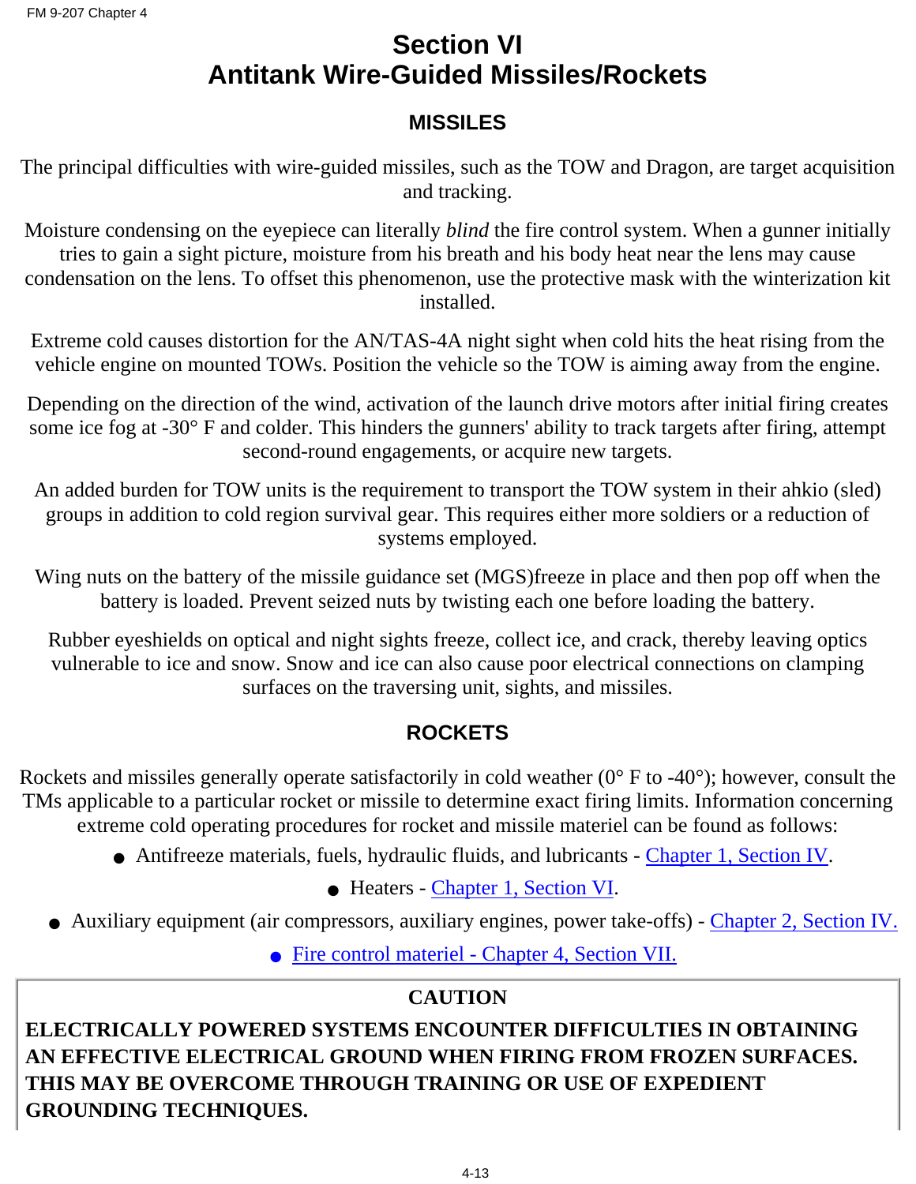# Section VI
# Antitank Wire-Guided Missiles/Rockets

## MISSILES

The principal difficulties with wire-guided missiles, such as the TOW and Dragon, are target acquisition and tracking.

Moisture condensing on the eyepiece can literally *blind* the fire control system. When a gunner initially tries to gain a sight picture, moisture from his breath and his body heat near the lens may cause condensation on the lens. To offset this phenomenon, use the protective mask with the winterization kit installed.

Extreme cold causes distortion for the AN/TAS-4A night sight when cold hits the heat rising from the vehicle engine on mounted TOWs. Position the vehicle so the TOW is aiming away from the engine.

Depending on the direction of the wind, activation of the launch drive motors after initial firing creates some ice fog at -30° F and colder. This hinders the gunners' ability to track targets after firing, attempt second-round engagements, or acquire new targets.

An added burden for TOW units is the requirement to transport the TOW system in their ahkio (sled) groups in addition to cold region survival gear. This requires either more soldiers or a reduction of systems employed.

Wing nuts on the battery of the missile guidance set (MGS)freeze in place and then pop off when the battery is loaded. Prevent seized nuts by twisting each one before loading the battery.

Rubber eyeshields on optical and night sights freeze, collect ice, and crack, thereby leaving optics vulnerable to ice and snow. Snow and ice can also cause poor electrical connections on clamping surfaces on the traversing unit, sights, and missiles.

## ROCKETS

Rockets and missiles generally operate satisfactorily in cold weather (0° F to -40°); however, consult the TMs applicable to a particular rocket or missile to determine exact firing limits. Information concerning extreme cold operating procedures for rocket and missile materiel can be found as follows:

- Antifreeze materials, fuels, hydraulic fluids, and lubricants - Chapter 1, Section IV.
- Heaters - Chapter 1, Section VI.
- Auxiliary equipment (air compressors, auxiliary engines, power take-offs) - Chapter 2, Section IV.
- Fire control materiel - Chapter 4, Section VII.

**CAUTION**

**ELECTRICALLY POWERED SYSTEMS ENCOUNTER DIFFICULTIES IN OBTAINING AN EFFECTIVE ELECTRICAL GROUND WHEN FIRING FROM FROZEN SURFACES. THIS MAY BE OVERCOME THROUGH TRAINING OR USE OF EXPEDIENT GROUNDING TECHNIQUES.**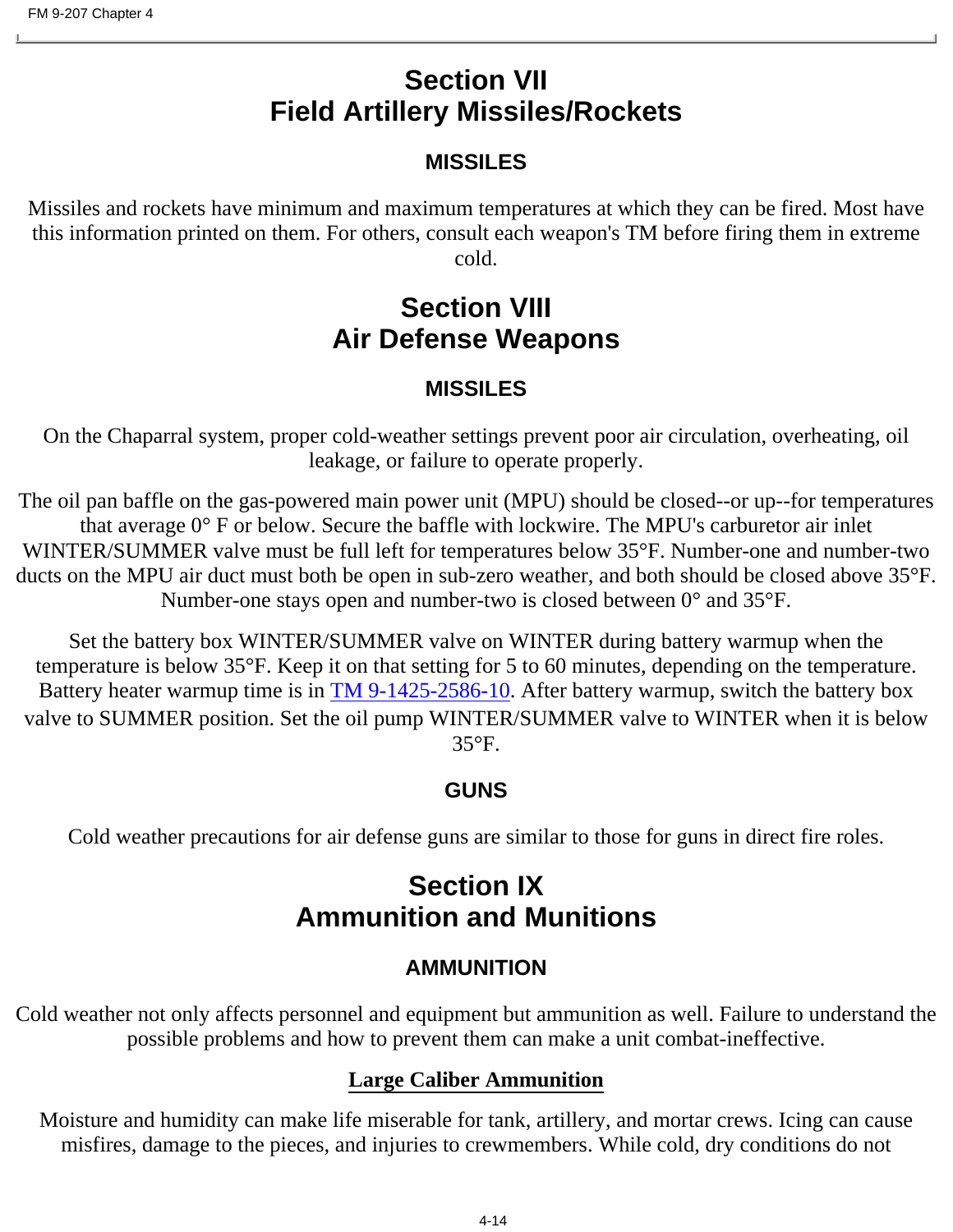# Section VII
# Field Artillery Missiles/Rockets

### MISSILES

Missiles and rockets have minimum and maximum temperatures at which they can be fired. Most have this information printed on them. For others, consult each weapon's TM before firing them in extreme cold.

# Section VIII
# Air Defense Weapons

### MISSILES

On the Chaparral system, proper cold-weather settings prevent poor air circulation, overheating, oil leakage, or failure to operate properly.

The oil pan baffle on the gas-powered main power unit (MPU) should be closed--or up--for temperatures that average 0° F or below. Secure the baffle with lockwire. The MPU's carburetor air inlet WINTER/SUMMER valve must be full left for temperatures below 35°F. Number-one and number-two ducts on the MPU air duct must both be open in sub-zero weather, and both should be closed above 35°F. Number-one stays open and number-two is closed between 0° and 35°F.

Set the battery box WINTER/SUMMER valve on WINTER during battery warmup when the temperature is below 35°F. Keep it on that setting for 5 to 60 minutes, depending on the temperature. Battery heater warmup time is in TM 9-1425-2586-10. After battery warmup, switch the battery box valve to SUMMER position. Set the oil pump WINTER/SUMMER valve to WINTER when it is below 35°F.

### GUNS

Cold weather precautions for air defense guns are similar to those for guns in direct fire roles.

# Section IX
# Ammunition and Munitions

### AMMUNITION

Cold weather not only affects personnel and equipment but ammunition as well. Failure to understand the possible problems and how to prevent them can make a unit combat-ineffective.

#### Large Caliber Ammunition

Moisture and humidity can make life miserable for tank, artillery, and mortar crews. Icing can cause misfires, damage to the pieces, and injuries to crewmembers. While cold, dry conditions do not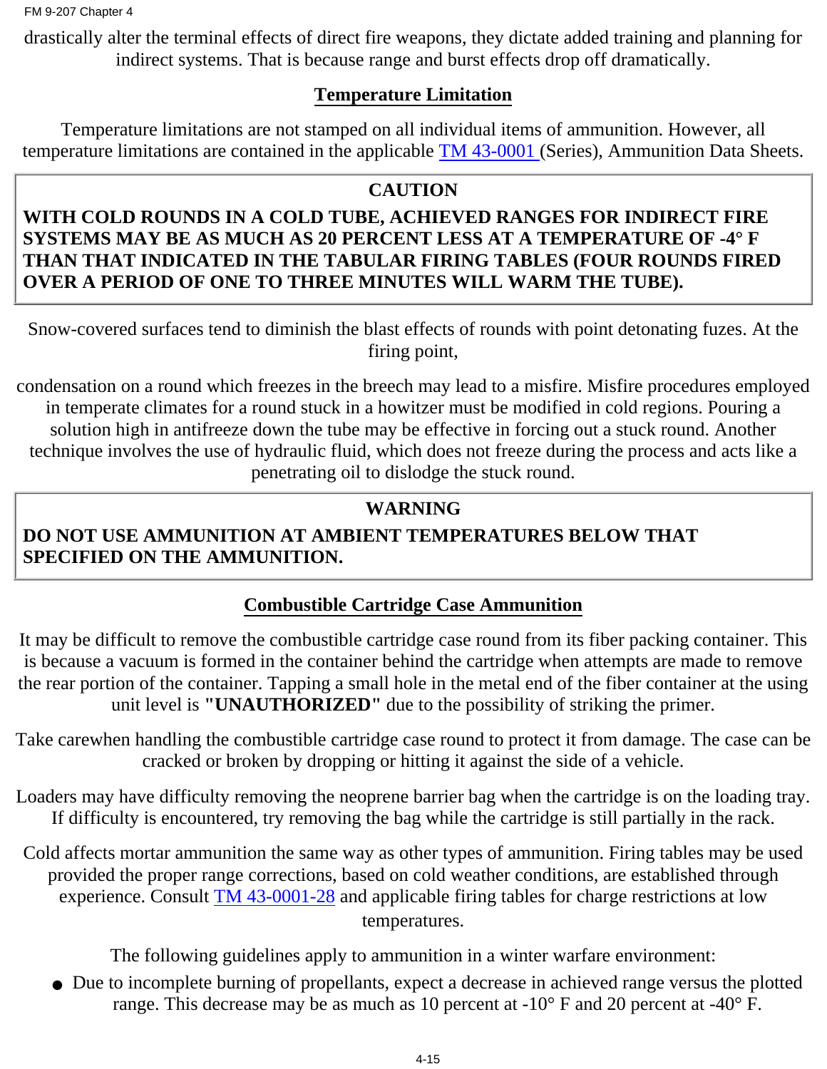drastically alter the terminal effects of direct fire weapons, they dictate added training and planning for indirect systems. That is because range and burst effects drop off dramatically.

## Temperature Limitation

Temperature limitations are not stamped on all individual items of ammunition. However, all temperature limitations are contained in the applicable TM 43-0001 (Series), Ammunition Data Sheets.

> **CAUTION**
>
> **WITH COLD ROUNDS IN A COLD TUBE, ACHIEVED RANGES FOR INDIRECT FIRE SYSTEMS MAY BE AS MUCH AS 20 PERCENT LESS AT A TEMPERATURE OF -4° F THAN THAT INDICATED IN THE TABULAR FIRING TABLES (FOUR ROUNDS FIRED OVER A PERIOD OF ONE TO THREE MINUTES WILL WARM THE TUBE).**

Snow-covered surfaces tend to diminish the blast effects of rounds with point detonating fuzes. At the firing point,

condensation on a round which freezes in the breech may lead to a misfire. Misfire procedures employed in temperate climates for a round stuck in a howitzer must be modified in cold regions. Pouring a solution high in antifreeze down the tube may be effective in forcing out a stuck round. Another technique involves the use of hydraulic fluid, which does not freeze during the process and acts like a penetrating oil to dislodge the stuck round.

> **WARNING**
>
> **DO NOT USE AMMUNITION AT AMBIENT TEMPERATURES BELOW THAT SPECIFIED ON THE AMMUNITION.**

## Combustible Cartridge Case Ammunition

It may be difficult to remove the combustible cartridge case round from its fiber packing container. This is because a vacuum is formed in the container behind the cartridge when attempts are made to remove the rear portion of the container. Tapping a small hole in the metal end of the fiber container at the using unit level is **"UNAUTHORIZED"** due to the possibility of striking the primer.

Take carewhen handling the combustible cartridge case round to protect it from damage. The case can be cracked or broken by dropping or hitting it against the side of a vehicle.

Loaders may have difficulty removing the neoprene barrier bag when the cartridge is on the loading tray. If difficulty is encountered, try removing the bag while the cartridge is still partially in the rack.

Cold affects mortar ammunition the same way as other types of ammunition. Firing tables may be used provided the proper range corrections, based on cold weather conditions, are established through experience. Consult TM 43-0001-28 and applicable firing tables for charge restrictions at low temperatures.

The following guidelines apply to ammunition in a winter warfare environment:

- Due to incomplete burning of propellants, expect a decrease in achieved range versus the plotted range. This decrease may be as much as 10 percent at -10° F and 20 percent at -40° F.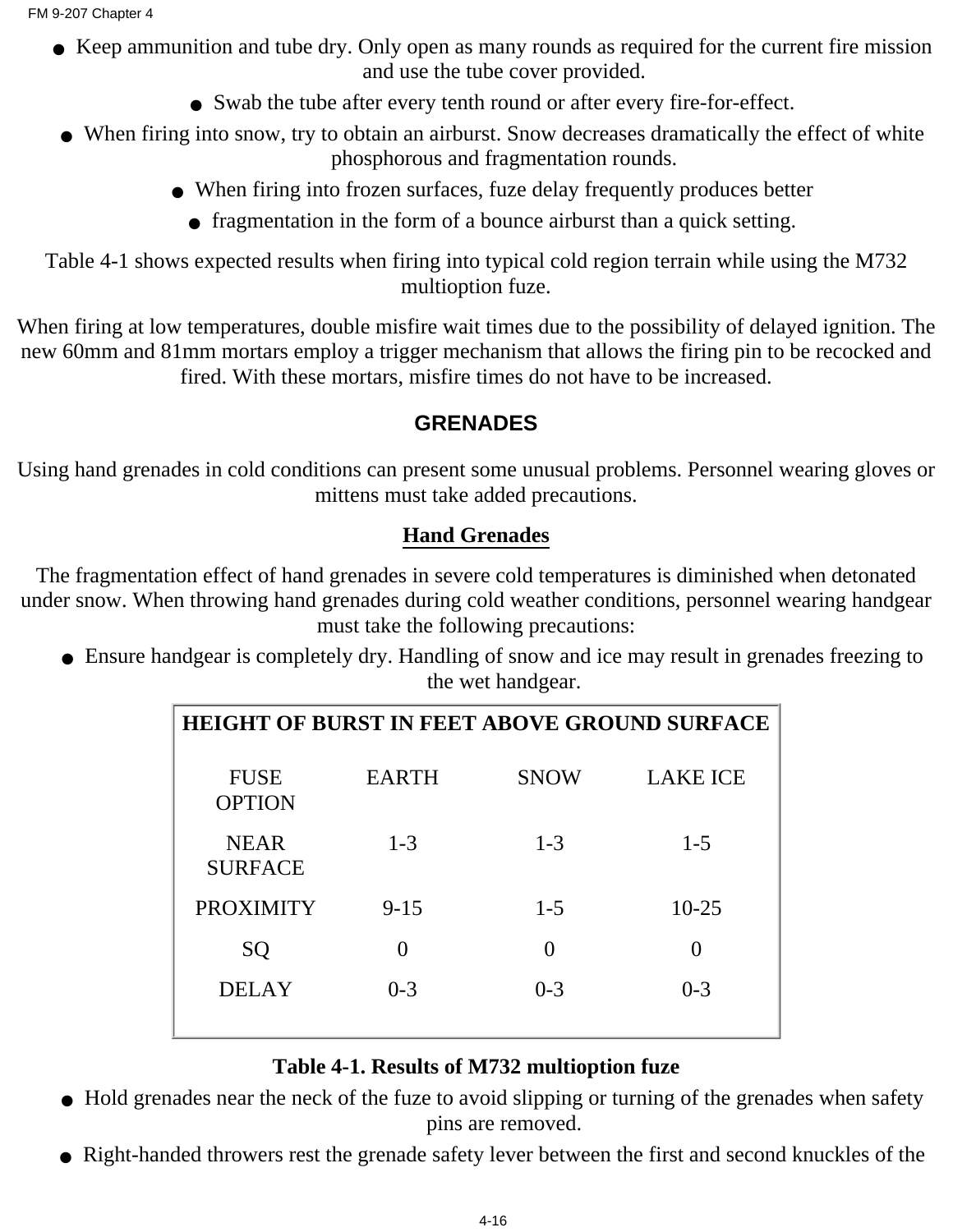- Keep ammunition and tube dry. Only open as many rounds as required for the current fire mission and use the tube cover provided.
- Swab the tube after every tenth round or after every fire-for-effect.
- When firing into snow, try to obtain an airburst. Snow decreases dramatically the effect of white phosphorous and fragmentation rounds.
- When firing into frozen surfaces, fuze delay frequently produces better
- fragmentation in the form of a bounce airburst than a quick setting.

Table 4-1 shows expected results when firing into typical cold region terrain while using the M732 multioption fuze.

When firing at low temperatures, double misfire wait times due to the possibility of delayed ignition. The new 60mm and 81mm mortars employ a trigger mechanism that allows the firing pin to be recocked and fired. With these mortars, misfire times do not have to be increased.

## GRENADES

Using hand grenades in cold conditions can present some unusual problems. Personnel wearing gloves or mittens must take added precautions.

### Hand Grenades

The fragmentation effect of hand grenades in severe cold temperatures is diminished when detonated under snow. When throwing hand grenades during cold weather conditions, personnel wearing handgear must take the following precautions:

- Ensure handgear is completely dry. Handling of snow and ice may result in grenades freezing to the wet handgear.

| HEIGHT OF BURST IN FEET ABOVE GROUND SURFACE | | | |
|---|---|---|---|
| FUSE OPTION | EARTH | SNOW | LAKE ICE |
| NEAR SURFACE | 1-3 | 1-3 | 1-5 |
| PROXIMITY | 9-15 | 1-5 | 10-25 |
| SQ | 0 | 0 | 0 |
| DELAY | 0-3 | 0-3 | 0-3 |

**Table 4-1. Results of M732 multioption fuze**

- Hold grenades near the neck of the fuze to avoid slipping or turning of the grenades when safety pins are removed.
- Right-handed throwers rest the grenade safety lever between the first and second knuckles of the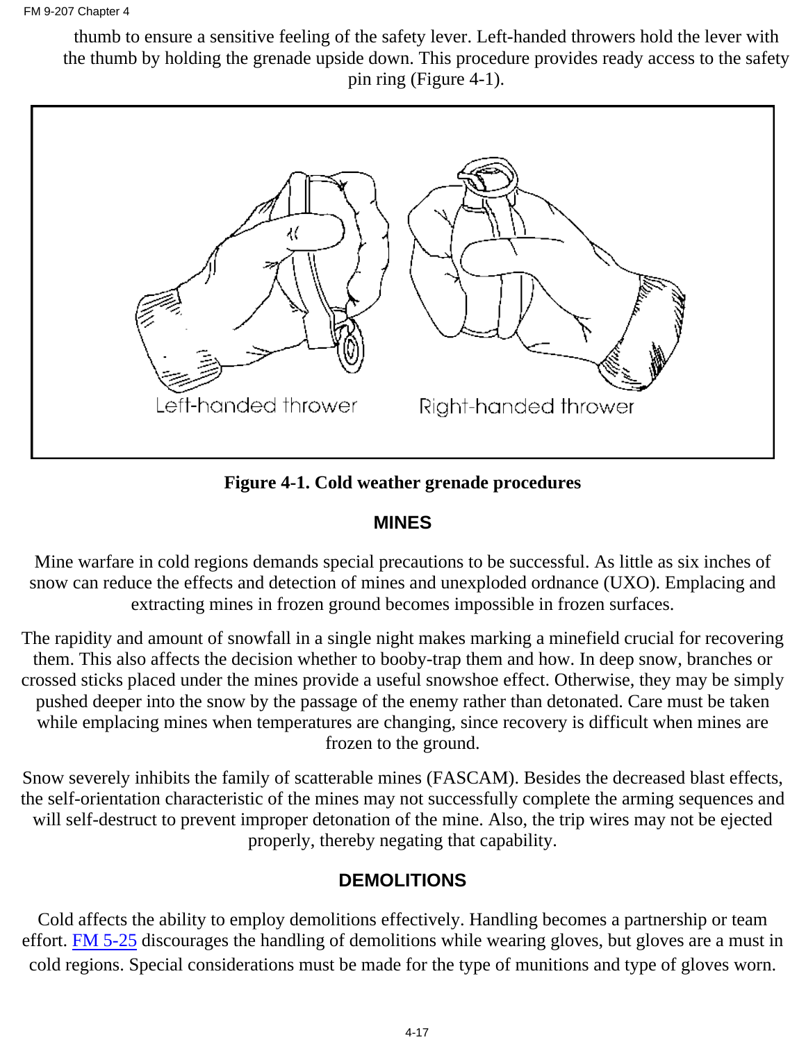thumb to ensure a sensitive feeling of the safety lever. Left-handed throwers hold the lever with the thumb by holding the grenade upside down. This procedure provides ready access to the safety pin ring (Figure 4-1).

Left-handed thrower

Right-handed thrower

**Figure 4-1. Cold weather grenade procedures**

## MINES

Mine warfare in cold regions demands special precautions to be successful. As little as six inches of snow can reduce the effects and detection of mines and unexploded ordnance (UXO). Emplacing and extracting mines in frozen ground becomes impossible in frozen surfaces.

The rapidity and amount of snowfall in a single night makes marking a minefield crucial for recovering them. This also affects the decision whether to booby-trap them and how. In deep snow, branches or crossed sticks placed under the mines provide a useful snowshoe effect. Otherwise, they may be simply pushed deeper into the snow by the passage of the enemy rather than detonated. Care must be taken while emplacing mines when temperatures are changing, since recovery is difficult when mines are frozen to the ground.

Snow severely inhibits the family of scatterable mines (FASCAM). Besides the decreased blast effects, the self-orientation characteristic of the mines may not successfully complete the arming sequences and will self-destruct to prevent improper detonation of the mine. Also, the trip wires may not be ejected properly, thereby negating that capability.

## DEMOLITIONS

Cold affects the ability to employ demolitions effectively. Handling becomes a partnership or team effort. FM 5-25 discourages the handling of demolitions while wearing gloves, but gloves are a must in cold regions. Special considerations must be made for the type of munitions and type of gloves worn.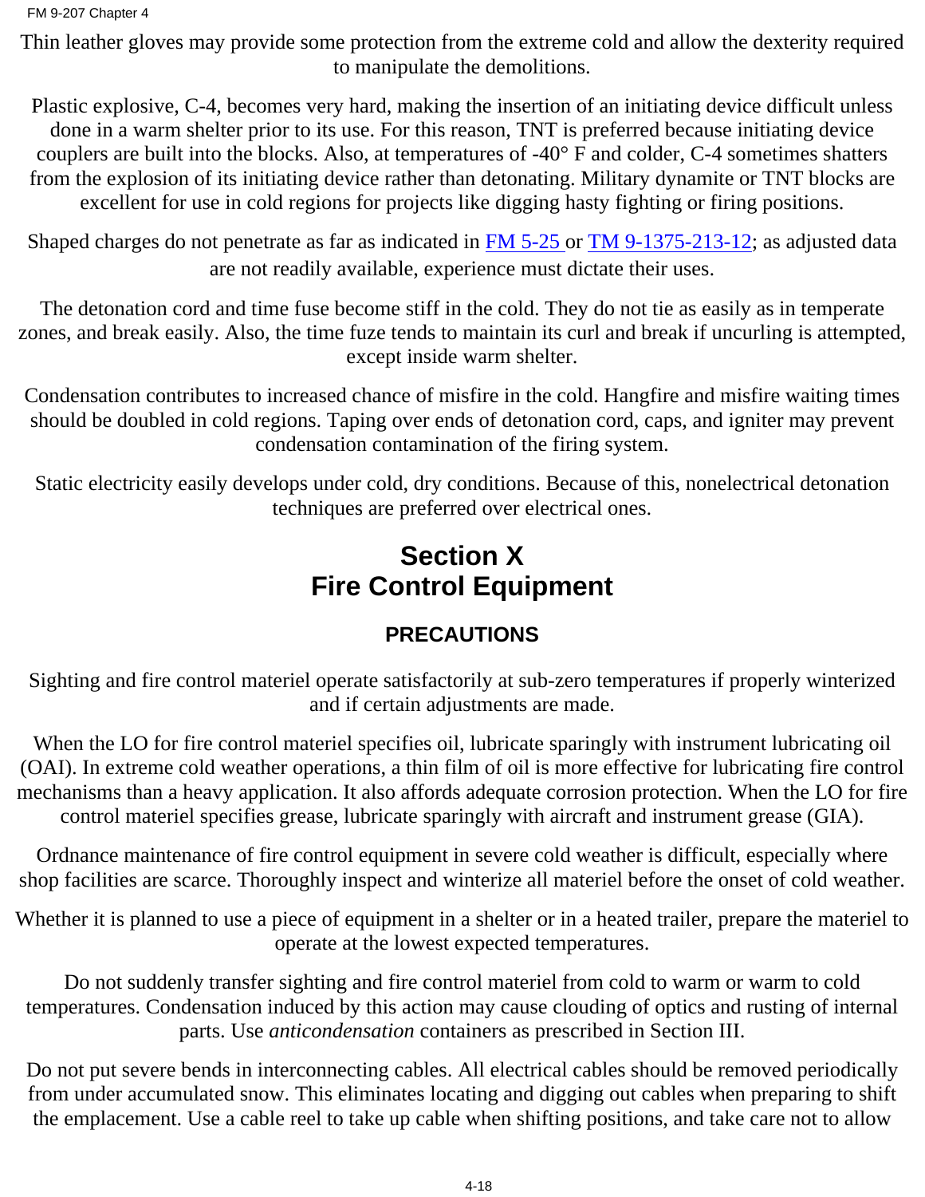Thin leather gloves may provide some protection from the extreme cold and allow the dexterity required to manipulate the demolitions.

Plastic explosive, C-4, becomes very hard, making the insertion of an initiating device difficult unless done in a warm shelter prior to its use. For this reason, TNT is preferred because initiating device couplers are built into the blocks. Also, at temperatures of -40° F and colder, C-4 sometimes shatters from the explosion of its initiating device rather than detonating. Military dynamite or TNT blocks are excellent for use in cold regions for projects like digging hasty fighting or firing positions.

Shaped charges do not penetrate as far as indicated in FM 5-25 or TM 9-1375-213-12; as adjusted data are not readily available, experience must dictate their uses.

The detonation cord and time fuse become stiff in the cold. They do not tie as easily as in temperate zones, and break easily. Also, the time fuze tends to maintain its curl and break if uncurling is attempted, except inside warm shelter.

Condensation contributes to increased chance of misfire in the cold. Hangfire and misfire waiting times should be doubled in cold regions. Taping over ends of detonation cord, caps, and igniter may prevent condensation contamination of the firing system.

Static electricity easily develops under cold, dry conditions. Because of this, nonelectrical detonation techniques are preferred over electrical ones.

## Section X
## Fire Control Equipment

### PRECAUTIONS

Sighting and fire control materiel operate satisfactorily at sub-zero temperatures if properly winterized and if certain adjustments are made.

When the LO for fire control materiel specifies oil, lubricate sparingly with instrument lubricating oil (OAI). In extreme cold weather operations, a thin film of oil is more effective for lubricating fire control mechanisms than a heavy application. It also affords adequate corrosion protection. When the LO for fire control materiel specifies grease, lubricate sparingly with aircraft and instrument grease (GIA).

Ordnance maintenance of fire control equipment in severe cold weather is difficult, especially where shop facilities are scarce. Thoroughly inspect and winterize all materiel before the onset of cold weather.

Whether it is planned to use a piece of equipment in a shelter or in a heated trailer, prepare the materiel to operate at the lowest expected temperatures.

Do not suddenly transfer sighting and fire control materiel from cold to warm or warm to cold temperatures. Condensation induced by this action may cause clouding of optics and rusting of internal parts. Use *anticondensation* containers as prescribed in Section III.

Do not put severe bends in interconnecting cables. All electrical cables should be removed periodically from under accumulated snow. This eliminates locating and digging out cables when preparing to shift the emplacement. Use a cable reel to take up cable when shifting positions, and take care not to allow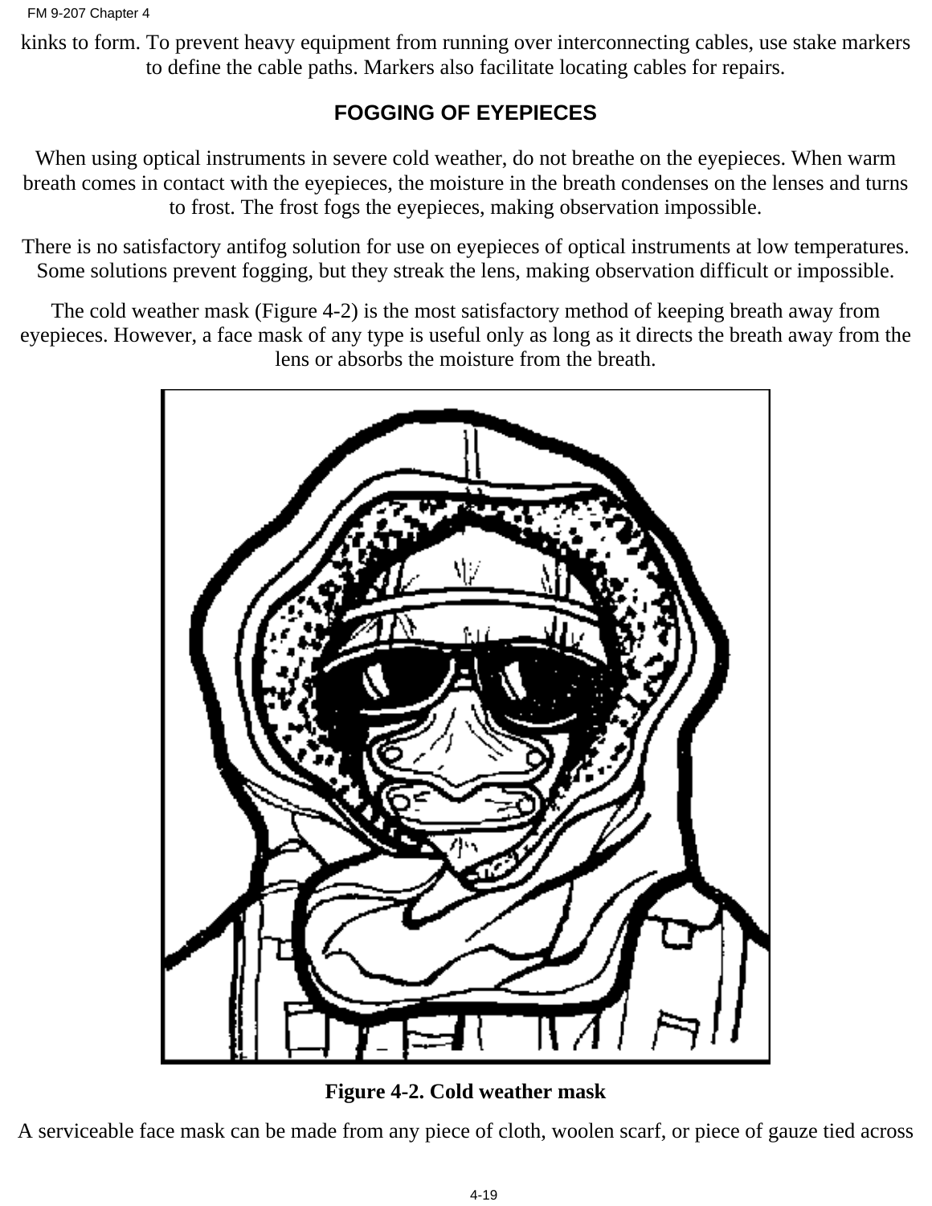kinks to form. To prevent heavy equipment from running over interconnecting cables, use stake markers to define the cable paths. Markers also facilitate locating cables for repairs.

## FOGGING OF EYEPIECES

When using optical instruments in severe cold weather, do not breathe on the eyepieces. When warm breath comes in contact with the eyepieces, the moisture in the breath condenses on the lenses and turns to frost. The frost fogs the eyepieces, making observation impossible.

There is no satisfactory antifog solution for use on eyepieces of optical instruments at low temperatures. Some solutions prevent fogging, but they streak the lens, making observation difficult or impossible.

The cold weather mask (Figure 4-2) is the most satisfactory method of keeping breath away from eyepieces. However, a face mask of any type is useful only as long as it directs the breath away from the lens or absorbs the moisture from the breath.

**Figure 4-2. Cold weather mask**

A serviceable face mask can be made from any piece of cloth, woolen scarf, or piece of gauze tied across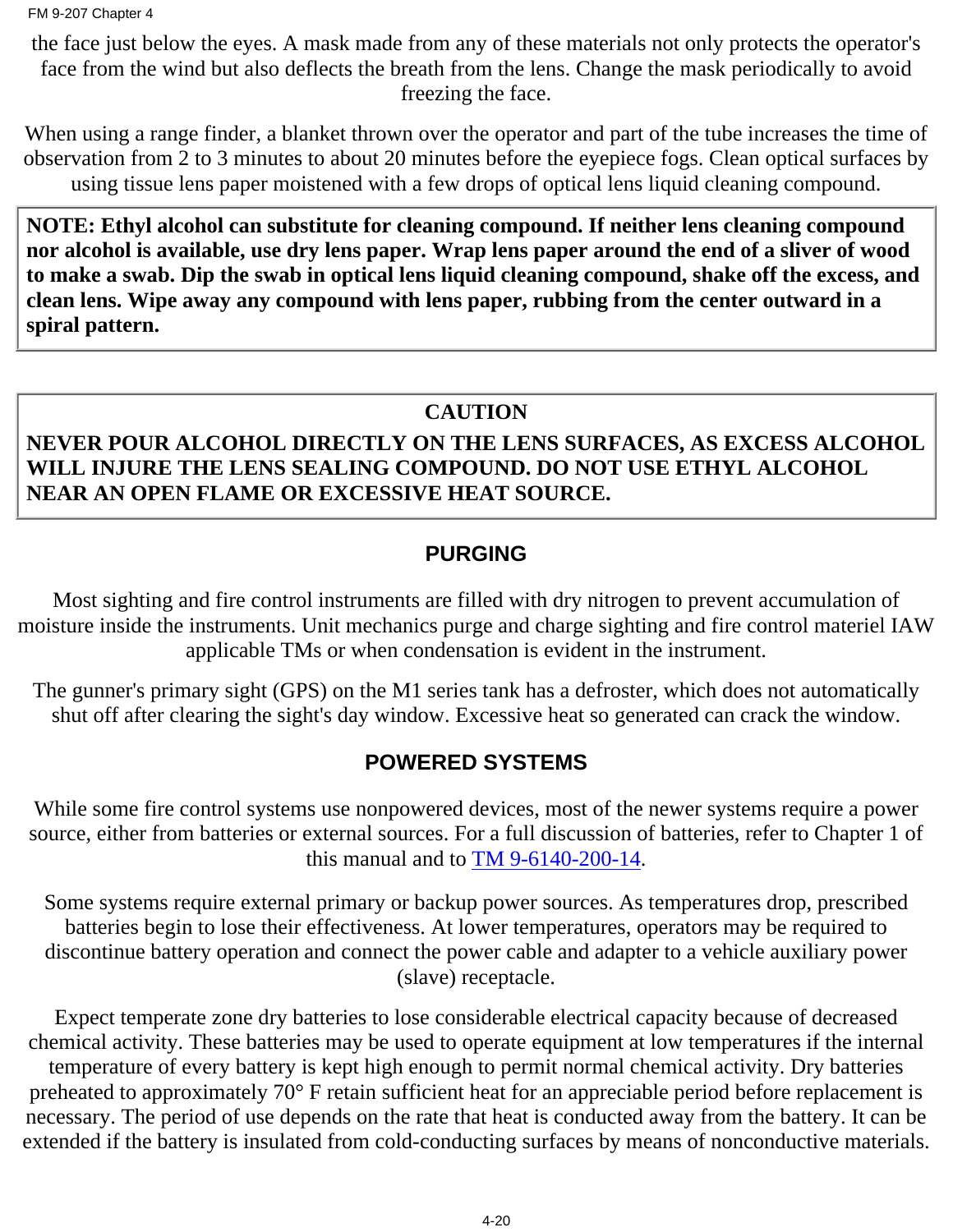the face just below the eyes. A mask made from any of these materials not only protects the operator's face from the wind but also deflects the breath from the lens. Change the mask periodically to avoid freezing the face.

When using a range finder, a blanket thrown over the operator and part of the tube increases the time of observation from 2 to 3 minutes to about 20 minutes before the eyepiece fogs. Clean optical surfaces by using tissue lens paper moistened with a few drops of optical lens liquid cleaning compound.

**NOTE: Ethyl alcohol can substitute for cleaning compound. If neither lens cleaning compound nor alcohol is available, use dry lens paper. Wrap lens paper around the end of a sliver of wood to make a swab. Dip the swab in optical lens liquid cleaning compound, shake off the excess, and clean lens. Wipe away any compound with lens paper, rubbing from the center outward in a spiral pattern.**

**CAUTION**

**NEVER POUR ALCOHOL DIRECTLY ON THE LENS SURFACES, AS EXCESS ALCOHOL WILL INJURE THE LENS SEALING COMPOUND. DO NOT USE ETHYL ALCOHOL NEAR AN OPEN FLAME OR EXCESSIVE HEAT SOURCE.**

## PURGING

Most sighting and fire control instruments are filled with dry nitrogen to prevent accumulation of moisture inside the instruments. Unit mechanics purge and charge sighting and fire control materiel IAW applicable TMs or when condensation is evident in the instrument.

The gunner's primary sight (GPS) on the M1 series tank has a defroster, which does not automatically shut off after clearing the sight's day window. Excessive heat so generated can crack the window.

## POWERED SYSTEMS

While some fire control systems use nonpowered devices, most of the newer systems require a power source, either from batteries or external sources. For a full discussion of batteries, refer to Chapter 1 of this manual and to TM 9-6140-200-14.

Some systems require external primary or backup power sources. As temperatures drop, prescribed batteries begin to lose their effectiveness. At lower temperatures, operators may be required to discontinue battery operation and connect the power cable and adapter to a vehicle auxiliary power (slave) receptacle.

Expect temperate zone dry batteries to lose considerable electrical capacity because of decreased chemical activity. These batteries may be used to operate equipment at low temperatures if the internal temperature of every battery is kept high enough to permit normal chemical activity. Dry batteries preheated to approximately 70° F retain sufficient heat for an appreciable period before replacement is necessary. The period of use depends on the rate that heat is conducted away from the battery. It can be extended if the battery is insulated from cold-conducting surfaces by means of nonconductive materials.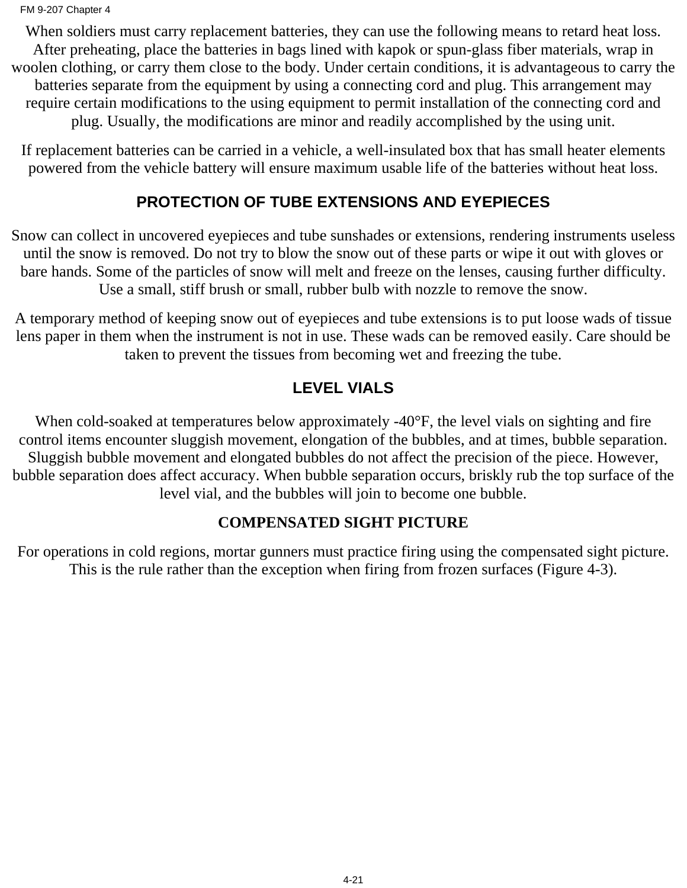When soldiers must carry replacement batteries, they can use the following means to retard heat loss. After preheating, place the batteries in bags lined with kapok or spun-glass fiber materials, wrap in woolen clothing, or carry them close to the body. Under certain conditions, it is advantageous to carry the batteries separate from the equipment by using a connecting cord and plug. This arrangement may require certain modifications to the using equipment to permit installation of the connecting cord and plug. Usually, the modifications are minor and readily accomplished by the using unit.

If replacement batteries can be carried in a vehicle, a well-insulated box that has small heater elements powered from the vehicle battery will ensure maximum usable life of the batteries without heat loss.

## PROTECTION OF TUBE EXTENSIONS AND EYEPIECES

Snow can collect in uncovered eyepieces and tube sunshades or extensions, rendering instruments useless until the snow is removed. Do not try to blow the snow out of these parts or wipe it out with gloves or bare hands. Some of the particles of snow will melt and freeze on the lenses, causing further difficulty. Use a small, stiff brush or small, rubber bulb with nozzle to remove the snow.

A temporary method of keeping snow out of eyepieces and tube extensions is to put loose wads of tissue lens paper in them when the instrument is not in use. These wads can be removed easily. Care should be taken to prevent the tissues from becoming wet and freezing the tube.

## LEVEL VIALS

When cold-soaked at temperatures below approximately -40°F, the level vials on sighting and fire control items encounter sluggish movement, elongation of the bubbles, and at times, bubble separation. Sluggish bubble movement and elongated bubbles do not affect the precision of the piece. However, bubble separation does affect accuracy. When bubble separation occurs, briskly rub the top surface of the level vial, and the bubbles will join to become one bubble.

## COMPENSATED SIGHT PICTURE

For operations in cold regions, mortar gunners must practice firing using the compensated sight picture. This is the rule rather than the exception when firing from frozen surfaces (Figure 4-3).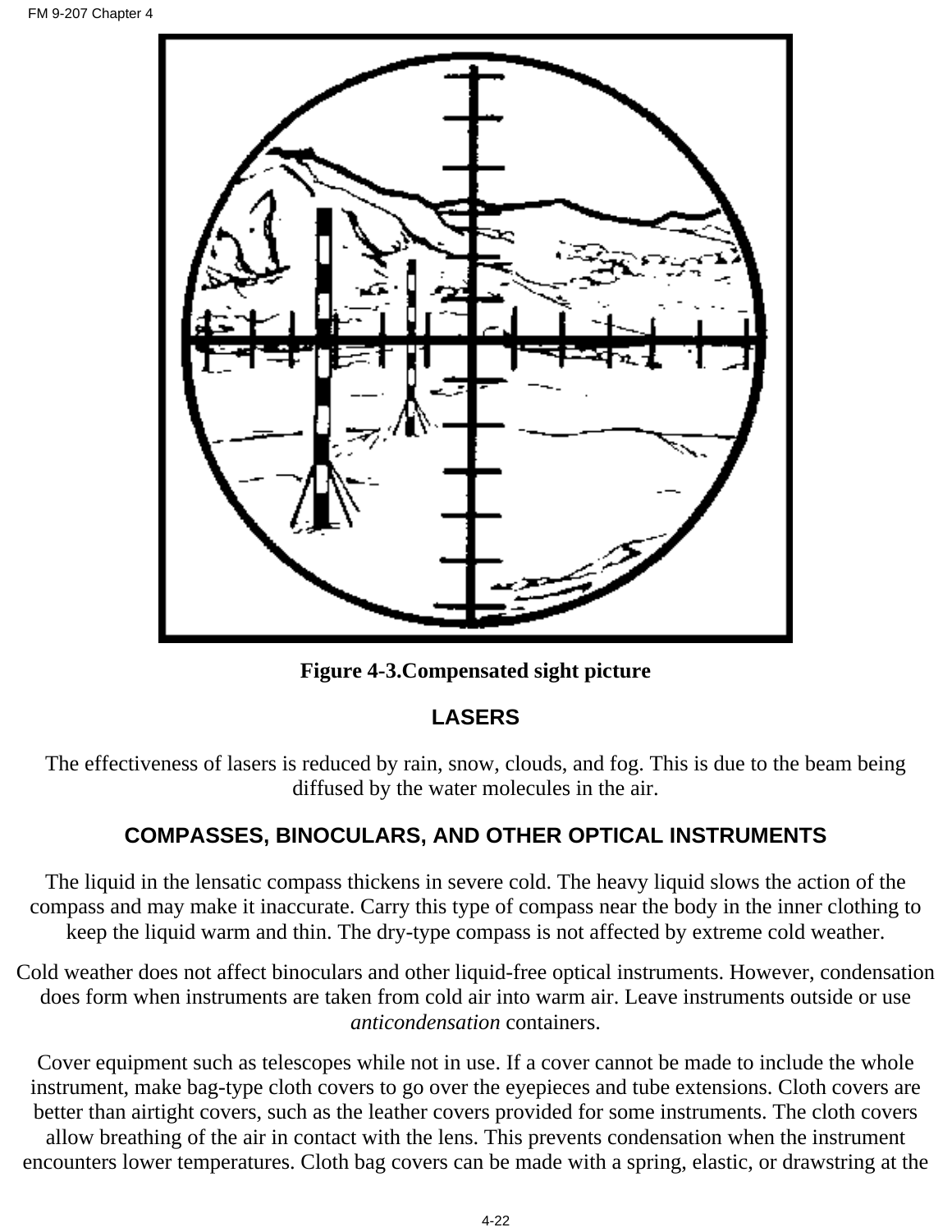Figure 4-3.Compensated sight picture

## LASERS

The effectiveness of lasers is reduced by rain, snow, clouds, and fog. This is due to the beam being diffused by the water molecules in the air.

## COMPASSES, BINOCULARS, AND OTHER OPTICAL INSTRUMENTS

The liquid in the lensatic compass thickens in severe cold. The heavy liquid slows the action of the compass and may make it inaccurate. Carry this type of compass near the body in the inner clothing to keep the liquid warm and thin. The dry-type compass is not affected by extreme cold weather.

Cold weather does not affect binoculars and other liquid-free optical instruments. However, condensation does form when instruments are taken from cold air into warm air. Leave instruments outside or use *anticondensation* containers.

Cover equipment such as telescopes while not in use. If a cover cannot be made to include the whole instrument, make bag-type cloth covers to go over the eyepieces and tube extensions. Cloth covers are better than airtight covers, such as the leather covers provided for some instruments. The cloth covers allow breathing of the air in contact with the lens. This prevents condensation when the instrument encounters lower temperatures. Cloth bag covers can be made with a spring, elastic, or drawstring at the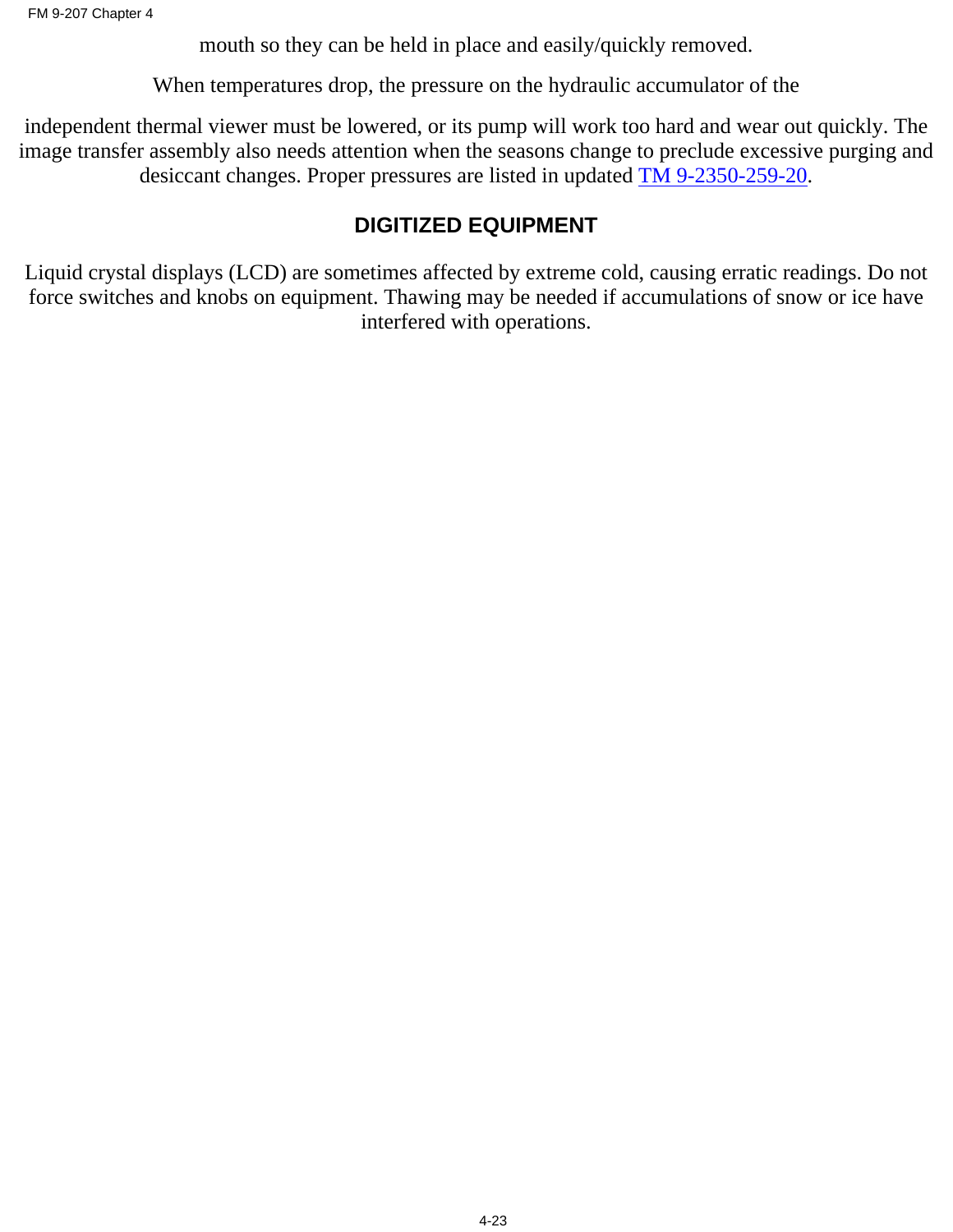mouth so they can be held in place and easily/quickly removed.

When temperatures drop, the pressure on the hydraulic accumulator of the

independent thermal viewer must be lowered, or its pump will work too hard and wear out quickly. The image transfer assembly also needs attention when the seasons change to preclude excessive purging and desiccant changes. Proper pressures are listed in updated TM 9-2350-259-20.

## DIGITIZED EQUIPMENT

Liquid crystal displays (LCD) are sometimes affected by extreme cold, causing erratic readings. Do not force switches and knobs on equipment. Thawing may be needed if accumulations of snow or ice have interfered with operations.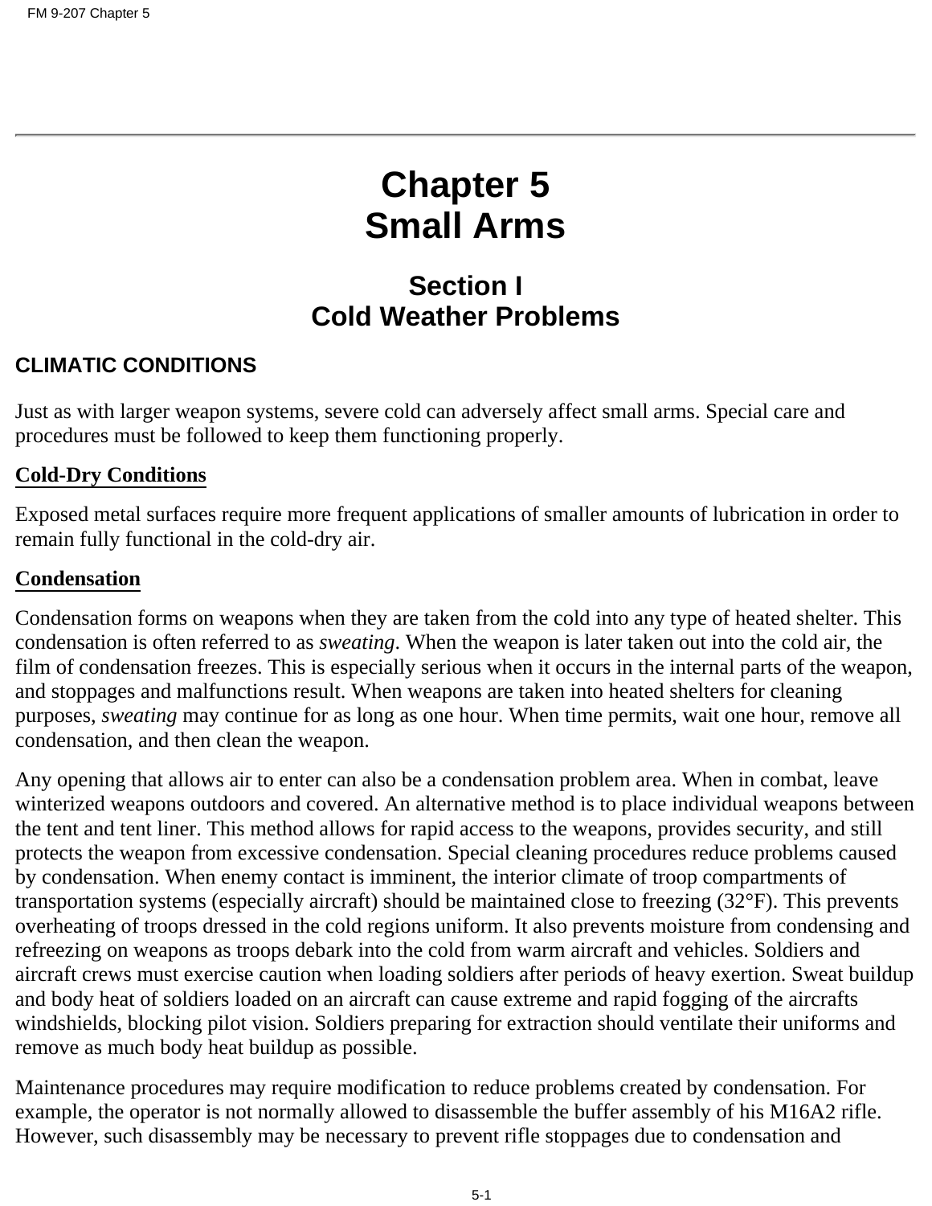# Chapter 5
# Small Arms

## Section I
## Cold Weather Problems

### CLIMATIC CONDITIONS

Just as with larger weapon systems, severe cold can adversely affect small arms. Special care and procedures must be followed to keep them functioning properly.

**Cold-Dry Conditions**

Exposed metal surfaces require more frequent applications of smaller amounts of lubrication in order to remain fully functional in the cold-dry air.

**Condensation**

Condensation forms on weapons when they are taken from the cold into any type of heated shelter. This condensation is often referred to as *sweating*. When the weapon is later taken out into the cold air, the film of condensation freezes. This is especially serious when it occurs in the internal parts of the weapon, and stoppages and malfunctions result. When weapons are taken into heated shelters for cleaning purposes, *sweating* may continue for as long as one hour. When time permits, wait one hour, remove all condensation, and then clean the weapon.

Any opening that allows air to enter can also be a condensation problem area. When in combat, leave winterized weapons outdoors and covered. An alternative method is to place individual weapons between the tent and tent liner. This method allows for rapid access to the weapons, provides security, and still protects the weapon from excessive condensation. Special cleaning procedures reduce problems caused by condensation. When enemy contact is imminent, the interior climate of troop compartments of transportation systems (especially aircraft) should be maintained close to freezing (32°F). This prevents overheating of troops dressed in the cold regions uniform. It also prevents moisture from condensing and refreezing on weapons as troops debark into the cold from warm aircraft and vehicles. Soldiers and aircraft crews must exercise caution when loading soldiers after periods of heavy exertion. Sweat buildup and body heat of soldiers loaded on an aircraft can cause extreme and rapid fogging of the aircrafts windshields, blocking pilot vision. Soldiers preparing for extraction should ventilate their uniforms and remove as much body heat buildup as possible.

Maintenance procedures may require modification to reduce problems created by condensation. For example, the operator is not normally allowed to disassemble the buffer assembly of his M16A2 rifle. However, such disassembly may be necessary to prevent rifle stoppages due to condensation and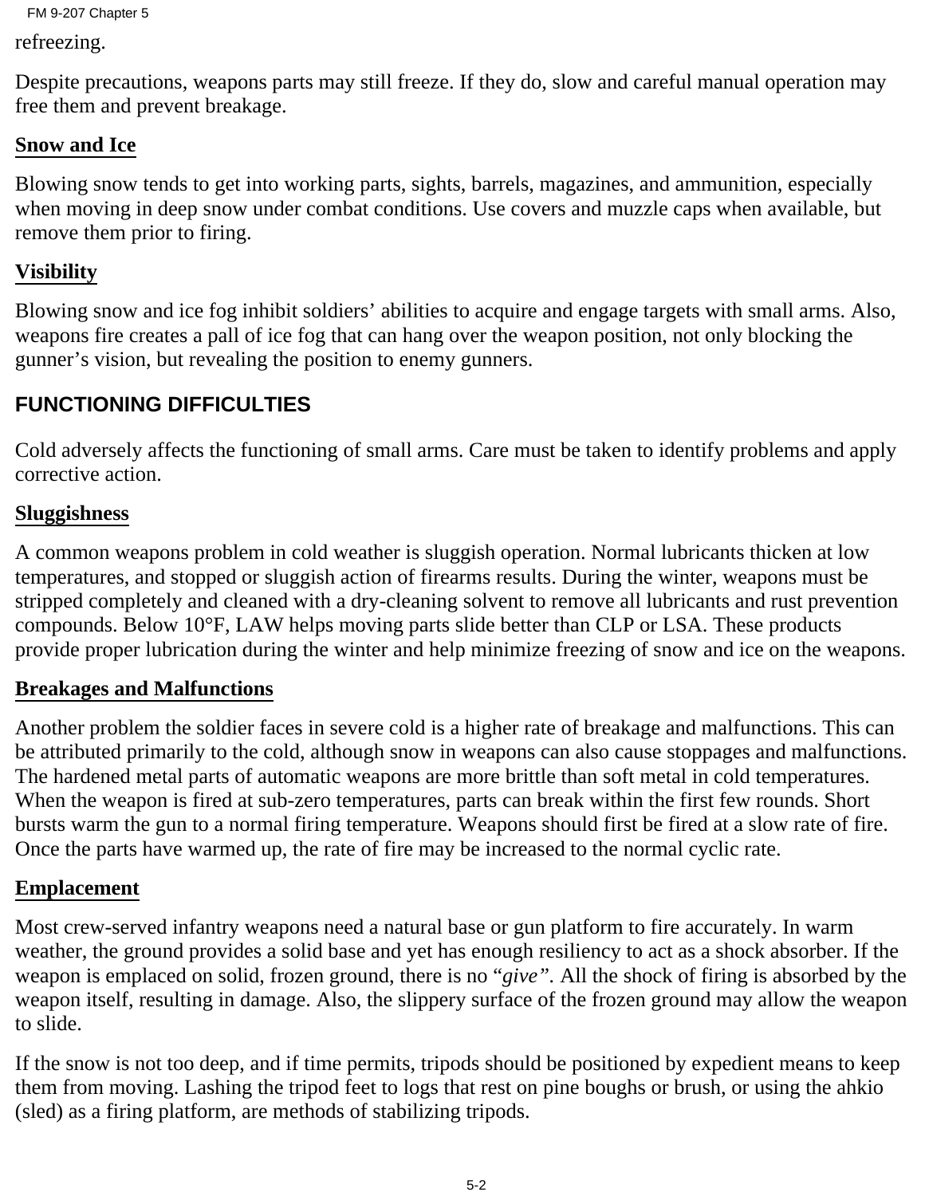refreezing.

Despite precautions, weapons parts may still freeze. If they do, slow and careful manual operation may free them and prevent breakage.

**Snow and Ice**

Blowing snow tends to get into working parts, sights, barrels, magazines, and ammunition, especially when moving in deep snow under combat conditions. Use covers and muzzle caps when available, but remove them prior to firing.

**Visibility**

Blowing snow and ice fog inhibit soldiers' abilities to acquire and engage targets with small arms. Also, weapons fire creates a pall of ice fog that can hang over the weapon position, not only blocking the gunner's vision, but revealing the position to enemy gunners.

## FUNCTIONING DIFFICULTIES

Cold adversely affects the functioning of small arms. Care must be taken to identify problems and apply corrective action.

**Sluggishness**

A common weapons problem in cold weather is sluggish operation. Normal lubricants thicken at low temperatures, and stopped or sluggish action of firearms results. During the winter, weapons must be stripped completely and cleaned with a dry-cleaning solvent to remove all lubricants and rust prevention compounds. Below 10°F, LAW helps moving parts slide better than CLP or LSA. These products provide proper lubrication during the winter and help minimize freezing of snow and ice on the weapons.

**Breakages and Malfunctions**

Another problem the soldier faces in severe cold is a higher rate of breakage and malfunctions. This can be attributed primarily to the cold, although snow in weapons can also cause stoppages and malfunctions. The hardened metal parts of automatic weapons are more brittle than soft metal in cold temperatures. When the weapon is fired at sub-zero temperatures, parts can break within the first few rounds. Short bursts warm the gun to a normal firing temperature. Weapons should first be fired at a slow rate of fire. Once the parts have warmed up, the rate of fire may be increased to the normal cyclic rate.

**Emplacement**

Most crew-served infantry weapons need a natural base or gun platform to fire accurately. In warm weather, the ground provides a solid base and yet has enough resiliency to act as a shock absorber. If the weapon is emplaced on solid, frozen ground, there is no "*give*". All the shock of firing is absorbed by the weapon itself, resulting in damage. Also, the slippery surface of the frozen ground may allow the weapon to slide.

If the snow is not too deep, and if time permits, tripods should be positioned by expedient means to keep them from moving. Lashing the tripod feet to logs that rest on pine boughs or brush, or using the ahkio (sled) as a firing platform, are methods of stabilizing tripods.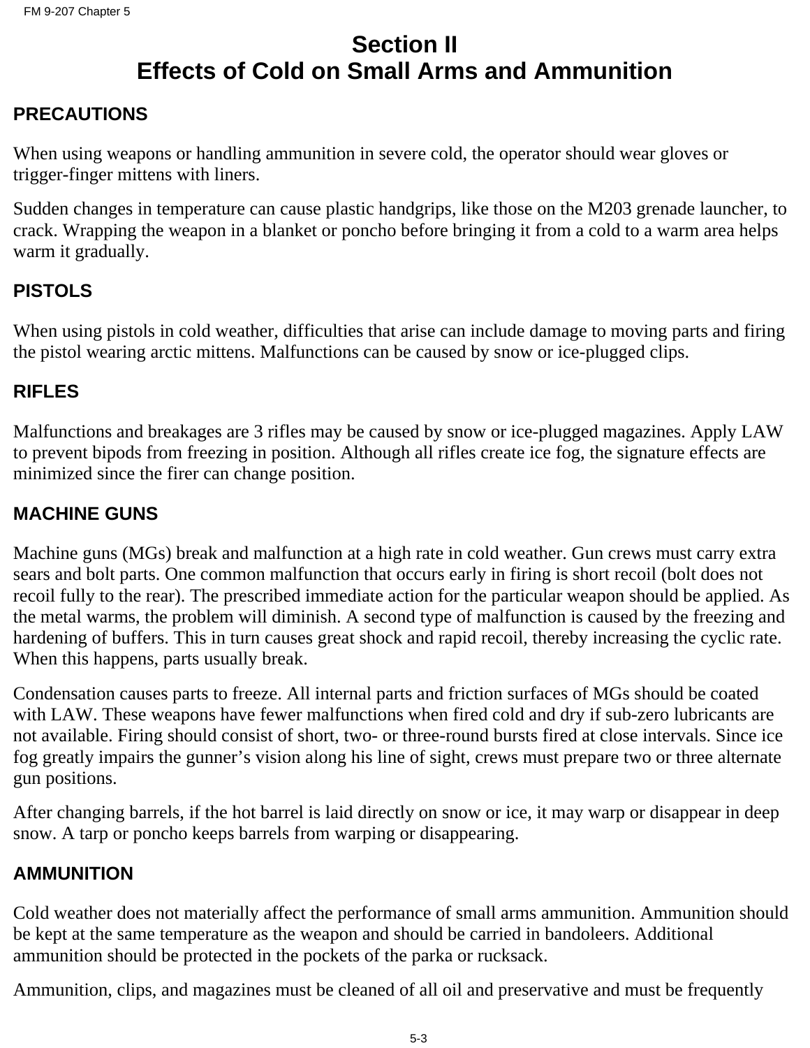# Section II
# Effects of Cold on Small Arms and Ammunition

## PRECAUTIONS

When using weapons or handling ammunition in severe cold, the operator should wear gloves or trigger-finger mittens with liners.

Sudden changes in temperature can cause plastic handgrips, like those on the M203 grenade launcher, to crack. Wrapping the weapon in a blanket or poncho before bringing it from a cold to a warm area helps warm it gradually.

## PISTOLS

When using pistols in cold weather, difficulties that arise can include damage to moving parts and firing the pistol wearing arctic mittens. Malfunctions can be caused by snow or ice-plugged clips.

## RIFLES

Malfunctions and breakages are 3 rifles may be caused by snow or ice-plugged magazines. Apply LAW to prevent bipods from freezing in position. Although all rifles create ice fog, the signature effects are minimized since the firer can change position.

## MACHINE GUNS

Machine guns (MGs) break and malfunction at a high rate in cold weather. Gun crews must carry extra sears and bolt parts. One common malfunction that occurs early in firing is short recoil (bolt does not recoil fully to the rear). The prescribed immediate action for the particular weapon should be applied. As the metal warms, the problem will diminish. A second type of malfunction is caused by the freezing and hardening of buffers. This in turn causes great shock and rapid recoil, thereby increasing the cyclic rate. When this happens, parts usually break.

Condensation causes parts to freeze. All internal parts and friction surfaces of MGs should be coated with LAW. These weapons have fewer malfunctions when fired cold and dry if sub-zero lubricants are not available. Firing should consist of short, two- or three-round bursts fired at close intervals. Since ice fog greatly impairs the gunner’s vision along his line of sight, crews must prepare two or three alternate gun positions.

After changing barrels, if the hot barrel is laid directly on snow or ice, it may warp or disappear in deep snow. A tarp or poncho keeps barrels from warping or disappearing.

## AMMUNITION

Cold weather does not materially affect the performance of small arms ammunition. Ammunition should be kept at the same temperature as the weapon and should be carried in bandoleers. Additional ammunition should be protected in the pockets of the parka or rucksack.

Ammunition, clips, and magazines must be cleaned of all oil and preservative and must be frequently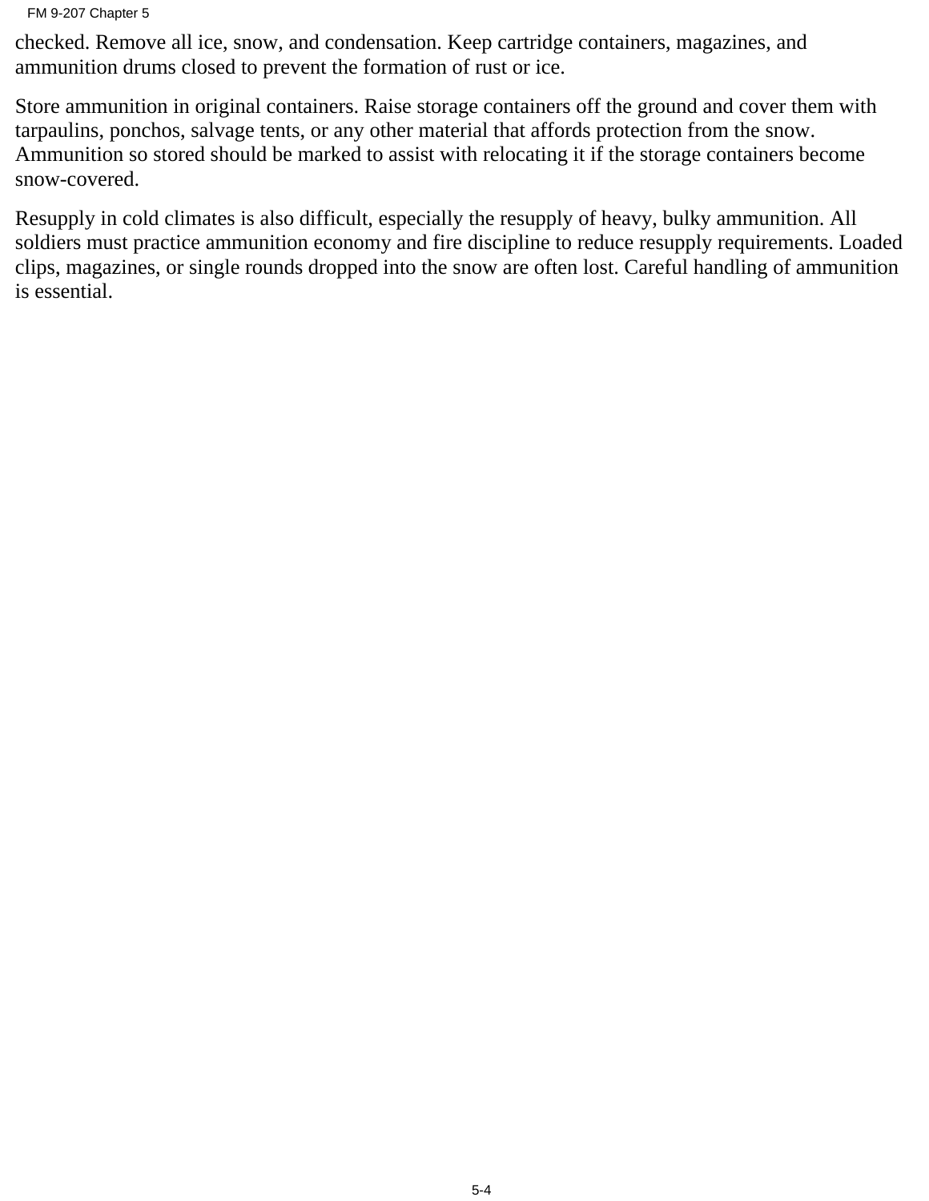checked. Remove all ice, snow, and condensation. Keep cartridge containers, magazines, and ammunition drums closed to prevent the formation of rust or ice.

Store ammunition in original containers. Raise storage containers off the ground and cover them with tarpaulins, ponchos, salvage tents, or any other material that affords protection from the snow. Ammunition so stored should be marked to assist with relocating it if the storage containers become snow-covered.

Resupply in cold climates is also difficult, especially the resupply of heavy, bulky ammunition. All soldiers must practice ammunition economy and fire discipline to reduce resupply requirements. Loaded clips, magazines, or single rounds dropped into the snow are often lost. Careful handling of ammunition is essential.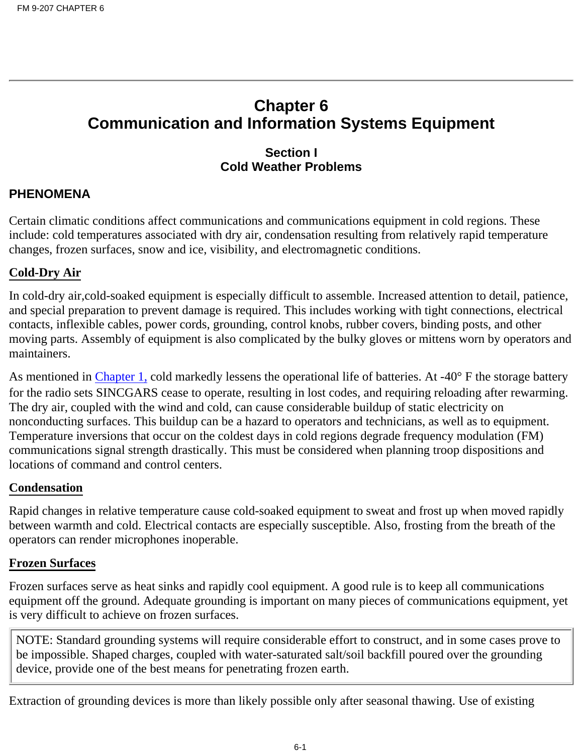# Chapter 6
# Communication and Information Systems Equipment

## Section I
## Cold Weather Problems

### PHENOMENA

Certain climatic conditions affect communications and communications equipment in cold regions. These include: cold temperatures associated with dry air, condensation resulting from relatively rapid temperature changes, frozen surfaces, snow and ice, visibility, and electromagnetic conditions.

#### Cold-Dry Air

In cold-dry air,cold-soaked equipment is especially difficult to assemble. Increased attention to detail, patience, and special preparation to prevent damage is required. This includes working with tight connections, electrical contacts, inflexible cables, power cords, grounding, control knobs, rubber covers, binding posts, and other moving parts. Assembly of equipment is also complicated by the bulky gloves or mittens worn by operators and maintainers.

As mentioned in Chapter 1, cold markedly lessens the operational life of batteries. At -40° F the storage battery for the radio sets SINCGARS cease to operate, resulting in lost codes, and requiring reloading after rewarming. The dry air, coupled with the wind and cold, can cause considerable buildup of static electricity on nonconducting surfaces. This buildup can be a hazard to operators and technicians, as well as to equipment. Temperature inversions that occur on the coldest days in cold regions degrade frequency modulation (FM) communications signal strength drastically. This must be considered when planning troop dispositions and locations of command and control centers.

#### Condensation

Rapid changes in relative temperature cause cold-soaked equipment to sweat and frost up when moved rapidly between warmth and cold. Electrical contacts are especially susceptible. Also, frosting from the breath of the operators can render microphones inoperable.

#### Frozen Surfaces

Frozen surfaces serve as heat sinks and rapidly cool equipment. A good rule is to keep all communications equipment off the ground. Adequate grounding is important on many pieces of communications equipment, yet is very difficult to achieve on frozen surfaces.

> NOTE: Standard grounding systems will require considerable effort to construct, and in some cases prove to be impossible. Shaped charges, coupled with water-saturated salt/soil backfill poured over the grounding device, provide one of the best means for penetrating frozen earth.

Extraction of grounding devices is more than likely possible only after seasonal thawing. Use of existing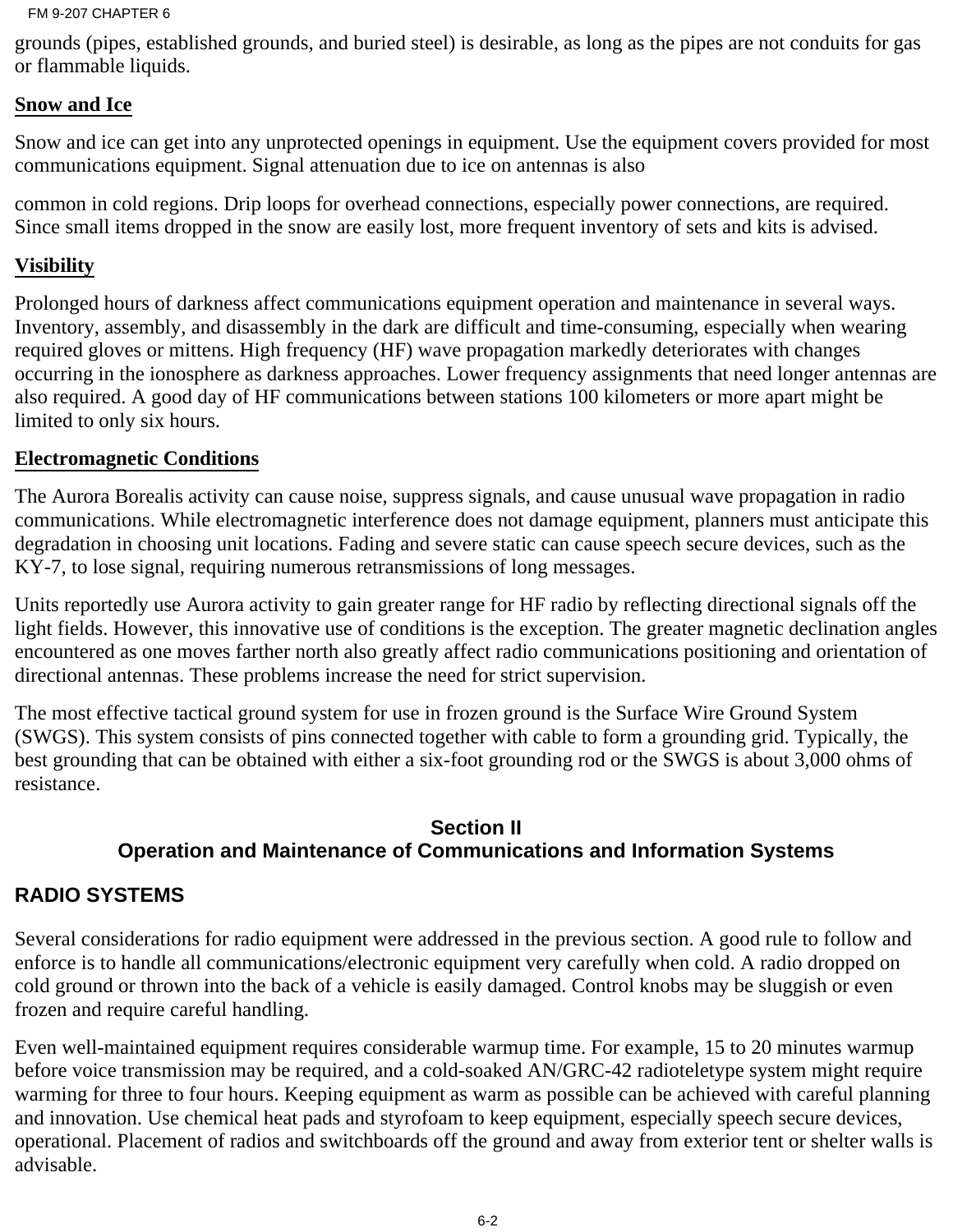grounds (pipes, established grounds, and buried steel) is desirable, as long as the pipes are not conduits for gas or flammable liquids.

### Snow and Ice

Snow and ice can get into any unprotected openings in equipment. Use the equipment covers provided for most communications equipment. Signal attenuation due to ice on antennas is also

common in cold regions. Drip loops for overhead connections, especially power connections, are required. Since small items dropped in the snow are easily lost, more frequent inventory of sets and kits is advised.

### Visibility

Prolonged hours of darkness affect communications equipment operation and maintenance in several ways. Inventory, assembly, and disassembly in the dark are difficult and time-consuming, especially when wearing required gloves or mittens. High frequency (HF) wave propagation markedly deteriorates with changes occurring in the ionosphere as darkness approaches. Lower frequency assignments that need longer antennas are also required. A good day of HF communications between stations 100 kilometers or more apart might be limited to only six hours.

### Electromagnetic Conditions

The Aurora Borealis activity can cause noise, suppress signals, and cause unusual wave propagation in radio communications. While electromagnetic interference does not damage equipment, planners must anticipate this degradation in choosing unit locations. Fading and severe static can cause speech secure devices, such as the KY-7, to lose signal, requiring numerous retransmissions of long messages.

Units reportedly use Aurora activity to gain greater range for HF radio by reflecting directional signals off the light fields. However, this innovative use of conditions is the exception. The greater magnetic declination angles encountered as one moves farther north also greatly affect radio communications positioning and orientation of directional antennas. These problems increase the need for strict supervision.

The most effective tactical ground system for use in frozen ground is the Surface Wire Ground System (SWGS). This system consists of pins connected together with cable to form a grounding grid. Typically, the best grounding that can be obtained with either a six-foot grounding rod or the SWGS is about 3,000 ohms of resistance.

## Section II
## Operation and Maintenance of Communications and Information Systems

### RADIO SYSTEMS

Several considerations for radio equipment were addressed in the previous section. A good rule to follow and enforce is to handle all communications/electronic equipment very carefully when cold. A radio dropped on cold ground or thrown into the back of a vehicle is easily damaged. Control knobs may be sluggish or even frozen and require careful handling.

Even well-maintained equipment requires considerable warmup time. For example, 15 to 20 minutes warmup before voice transmission may be required, and a cold-soaked AN/GRC-42 radioteletype system might require warming for three to four hours. Keeping equipment as warm as possible can be achieved with careful planning and innovation. Use chemical heat pads and styrofoam to keep equipment, especially speech secure devices, operational. Placement of radios and switchboards off the ground and away from exterior tent or shelter walls is advisable.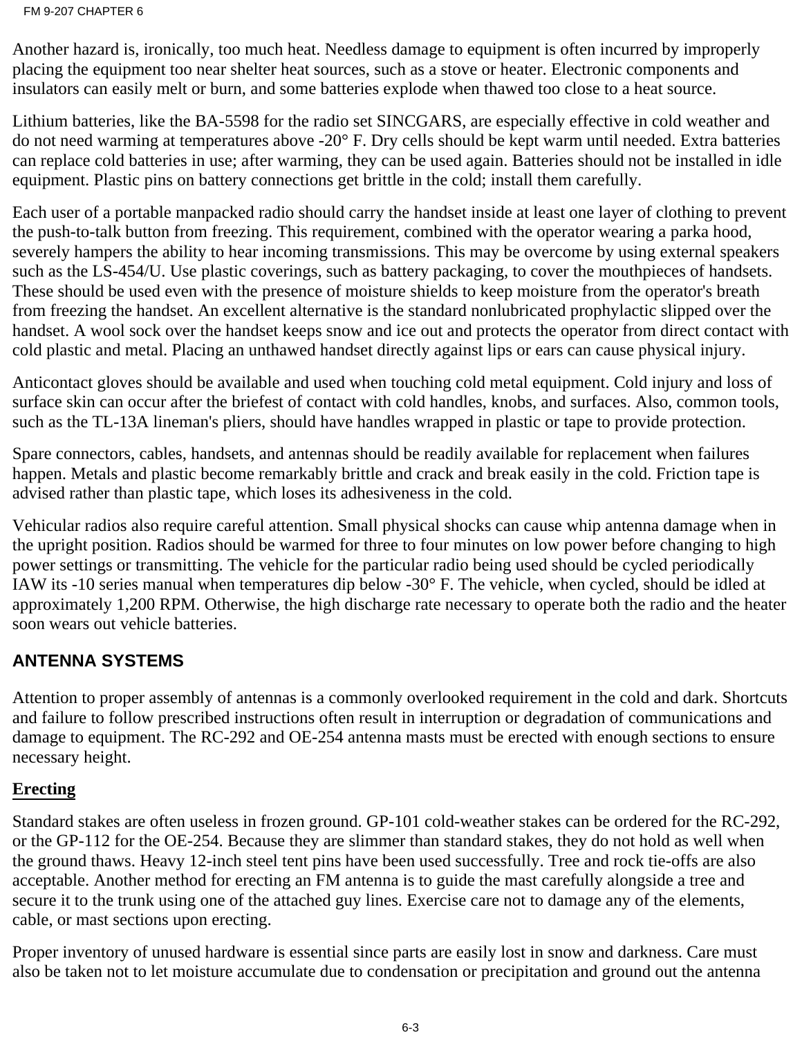Another hazard is, ironically, too much heat. Needless damage to equipment is often incurred by improperly placing the equipment too near shelter heat sources, such as a stove or heater. Electronic components and insulators can easily melt or burn, and some batteries explode when thawed too close to a heat source.

Lithium batteries, like the BA-5598 for the radio set SINCGARS, are especially effective in cold weather and do not need warming at temperatures above -20° F. Dry cells should be kept warm until needed. Extra batteries can replace cold batteries in use; after warming, they can be used again. Batteries should not be installed in idle equipment. Plastic pins on battery connections get brittle in the cold; install them carefully.

Each user of a portable manpacked radio should carry the handset inside at least one layer of clothing to prevent the push-to-talk button from freezing. This requirement, combined with the operator wearing a parka hood, severely hampers the ability to hear incoming transmissions. This may be overcome by using external speakers such as the LS-454/U. Use plastic coverings, such as battery packaging, to cover the mouthpieces of handsets. These should be used even with the presence of moisture shields to keep moisture from the operator's breath from freezing the handset. An excellent alternative is the standard nonlubricated prophylactic slipped over the handset. A wool sock over the handset keeps snow and ice out and protects the operator from direct contact with cold plastic and metal. Placing an unthawed handset directly against lips or ears can cause physical injury.

Anticontact gloves should be available and used when touching cold metal equipment. Cold injury and loss of surface skin can occur after the briefest of contact with cold handles, knobs, and surfaces. Also, common tools, such as the TL-13A lineman's pliers, should have handles wrapped in plastic or tape to provide protection.

Spare connectors, cables, handsets, and antennas should be readily available for replacement when failures happen. Metals and plastic become remarkably brittle and crack and break easily in the cold. Friction tape is advised rather than plastic tape, which loses its adhesiveness in the cold.

Vehicular radios also require careful attention. Small physical shocks can cause whip antenna damage when in the upright position. Radios should be warmed for three to four minutes on low power before changing to high power settings or transmitting. The vehicle for the particular radio being used should be cycled periodically IAW its -10 series manual when temperatures dip below -30° F. The vehicle, when cycled, should be idled at approximately 1,200 RPM. Otherwise, the high discharge rate necessary to operate both the radio and the heater soon wears out vehicle batteries.

## ANTENNA SYSTEMS

Attention to proper assembly of antennas is a commonly overlooked requirement in the cold and dark. Shortcuts and failure to follow prescribed instructions often result in interruption or degradation of communications and damage to equipment. The RC-292 and OE-254 antenna masts must be erected with enough sections to ensure necessary height.

### Erecting

Standard stakes are often useless in frozen ground. GP-101 cold-weather stakes can be ordered for the RC-292, or the GP-112 for the OE-254. Because they are slimmer than standard stakes, they do not hold as well when the ground thaws. Heavy 12-inch steel tent pins have been used successfully. Tree and rock tie-offs are also acceptable. Another method for erecting an FM antenna is to guide the mast carefully alongside a tree and secure it to the trunk using one of the attached guy lines. Exercise care not to damage any of the elements, cable, or mast sections upon erecting.

Proper inventory of unused hardware is essential since parts are easily lost in snow and darkness. Care must also be taken not to let moisture accumulate due to condensation or precipitation and ground out the antenna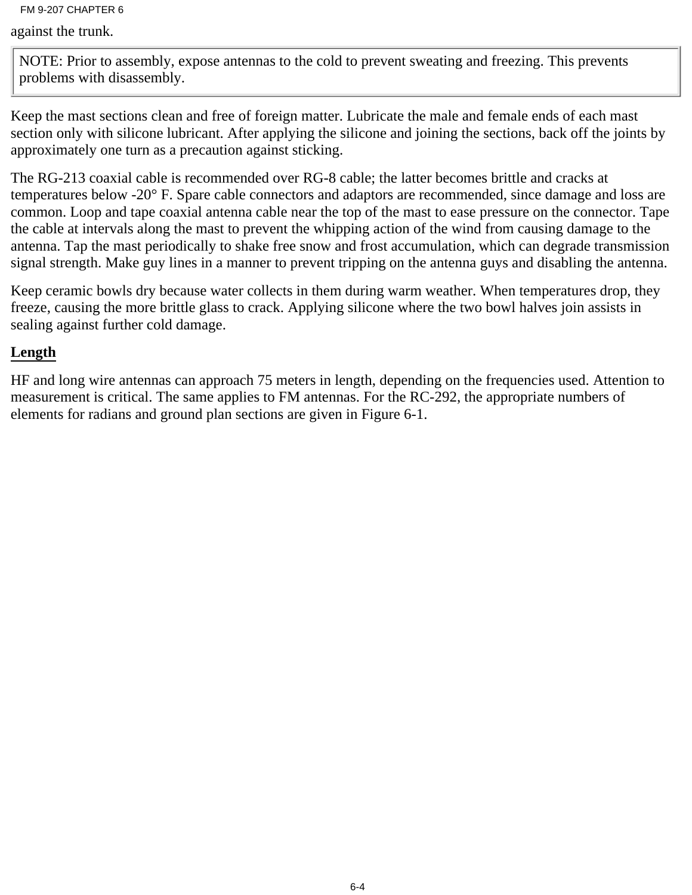against the trunk.

> NOTE: Prior to assembly, expose antennas to the cold to prevent sweating and freezing. This prevents problems with disassembly.

Keep the mast sections clean and free of foreign matter. Lubricate the male and female ends of each mast section only with silicone lubricant. After applying the silicone and joining the sections, back off the joints by approximately one turn as a precaution against sticking.

The RG-213 coaxial cable is recommended over RG-8 cable; the latter becomes brittle and cracks at temperatures below -20° F. Spare cable connectors and adaptors are recommended, since damage and loss are common. Loop and tape coaxial antenna cable near the top of the mast to ease pressure on the connector. Tape the cable at intervals along the mast to prevent the whipping action of the wind from causing damage to the antenna. Tap the mast periodically to shake free snow and frost accumulation, which can degrade transmission signal strength. Make guy lines in a manner to prevent tripping on the antenna guys and disabling the antenna.

Keep ceramic bowls dry because water collects in them during warm weather. When temperatures drop, they freeze, causing the more brittle glass to crack. Applying silicone where the two bowl halves join assists in sealing against further cold damage.

**Length**

HF and long wire antennas can approach 75 meters in length, depending on the frequencies used. Attention to measurement is critical. The same applies to FM antennas. For the RC-292, the appropriate numbers of elements for radians and ground plan sections are given in Figure 6-1.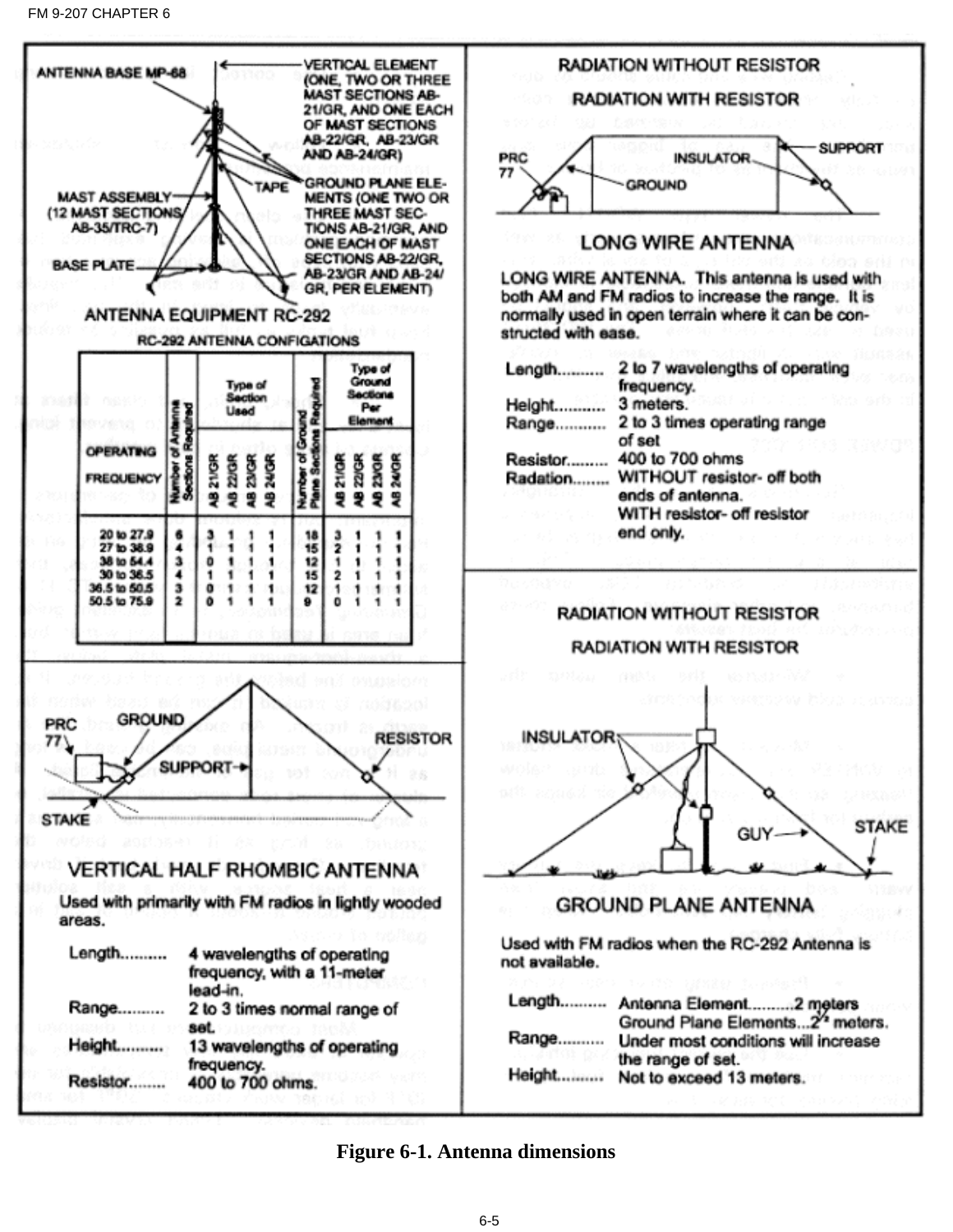ANTENNA BASE MP-68

VERTICAL ELEMENT (ONE, TWO OR THREE MAST SECTIONS AB-21/GR, AND ONE EACH OF MAST SECTIONS AB-22/GR, AB-23/GR AND AB-24/GR)

TAPE

MAST ASSEMBLY (12 MAST SECTIONS AB-35/TRC-7)

GROUND PLANE ELEMENTS (ONE TWO OR THREE MAST SECTIONS AB-21/GR, AND ONE EACH OF MAST SECTIONS AB-22/GR, AB-23/GR AND AB-24/GR, PER ELEMENT)

BASE PLATE

## ANTENNA EQUIPMENT RC-292

RC-292 ANTENNA CONFIGATIONS

| OPERATING FREQUENCY | Number of Antenna Sections Required | Type of Section Used: AB 21/GR | AB 22/GR | AB 23/GR | AB 24/GR | Number of Ground Plane Sections Required | Type of Ground Sections Per Element: AB 21/GR | AB 22/GR | AB 23/GR | AB 24/GR |
|---|---|---|---|---|---|---|---|---|---|---|
| 20 to 27.9 | 6 | 3 | 1 | 1 | 1 | 18 | 3 | 1 | 1 | 1 |
| 27 to 38.9 | 4 | 1 | 1 | 1 | 1 | 15 | 2 | 1 | 1 | 1 |
| 38 to 54.4 | 3 | 0 | 1 | 1 | 1 | 12 | 1 | 1 | 1 | 1 |
| 30 to 36.5 | 4 | 1 | 1 | 1 | 1 | 15 | 2 | 1 | 1 | 1 |
| 36.5 to 50.5 | 3 | 0 | 1 | 1 | 1 | 12 | 1 | 1 | 1 | 1 |
| 50.5 to 75.9 | 2 | 0 | 1 | 1 | 1 | 9 | 0 | 1 | 1 | 1 |

RADIATION WITHOUT RESISTOR

RADIATION WITH RESISTOR

PRC 77

INSULATOR

SUPPORT

GROUND

## LONG WIRE ANTENNA

LONG WIRE ANTENNA. This antenna is used with both AM and FM radios to increase the range. It is normally used in open terrain where it can be constructed with ease.

Length.......... 2 to 7 wavelengths of operating frequency.

Height........... 3 meters.

Range........... 2 to 3 times operating range of set

Resistor......... 400 to 700 ohms

Radiation........ WITHOUT resistor- off both ends of antenna.
WITH resistor- off resistor end only.

PRC 77

GROUND

RESISTOR

SUPPORT

STAKE

## VERTICAL HALF RHOMBIC ANTENNA

Used with primarily with FM radios in lightly wooded areas.

Length.......... 4 wavelengths of operating frequency, with a 11-meter lead-in.

Range.......... 2 to 3 times normal range of set.

Height.......... 13 wavelengths of operating frequency.

Resistor........ 400 to 700 ohms.

RADIATION WITHOUT RESISTOR

RADIATION WITH RESISTOR

INSULATOR

GUY

STAKE

## GROUND PLANE ANTENNA

Used with FM radios when the RC-292 Antenna is not available.

Length.......... Antenna Element..........2 meters
Ground Plane Elements...2½ meters.

Range.......... Under most conditions will increase the range of set.

Height.......... Not to exceed 13 meters.

**Figure 6-1. Antenna dimensions**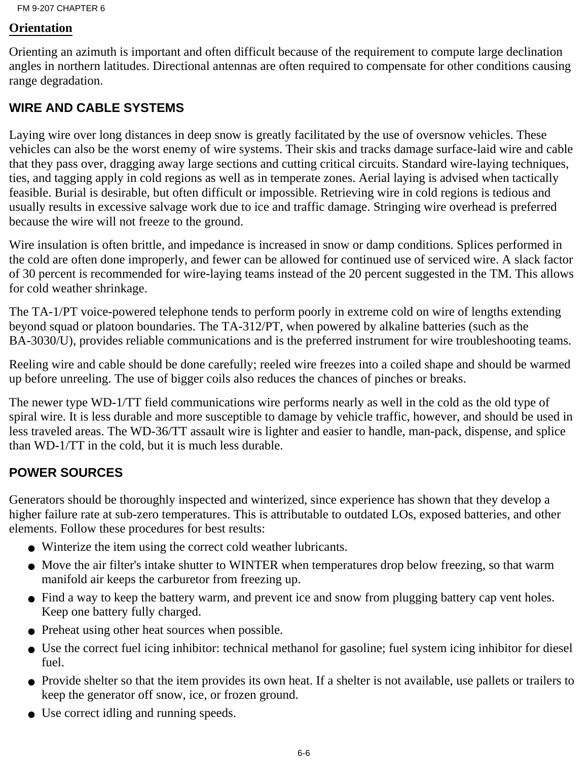## Orientation

Orienting an azimuth is important and often difficult because of the requirement to compute large declination angles in northern latitudes. Directional antennas are often required to compensate for other conditions causing range degradation.

## WIRE AND CABLE SYSTEMS

Laying wire over long distances in deep snow is greatly facilitated by the use of oversnow vehicles. These vehicles can also be the worst enemy of wire systems. Their skis and tracks damage surface-laid wire and cable that they pass over, dragging away large sections and cutting critical circuits. Standard wire-laying techniques, ties, and tagging apply in cold regions as well as in temperate zones. Aerial laying is advised when tactically feasible. Burial is desirable, but often difficult or impossible. Retrieving wire in cold regions is tedious and usually results in excessive salvage work due to ice and traffic damage. Stringing wire overhead is preferred because the wire will not freeze to the ground.

Wire insulation is often brittle, and impedance is increased in snow or damp conditions. Splices performed in the cold are often done improperly, and fewer can be allowed for continued use of serviced wire. A slack factor of 30 percent is recommended for wire-laying teams instead of the 20 percent suggested in the TM. This allows for cold weather shrinkage.

The TA-1/PT voice-powered telephone tends to perform poorly in extreme cold on wire of lengths extending beyond squad or platoon boundaries. The TA-312/PT, when powered by alkaline batteries (such as the BA-3030/U), provides reliable communications and is the preferred instrument for wire troubleshooting teams.

Reeling wire and cable should be done carefully; reeled wire freezes into a coiled shape and should be warmed up before unreeling. The use of bigger coils also reduces the chances of pinches or breaks.

The newer type WD-1/TT field communications wire performs nearly as well in the cold as the old type of spiral wire. It is less durable and more susceptible to damage by vehicle traffic, however, and should be used in less traveled areas. The WD-36/TT assault wire is lighter and easier to handle, man-pack, dispense, and splice than WD-1/TT in the cold, but it is much less durable.

## POWER SOURCES

Generators should be thoroughly inspected and winterized, since experience has shown that they develop a higher failure rate at sub-zero temperatures. This is attributable to outdated LOs, exposed batteries, and other elements. Follow these procedures for best results:

- Winterize the item using the correct cold weather lubricants.
- Move the air filter's intake shutter to WINTER when temperatures drop below freezing, so that warm manifold air keeps the carburetor from freezing up.
- Find a way to keep the battery warm, and prevent ice and snow from plugging battery cap vent holes. Keep one battery fully charged.
- Preheat using other heat sources when possible.
- Use the correct fuel icing inhibitor: technical methanol for gasoline; fuel system icing inhibitor for diesel fuel.
- Provide shelter so that the item provides its own heat. If a shelter is not available, use pallets or trailers to keep the generator off snow, ice, or frozen ground.
- Use correct idling and running speeds.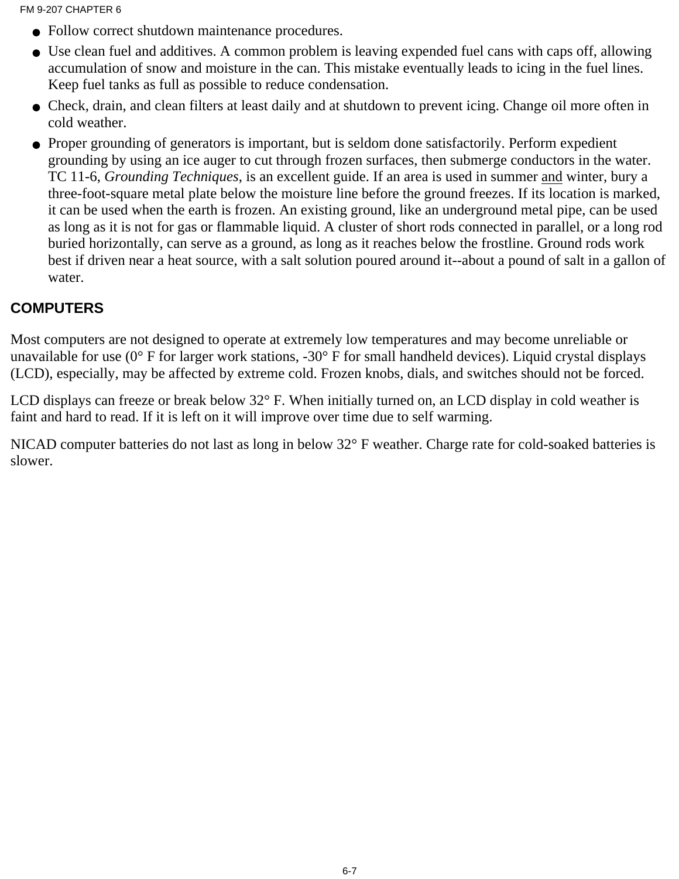- Follow correct shutdown maintenance procedures.
- Use clean fuel and additives. A common problem is leaving expended fuel cans with caps off, allowing accumulation of snow and moisture in the can. This mistake eventually leads to icing in the fuel lines. Keep fuel tanks as full as possible to reduce condensation.
- Check, drain, and clean filters at least daily and at shutdown to prevent icing. Change oil more often in cold weather.
- Proper grounding of generators is important, but is seldom done satisfactorily. Perform expedient grounding by using an ice auger to cut through frozen surfaces, then submerge conductors in the water. TC 11-6, *Grounding Techniques*, is an excellent guide. If an area is used in summer and winter, bury a three-foot-square metal plate below the moisture line before the ground freezes. If its location is marked, it can be used when the earth is frozen. An existing ground, like an underground metal pipe, can be used as long as it is not for gas or flammable liquid. A cluster of short rods connected in parallel, or a long rod buried horizontally, can serve as a ground, as long as it reaches below the frostline. Ground rods work best if driven near a heat source, with a salt solution poured around it--about a pound of salt in a gallon of water.

## COMPUTERS

Most computers are not designed to operate at extremely low temperatures and may become unreliable or unavailable for use (0° F for larger work stations, -30° F for small handheld devices). Liquid crystal displays (LCD), especially, may be affected by extreme cold. Frozen knobs, dials, and switches should not be forced.

LCD displays can freeze or break below 32° F. When initially turned on, an LCD display in cold weather is faint and hard to read. If it is left on it will improve over time due to self warming.

NICAD computer batteries do not last as long in below 32° F weather. Charge rate for cold-soaked batteries is slower.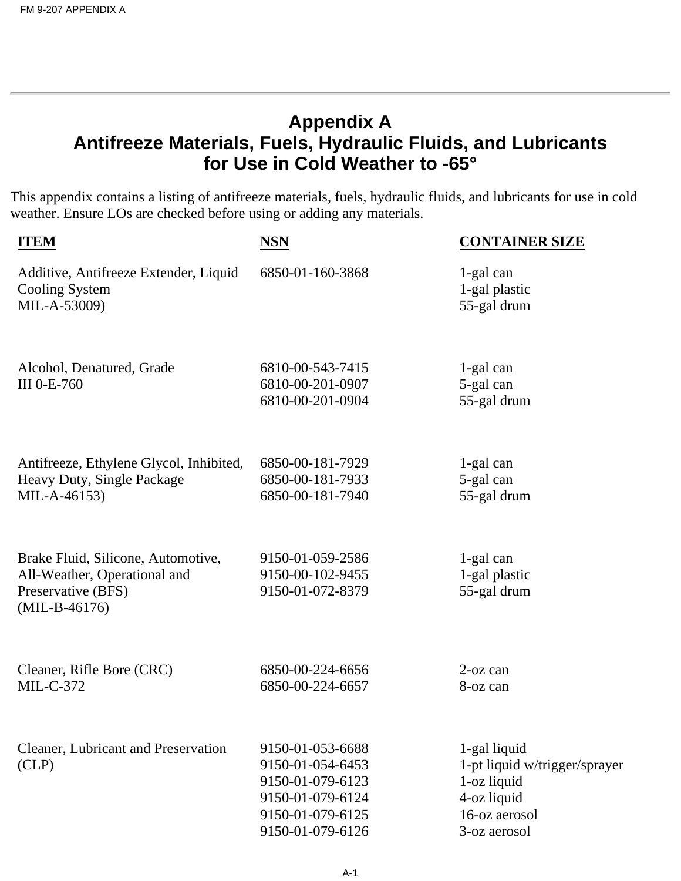# Appendix A
## Antifreeze Materials, Fuels, Hydraulic Fluids, and Lubricants for Use in Cold Weather to -65°

This appendix contains a listing of antifreeze materials, fuels, hydraulic fluids, and lubricants for use in cold weather. Ensure LOs are checked before using or adding any materials.

| ITEM | NSN | CONTAINER SIZE |
|---|---|---|
| Additive, Antifreeze Extender, Liquid Cooling System MIL-A-53009) | 6850-01-160-3868 | 1-gal can<br>1-gal plastic<br>55-gal drum |
| Alcohol, Denatured, Grade III 0-E-760 | 6810-00-543-7415<br>6810-00-201-0907<br>6810-00-201-0904 | 1-gal can<br>5-gal can<br>55-gal drum |
| Antifreeze, Ethylene Glycol, Inhibited, Heavy Duty, Single Package MIL-A-46153) | 6850-00-181-7929<br>6850-00-181-7933<br>6850-00-181-7940 | 1-gal can<br>5-gal can<br>55-gal drum |
| Brake Fluid, Silicone, Automotive, All-Weather, Operational and Preservative (BFS) (MIL-B-46176) | 9150-01-059-2586<br>9150-00-102-9455<br>9150-01-072-8379 | 1-gal can<br>1-gal plastic<br>55-gal drum |
| Cleaner, Rifle Bore (CRC) MIL-C-372 | 6850-00-224-6656<br>6850-00-224-6657 | 2-oz can<br>8-oz can |
| Cleaner, Lubricant and Preservation (CLP) | 9150-01-053-6688<br>9150-01-054-6453<br>9150-01-079-6123<br>9150-01-079-6124<br>9150-01-079-6125<br>9150-01-079-6126 | 1-gal liquid<br>1-pt liquid w/trigger/sprayer<br>1-oz liquid<br>4-oz liquid<br>16-oz aerosol<br>3-oz aerosol |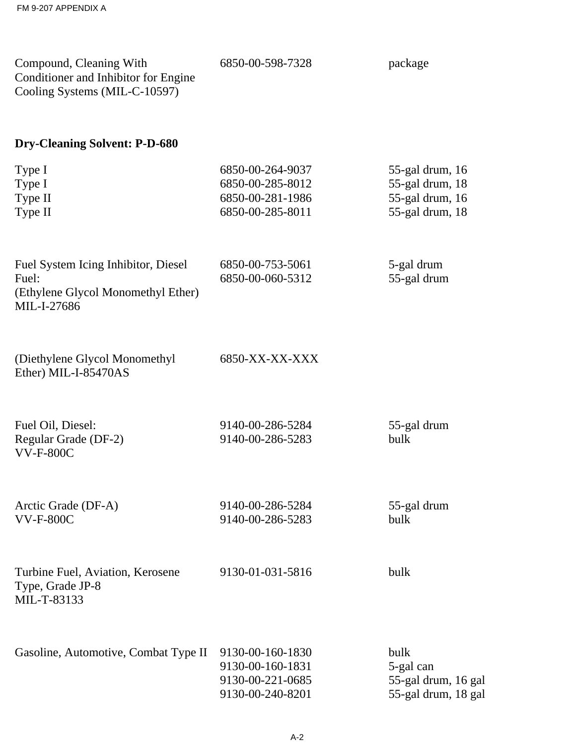| | | |
|---|---|---|
| Compound, Cleaning With Conditioner and Inhibitor for Engine Cooling Systems (MIL-C-10597) | 6850-00-598-7328 | package |

**Dry-Cleaning Solvent: P-D-680**

| | | |
|---|---|---|
| Type I | 6850-00-264-9037 | 55-gal drum, 16 |
| Type I | 6850-00-285-8012 | 55-gal drum, 18 |
| Type II | 6850-00-281-1986 | 55-gal drum, 16 |
| Type II | 6850-00-285-8011 | 55-gal drum, 18 |
| Fuel System Icing Inhibitor, Diesel Fuel: (Ethylene Glycol Monomethyl Ether) MIL-I-27686 | 6850-00-753-5061<br>6850-00-060-5312 | 5-gal drum<br>55-gal drum |
| (Diethylene Glycol Monomethyl Ether) MIL-I-85470AS | 6850-XX-XX-XXX | |
| Fuel Oil, Diesel: Regular Grade (DF-2) VV-F-800C | 9140-00-286-5284<br>9140-00-286-5283 | 55-gal drum<br>bulk |
| Arctic Grade (DF-A) VV-F-800C | 9140-00-286-5284<br>9140-00-286-5283 | 55-gal drum<br>bulk |
| Turbine Fuel, Aviation, Kerosene Type, Grade JP-8 MIL-T-83133 | 9130-01-031-5816 | bulk |
| Gasoline, Automotive, Combat Type II | 9130-00-160-1830<br>9130-00-160-1831<br>9130-00-221-0685<br>9130-00-240-8201 | bulk<br>5-gal can<br>55-gal drum, 16 gal<br>55-gal drum, 18 gal |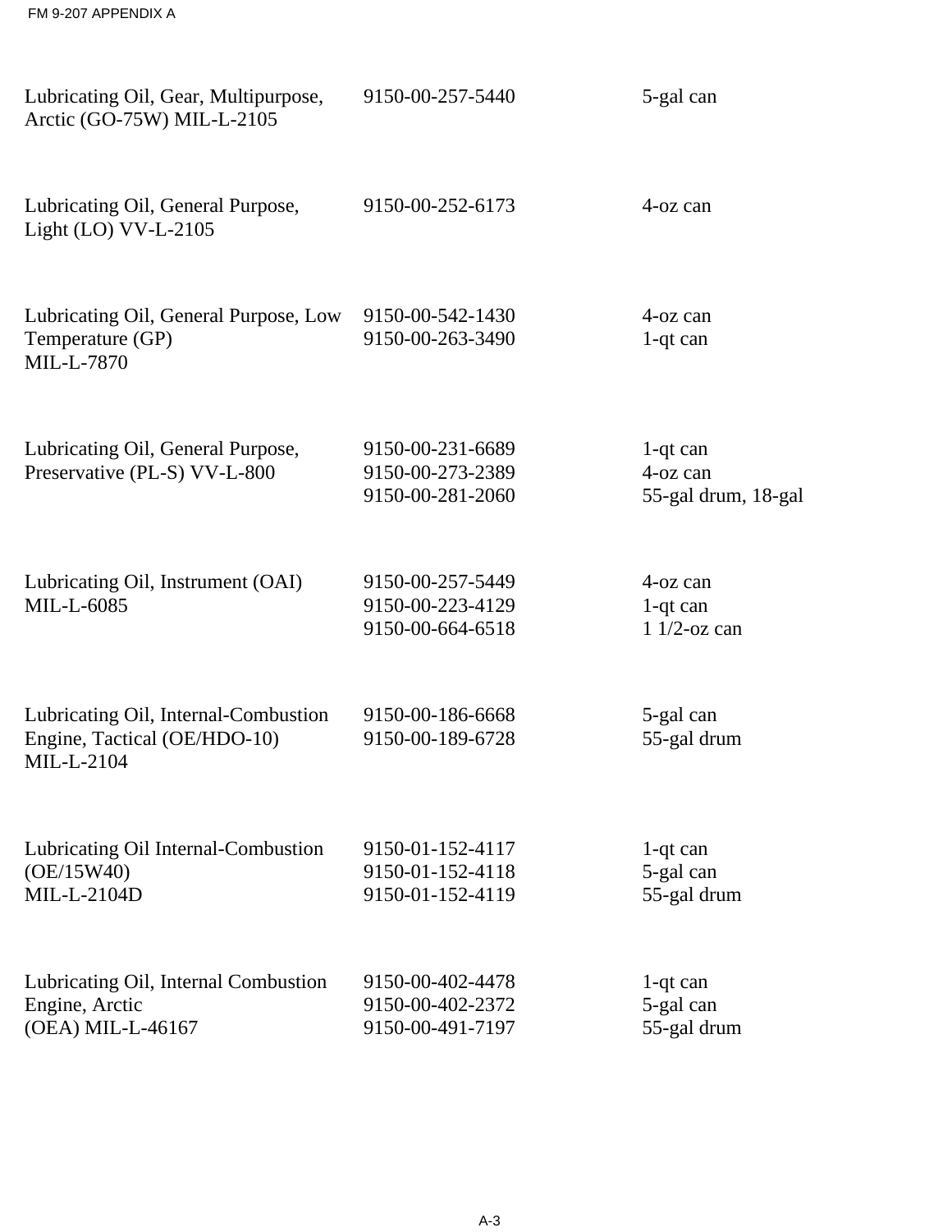| | | |
|---|---|---|
| Lubricating Oil, Gear, Multipurpose, Arctic (GO-75W) MIL-L-2105 | 9150-00-257-5440 | 5-gal can |
| Lubricating Oil, General Purpose, Light (LO) VV-L-2105 | 9150-00-252-6173 | 4-oz can |
| Lubricating Oil, General Purpose, Low Temperature (GP) MIL-L-7870 | 9150-00-542-1430<br>9150-00-263-3490 | 4-oz can<br>1-qt can |
| Lubricating Oil, General Purpose, Preservative (PL-S) VV-L-800 | 9150-00-231-6689<br>9150-00-273-2389<br>9150-00-281-2060 | 1-qt can<br>4-oz can<br>55-gal drum, 18-gal |
| Lubricating Oil, Instrument (OAI) MIL-L-6085 | 9150-00-257-5449<br>9150-00-223-4129<br>9150-00-664-6518 | 4-oz can<br>1-qt can<br>1 1/2-oz can |
| Lubricating Oil, Internal-Combustion Engine, Tactical (OE/HDO-10) MIL-L-2104 | 9150-00-186-6668<br>9150-00-189-6728 | 5-gal can<br>55-gal drum |
| Lubricating Oil Internal-Combustion (OE/15W40) MIL-L-2104D | 9150-01-152-4117<br>9150-01-152-4118<br>9150-01-152-4119 | 1-qt can<br>5-gal can<br>55-gal drum |
| Lubricating Oil, Internal Combustion Engine, Arctic (OEA) MIL-L-46167 | 9150-00-402-4478<br>9150-00-402-2372<br>9150-00-491-7197 | 1-qt can<br>5-gal can<br>55-gal drum |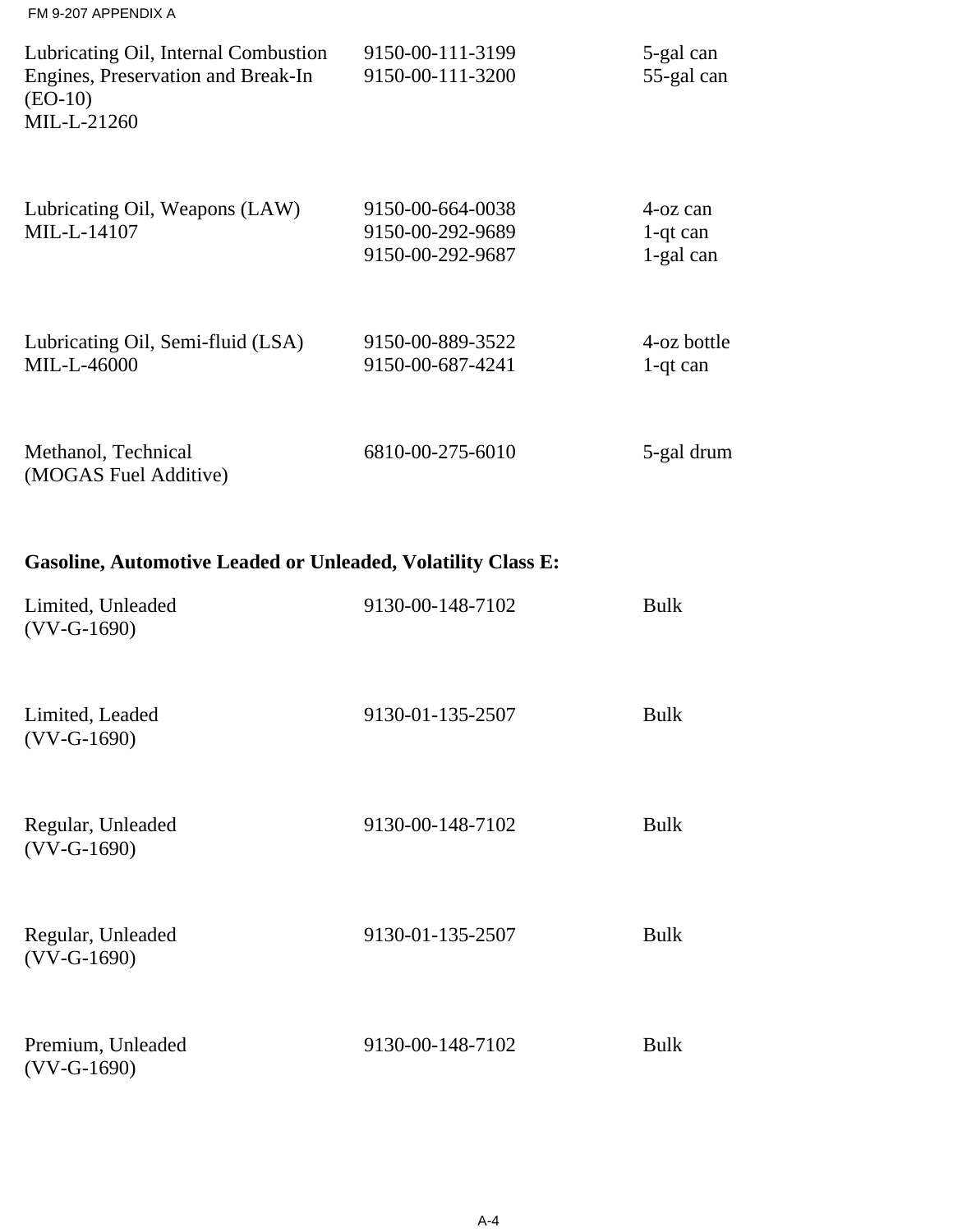| | | |
|---|---|---|
| Lubricating Oil, Internal Combustion Engines, Preservation and Break-In (EO-10) MIL-L-21260 | 9150-00-111-3199<br>9150-00-111-3200 | 5-gal can<br>55-gal can |
| Lubricating Oil, Weapons (LAW) MIL-L-14107 | 9150-00-664-0038<br>9150-00-292-9689<br>9150-00-292-9687 | 4-oz can<br>1-qt can<br>1-gal can |
| Lubricating Oil, Semi-fluid (LSA) MIL-L-46000 | 9150-00-889-3522<br>9150-00-687-4241 | 4-oz bottle<br>1-qt can |
| Methanol, Technical (MOGAS Fuel Additive) | 6810-00-275-6010 | 5-gal drum |

**Gasoline, Automotive Leaded or Unleaded, Volatility Class E:**

| | | |
|---|---|---|
| Limited, Unleaded (VV-G-1690) | 9130-00-148-7102 | Bulk |
| Limited, Leaded (VV-G-1690) | 9130-01-135-2507 | Bulk |
| Regular, Unleaded (VV-G-1690) | 9130-00-148-7102 | Bulk |
| Regular, Unleaded (VV-G-1690) | 9130-01-135-2507 | Bulk |
| Premium, Unleaded (VV-G-1690) | 9130-00-148-7102 | Bulk |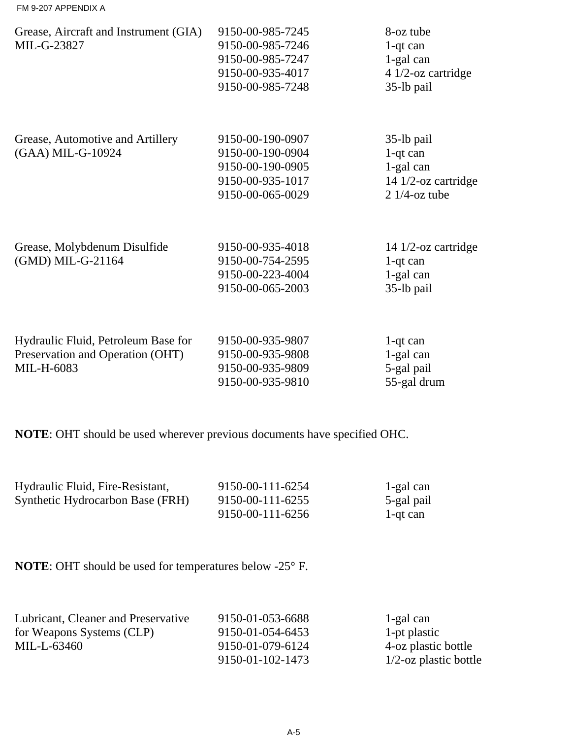| | | |
|---|---|---|
| Grease, Aircraft and Instrument (GIA) MIL-G-23827 | 9150-00-985-7245 | 8-oz tube |
| | 9150-00-985-7246 | 1-qt can |
| | 9150-00-985-7247 | 1-gal can |
| | 9150-00-935-4017 | 4 1/2-oz cartridge |
| | 9150-00-985-7248 | 35-lb pail |
| Grease, Automotive and Artillery (GAA) MIL-G-10924 | 9150-00-190-0907 | 35-lb pail |
| | 9150-00-190-0904 | 1-qt can |
| | 9150-00-190-0905 | 1-gal can |
| | 9150-00-935-1017 | 14 1/2-oz cartridge |
| | 9150-00-065-0029 | 2 1/4-oz tube |
| Grease, Molybdenum Disulfide (GMD) MIL-G-21164 | 9150-00-935-4018 | 14 1/2-oz cartridge |
| | 9150-00-754-2595 | 1-qt can |
| | 9150-00-223-4004 | 1-gal can |
| | 9150-00-065-2003 | 35-lb pail |
| Hydraulic Fluid, Petroleum Base for Preservation and Operation (OHT) MIL-H-6083 | 9150-00-935-9807 | 1-qt can |
| | 9150-00-935-9808 | 1-gal can |
| | 9150-00-935-9809 | 5-gal pail |
| | 9150-00-935-9810 | 55-gal drum |

**NOTE**: OHT should be used wherever previous documents have specified OHC.

| | | |
|---|---|---|
| Hydraulic Fluid, Fire-Resistant, Synthetic Hydrocarbon Base (FRH) | 9150-00-111-6254 | 1-gal can |
| | 9150-00-111-6255 | 5-gal pail |
| | 9150-00-111-6256 | 1-qt can |

**NOTE**: OHT should be used for temperatures below -25° F.

| | | |
|---|---|---|
| Lubricant, Cleaner and Preservative for Weapons Systems (CLP) MIL-L-63460 | 9150-01-053-6688 | 1-gal can |
| | 9150-01-054-6453 | 1-pt plastic |
| | 9150-01-079-6124 | 4-oz plastic bottle |
| | 9150-01-102-1473 | 1/2-oz plastic bottle |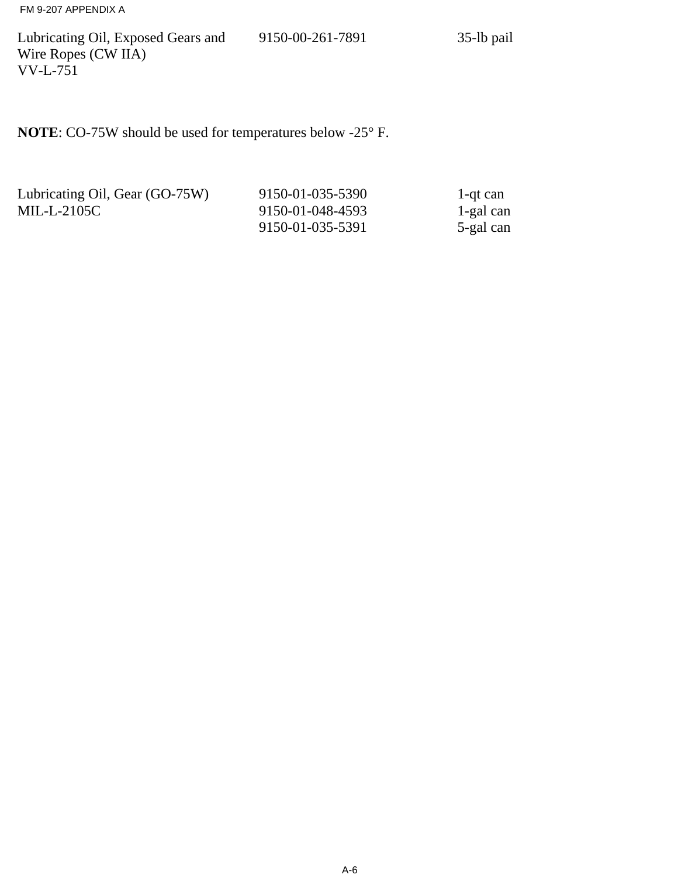| | | |
|---|---|---|
| Lubricating Oil, Exposed Gears and Wire Ropes (CW IIA) VV-L-751 | 9150-00-261-7891 | 35-lb pail |

**NOTE**: CO-75W should be used for temperatures below -25° F.

| | | |
|---|---|---|
| Lubricating Oil, Gear (GO-75W) | 9150-01-035-5390 | 1-qt can |
| MIL-L-2105C | 9150-01-048-4593 | 1-gal can |
| | 9150-01-035-5391 | 5-gal can |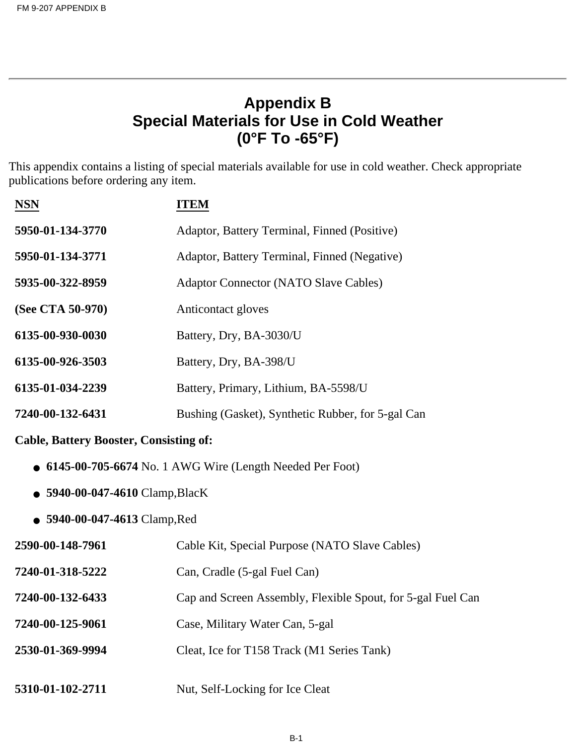# Appendix B
## Special Materials for Use in Cold Weather
## (0°F To -65°F)

This appendix contains a listing of special materials available for use in cold weather. Check appropriate publications before ordering any item.

| NSN | ITEM |
|---|---|
| **5950-01-134-3770** | Adaptor, Battery Terminal, Finned (Positive) |
| **5950-01-134-3771** | Adaptor, Battery Terminal, Finned (Negative) |
| **5935-00-322-8959** | Adaptor Connector (NATO Slave Cables) |
| **(See CTA 50-970)** | Anticontact gloves |
| **6135-00-930-0030** | Battery, Dry, BA-3030/U |
| **6135-00-926-3503** | Battery, Dry, BA-398/U |
| **6135-01-034-2239** | Battery, Primary, Lithium, BA-5598/U |
| **7240-00-132-6431** | Bushing (Gasket), Synthetic Rubber, for 5-gal Can |

**Cable, Battery Booster, Consisting of:**

- **6145-00-705-6674** No. 1 AWG Wire (Length Needed Per Foot)
- **5940-00-047-4610** Clamp,BlacK
- **5940-00-047-4613** Clamp,Red

| NSN | ITEM |
|---|---|
| **2590-00-148-7961** | Cable Kit, Special Purpose (NATO Slave Cables) |
| **7240-01-318-5222** | Can, Cradle (5-gal Fuel Can) |
| **7240-00-132-6433** | Cap and Screen Assembly, Flexible Spout, for 5-gal Fuel Can |
| **7240-00-125-9061** | Case, Military Water Can, 5-gal |
| **2530-01-369-9994** | Cleat, Ice for T158 Track (M1 Series Tank) |
| **5310-01-102-2711** | Nut, Self-Locking for Ice Cleat |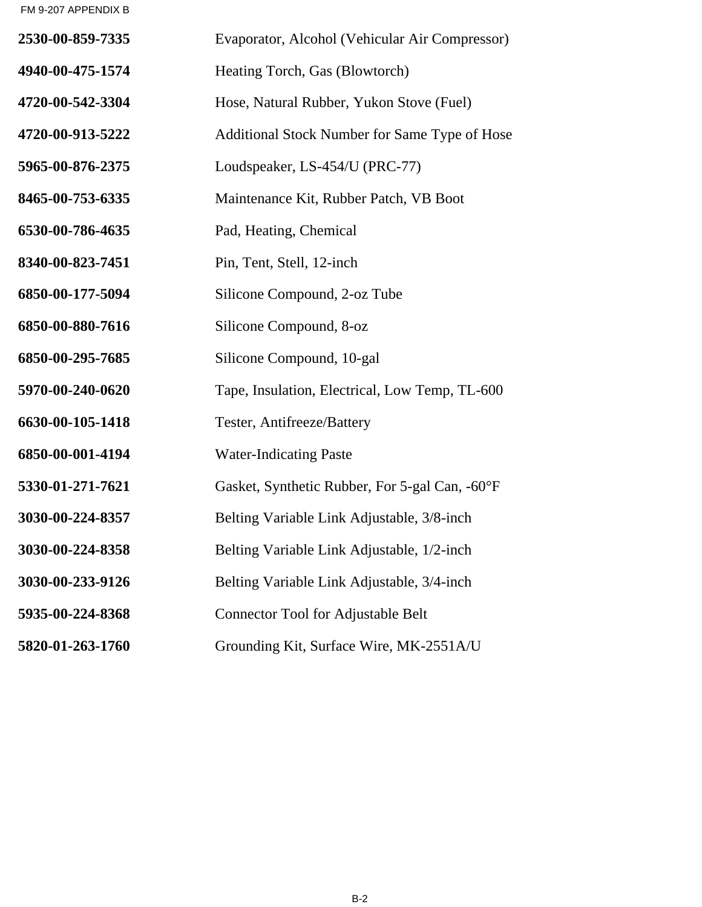**2530-00-859-7335** Evaporator, Alcohol (Vehicular Air Compressor)

**4940-00-475-1574** Heating Torch, Gas (Blowtorch)

**4720-00-542-3304** Hose, Natural Rubber, Yukon Stove (Fuel)

**4720-00-913-5222** Additional Stock Number for Same Type of Hose

**5965-00-876-2375** Loudspeaker, LS-454/U (PRC-77)

**8465-00-753-6335** Maintenance Kit, Rubber Patch, VB Boot

**6530-00-786-4635** Pad, Heating, Chemical

**8340-00-823-7451** Pin, Tent, Stell, 12-inch

**6850-00-177-5094** Silicone Compound, 2-oz Tube

**6850-00-880-7616** Silicone Compound, 8-oz

**6850-00-295-7685** Silicone Compound, 10-gal

**5970-00-240-0620** Tape, Insulation, Electrical, Low Temp, TL-600

**6630-00-105-1418** Tester, Antifreeze/Battery

**6850-00-001-4194** Water-Indicating Paste

**5330-01-271-7621** Gasket, Synthetic Rubber, For 5-gal Can, -60°F

**3030-00-224-8357** Belting Variable Link Adjustable, 3/8-inch

**3030-00-224-8358** Belting Variable Link Adjustable, 1/2-inch

**3030-00-233-9126** Belting Variable Link Adjustable, 3/4-inch

**5935-00-224-8368** Connector Tool for Adjustable Belt

**5820-01-263-1760** Grounding Kit, Surface Wire, MK-2551A/U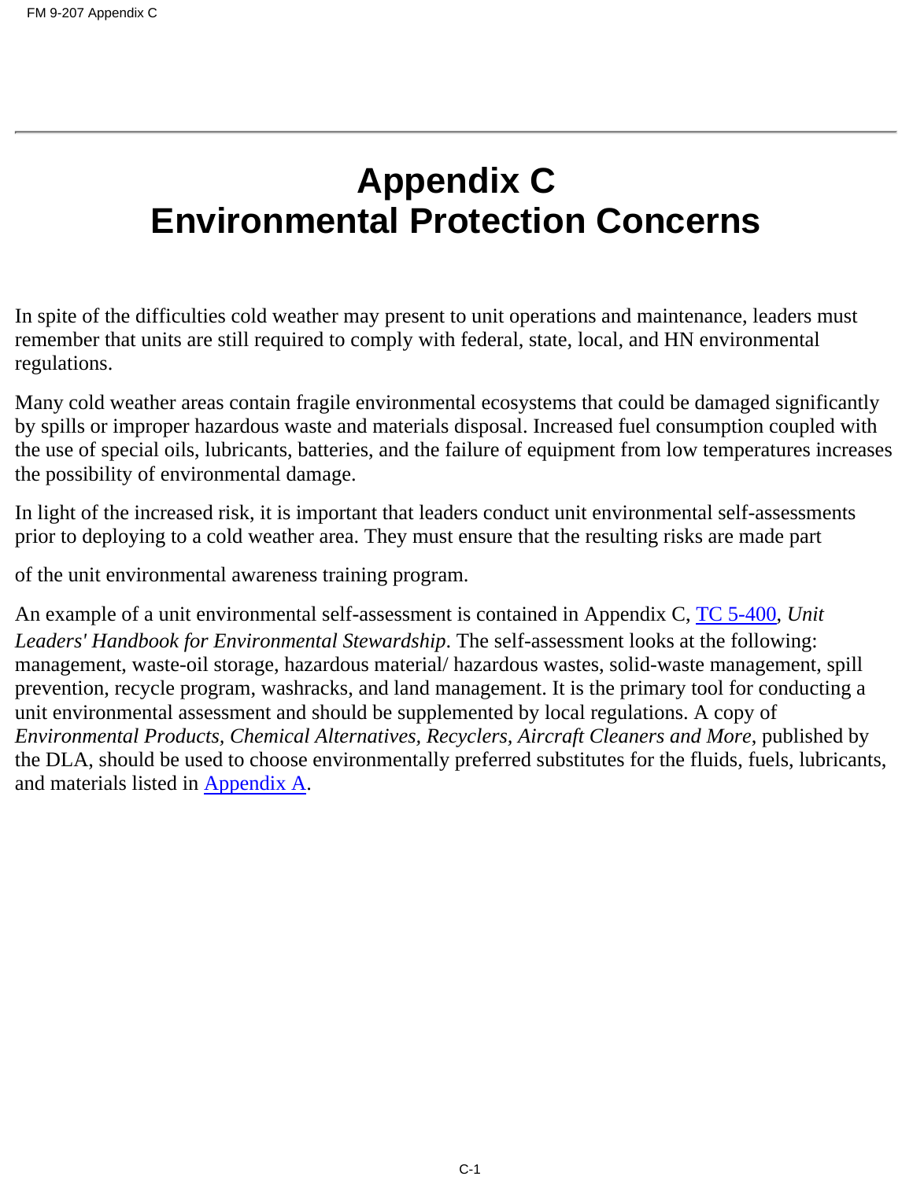# Appendix C
# Environmental Protection Concerns

In spite of the difficulties cold weather may present to unit operations and maintenance, leaders must remember that units are still required to comply with federal, state, local, and HN environmental regulations.

Many cold weather areas contain fragile environmental ecosystems that could be damaged significantly by spills or improper hazardous waste and materials disposal. Increased fuel consumption coupled with the use of special oils, lubricants, batteries, and the failure of equipment from low temperatures increases the possibility of environmental damage.

In light of the increased risk, it is important that leaders conduct unit environmental self-assessments prior to deploying to a cold weather area. They must ensure that the resulting risks are made part of the unit environmental awareness training program.

An example of a unit environmental self-assessment is contained in Appendix C, TC 5-400, *Unit Leaders' Handbook for Environmental Stewardship*. The self-assessment looks at the following: management, waste-oil storage, hazardous material/ hazardous wastes, solid-waste management, spill prevention, recycle program, washracks, and land management. It is the primary tool for conducting a unit environmental assessment and should be supplemented by local regulations. A copy of *Environmental Products, Chemical Alternatives, Recyclers, Aircraft Cleaners and More*, published by the DLA, should be used to choose environmentally preferred substitutes for the fluids, fuels, lubricants, and materials listed in Appendix A.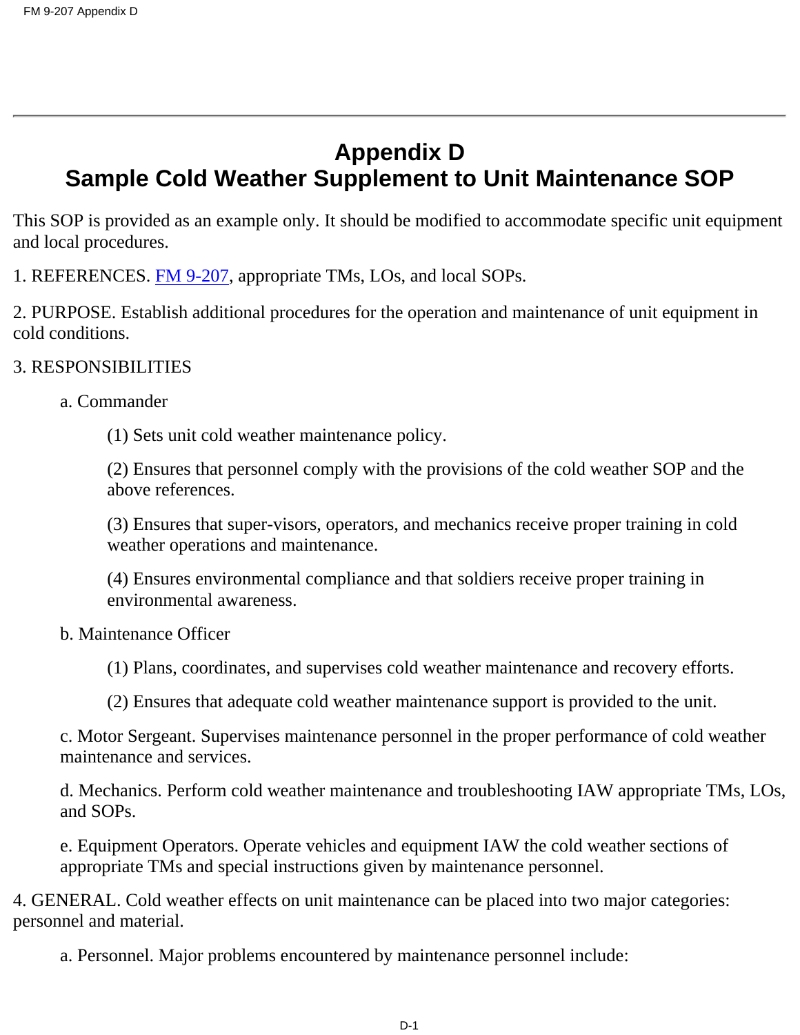# Appendix D
# Sample Cold Weather Supplement to Unit Maintenance SOP

This SOP is provided as an example only. It should be modified to accommodate specific unit equipment and local procedures.

1. REFERENCES. FM 9-207, appropriate TMs, LOs, and local SOPs.

2. PURPOSE. Establish additional procedures for the operation and maintenance of unit equipment in cold conditions.

3. RESPONSIBILITIES

a. Commander

(1) Sets unit cold weather maintenance policy.

(2) Ensures that personnel comply with the provisions of the cold weather SOP and the above references.

(3) Ensures that super-visors, operators, and mechanics receive proper training in cold weather operations and maintenance.

(4) Ensures environmental compliance and that soldiers receive proper training in environmental awareness.

b. Maintenance Officer

(1) Plans, coordinates, and supervises cold weather maintenance and recovery efforts.

(2) Ensures that adequate cold weather maintenance support is provided to the unit.

c. Motor Sergeant. Supervises maintenance personnel in the proper performance of cold weather maintenance and services.

d. Mechanics. Perform cold weather maintenance and troubleshooting IAW appropriate TMs, LOs, and SOPs.

e. Equipment Operators. Operate vehicles and equipment IAW the cold weather sections of appropriate TMs and special instructions given by maintenance personnel.

4. GENERAL. Cold weather effects on unit maintenance can be placed into two major categories: personnel and material.

a. Personnel. Major problems encountered by maintenance personnel include: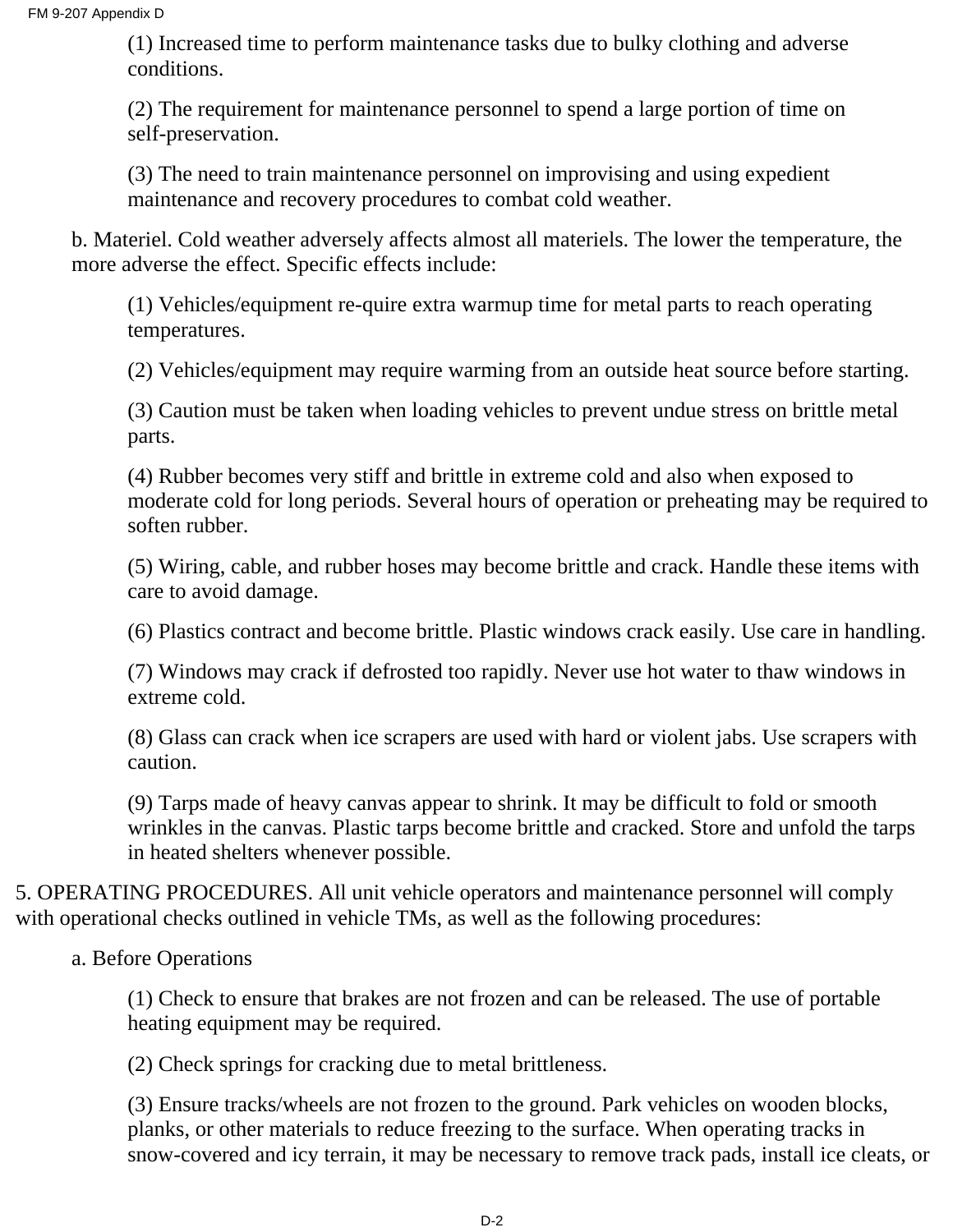(1) Increased time to perform maintenance tasks due to bulky clothing and adverse conditions.

(2) The requirement for maintenance personnel to spend a large portion of time on self-preservation.

(3) The need to train maintenance personnel on improvising and using expedient maintenance and recovery procedures to combat cold weather.

b. Materiel. Cold weather adversely affects almost all materiels. The lower the temperature, the more adverse the effect. Specific effects include:

(1) Vehicles/equipment re-quire extra warmup time for metal parts to reach operating temperatures.

(2) Vehicles/equipment may require warming from an outside heat source before starting.

(3) Caution must be taken when loading vehicles to prevent undue stress on brittle metal parts.

(4) Rubber becomes very stiff and brittle in extreme cold and also when exposed to moderate cold for long periods. Several hours of operation or preheating may be required to soften rubber.

(5) Wiring, cable, and rubber hoses may become brittle and crack. Handle these items with care to avoid damage.

(6) Plastics contract and become brittle. Plastic windows crack easily. Use care in handling.

(7) Windows may crack if defrosted too rapidly. Never use hot water to thaw windows in extreme cold.

(8) Glass can crack when ice scrapers are used with hard or violent jabs. Use scrapers with caution.

(9) Tarps made of heavy canvas appear to shrink. It may be difficult to fold or smooth wrinkles in the canvas. Plastic tarps become brittle and cracked. Store and unfold the tarps in heated shelters whenever possible.

5. OPERATING PROCEDURES. All unit vehicle operators and maintenance personnel will comply with operational checks outlined in vehicle TMs, as well as the following procedures:

a. Before Operations

(1) Check to ensure that brakes are not frozen and can be released. The use of portable heating equipment may be required.

(2) Check springs for cracking due to metal brittleness.

(3) Ensure tracks/wheels are not frozen to the ground. Park vehicles on wooden blocks, planks, or other materials to reduce freezing to the surface. When operating tracks in snow-covered and icy terrain, it may be necessary to remove track pads, install ice cleats, or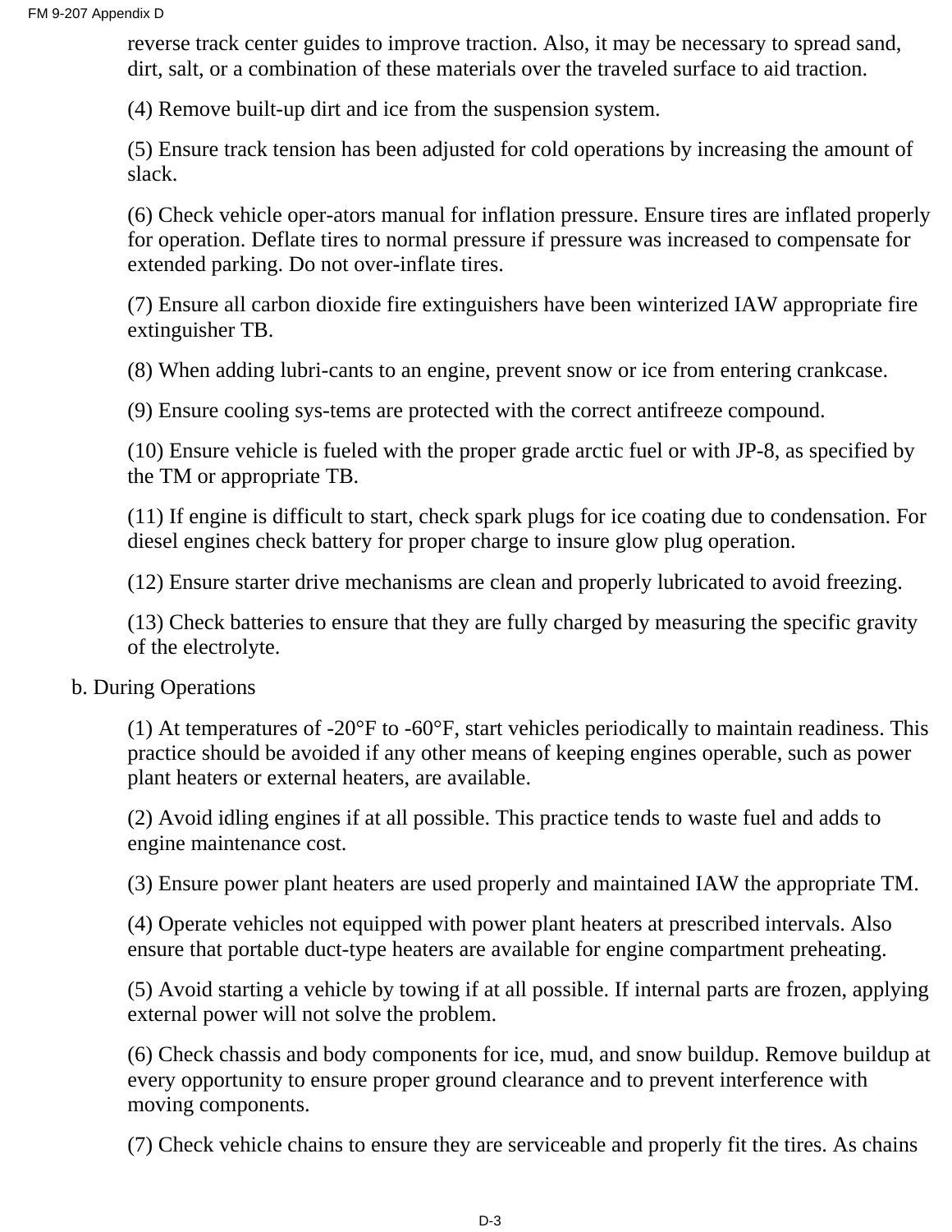reverse track center guides to improve traction. Also, it may be necessary to spread sand, dirt, salt, or a combination of these materials over the traveled surface to aid traction.

(4) Remove built-up dirt and ice from the suspension system.

(5) Ensure track tension has been adjusted for cold operations by increasing the amount of slack.

(6) Check vehicle oper-ators manual for inflation pressure. Ensure tires are inflated properly for operation. Deflate tires to normal pressure if pressure was increased to compensate for extended parking. Do not over-inflate tires.

(7) Ensure all carbon dioxide fire extinguishers have been winterized IAW appropriate fire extinguisher TB.

(8) When adding lubri-cants to an engine, prevent snow or ice from entering crankcase.

(9) Ensure cooling sys-tems are protected with the correct antifreeze compound.

(10) Ensure vehicle is fueled with the proper grade arctic fuel or with JP-8, as specified by the TM or appropriate TB.

(11) If engine is difficult to start, check spark plugs for ice coating due to condensation. For diesel engines check battery for proper charge to insure glow plug operation.

(12) Ensure starter drive mechanisms are clean and properly lubricated to avoid freezing.

(13) Check batteries to ensure that they are fully charged by measuring the specific gravity of the electrolyte.

b. During Operations

(1) At temperatures of -20°F to -60°F, start vehicles periodically to maintain readiness. This practice should be avoided if any other means of keeping engines operable, such as power plant heaters or external heaters, are available.

(2) Avoid idling engines if at all possible. This practice tends to waste fuel and adds to engine maintenance cost.

(3) Ensure power plant heaters are used properly and maintained IAW the appropriate TM.

(4) Operate vehicles not equipped with power plant heaters at prescribed intervals. Also ensure that portable duct-type heaters are available for engine compartment preheating.

(5) Avoid starting a vehicle by towing if at all possible. If internal parts are frozen, applying external power will not solve the problem.

(6) Check chassis and body components for ice, mud, and snow buildup. Remove buildup at every opportunity to ensure proper ground clearance and to prevent interference with moving components.

(7) Check vehicle chains to ensure they are serviceable and properly fit the tires. As chains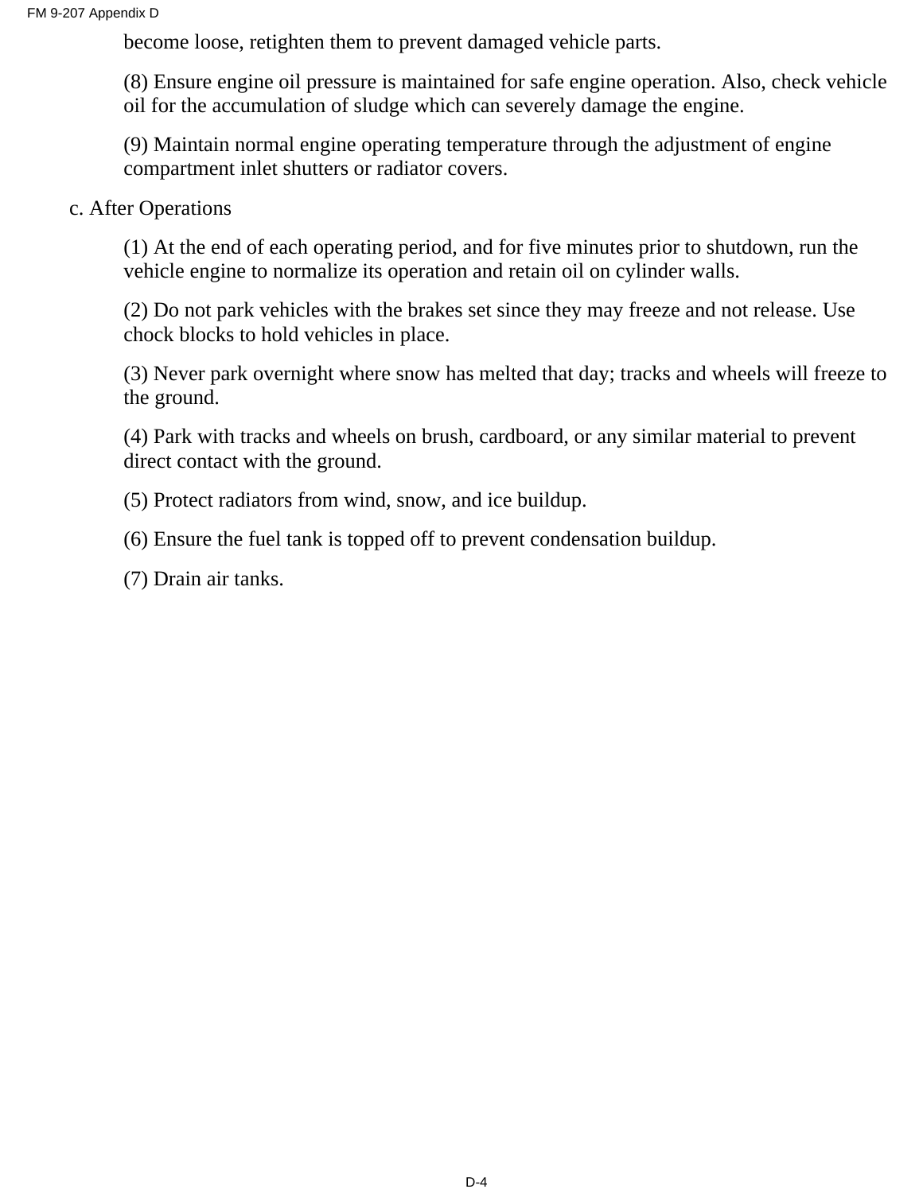become loose, retighten them to prevent damaged vehicle parts.

(8) Ensure engine oil pressure is maintained for safe engine operation. Also, check vehicle oil for the accumulation of sludge which can severely damage the engine.

(9) Maintain normal engine operating temperature through the adjustment of engine compartment inlet shutters or radiator covers.

c. After Operations

(1) At the end of each operating period, and for five minutes prior to shutdown, run the vehicle engine to normalize its operation and retain oil on cylinder walls.

(2) Do not park vehicles with the brakes set since they may freeze and not release. Use chock blocks to hold vehicles in place.

(3) Never park overnight where snow has melted that day; tracks and wheels will freeze to the ground.

(4) Park with tracks and wheels on brush, cardboard, or any similar material to prevent direct contact with the ground.

(5) Protect radiators from wind, snow, and ice buildup.

(6) Ensure the fuel tank is topped off to prevent condensation buildup.

(7) Drain air tanks.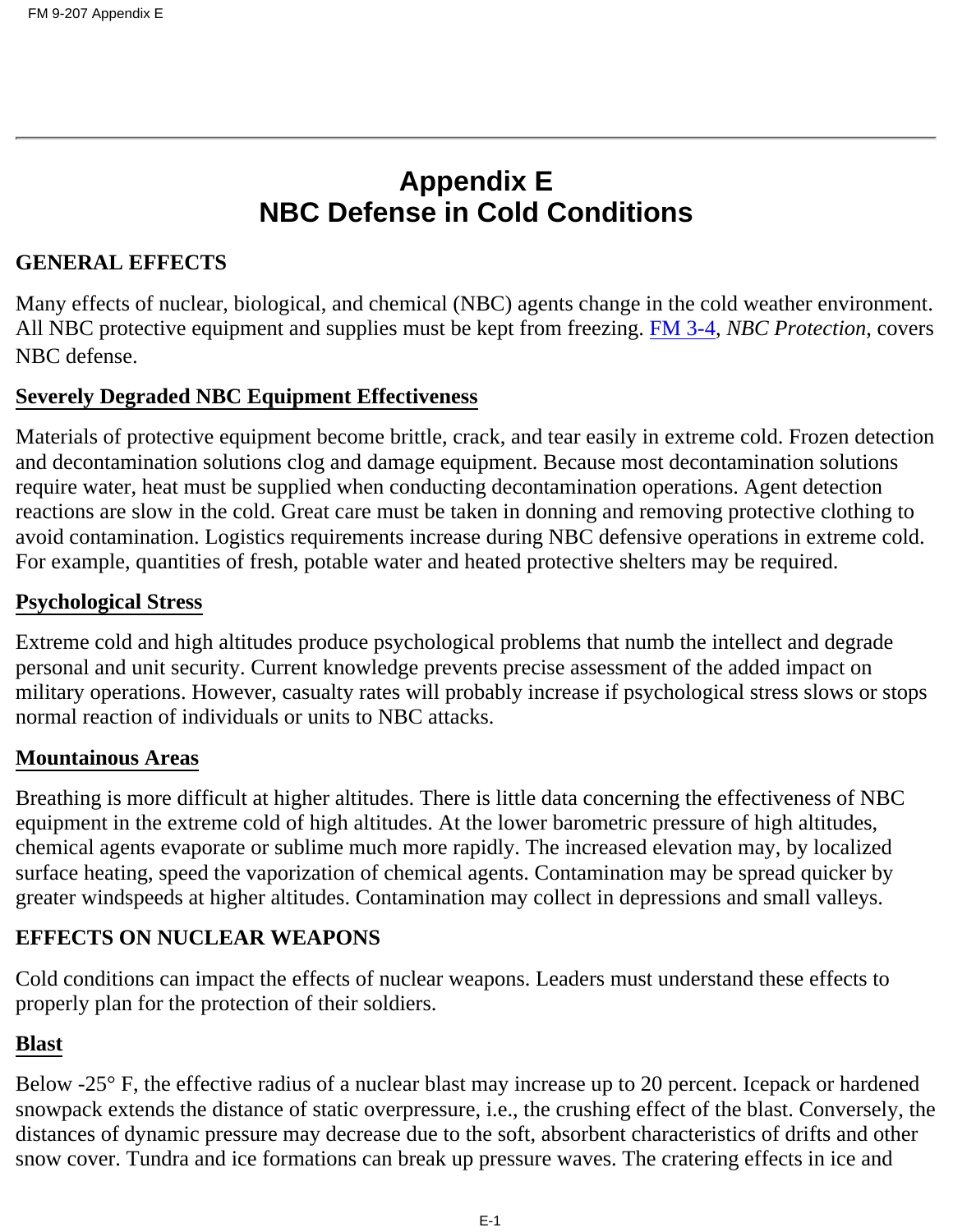# Appendix E
# NBC Defense in Cold Conditions

## GENERAL EFFECTS

Many effects of nuclear, biological, and chemical (NBC) agents change in the cold weather environment. All NBC protective equipment and supplies must be kept from freezing. FM 3-4, *NBC Protection,* covers NBC defense.

### Severely Degraded NBC Equipment Effectiveness

Materials of protective equipment become brittle, crack, and tear easily in extreme cold. Frozen detection and decontamination solutions clog and damage equipment. Because most decontamination solutions require water, heat must be supplied when conducting decontamination operations. Agent detection reactions are slow in the cold. Great care must be taken in donning and removing protective clothing to avoid contamination. Logistics requirements increase during NBC defensive operations in extreme cold. For example, quantities of fresh, potable water and heated protective shelters may be required.

### Psychological Stress

Extreme cold and high altitudes produce psychological problems that numb the intellect and degrade personal and unit security. Current knowledge prevents precise assessment of the added impact on military operations. However, casualty rates will probably increase if psychological stress slows or stops normal reaction of individuals or units to NBC attacks.

### Mountainous Areas

Breathing is more difficult at higher altitudes. There is little data concerning the effectiveness of NBC equipment in the extreme cold of high altitudes. At the lower barometric pressure of high altitudes, chemical agents evaporate or sublime much more rapidly. The increased elevation may, by localized surface heating, speed the vaporization of chemical agents. Contamination may be spread quicker by greater windspeeds at higher altitudes. Contamination may collect in depressions and small valleys.

## EFFECTS ON NUCLEAR WEAPONS

Cold conditions can impact the effects of nuclear weapons. Leaders must understand these effects to properly plan for the protection of their soldiers.

### Blast

Below -25° F, the effective radius of a nuclear blast may increase up to 20 percent. Icepack or hardened snowpack extends the distance of static overpressure, i.e., the crushing effect of the blast. Conversely, the distances of dynamic pressure may decrease due to the soft, absorbent characteristics of drifts and other snow cover. Tundra and ice formations can break up pressure waves. The cratering effects in ice and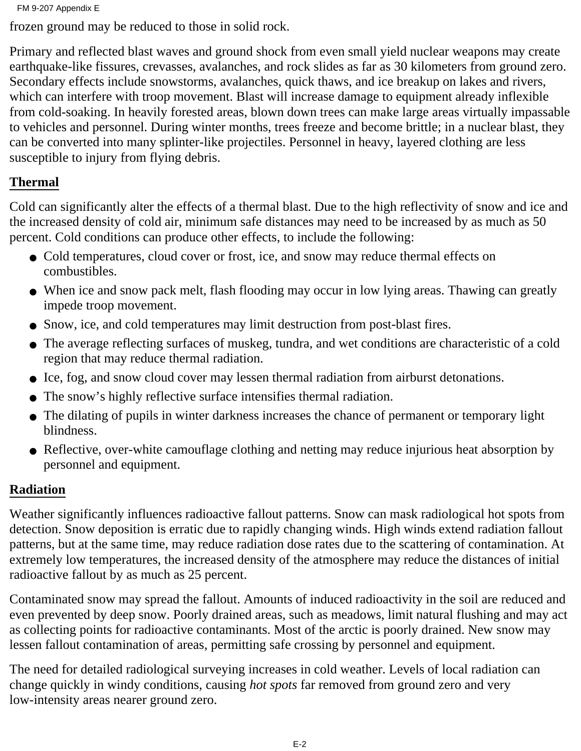frozen ground may be reduced to those in solid rock.

Primary and reflected blast waves and ground shock from even small yield nuclear weapons may create earthquake-like fissures, crevasses, avalanches, and rock slides as far as 30 kilometers from ground zero. Secondary effects include snowstorms, avalanches, quick thaws, and ice breakup on lakes and rivers, which can interfere with troop movement. Blast will increase damage to equipment already inflexible from cold-soaking. In heavily forested areas, blown down trees can make large areas virtually impassable to vehicles and personnel. During winter months, trees freeze and become brittle; in a nuclear blast, they can be converted into many splinter-like projectiles. Personnel in heavy, layered clothing are less susceptible to injury from flying debris.

## Thermal

Cold can significantly alter the effects of a thermal blast. Due to the high reflectivity of snow and ice and the increased density of cold air, minimum safe distances may need to be increased by as much as 50 percent. Cold conditions can produce other effects, to include the following:

- Cold temperatures, cloud cover or frost, ice, and snow may reduce thermal effects on combustibles.
- When ice and snow pack melt, flash flooding may occur in low lying areas. Thawing can greatly impede troop movement.
- Snow, ice, and cold temperatures may limit destruction from post-blast fires.
- The average reflecting surfaces of muskeg, tundra, and wet conditions are characteristic of a cold region that may reduce thermal radiation.
- Ice, fog, and snow cloud cover may lessen thermal radiation from airburst detonations.
- The snow's highly reflective surface intensifies thermal radiation.
- The dilating of pupils in winter darkness increases the chance of permanent or temporary light blindness.
- Reflective, over-white camouflage clothing and netting may reduce injurious heat absorption by personnel and equipment.

## Radiation

Weather significantly influences radioactive fallout patterns. Snow can mask radiological hot spots from detection. Snow deposition is erratic due to rapidly changing winds. High winds extend radiation fallout patterns, but at the same time, may reduce radiation dose rates due to the scattering of contamination. At extremely low temperatures, the increased density of the atmosphere may reduce the distances of initial radioactive fallout by as much as 25 percent.

Contaminated snow may spread the fallout. Amounts of induced radioactivity in the soil are reduced and even prevented by deep snow. Poorly drained areas, such as meadows, limit natural flushing and may act as collecting points for radioactive contaminants. Most of the arctic is poorly drained. New snow may lessen fallout contamination of areas, permitting safe crossing by personnel and equipment.

The need for detailed radiological surveying increases in cold weather. Levels of local radiation can change quickly in windy conditions, causing *hot spots* far removed from ground zero and very low-intensity areas nearer ground zero.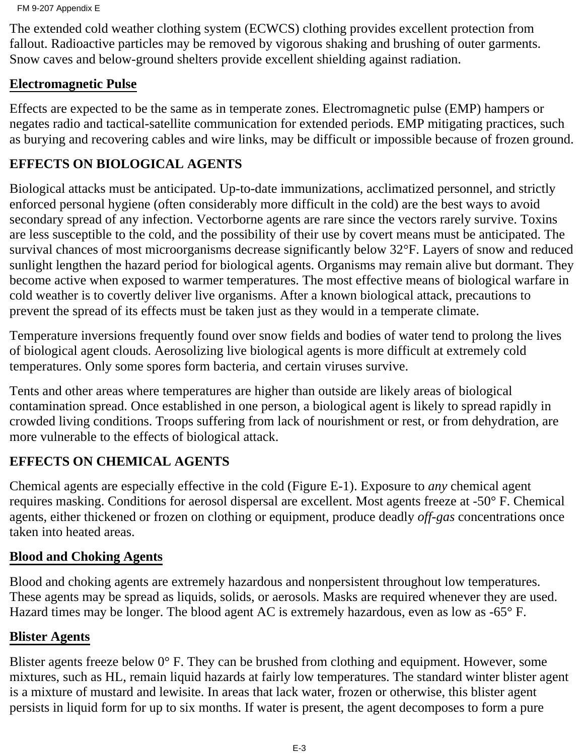The extended cold weather clothing system (ECWCS) clothing provides excellent protection from fallout. Radioactive particles may be removed by vigorous shaking and brushing of outer garments. Snow caves and below-ground shelters provide excellent shielding against radiation.

## Electromagnetic Pulse

Effects are expected to be the same as in temperate zones. Electromagnetic pulse (EMP) hampers or negates radio and tactical-satellite communication for extended periods. EMP mitigating practices, such as burying and recovering cables and wire links, may be difficult or impossible because of frozen ground.

# EFFECTS ON BIOLOGICAL AGENTS

Biological attacks must be anticipated. Up-to-date immunizations, acclimatized personnel, and strictly enforced personal hygiene (often considerably more difficult in the cold) are the best ways to avoid secondary spread of any infection. Vectorborne agents are rare since the vectors rarely survive. Toxins are less susceptible to the cold, and the possibility of their use by covert means must be anticipated. The survival chances of most microorganisms decrease significantly below 32°F. Layers of snow and reduced sunlight lengthen the hazard period for biological agents. Organisms may remain alive but dormant. They become active when exposed to warmer temperatures. The most effective means of biological warfare in cold weather is to covertly deliver live organisms. After a known biological attack, precautions to prevent the spread of its effects must be taken just as they would in a temperate climate.

Temperature inversions frequently found over snow fields and bodies of water tend to prolong the lives of biological agent clouds. Aerosolizing live biological agents is more difficult at extremely cold temperatures. Only some spores form bacteria, and certain viruses survive.

Tents and other areas where temperatures are higher than outside are likely areas of biological contamination spread. Once established in one person, a biological agent is likely to spread rapidly in crowded living conditions. Troops suffering from lack of nourishment or rest, or from dehydration, are more vulnerable to the effects of biological attack.

# EFFECTS ON CHEMICAL AGENTS

Chemical agents are especially effective in the cold (Figure E-1). Exposure to *any* chemical agent requires masking. Conditions for aerosol dispersal are excellent. Most agents freeze at -50° F. Chemical agents, either thickened or frozen on clothing or equipment, produce deadly *off-gas* concentrations once taken into heated areas.

## Blood and Choking Agents

Blood and choking agents are extremely hazardous and nonpersistent throughout low temperatures. These agents may be spread as liquids, solids, or aerosols. Masks are required whenever they are used. Hazard times may be longer. The blood agent AC is extremely hazardous, even as low as -65° F.

## Blister Agents

Blister agents freeze below 0° F. They can be brushed from clothing and equipment. However, some mixtures, such as HL, remain liquid hazards at fairly low temperatures. The standard winter blister agent is a mixture of mustard and lewisite. In areas that lack water, frozen or otherwise, this blister agent persists in liquid form for up to six months. If water is present, the agent decomposes to form a pure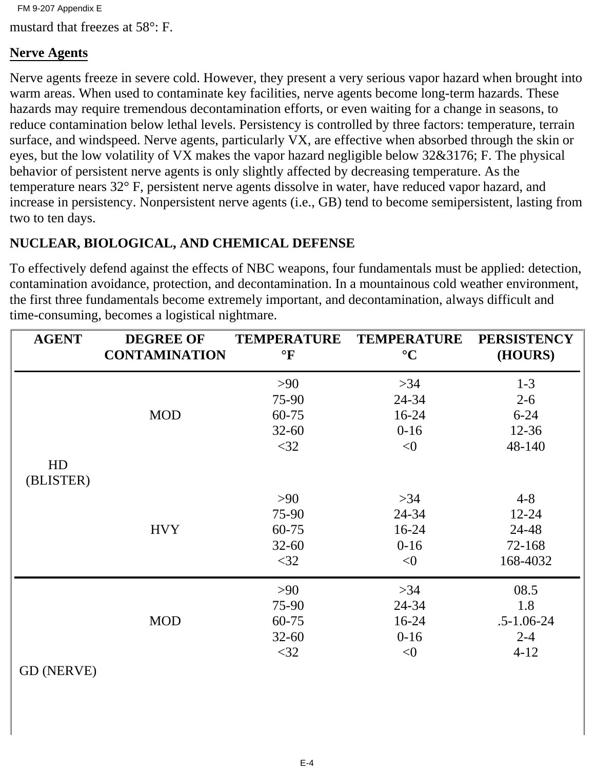mustard that freezes at 58°: F.

**Nerve Agents**

Nerve agents freeze in severe cold. However, they present a very serious vapor hazard when brought into warm areas. When used to contaminate key facilities, nerve agents become long-term hazards. These hazards may require tremendous decontamination efforts, or even waiting for a change in seasons, to reduce contamination below lethal levels. Persistency is controlled by three factors: temperature, terrain surface, and windspeed. Nerve agents, particularly VX, are effective when absorbed through the skin or eyes, but the low volatility of VX makes the vapor hazard negligible below 32&3176; F. The physical behavior of persistent nerve agents is only slightly affected by decreasing temperature. As the temperature nears 32° F, persistent nerve agents dissolve in water, have reduced vapor hazard, and increase in persistency. Nonpersistent nerve agents (i.e., GB) tend to become semipersistent, lasting from two to ten days.

**NUCLEAR, BIOLOGICAL, AND CHEMICAL DEFENSE**

To effectively defend against the effects of NBC weapons, four fundamentals must be applied: detection, contamination avoidance, protection, and decontamination. In a mountainous cold weather environment, the first three fundamentals become extremely important, and decontamination, always difficult and time-consuming, becomes a logistical nightmare.

| AGENT | DEGREE OF CONTAMINATION | TEMPERATURE °F | TEMPERATURE °C | PERSISTENCY (HOURS) |
|---|---|---|---|---|
| HD (BLISTER) | MOD | >90 | >34 | 1-3 |
| | | 75-90 | 24-34 | 2-6 |
| | | 60-75 | 16-24 | 6-24 |
| | | 32-60 | 0-16 | 12-36 |
| | | <32 | <0 | 48-140 |
| | HVY | >90 | >34 | 4-8 |
| | | 75-90 | 24-34 | 12-24 |
| | | 60-75 | 16-24 | 24-48 |
| | | 32-60 | 0-16 | 72-168 |
| | | <32 | <0 | 168-4032 |
| GD (NERVE) | MOD | >90 | >34 | 08.5 |
| | | 75-90 | 24-34 | 1.8 |
| | | 60-75 | 16-24 | .5-1.06-24 |
| | | 32-60 | 0-16 | 2-4 |
| | | <32 | <0 | 4-12 |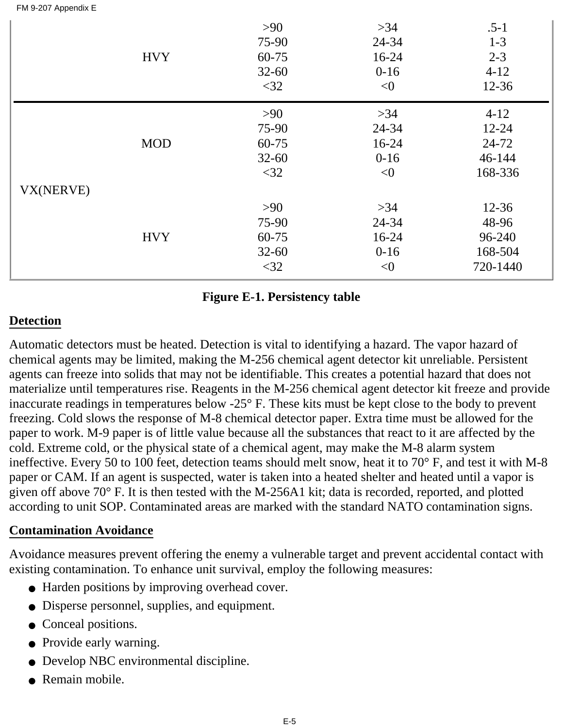| | | | | |
|---|---|---|---|---|
| | HVY | >90 | >34 | .5-1 |
| | | 75-90 | 24-34 | 1-3 |
| | | 60-75 | 16-24 | 2-3 |
| | | 32-60 | 0-16 | 4-12 |
| | | <32 | <0 | 12-36 |
| VX(NERVE) | MOD | >90 | >34 | 4-12 |
| | | 75-90 | 24-34 | 12-24 |
| | | 60-75 | 16-24 | 24-72 |
| | | 32-60 | 0-16 | 46-144 |
| | | <32 | <0 | 168-336 |
| | HVY | >90 | >34 | 12-36 |
| | | 75-90 | 24-34 | 48-96 |
| | | 60-75 | 16-24 | 96-240 |
| | | 32-60 | 0-16 | 168-504 |
| | | <32 | <0 | 720-1440 |

**Figure E-1. Persistency table**

**Detection**

Automatic detectors must be heated. Detection is vital to identifying a hazard. The vapor hazard of chemical agents may be limited, making the M-256 chemical agent detector kit unreliable. Persistent agents can freeze into solids that may not be identifiable. This creates a potential hazard that does not materialize until temperatures rise. Reagents in the M-256 chemical agent detector kit freeze and provide inaccurate readings in temperatures below -25° F. These kits must be kept close to the body to prevent freezing. Cold slows the response of M-8 chemical detector paper. Extra time must be allowed for the paper to work. M-9 paper is of little value because all the substances that react to it are affected by the cold. Extreme cold, or the physical state of a chemical agent, may make the M-8 alarm system ineffective. Every 50 to 100 feet, detection teams should melt snow, heat it to 70° F, and test it with M-8 paper or CAM. If an agent is suspected, water is taken into a heated shelter and heated until a vapor is given off above 70° F. It is then tested with the M-256A1 kit; data is recorded, reported, and plotted according to unit SOP. Contaminated areas are marked with the standard NATO contamination signs.

**Contamination Avoidance**

Avoidance measures prevent offering the enemy a vulnerable target and prevent accidental contact with existing contamination. To enhance unit survival, employ the following measures:

- Harden positions by improving overhead cover.
- Disperse personnel, supplies, and equipment.
- Conceal positions.
- Provide early warning.
- Develop NBC environmental discipline.
- Remain mobile.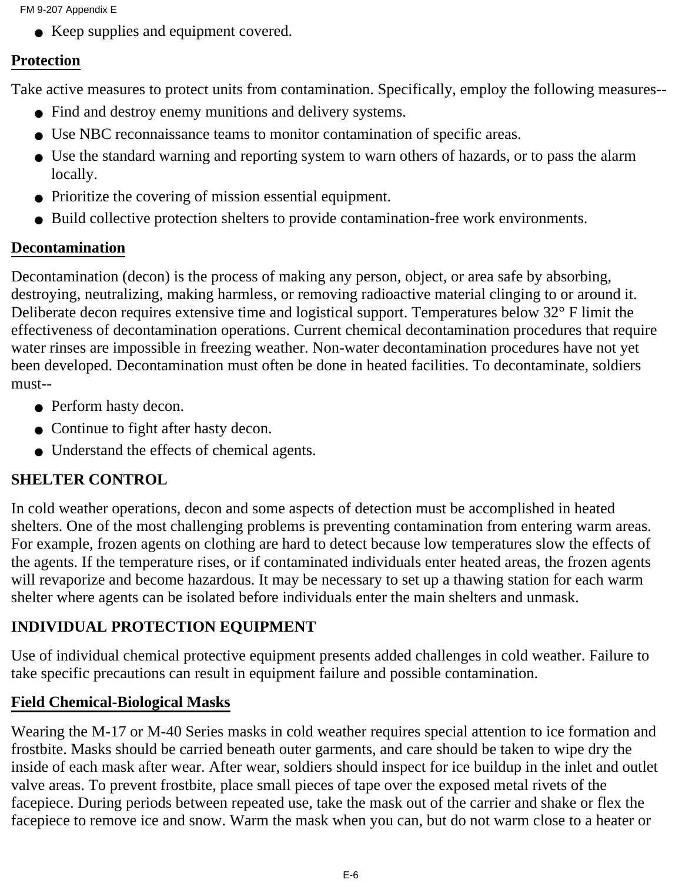- Keep supplies and equipment covered.

## Protection

Take active measures to protect units from contamination. Specifically, employ the following measures--

- Find and destroy enemy munitions and delivery systems.
- Use NBC reconnaissance teams to monitor contamination of specific areas.
- Use the standard warning and reporting system to warn others of hazards, or to pass the alarm locally.
- Prioritize the covering of mission essential equipment.
- Build collective protection shelters to provide contamination-free work environments.

## Decontamination

Decontamination (decon) is the process of making any person, object, or area safe by absorbing, destroying, neutralizing, making harmless, or removing radioactive material clinging to or around it. Deliberate decon requires extensive time and logistical support. Temperatures below 32° F limit the effectiveness of decontamination operations. Current chemical decontamination procedures that require water rinses are impossible in freezing weather. Non-water decontamination procedures have not yet been developed. Decontamination must often be done in heated facilities. To decontaminate, soldiers must--

- Perform hasty decon.
- Continue to fight after hasty decon.
- Understand the effects of chemical agents.

## SHELTER CONTROL

In cold weather operations, decon and some aspects of detection must be accomplished in heated shelters. One of the most challenging problems is preventing contamination from entering warm areas. For example, frozen agents on clothing are hard to detect because low temperatures slow the effects of the agents. If the temperature rises, or if contaminated individuals enter heated areas, the frozen agents will revaporize and become hazardous. It may be necessary to set up a thawing station for each warm shelter where agents can be isolated before individuals enter the main shelters and unmask.

## INDIVIDUAL PROTECTION EQUIPMENT

Use of individual chemical protective equipment presents added challenges in cold weather. Failure to take specific precautions can result in equipment failure and possible contamination.

## Field Chemical-Biological Masks

Wearing the M-17 or M-40 Series masks in cold weather requires special attention to ice formation and frostbite. Masks should be carried beneath outer garments, and care should be taken to wipe dry the inside of each mask after wear. After wear, soldiers should inspect for ice buildup in the inlet and outlet valve areas. To prevent frostbite, place small pieces of tape over the exposed metal rivets of the facepiece. During periods between repeated use, take the mask out of the carrier and shake or flex the facepiece to remove ice and snow. Warm the mask when you can, but do not warm close to a heater or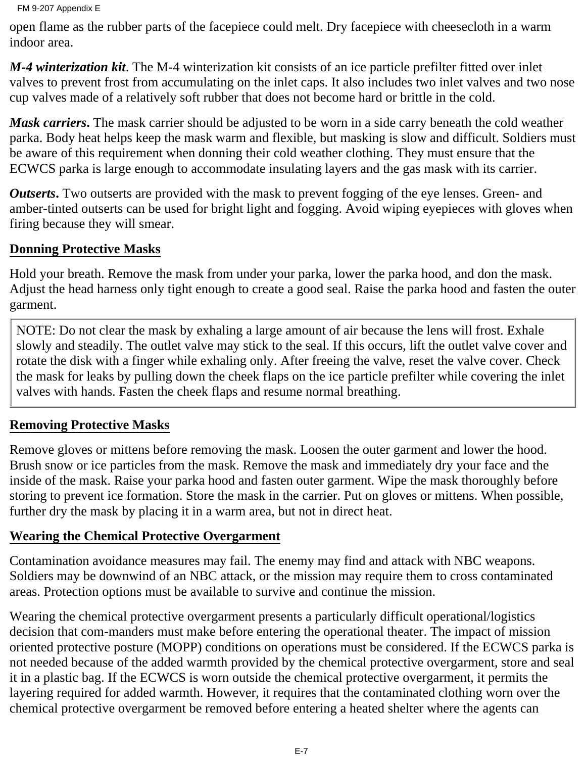open flame as the rubber parts of the facepiece could melt. Dry facepiece with cheesecloth in a warm indoor area.

***M-4 winterization kit***. The M-4 winterization kit consists of an ice particle prefilter fitted over inlet valves to prevent frost from accumulating on the inlet caps. It also includes two inlet valves and two nose cup valves made of a relatively soft rubber that does not become hard or brittle in the cold.

***Mask carriers***. The mask carrier should be adjusted to be worn in a side carry beneath the cold weather parka. Body heat helps keep the mask warm and flexible, but masking is slow and difficult. Soldiers must be aware of this requirement when donning their cold weather clothing. They must ensure that the ECWCS parka is large enough to accommodate insulating layers and the gas mask with its carrier.

***Outserts***. Two outserts are provided with the mask to prevent fogging of the eye lenses. Green- and amber-tinted outserts can be used for bright light and fogging. Avoid wiping eyepieces with gloves when firing because they will smear.

## Donning Protective Masks

Hold your breath. Remove the mask from under your parka, lower the parka hood, and don the mask. Adjust the head harness only tight enough to create a good seal. Raise the parka hood and fasten the outer garment.

> NOTE: Do not clear the mask by exhaling a large amount of air because the lens will frost. Exhale slowly and steadily. The outlet valve may stick to the seal. If this occurs, lift the outlet valve cover and rotate the disk with a finger while exhaling only. After freeing the valve, reset the valve cover. Check the mask for leaks by pulling down the cheek flaps on the ice particle prefilter while covering the inlet valves with hands. Fasten the cheek flaps and resume normal breathing.

## Removing Protective Masks

Remove gloves or mittens before removing the mask. Loosen the outer garment and lower the hood. Brush snow or ice particles from the mask. Remove the mask and immediately dry your face and the inside of the mask. Raise your parka hood and fasten outer garment. Wipe the mask thoroughly before storing to prevent ice formation. Store the mask in the carrier. Put on gloves or mittens. When possible, further dry the mask by placing it in a warm area, but not in direct heat.

## Wearing the Chemical Protective Overgarment

Contamination avoidance measures may fail. The enemy may find and attack with NBC weapons. Soldiers may be downwind of an NBC attack, or the mission may require them to cross contaminated areas. Protection options must be available to survive and continue the mission.

Wearing the chemical protective overgarment presents a particularly difficult operational/logistics decision that com-manders must make before entering the operational theater. The impact of mission oriented protective posture (MOPP) conditions on operations must be considered. If the ECWCS parka is not needed because of the added warmth provided by the chemical protective overgarment, store and seal it in a plastic bag. If the ECWCS is worn outside the chemical protective overgarment, it permits the layering required for added warmth. However, it requires that the contaminated clothing worn over the chemical protective overgarment be removed before entering a heated shelter where the agents can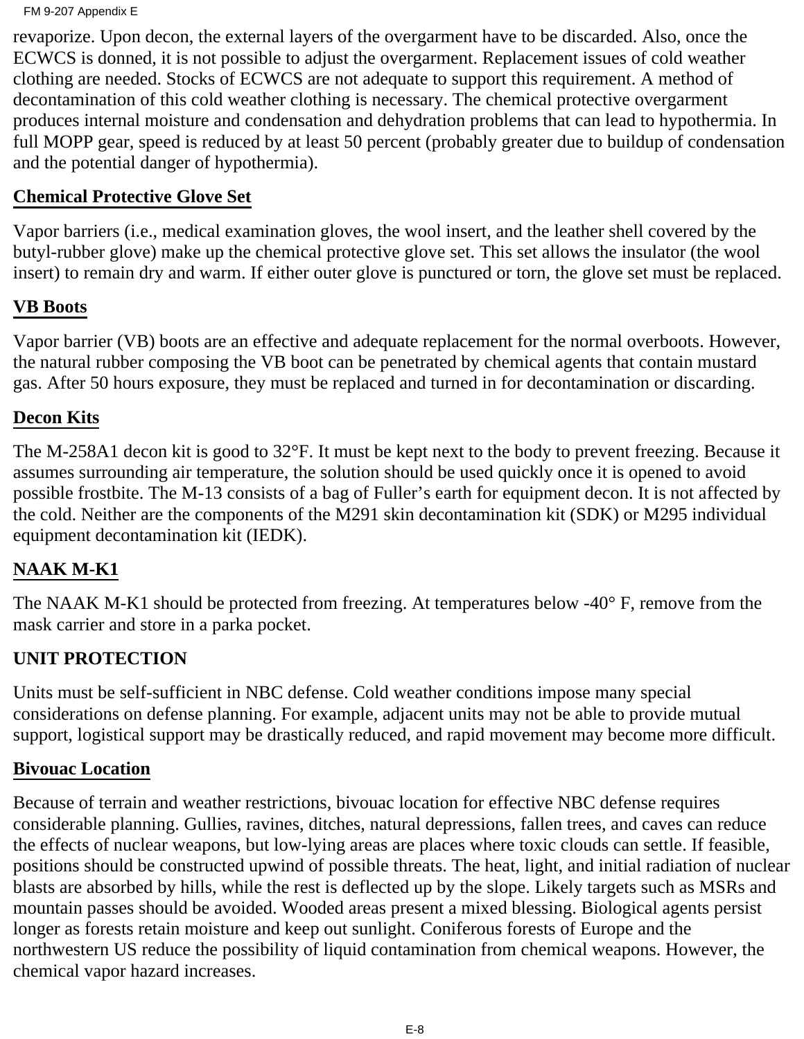revaporize. Upon decon, the external layers of the overgarment have to be discarded. Also, once the ECWCS is donned, it is not possible to adjust the overgarment. Replacement issues of cold weather clothing are needed. Stocks of ECWCS are not adequate to support this requirement. A method of decontamination of this cold weather clothing is necessary. The chemical protective overgarment produces internal moisture and condensation and dehydration problems that can lead to hypothermia. In full MOPP gear, speed is reduced by at least 50 percent (probably greater due to buildup of condensation and the potential danger of hypothermia).

### Chemical Protective Glove Set

Vapor barriers (i.e., medical examination gloves, the wool insert, and the leather shell covered by the butyl-rubber glove) make up the chemical protective glove set. This set allows the insulator (the wool insert) to remain dry and warm. If either outer glove is punctured or torn, the glove set must be replaced.

### VB Boots

Vapor barrier (VB) boots are an effective and adequate replacement for the normal overboots. However, the natural rubber composing the VB boot can be penetrated by chemical agents that contain mustard gas. After 50 hours exposure, they must be replaced and turned in for decontamination or discarding.

### Decon Kits

The M-258A1 decon kit is good to 32°F. It must be kept next to the body to prevent freezing. Because it assumes surrounding air temperature, the solution should be used quickly once it is opened to avoid possible frostbite. The M-13 consists of a bag of Fuller's earth for equipment decon. It is not affected by the cold. Neither are the components of the M291 skin decontamination kit (SDK) or M295 individual equipment decontamination kit (IEDK).

### NAAK M-K1

The NAAK M-K1 should be protected from freezing. At temperatures below -40° F, remove from the mask carrier and store in a parka pocket.

## UNIT PROTECTION

Units must be self-sufficient in NBC defense. Cold weather conditions impose many special considerations on defense planning. For example, adjacent units may not be able to provide mutual support, logistical support may be drastically reduced, and rapid movement may become more difficult.

### Bivouac Location

Because of terrain and weather restrictions, bivouac location for effective NBC defense requires considerable planning. Gullies, ravines, ditches, natural depressions, fallen trees, and caves can reduce the effects of nuclear weapons, but low-lying areas are places where toxic clouds can settle. If feasible, positions should be constructed upwind of possible threats. The heat, light, and initial radiation of nuclear blasts are absorbed by hills, while the rest is deflected up by the slope. Likely targets such as MSRs and mountain passes should be avoided. Wooded areas present a mixed blessing. Biological agents persist longer as forests retain moisture and keep out sunlight. Coniferous forests of Europe and the northwestern US reduce the possibility of liquid contamination from chemical weapons. However, the chemical vapor hazard increases.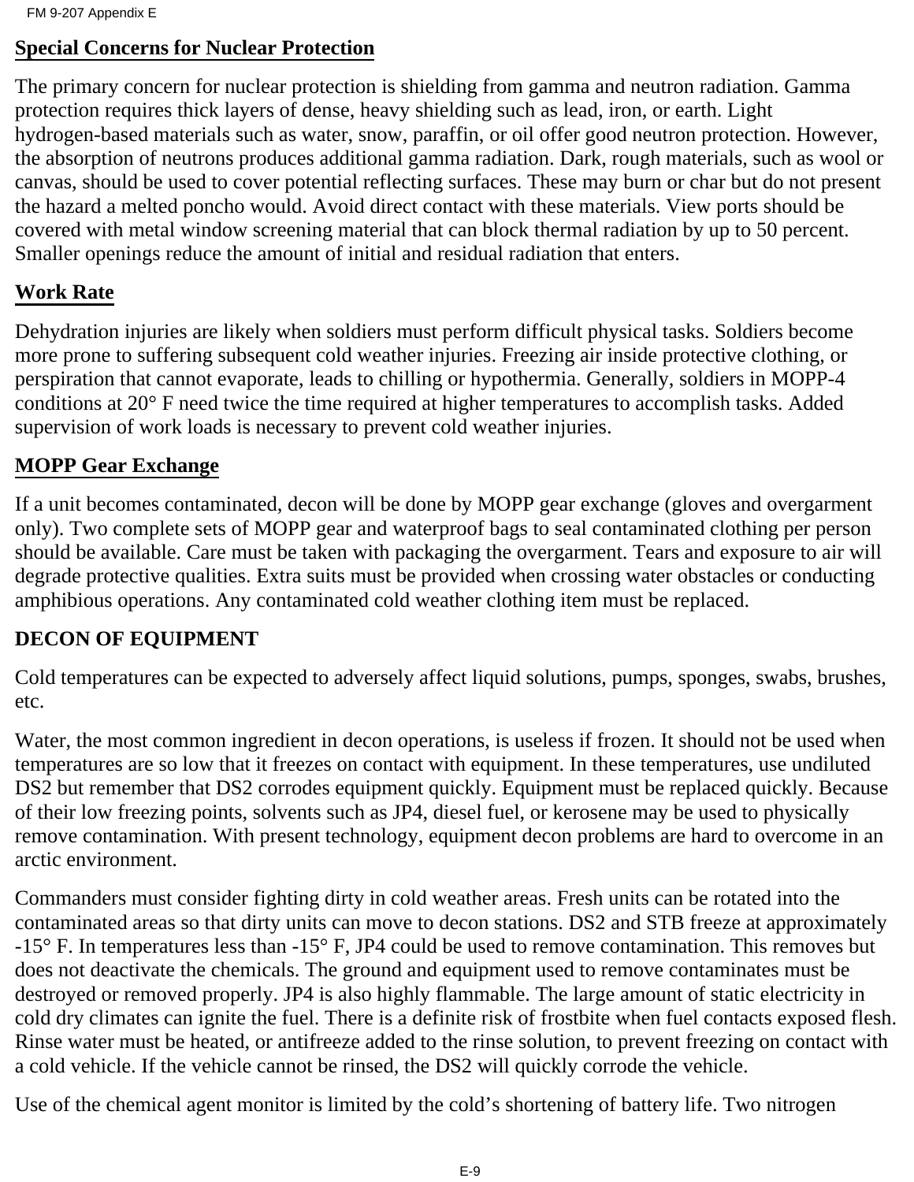## Special Concerns for Nuclear Protection

The primary concern for nuclear protection is shielding from gamma and neutron radiation. Gamma protection requires thick layers of dense, heavy shielding such as lead, iron, or earth. Light hydrogen-based materials such as water, snow, paraffin, or oil offer good neutron protection. However, the absorption of neutrons produces additional gamma radiation. Dark, rough materials, such as wool or canvas, should be used to cover potential reflecting surfaces. These may burn or char but do not present the hazard a melted poncho would. Avoid direct contact with these materials. View ports should be covered with metal window screening material that can block thermal radiation by up to 50 percent. Smaller openings reduce the amount of initial and residual radiation that enters.

## Work Rate

Dehydration injuries are likely when soldiers must perform difficult physical tasks. Soldiers become more prone to suffering subsequent cold weather injuries. Freezing air inside protective clothing, or perspiration that cannot evaporate, leads to chilling or hypothermia. Generally, soldiers in MOPP-4 conditions at 20° F need twice the time required at higher temperatures to accomplish tasks. Added supervision of work loads is necessary to prevent cold weather injuries.

## MOPP Gear Exchange

If a unit becomes contaminated, decon will be done by MOPP gear exchange (gloves and overgarment only). Two complete sets of MOPP gear and waterproof bags to seal contaminated clothing per person should be available. Care must be taken with packaging the overgarment. Tears and exposure to air will degrade protective qualities. Extra suits must be provided when crossing water obstacles or conducting amphibious operations. Any contaminated cold weather clothing item must be replaced.

## DECON OF EQUIPMENT

Cold temperatures can be expected to adversely affect liquid solutions, pumps, sponges, swabs, brushes, etc.

Water, the most common ingredient in decon operations, is useless if frozen. It should not be used when temperatures are so low that it freezes on contact with equipment. In these temperatures, use undiluted DS2 but remember that DS2 corrodes equipment quickly. Equipment must be replaced quickly. Because of their low freezing points, solvents such as JP4, diesel fuel, or kerosene may be used to physically remove contamination. With present technology, equipment decon problems are hard to overcome in an arctic environment.

Commanders must consider fighting dirty in cold weather areas. Fresh units can be rotated into the contaminated areas so that dirty units can move to decon stations. DS2 and STB freeze at approximately -15° F. In temperatures less than -15° F, JP4 could be used to remove contamination. This removes but does not deactivate the chemicals. The ground and equipment used to remove contaminates must be destroyed or removed properly. JP4 is also highly flammable. The large amount of static electricity in cold dry climates can ignite the fuel. There is a definite risk of frostbite when fuel contacts exposed flesh. Rinse water must be heated, or antifreeze added to the rinse solution, to prevent freezing on contact with a cold vehicle. If the vehicle cannot be rinsed, the DS2 will quickly corrode the vehicle.

Use of the chemical agent monitor is limited by the cold's shortening of battery life. Two nitrogen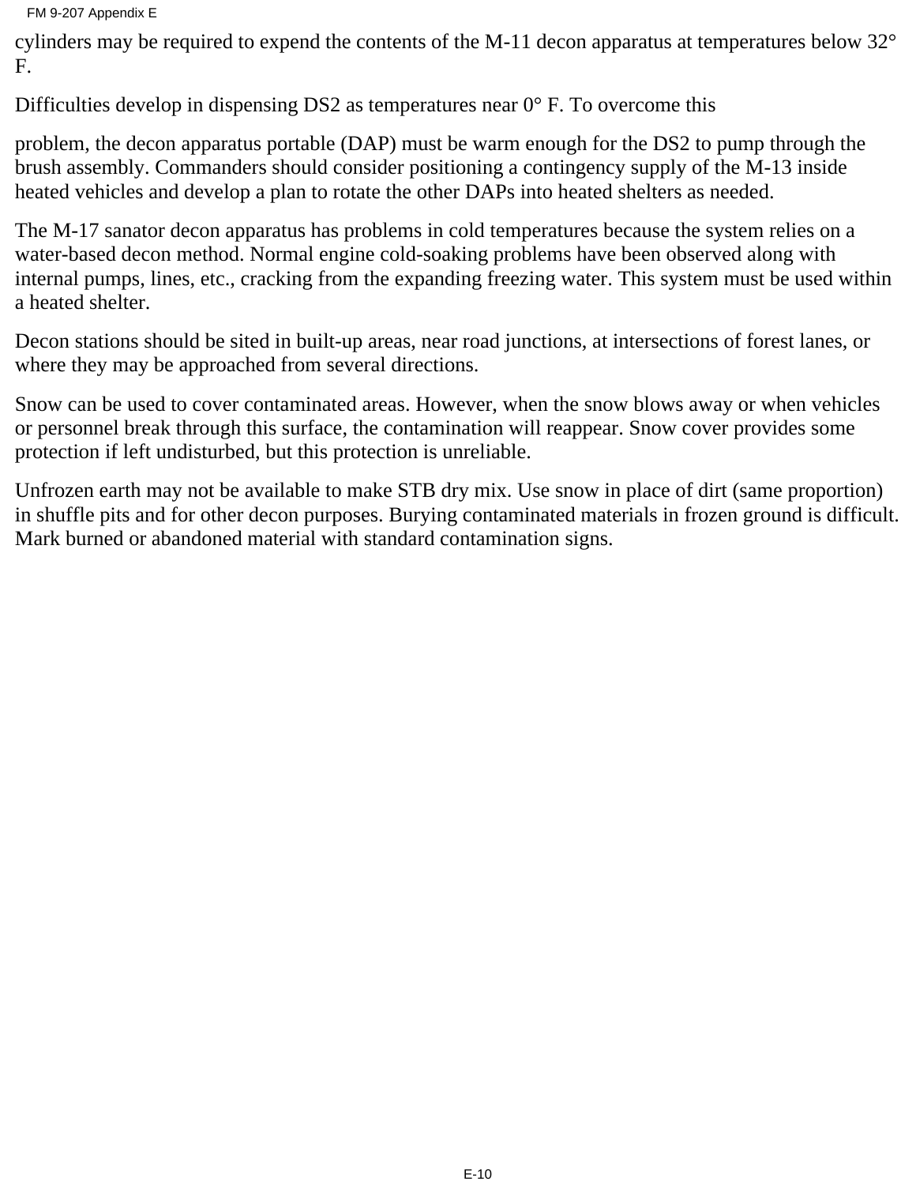cylinders may be required to expend the contents of the M-11 decon apparatus at temperatures below 32° F.

Difficulties develop in dispensing DS2 as temperatures near 0° F. To overcome this

problem, the decon apparatus portable (DAP) must be warm enough for the DS2 to pump through the brush assembly. Commanders should consider positioning a contingency supply of the M-13 inside heated vehicles and develop a plan to rotate the other DAPs into heated shelters as needed.

The M-17 sanator decon apparatus has problems in cold temperatures because the system relies on a water-based decon method. Normal engine cold-soaking problems have been observed along with internal pumps, lines, etc., cracking from the expanding freezing water. This system must be used within a heated shelter.

Decon stations should be sited in built-up areas, near road junctions, at intersections of forest lanes, or where they may be approached from several directions.

Snow can be used to cover contaminated areas. However, when the snow blows away or when vehicles or personnel break through this surface, the contamination will reappear. Snow cover provides some protection if left undisturbed, but this protection is unreliable.

Unfrozen earth may not be available to make STB dry mix. Use snow in place of dirt (same proportion) in shuffle pits and for other decon purposes. Burying contaminated materials in frozen ground is difficult. Mark burned or abandoned material with standard contamination signs.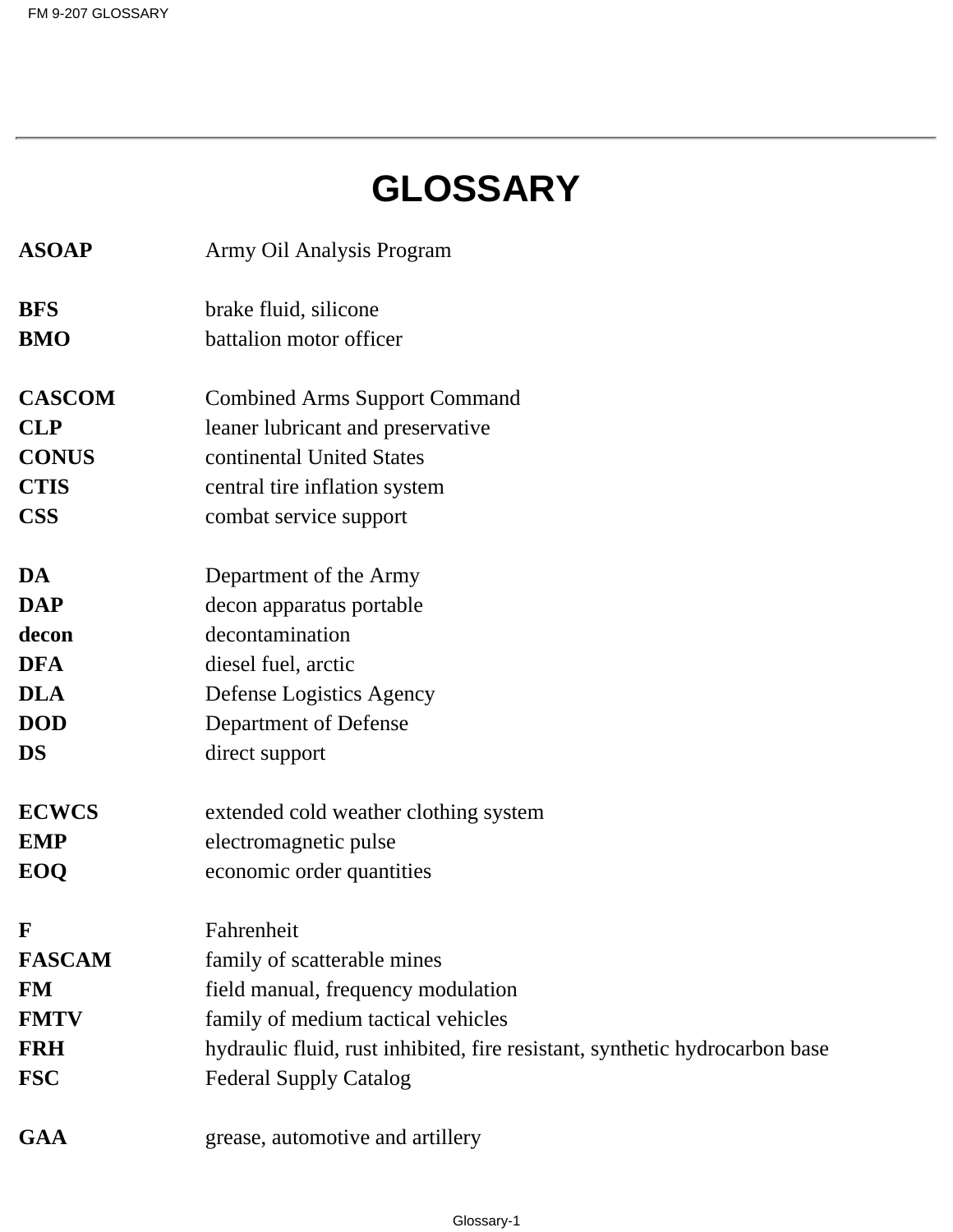# GLOSSARY

| | |
|---|---|
| **ASOAP** | Army Oil Analysis Program |
| | |
| **BFS** | brake fluid, silicone |
| **BMO** | battalion motor officer |
| | |
| **CASCOM** | Combined Arms Support Command |
| **CLP** | leaner lubricant and preservative |
| **CONUS** | continental United States |
| **CTIS** | central tire inflation system |
| **CSS** | combat service support |
| | |
| **DA** | Department of the Army |
| **DAP** | decon apparatus portable |
| **decon** | decontamination |
| **DFA** | diesel fuel, arctic |
| **DLA** | Defense Logistics Agency |
| **DOD** | Department of Defense |
| **DS** | direct support |
| | |
| **ECWCS** | extended cold weather clothing system |
| **EMP** | electromagnetic pulse |
| **EOQ** | economic order quantities |
| | |
| **F** | Fahrenheit |
| **FASCAM** | family of scatterable mines |
| **FM** | field manual, frequency modulation |
| **FMTV** | family of medium tactical vehicles |
| **FRH** | hydraulic fluid, rust inhibited, fire resistant, synthetic hydrocarbon base |
| **FSC** | Federal Supply Catalog |
| | |
| **GAA** | grease, automotive and artillery |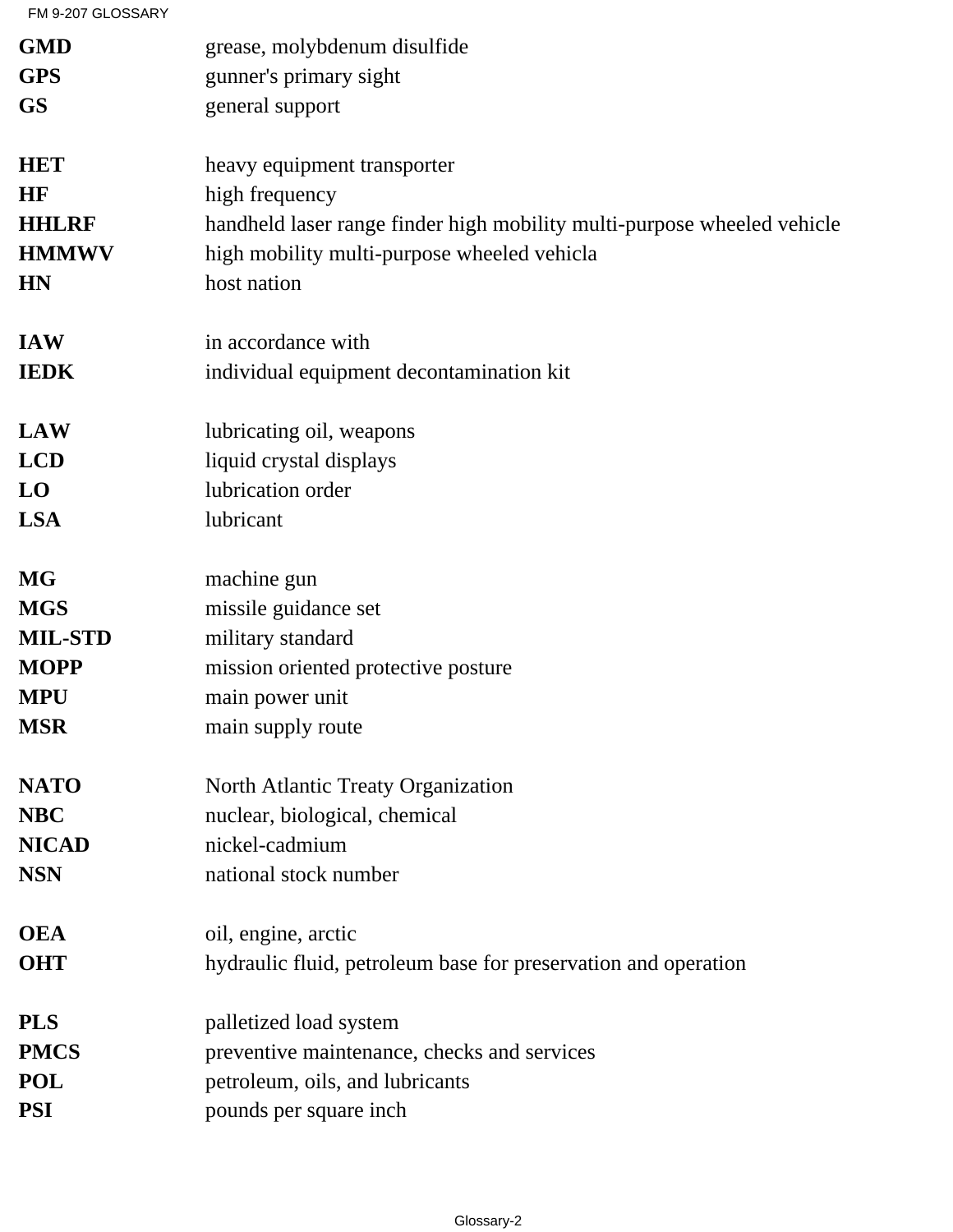| | |
|---|---|
| **GMD** | grease, molybdenum disulfide |
| **GPS** | gunner's primary sight |
| **GS** | general support |
| | |
| **HET** | heavy equipment transporter |
| **HF** | high frequency |
| **HHLRF** | handheld laser range finder high mobility multi-purpose wheeled vehicle |
| **HMMWV** | high mobility multi-purpose wheeled vehicla |
| **HN** | host nation |
| | |
| **IAW** | in accordance with |
| **IEDK** | individual equipment decontamination kit |
| | |
| **LAW** | lubricating oil, weapons |
| **LCD** | liquid crystal displays |
| **LO** | lubrication order |
| **LSA** | lubricant |
| | |
| **MG** | machine gun |
| **MGS** | missile guidance set |
| **MIL-STD** | military standard |
| **MOPP** | mission oriented protective posture |
| **MPU** | main power unit |
| **MSR** | main supply route |
| | |
| **NATO** | North Atlantic Treaty Organization |
| **NBC** | nuclear, biological, chemical |
| **NICAD** | nickel-cadmium |
| **NSN** | national stock number |
| | |
| **OEA** | oil, engine, arctic |
| **OHT** | hydraulic fluid, petroleum base for preservation and operation |
| | |
| **PLS** | palletized load system |
| **PMCS** | preventive maintenance, checks and services |
| **POL** | petroleum, oils, and lubricants |
| **PSI** | pounds per square inch |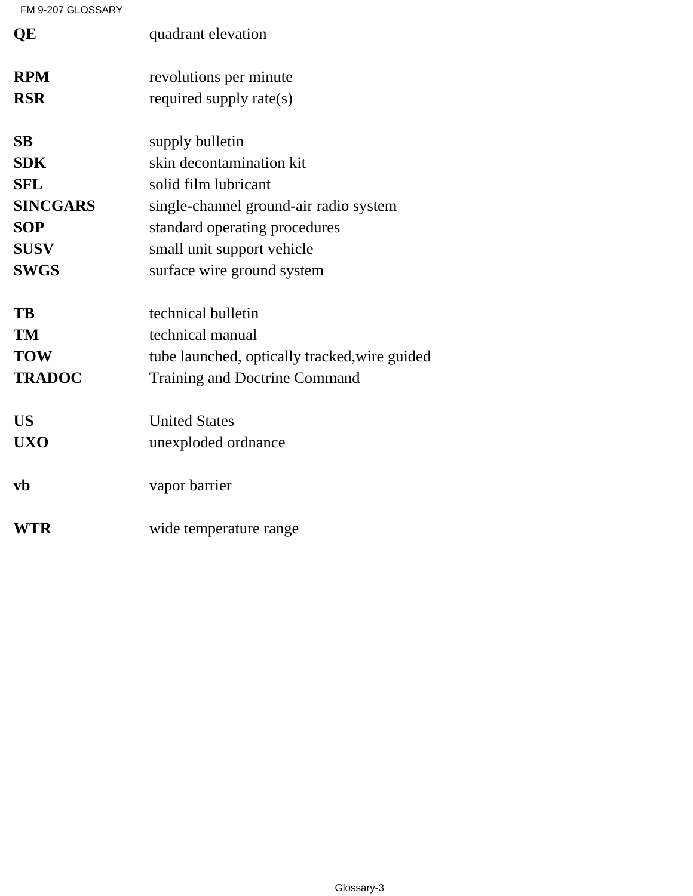**QE** quadrant elevation

**RPM** revolutions per minute
**RSR** required supply rate(s)

**SB** supply bulletin
**SDK** skin decontamination kit
**SFL** solid film lubricant
**SINCGARS** single-channel ground-air radio system
**SOP** standard operating procedures
**SUSV** small unit support vehicle
**SWGS** surface wire ground system

**TB** technical bulletin
**TM** technical manual
**TOW** tube launched, optically tracked,wire guided
**TRADOC** Training and Doctrine Command

**US** United States
**UXO** unexploded ordnance

**vb** vapor barrier

**WTR** wide temperature range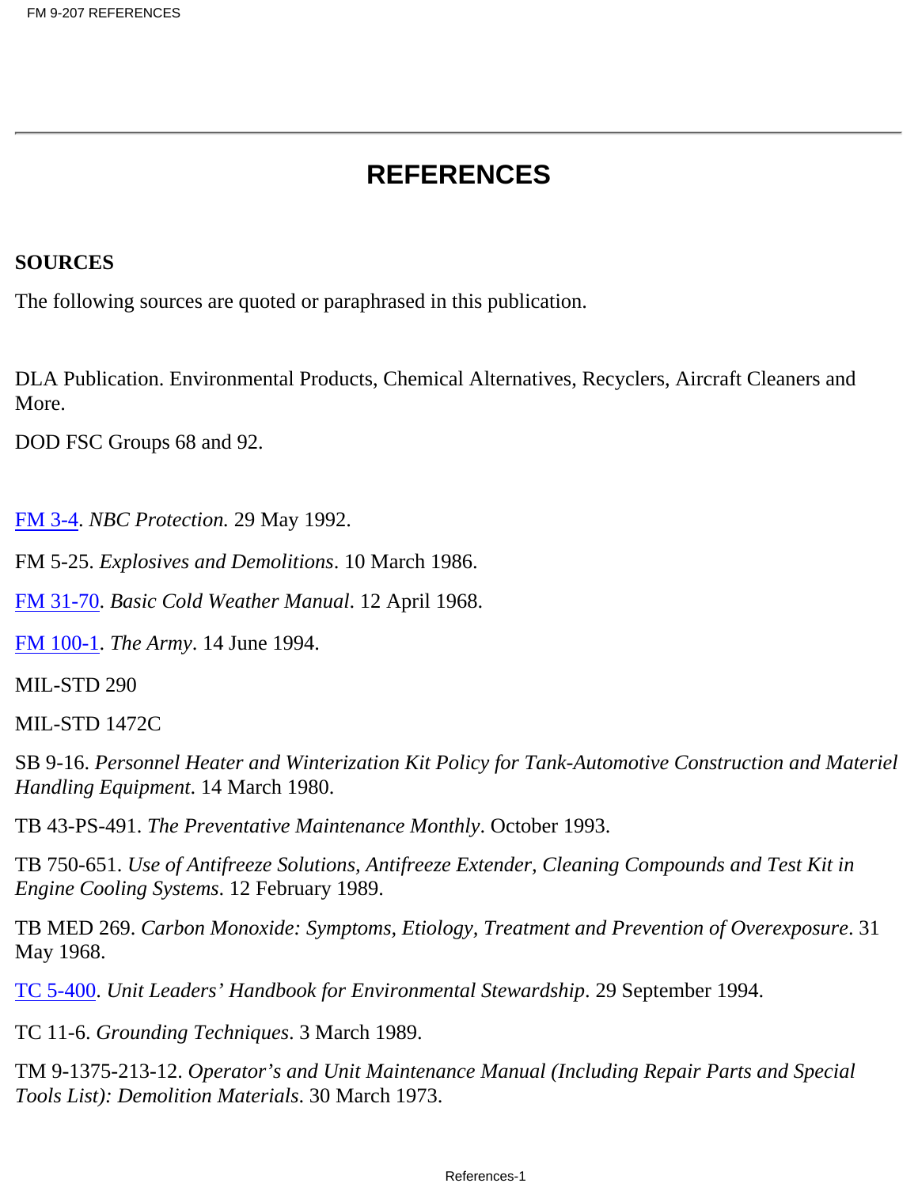# REFERENCES

**SOURCES**

The following sources are quoted or paraphrased in this publication.

DLA Publication. Environmental Products, Chemical Alternatives, Recyclers, Aircraft Cleaners and More.

DOD FSC Groups 68 and 92.

FM 3-4. *NBC Protection.* 29 May 1992.

FM 5-25. *Explosives and Demolitions*. 10 March 1986.

FM 31-70. *Basic Cold Weather Manual*. 12 April 1968.

FM 100-1. *The Army*. 14 June 1994.

MIL-STD 290

MIL-STD 1472C

SB 9-16. *Personnel Heater and Winterization Kit Policy for Tank-Automotive Construction and Materiel Handling Equipment*. 14 March 1980.

TB 43-PS-491. *The Preventative Maintenance Monthly*. October 1993.

TB 750-651. *Use of Antifreeze Solutions, Antifreeze Extender, Cleaning Compounds and Test Kit in Engine Cooling Systems*. 12 February 1989.

TB MED 269. *Carbon Monoxide: Symptoms, Etiology, Treatment and Prevention of Overexposure*. 31 May 1968.

TC 5-400. *Unit Leaders' Handbook for Environmental Stewardship*. 29 September 1994.

TC 11-6. *Grounding Techniques*. 3 March 1989.

TM 9-1375-213-12. *Operator's and Unit Maintenance Manual (Including Repair Parts and Special Tools List): Demolition Materials*. 30 March 1973.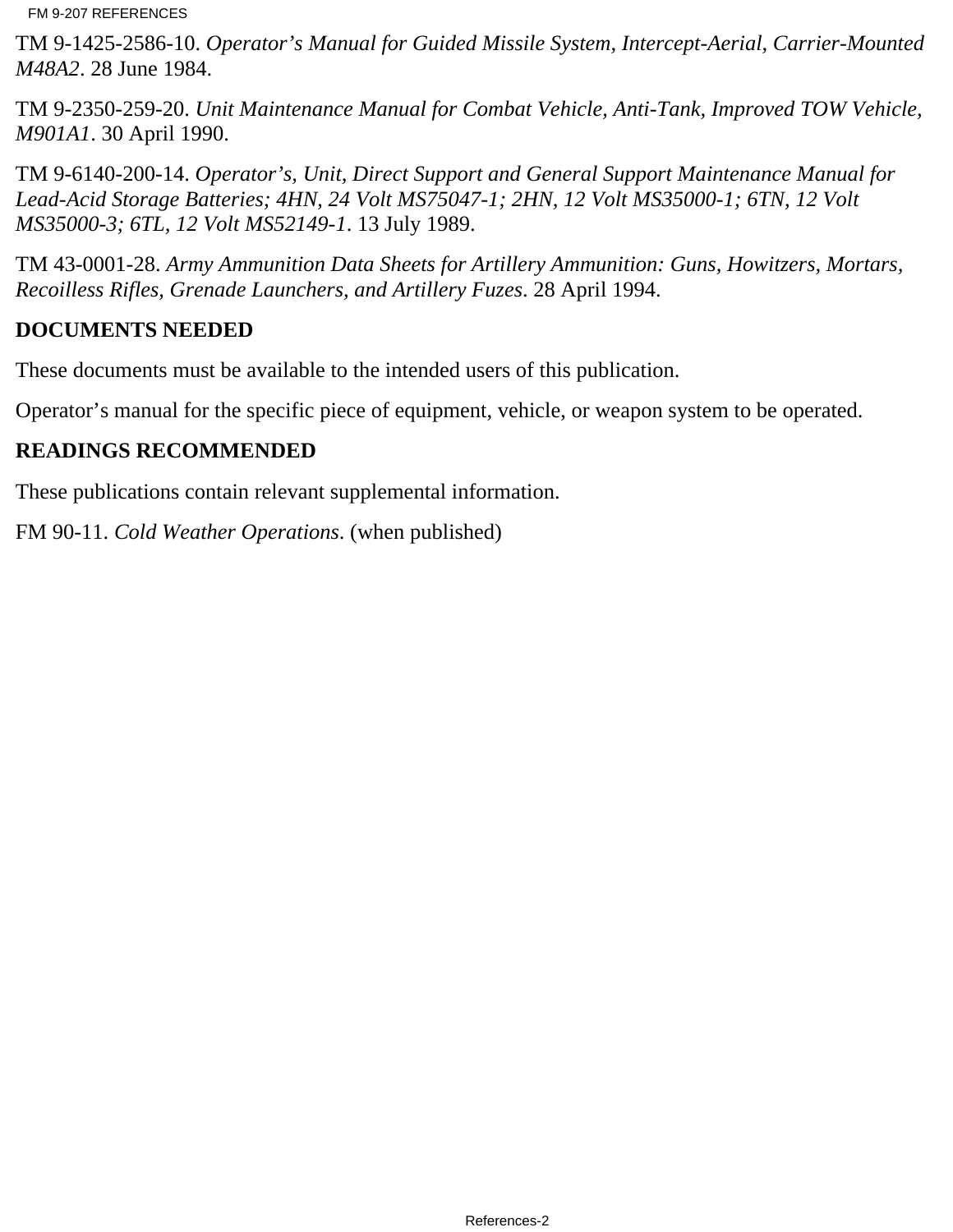TM 9-1425-2586-10. *Operator's Manual for Guided Missile System, Intercept-Aerial, Carrier-Mounted M48A2*. 28 June 1984.

TM 9-2350-259-20. *Unit Maintenance Manual for Combat Vehicle, Anti-Tank, Improved TOW Vehicle, M901A1*. 30 April 1990.

TM 9-6140-200-14. *Operator's, Unit, Direct Support and General Support Maintenance Manual for Lead-Acid Storage Batteries; 4HN, 24 Volt MS75047-1; 2HN, 12 Volt MS35000-1; 6TN, 12 Volt MS35000-3; 6TL, 12 Volt MS52149-1*. 13 July 1989.

TM 43-0001-28. *Army Ammunition Data Sheets for Artillery Ammunition: Guns, Howitzers, Mortars, Recoilless Rifles, Grenade Launchers, and Artillery Fuzes*. 28 April 1994.

**DOCUMENTS NEEDED**

These documents must be available to the intended users of this publication.

Operator's manual for the specific piece of equipment, vehicle, or weapon system to be operated.

**READINGS RECOMMENDED**

These publications contain relevant supplemental information.

FM 90-11. *Cold Weather Operations*. (when published)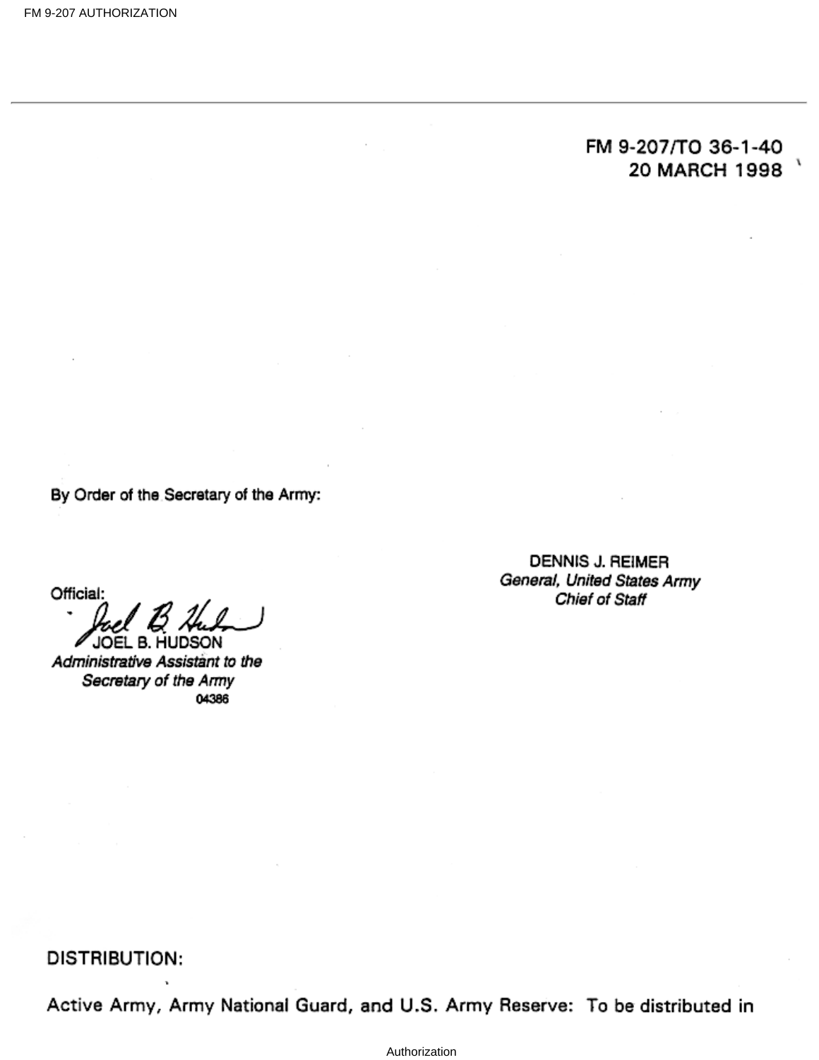FM 9-207/TO 36-1-40
20 MARCH 1998

By Order of the Secretary of the Army:

DENNIS J. REIMER
*General, United States Army*
*Chief of Staff*

Official:

JOEL B. HUDSON
*Administrative Assistant to the*
*Secretary of the Army*
04386

DISTRIBUTION:

Active Army, Army National Guard, and U.S. Army Reserve: To be distributed in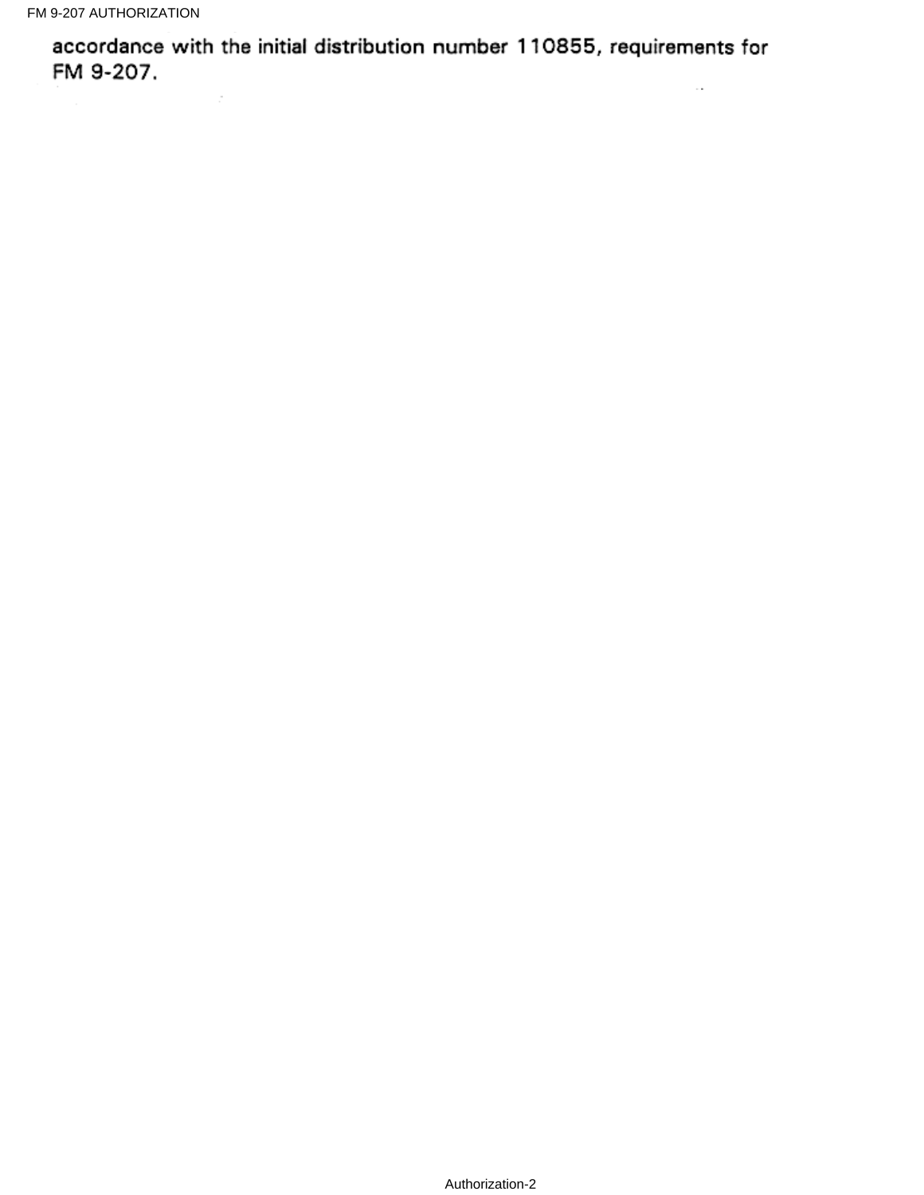accordance with the initial distribution number 110855, requirements for FM 9-207.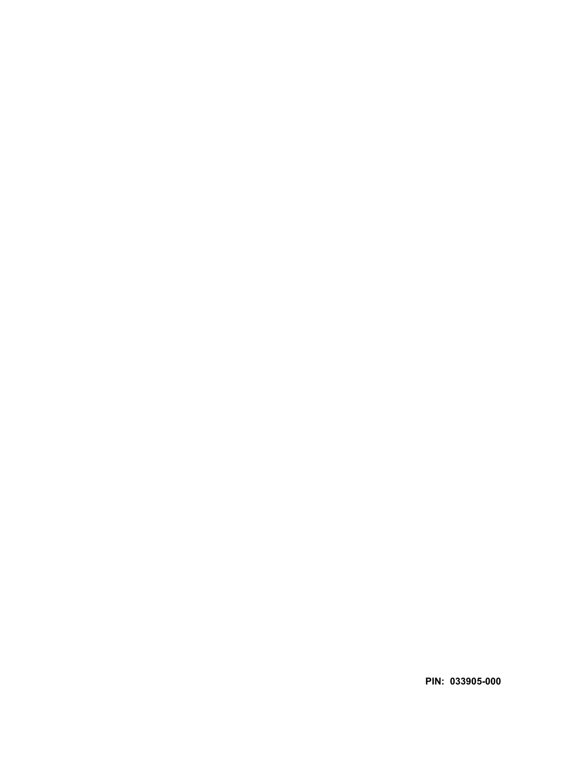**PIN: 033905-000**